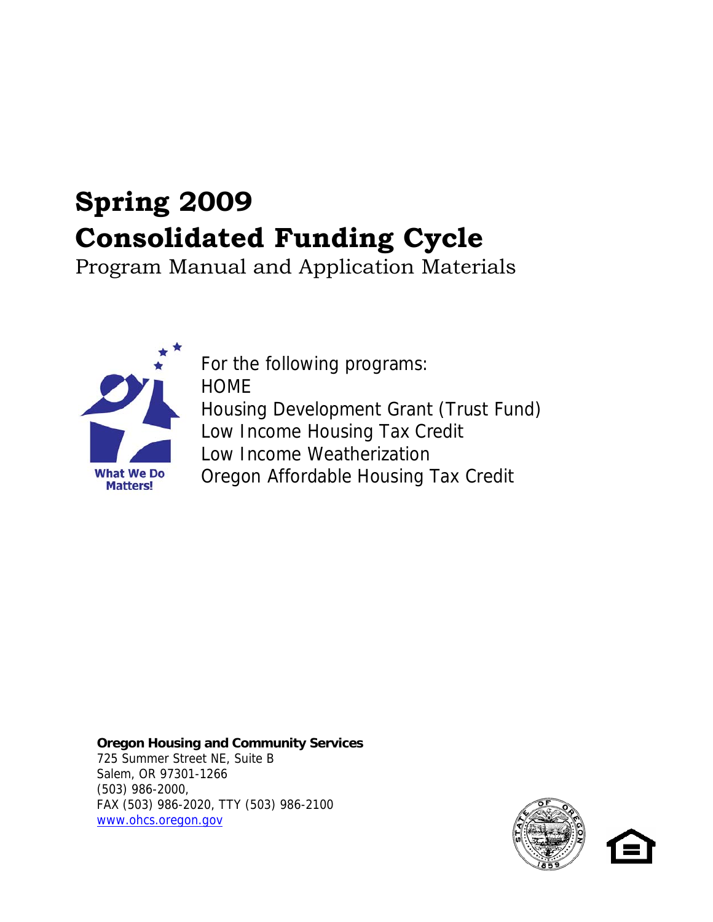# Spring 2009
# Consolidated Funding Cycle

Program Manual and Application Materials

What We Do Matters!

For the following programs:
HOME
Housing Development Grant (Trust Fund)
Low Income Housing Tax Credit
Low Income Weatherization
Oregon Affordable Housing Tax Credit

**Oregon Housing and Community Services**
725 Summer Street NE, Suite B
Salem, OR 97301-1266
(503) 986-2000,
FAX (503) 986-2020, TTY (503) 986-2100
www.ohcs.oregon.gov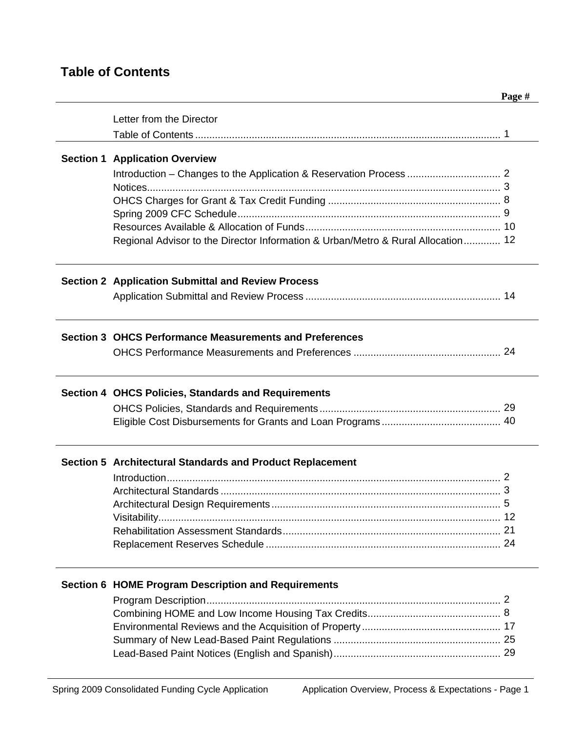# Table of Contents

| | | Page # |
|---|---|---|
| | Letter from the Director | |
| | Table of Contents | 1 |
| **Section 1** | **Application Overview** | |
| | Introduction – Changes to the Application & Reservation Process | 2 |
| | Notices | 3 |
| | OHCS Charges for Grant & Tax Credit Funding | 8 |
| | Spring 2009 CFC Schedule | 9 |
| | Resources Available & Allocation of Funds | 10 |
| | Regional Advisor to the Director Information & Urban/Metro & Rural Allocation | 12 |
| **Section 2** | **Application Submittal and Review Process** | |
| | Application Submittal and Review Process | 14 |
| **Section 3** | **OHCS Performance Measurements and Preferences** | |
| | OHCS Performance Measurements and Preferences | 24 |
| **Section 4** | **OHCS Policies, Standards and Requirements** | |
| | OHCS Policies, Standards and Requirements | 29 |
| | Eligible Cost Disbursements for Grants and Loan Programs | 40 |
| **Section 5** | **Architectural Standards and Product Replacement** | |
| | Introduction | 2 |
| | Architectural Standards | 3 |
| | Architectural Design Requirements | 5 |
| | Visitability | 12 |
| | Rehabilitation Assessment Standards | 21 |
| | Replacement Reserves Schedule | 24 |
| **Section 6** | **HOME Program Description and Requirements** | |
| | Program Description | 2 |
| | Combining HOME and Low Income Housing Tax Credits | 8 |
| | Environmental Reviews and the Acquisition of Property | 17 |
| | Summary of New Lead-Based Paint Regulations | 25 |
| | Lead-Based Paint Notices (English and Spanish) | 29 |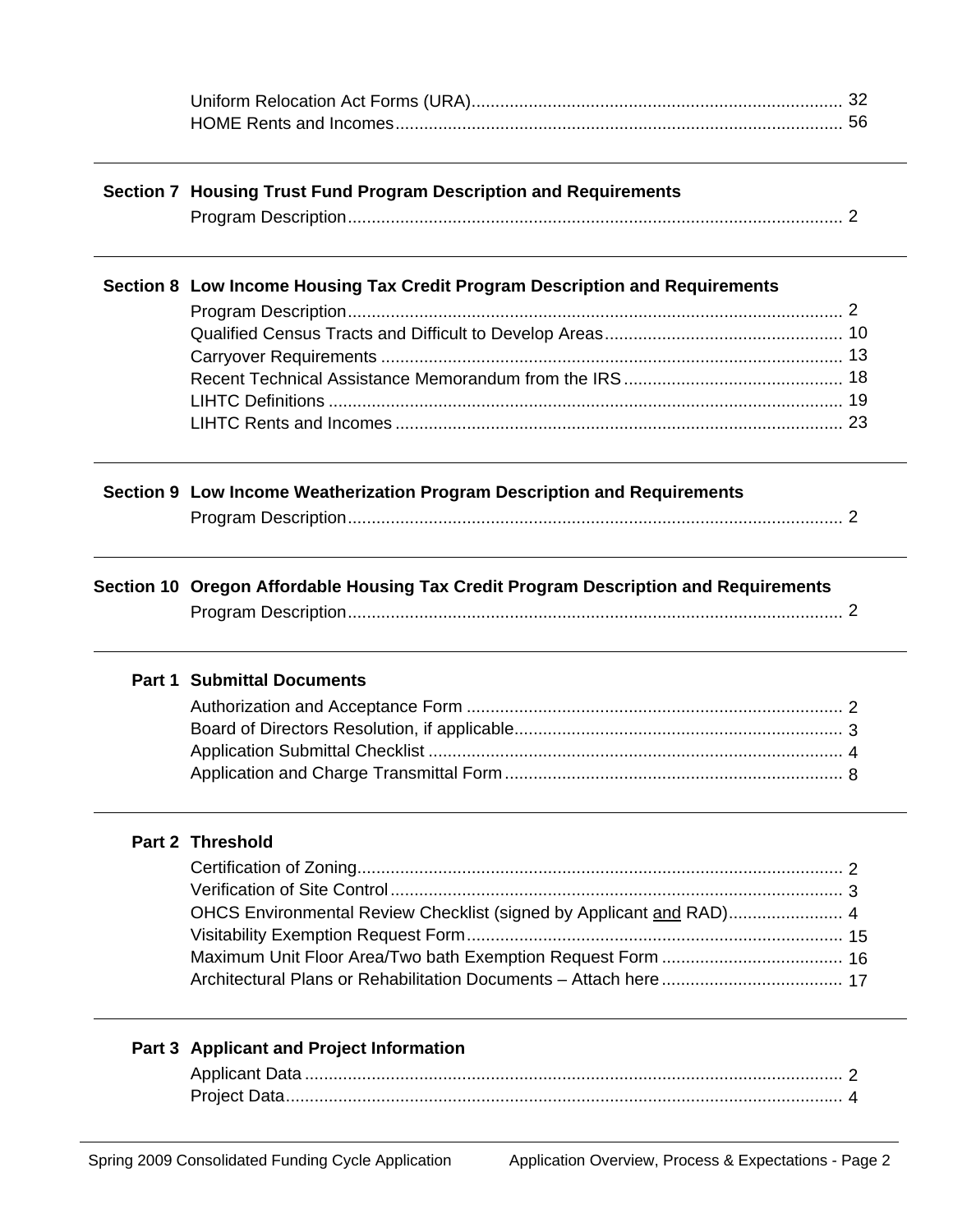| | | |
|---|---|---|
| | Uniform Relocation Act Forms (URA) | 32 |
| | HOME Rents and Incomes | 56 |
| **Section 7** | **Housing Trust Fund Program Description and Requirements** | |
| | Program Description | 2 |
| **Section 8** | **Low Income Housing Tax Credit Program Description and Requirements** | |
| | Program Description | 2 |
| | Qualified Census Tracts and Difficult to Develop Areas | 10 |
| | Carryover Requirements | 13 |
| | Recent Technical Assistance Memorandum from the IRS | 18 |
| | LIHTC Definitions | 19 |
| | LIHTC Rents and Incomes | 23 |
| **Section 9** | **Low Income Weatherization Program Description and Requirements** | |
| | Program Description | 2 |
| **Section 10** | **Oregon Affordable Housing Tax Credit Program Description and Requirements** | |
| | Program Description | 2 |
| **Part 1** | **Submittal Documents** | |
| | Authorization and Acceptance Form | 2 |
| | Board of Directors Resolution, if applicable | 3 |
| | Application Submittal Checklist | 4 |
| | Application and Charge Transmittal Form | 8 |
| **Part 2** | **Threshold** | |
| | Certification of Zoning | 2 |
| | Verification of Site Control | 3 |
| | OHCS Environmental Review Checklist (signed by Applicant and RAD) | 4 |
| | Visitability Exemption Request Form | 15 |
| | Maximum Unit Floor Area/Two bath Exemption Request Form | 16 |
| | Architectural Plans or Rehabilitation Documents – Attach here | 17 |
| **Part 3** | **Applicant and Project Information** | |
| | Applicant Data | 2 |
| | Project Data | 4 |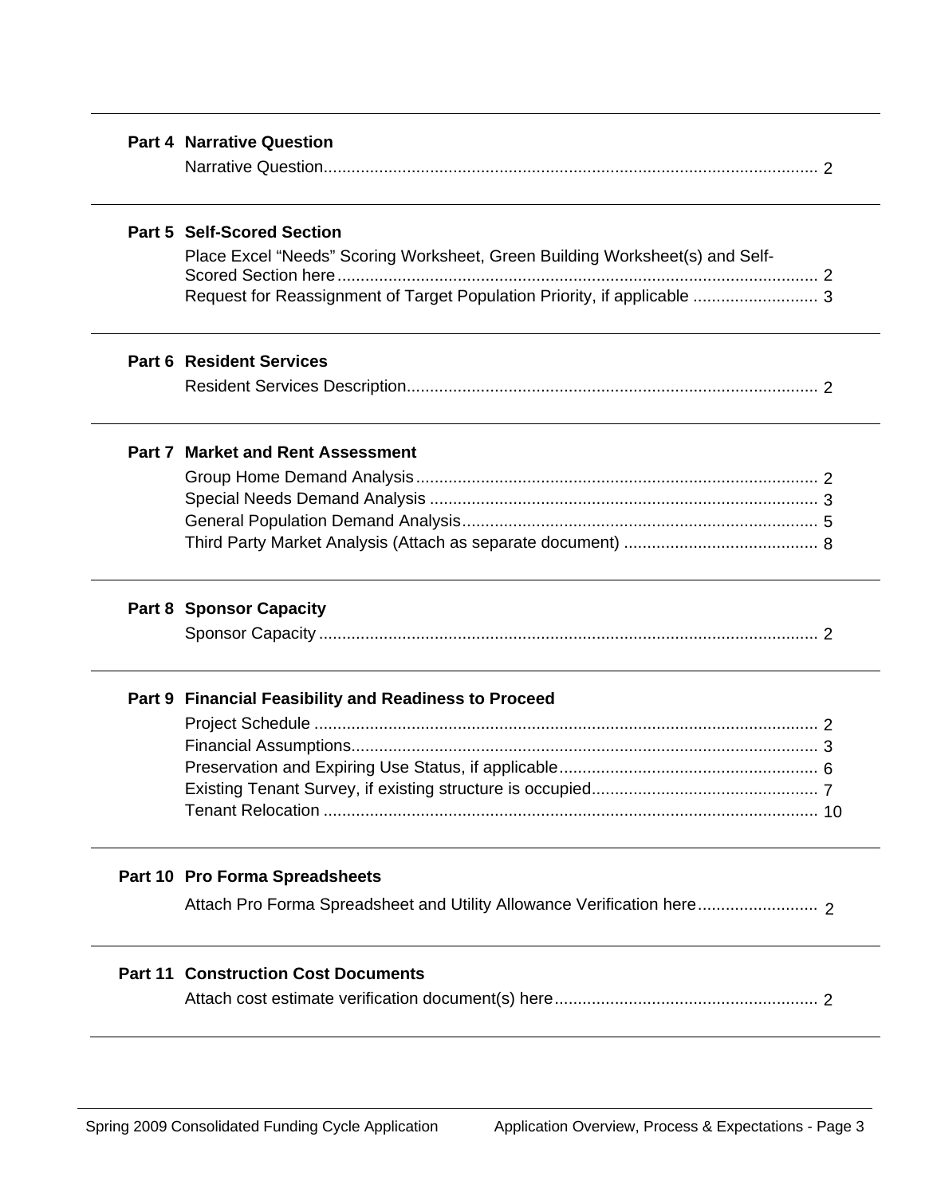| | | |
|---|---|---|
| **Part 4** | **Narrative Question** | |
| | Narrative Question | 2 |
| **Part 5** | **Self-Scored Section** | |
| | Place Excel "Needs" Scoring Worksheet, Green Building Worksheet(s) and Self-Scored Section here | 2 |
| | Request for Reassignment of Target Population Priority, if applicable | 3 |
| **Part 6** | **Resident Services** | |
| | Resident Services Description | 2 |
| **Part 7** | **Market and Rent Assessment** | |
| | Group Home Demand Analysis | 2 |
| | Special Needs Demand Analysis | 3 |
| | General Population Demand Analysis | 5 |
| | Third Party Market Analysis (Attach as separate document) | 8 |
| **Part 8** | **Sponsor Capacity** | |
| | Sponsor Capacity | 2 |
| **Part 9** | **Financial Feasibility and Readiness to Proceed** | |
| | Project Schedule | 2 |
| | Financial Assumptions | 3 |
| | Preservation and Expiring Use Status, if applicable | 6 |
| | Existing Tenant Survey, if existing structure is occupied | 7 |
| | Tenant Relocation | 10 |
| **Part 10** | **Pro Forma Spreadsheets** | |
| | Attach Pro Forma Spreadsheet and Utility Allowance Verification here | 2 |
| **Part 11** | **Construction Cost Documents** | |
| | Attach cost estimate verification document(s) here | 2 |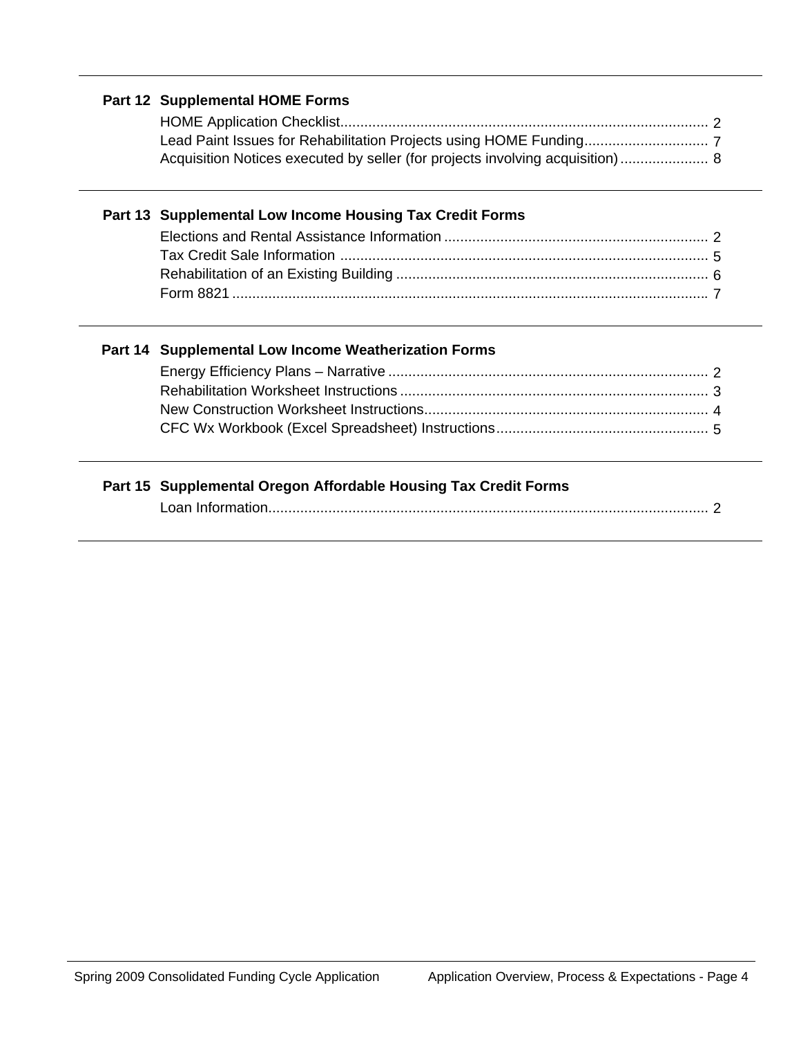**Part 12 Supplemental HOME Forms**

HOME Application Checklist............................................................................................ 2
Lead Paint Issues for Rehabilitation Projects using HOME Funding............................... 7
Acquisition Notices executed by seller (for projects involving acquisition)...................... 8

**Part 13 Supplemental Low Income Housing Tax Credit Forms**

Elections and Rental Assistance Information .................................................................. 2
Tax Credit Sale Information ............................................................................................ 5
Rehabilitation of an Existing Building .............................................................................. 6
Form 8821 ....................................................................................................................... 7

**Part 14 Supplemental Low Income Weatherization Forms**

Energy Efficiency Plans – Narrative ................................................................................ 2
Rehabilitation Worksheet Instructions ............................................................................. 3
New Construction Worksheet Instructions....................................................................... 4
CFC Wx Workbook (Excel Spreadsheet) Instructions..................................................... 5

**Part 15 Supplemental Oregon Affordable Housing Tax Credit Forms**

Loan Information.............................................................................................................. 2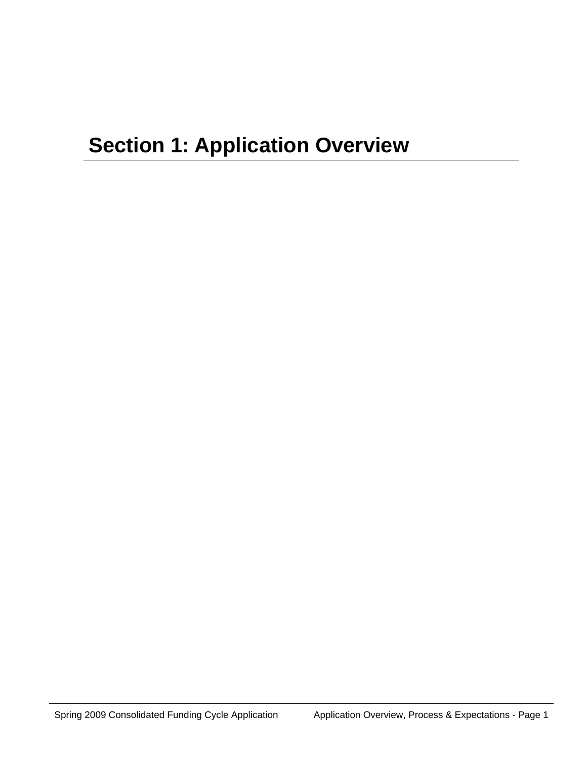# Section 1: Application Overview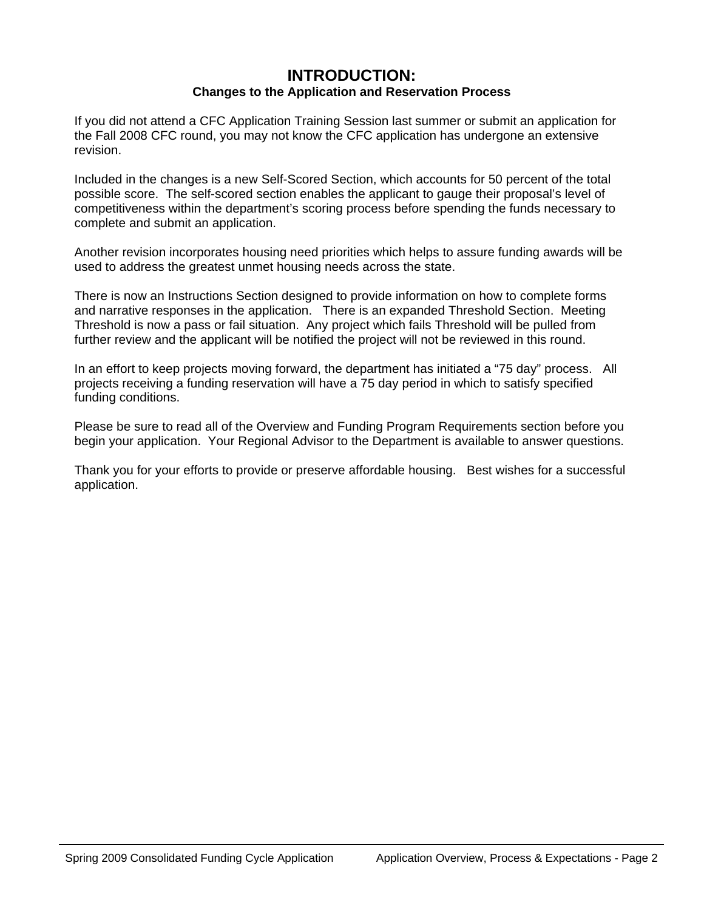# INTRODUCTION:

## Changes to the Application and Reservation Process

If you did not attend a CFC Application Training Session last summer or submit an application for the Fall 2008 CFC round, you may not know the CFC application has undergone an extensive revision.

Included in the changes is a new Self-Scored Section, which accounts for 50 percent of the total possible score. The self-scored section enables the applicant to gauge their proposal's level of competitiveness within the department's scoring process before spending the funds necessary to complete and submit an application.

Another revision incorporates housing need priorities which helps to assure funding awards will be used to address the greatest unmet housing needs across the state.

There is now an Instructions Section designed to provide information on how to complete forms and narrative responses in the application. There is an expanded Threshold Section. Meeting Threshold is now a pass or fail situation. Any project which fails Threshold will be pulled from further review and the applicant will be notified the project will not be reviewed in this round.

In an effort to keep projects moving forward, the department has initiated a "75 day" process. All projects receiving a funding reservation will have a 75 day period in which to satisfy specified funding conditions.

Please be sure to read all of the Overview and Funding Program Requirements section before you begin your application. Your Regional Advisor to the Department is available to answer questions.

Thank you for your efforts to provide or preserve affordable housing. Best wishes for a successful application.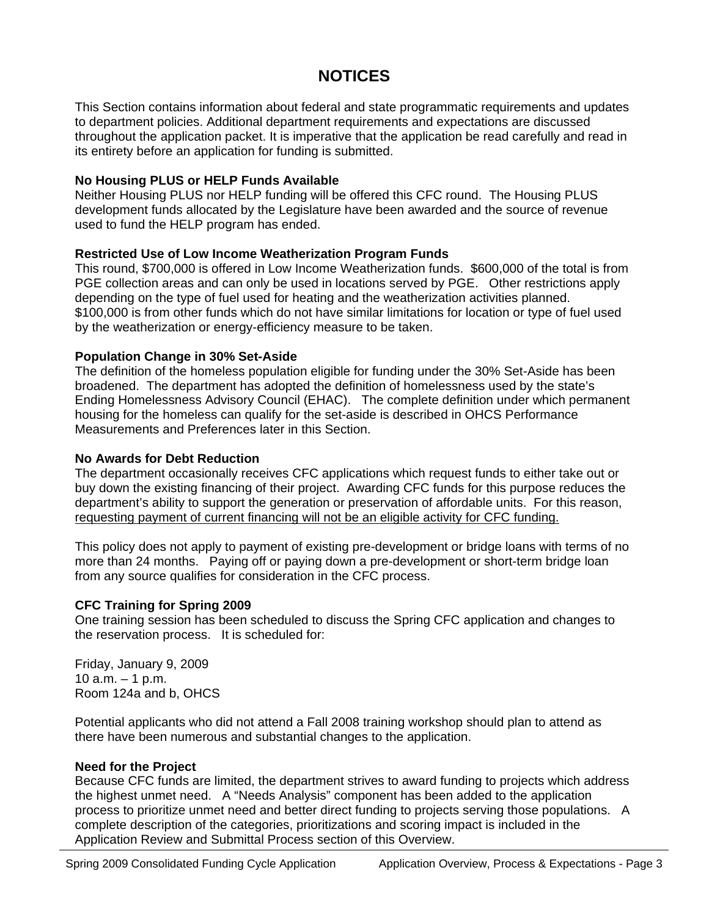# NOTICES

This Section contains information about federal and state programmatic requirements and updates to department policies. Additional department requirements and expectations are discussed throughout the application packet. It is imperative that the application be read carefully and read in its entirety before an application for funding is submitted.

**No Housing PLUS or HELP Funds Available**

Neither Housing PLUS nor HELP funding will be offered this CFC round. The Housing PLUS development funds allocated by the Legislature have been awarded and the source of revenue used to fund the HELP program has ended.

**Restricted Use of Low Income Weatherization Program Funds**

This round, $700,000 is offered in Low Income Weatherization funds. $600,000 of the total is from PGE collection areas and can only be used in locations served by PGE. Other restrictions apply depending on the type of fuel used for heating and the weatherization activities planned. $100,000 is from other funds which do not have similar limitations for location or type of fuel used by the weatherization or energy-efficiency measure to be taken.

**Population Change in 30% Set-Aside**

The definition of the homeless population eligible for funding under the 30% Set-Aside has been broadened. The department has adopted the definition of homelessness used by the state's Ending Homelessness Advisory Council (EHAC). The complete definition under which permanent housing for the homeless can qualify for the set-aside is described in OHCS Performance Measurements and Preferences later in this Section.

**No Awards for Debt Reduction**

The department occasionally receives CFC applications which request funds to either take out or buy down the existing financing of their project. Awarding CFC funds for this purpose reduces the department's ability to support the generation or preservation of affordable units. For this reason, <u>requesting payment of current financing will not be an eligible activity for CFC funding.</u>

This policy does not apply to payment of existing pre-development or bridge loans with terms of no more than 24 months. Paying off or paying down a pre-development or short-term bridge loan from any source qualifies for consideration in the CFC process.

**CFC Training for Spring 2009**

One training session has been scheduled to discuss the Spring CFC application and changes to the reservation process. It is scheduled for:

Friday, January 9, 2009
10 a.m. – 1 p.m.
Room 124a and b, OHCS

Potential applicants who did not attend a Fall 2008 training workshop should plan to attend as there have been numerous and substantial changes to the application.

**Need for the Project**

Because CFC funds are limited, the department strives to award funding to projects which address the highest unmet need. A "Needs Analysis" component has been added to the application process to prioritize unmet need and better direct funding to projects serving those populations. A complete description of the categories, prioritizations and scoring impact is included in the Application Review and Submittal Process section of this Overview.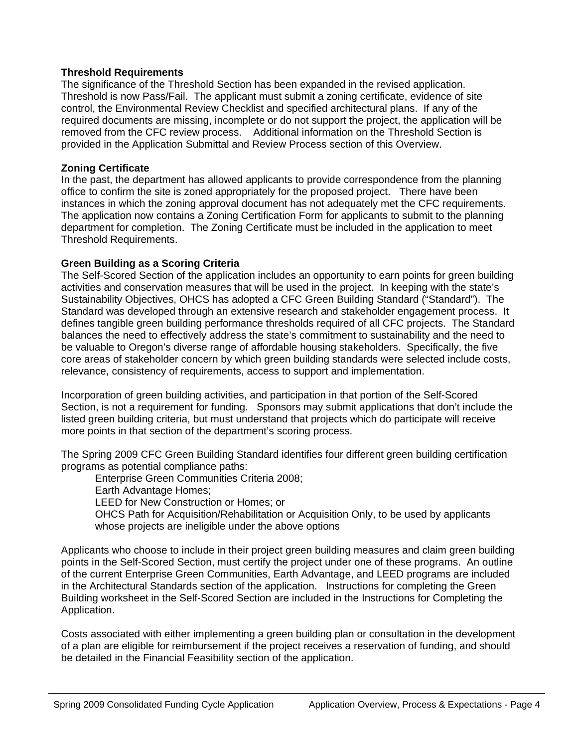**Threshold Requirements**

The significance of the Threshold Section has been expanded in the revised application. Threshold is now Pass/Fail. The applicant must submit a zoning certificate, evidence of site control, the Environmental Review Checklist and specified architectural plans. If any of the required documents are missing, incomplete or do not support the project, the application will be removed from the CFC review process. Additional information on the Threshold Section is provided in the Application Submittal and Review Process section of this Overview.

**Zoning Certificate**

In the past, the department has allowed applicants to provide correspondence from the planning office to confirm the site is zoned appropriately for the proposed project. There have been instances in which the zoning approval document has not adequately met the CFC requirements. The application now contains a Zoning Certification Form for applicants to submit to the planning department for completion. The Zoning Certificate must be included in the application to meet Threshold Requirements.

**Green Building as a Scoring Criteria**

The Self-Scored Section of the application includes an opportunity to earn points for green building activities and conservation measures that will be used in the project. In keeping with the state's Sustainability Objectives, OHCS has adopted a CFC Green Building Standard ("Standard"). The Standard was developed through an extensive research and stakeholder engagement process. It defines tangible green building performance thresholds required of all CFC projects. The Standard balances the need to effectively address the state's commitment to sustainability and the need to be valuable to Oregon's diverse range of affordable housing stakeholders. Specifically, the five core areas of stakeholder concern by which green building standards were selected include costs, relevance, consistency of requirements, access to support and implementation.

Incorporation of green building activities, and participation in that portion of the Self-Scored Section, is not a requirement for funding. Sponsors may submit applications that don't include the listed green building criteria, but must understand that projects which do participate will receive more points in that section of the department's scoring process.

The Spring 2009 CFC Green Building Standard identifies four different green building certification programs as potential compliance paths:

- Enterprise Green Communities Criteria 2008;
- Earth Advantage Homes;
- LEED for New Construction or Homes; or
- OHCS Path for Acquisition/Rehabilitation or Acquisition Only, to be used by applicants whose projects are ineligible under the above options

Applicants who choose to include in their project green building measures and claim green building points in the Self-Scored Section, must certify the project under one of these programs. An outline of the current Enterprise Green Communities, Earth Advantage, and LEED programs are included in the Architectural Standards section of the application. Instructions for completing the Green Building worksheet in the Self-Scored Section are included in the Instructions for Completing the Application.

Costs associated with either implementing a green building plan or consultation in the development of a plan are eligible for reimbursement if the project receives a reservation of funding, and should be detailed in the Financial Feasibility section of the application.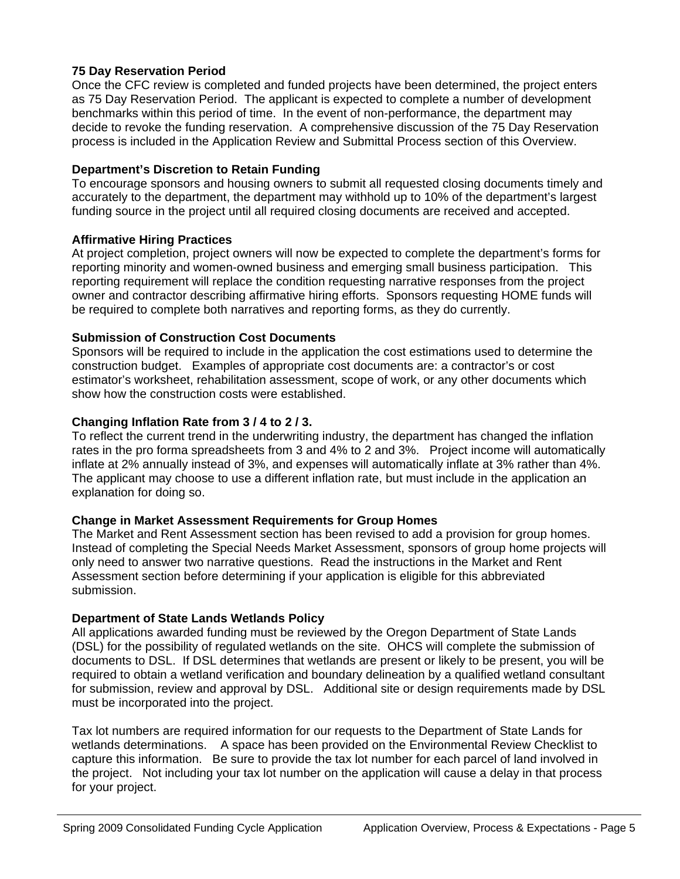**75 Day Reservation Period**

Once the CFC review is completed and funded projects have been determined, the project enters as 75 Day Reservation Period. The applicant is expected to complete a number of development benchmarks within this period of time. In the event of non-performance, the department may decide to revoke the funding reservation. A comprehensive discussion of the 75 Day Reservation process is included in the Application Review and Submittal Process section of this Overview.

**Department's Discretion to Retain Funding**

To encourage sponsors and housing owners to submit all requested closing documents timely and accurately to the department, the department may withhold up to 10% of the department's largest funding source in the project until all required closing documents are received and accepted.

**Affirmative Hiring Practices**

At project completion, project owners will now be expected to complete the department's forms for reporting minority and women-owned business and emerging small business participation. This reporting requirement will replace the condition requesting narrative responses from the project owner and contractor describing affirmative hiring efforts. Sponsors requesting HOME funds will be required to complete both narratives and reporting forms, as they do currently.

**Submission of Construction Cost Documents**

Sponsors will be required to include in the application the cost estimations used to determine the construction budget. Examples of appropriate cost documents are: a contractor's or cost estimator's worksheet, rehabilitation assessment, scope of work, or any other documents which show how the construction costs were established.

**Changing Inflation Rate from 3 / 4 to 2 / 3.**

To reflect the current trend in the underwriting industry, the department has changed the inflation rates in the pro forma spreadsheets from 3 and 4% to 2 and 3%. Project income will automatically inflate at 2% annually instead of 3%, and expenses will automatically inflate at 3% rather than 4%. The applicant may choose to use a different inflation rate, but must include in the application an explanation for doing so.

**Change in Market Assessment Requirements for Group Homes**

The Market and Rent Assessment section has been revised to add a provision for group homes. Instead of completing the Special Needs Market Assessment, sponsors of group home projects will only need to answer two narrative questions. Read the instructions in the Market and Rent Assessment section before determining if your application is eligible for this abbreviated submission.

**Department of State Lands Wetlands Policy**

All applications awarded funding must be reviewed by the Oregon Department of State Lands (DSL) for the possibility of regulated wetlands on the site. OHCS will complete the submission of documents to DSL. If DSL determines that wetlands are present or likely to be present, you will be required to obtain a wetland verification and boundary delineation by a qualified wetland consultant for submission, review and approval by DSL. Additional site or design requirements made by DSL must be incorporated into the project.

Tax lot numbers are required information for our requests to the Department of State Lands for wetlands determinations. A space has been provided on the Environmental Review Checklist to capture this information. Be sure to provide the tax lot number for each parcel of land involved in the project. Not including your tax lot number on the application will cause a delay in that process for your project.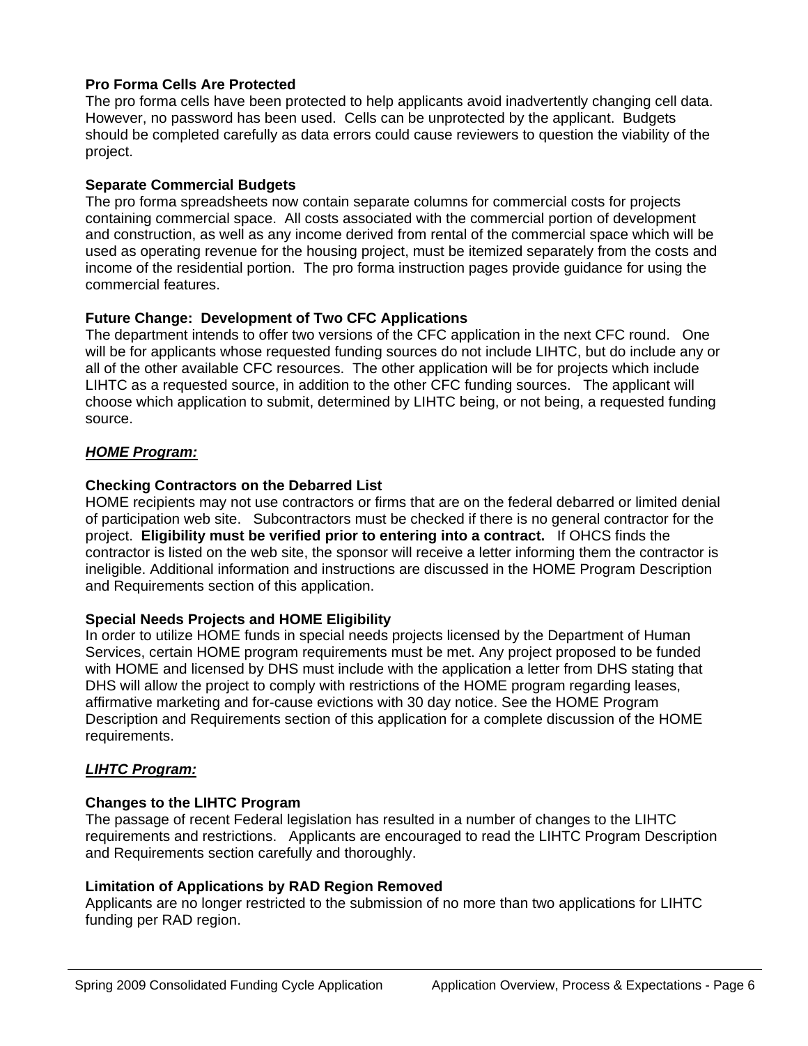**Pro Forma Cells Are Protected**

The pro forma cells have been protected to help applicants avoid inadvertently changing cell data. However, no password has been used. Cells can be unprotected by the applicant. Budgets should be completed carefully as data errors could cause reviewers to question the viability of the project.

**Separate Commercial Budgets**

The pro forma spreadsheets now contain separate columns for commercial costs for projects containing commercial space. All costs associated with the commercial portion of development and construction, as well as any income derived from rental of the commercial space which will be used as operating revenue for the housing project, must be itemized separately from the costs and income of the residential portion. The pro forma instruction pages provide guidance for using the commercial features.

**Future Change: Development of Two CFC Applications**

The department intends to offer two versions of the CFC application in the next CFC round. One will be for applicants whose requested funding sources do not include LIHTC, but do include any or all of the other available CFC resources. The other application will be for projects which include LIHTC as a requested source, in addition to the other CFC funding sources. The applicant will choose which application to submit, determined by LIHTC being, or not being, a requested funding source.

***HOME Program:***

**Checking Contractors on the Debarred List**

HOME recipients may not use contractors or firms that are on the federal debarred or limited denial of participation web site. Subcontractors must be checked if there is no general contractor for the project. **Eligibility must be verified prior to entering into a contract.** If OHCS finds the contractor is listed on the web site, the sponsor will receive a letter informing them the contractor is ineligible. Additional information and instructions are discussed in the HOME Program Description and Requirements section of this application.

**Special Needs Projects and HOME Eligibility**

In order to utilize HOME funds in special needs projects licensed by the Department of Human Services, certain HOME program requirements must be met. Any project proposed to be funded with HOME and licensed by DHS must include with the application a letter from DHS stating that DHS will allow the project to comply with restrictions of the HOME program regarding leases, affirmative marketing and for-cause evictions with 30 day notice. See the HOME Program Description and Requirements section of this application for a complete discussion of the HOME requirements.

***LIHTC Program:***

**Changes to the LIHTC Program**

The passage of recent Federal legislation has resulted in a number of changes to the LIHTC requirements and restrictions. Applicants are encouraged to read the LIHTC Program Description and Requirements section carefully and thoroughly.

**Limitation of Applications by RAD Region Removed**

Applicants are no longer restricted to the submission of no more than two applications for LIHTC funding per RAD region.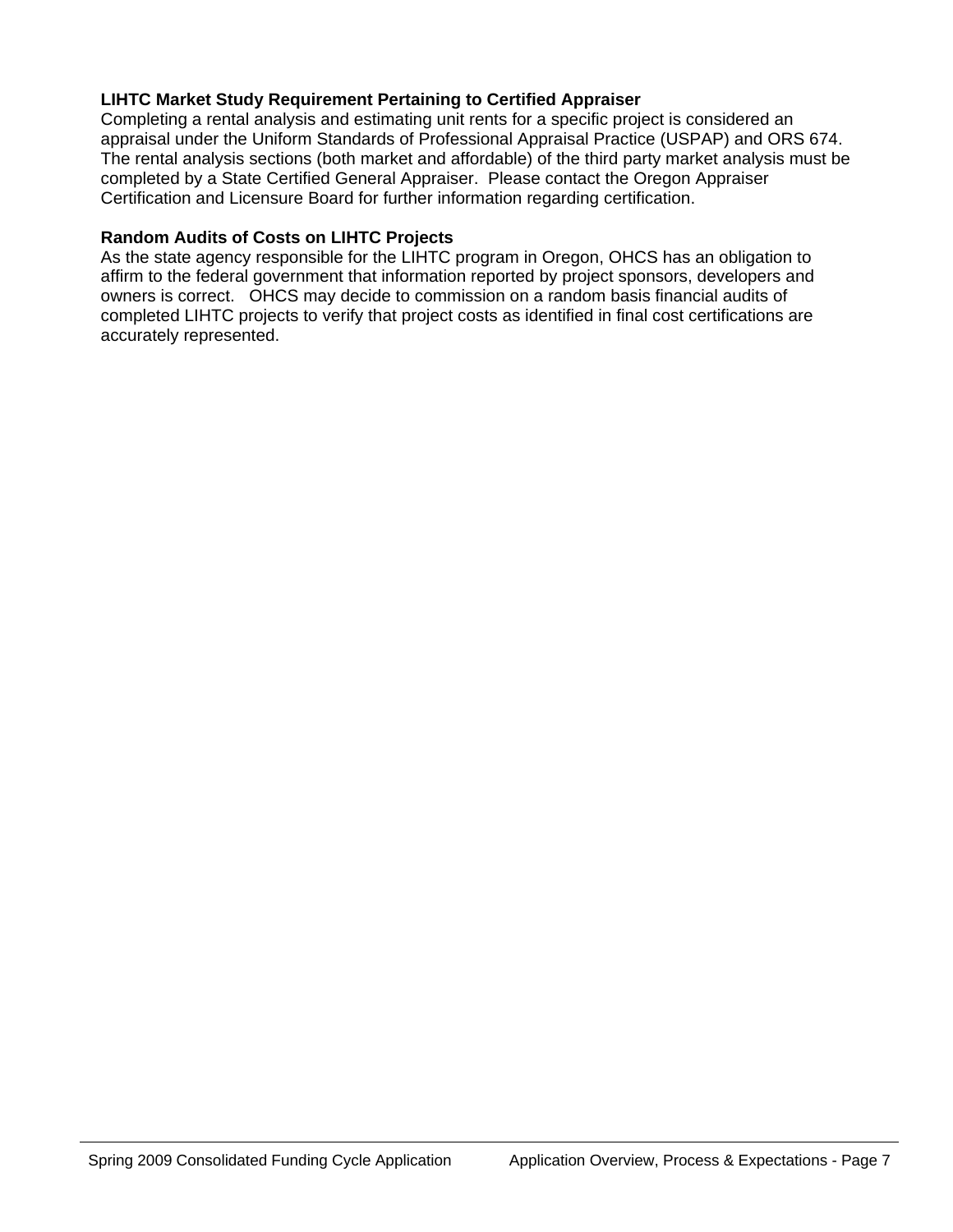**LIHTC Market Study Requirement Pertaining to Certified Appraiser**

Completing a rental analysis and estimating unit rents for a specific project is considered an appraisal under the Uniform Standards of Professional Appraisal Practice (USPAP) and ORS 674. The rental analysis sections (both market and affordable) of the third party market analysis must be completed by a State Certified General Appraiser. Please contact the Oregon Appraiser Certification and Licensure Board for further information regarding certification.

**Random Audits of Costs on LIHTC Projects**

As the state agency responsible for the LIHTC program in Oregon, OHCS has an obligation to affirm to the federal government that information reported by project sponsors, developers and owners is correct. OHCS may decide to commission on a random basis financial audits of completed LIHTC projects to verify that project costs as identified in final cost certifications are accurately represented.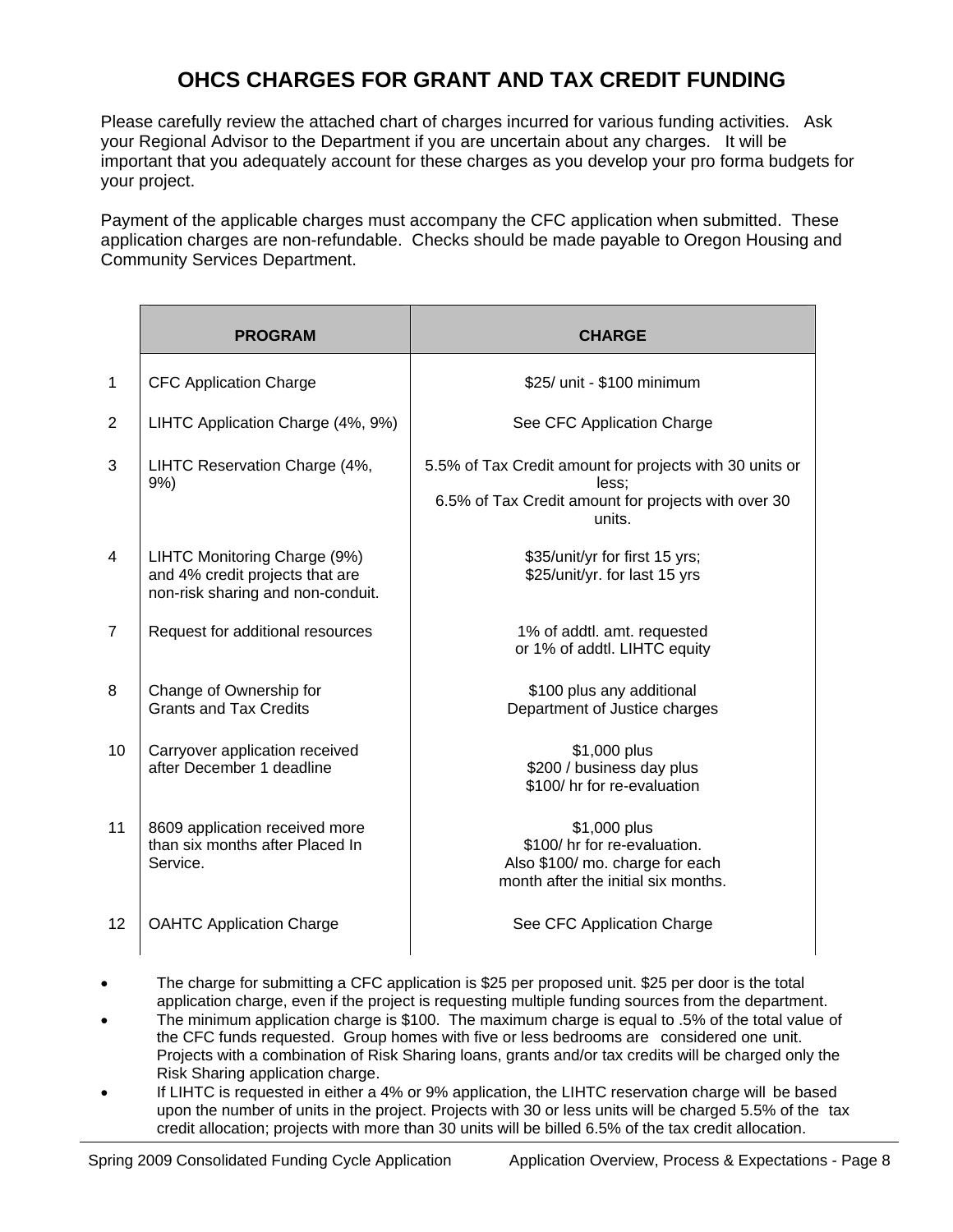# OHCS CHARGES FOR GRANT AND TAX CREDIT FUNDING

Please carefully review the attached chart of charges incurred for various funding activities. Ask your Regional Advisor to the Department if you are uncertain about any charges. It will be important that you adequately account for these charges as you develop your pro forma budgets for your project.

Payment of the applicable charges must accompany the CFC application when submitted. These application charges are non-refundable. Checks should be made payable to Oregon Housing and Community Services Department.

| | PROGRAM | CHARGE |
|---|---|---|
| 1 | CFC Application Charge | $25/ unit - $100 minimum |
| 2 | LIHTC Application Charge (4%, 9%) | See CFC Application Charge |
| 3 | LIHTC Reservation Charge (4%, 9%) | 5.5% of Tax Credit amount for projects with 30 units or less; 6.5% of Tax Credit amount for projects with over 30 units. |
| 4 | LIHTC Monitoring Charge (9%) and 4% credit projects that are non-risk sharing and non-conduit. | $35/unit/yr for first 15 yrs; $25/unit/yr. for last 15 yrs |
| 7 | Request for additional resources | 1% of addtl. amt. requested or 1% of addtl. LIHTC equity |
| 8 | Change of Ownership for Grants and Tax Credits | $100 plus any additional Department of Justice charges |
| 10 | Carryover application received after December 1 deadline | $1,000 plus $200 / business day plus $100/ hr for re-evaluation |
| 11 | 8609 application received more than six months after Placed In Service. | $1,000 plus $100/ hr for re-evaluation. Also $100/ mo. charge for each month after the initial six months. |
| 12 | OAHTC Application Charge | See CFC Application Charge |

- The charge for submitting a CFC application is $25 per proposed unit. $25 per door is the total application charge, even if the project is requesting multiple funding sources from the department.
- The minimum application charge is $100. The maximum charge is equal to .5% of the total value of the CFC funds requested. Group homes with five or less bedrooms are considered one unit. Projects with a combination of Risk Sharing loans, grants and/or tax credits will be charged only the Risk Sharing application charge.
- If LIHTC is requested in either a 4% or 9% application, the LIHTC reservation charge will be based upon the number of units in the project. Projects with 30 or less units will be charged 5.5% of the tax credit allocation; projects with more than 30 units will be billed 6.5% of the tax credit allocation.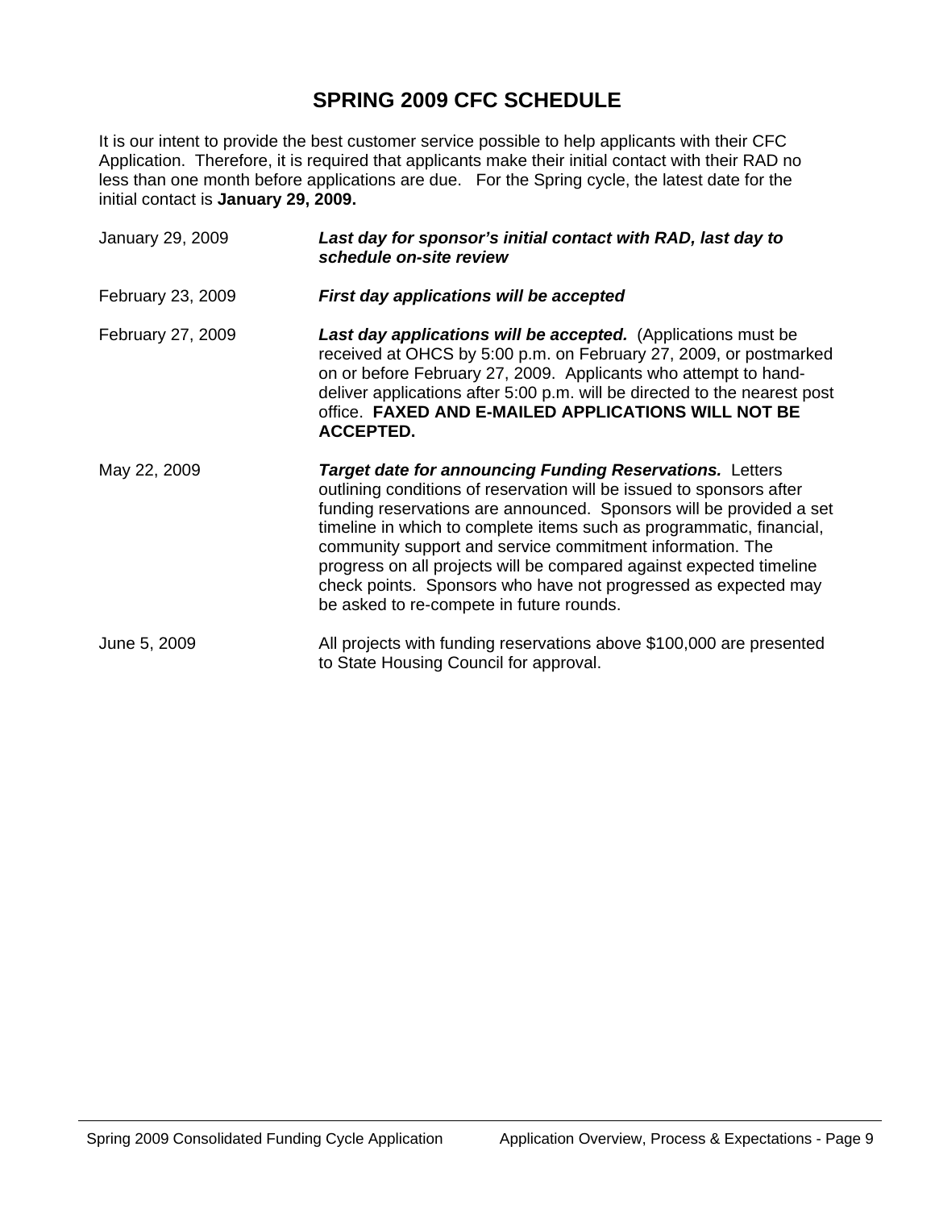# SPRING 2009 CFC SCHEDULE

It is our intent to provide the best customer service possible to help applicants with their CFC Application. Therefore, it is required that applicants make their initial contact with their RAD no less than one month before applications are due. For the Spring cycle, the latest date for the initial contact is **January 29, 2009.**

January 29, 2009 — ***Last day for sponsor's initial contact with RAD, last day to schedule on-site review***

February 23, 2009 — ***First day applications will be accepted***

February 27, 2009 — ***Last day applications will be accepted.*** (Applications must be received at OHCS by 5:00 p.m. on February 27, 2009, or postmarked on or before February 27, 2009. Applicants who attempt to hand-deliver applications after 5:00 p.m. will be directed to the nearest post office. **FAXED AND E-MAILED APPLICATIONS WILL NOT BE ACCEPTED.**

May 22, 2009 — ***Target date for announcing Funding Reservations.*** Letters outlining conditions of reservation will be issued to sponsors after funding reservations are announced. Sponsors will be provided a set timeline in which to complete items such as programmatic, financial, community support and service commitment information. The progress on all projects will be compared against expected timeline check points. Sponsors who have not progressed as expected may be asked to re-compete in future rounds.

June 5, 2009 — All projects with funding reservations above $100,000 are presented to State Housing Council for approval.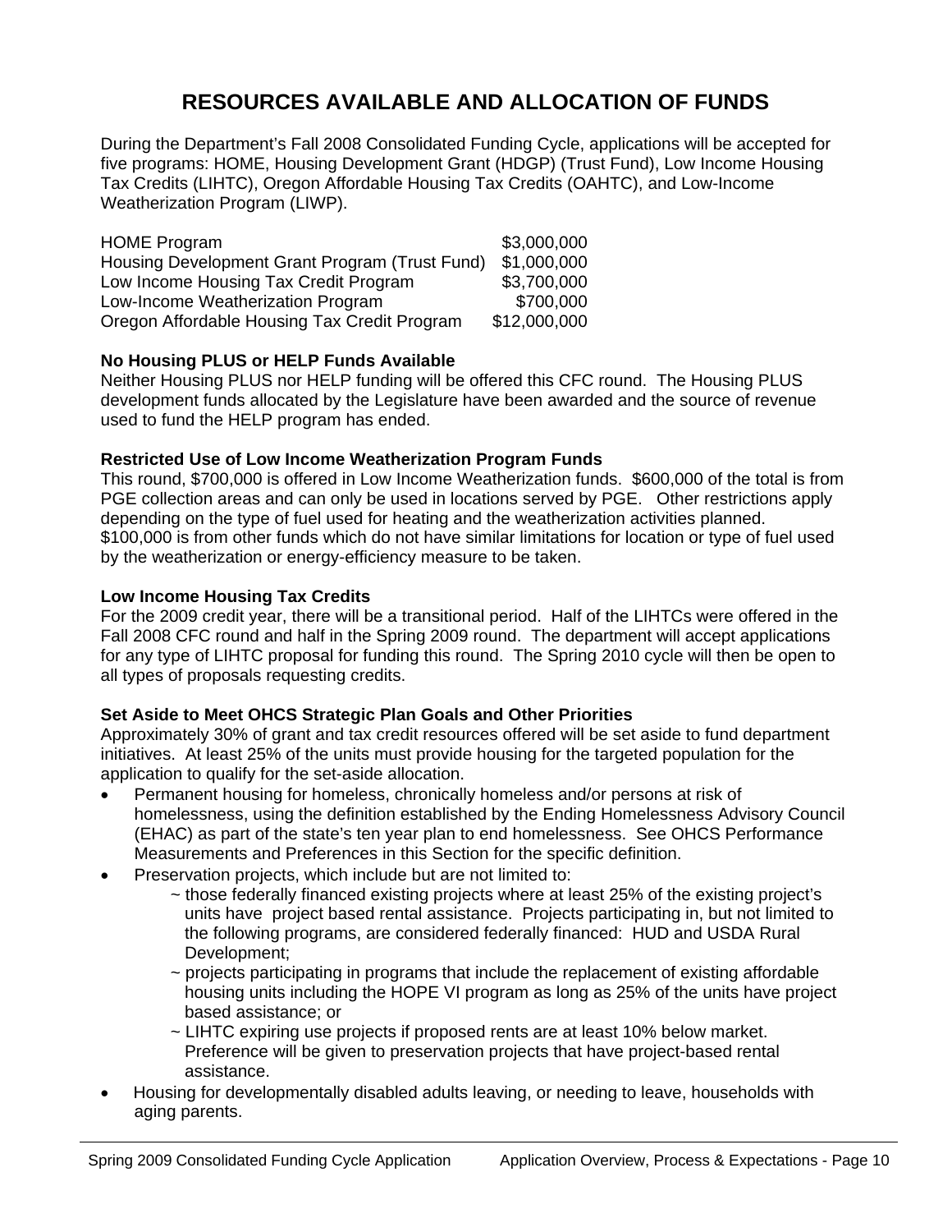# RESOURCES AVAILABLE AND ALLOCATION OF FUNDS

During the Department's Fall 2008 Consolidated Funding Cycle, applications will be accepted for five programs: HOME, Housing Development Grant (HDGP) (Trust Fund), Low Income Housing Tax Credits (LIHTC), Oregon Affordable Housing Tax Credits (OAHTC), and Low-Income Weatherization Program (LIWP).

| | |
|---|---|
| HOME Program | \$3,000,000 |
| Housing Development Grant Program (Trust Fund) | \$1,000,000 |
| Low Income Housing Tax Credit Program | \$3,700,000 |
| Low-Income Weatherization Program | \$700,000 |
| Oregon Affordable Housing Tax Credit Program | \$12,000,000 |

**No Housing PLUS or HELP Funds Available**

Neither Housing PLUS nor HELP funding will be offered this CFC round. The Housing PLUS development funds allocated by the Legislature have been awarded and the source of revenue used to fund the HELP program has ended.

**Restricted Use of Low Income Weatherization Program Funds**

This round, \$700,000 is offered in Low Income Weatherization funds. \$600,000 of the total is from PGE collection areas and can only be used in locations served by PGE. Other restrictions apply depending on the type of fuel used for heating and the weatherization activities planned. \$100,000 is from other funds which do not have similar limitations for location or type of fuel used by the weatherization or energy-efficiency measure to be taken.

**Low Income Housing Tax Credits**

For the 2009 credit year, there will be a transitional period. Half of the LIHTCs were offered in the Fall 2008 CFC round and half in the Spring 2009 round. The department will accept applications for any type of LIHTC proposal for funding this round. The Spring 2010 cycle will then be open to all types of proposals requesting credits.

**Set Aside to Meet OHCS Strategic Plan Goals and Other Priorities**

Approximately 30% of grant and tax credit resources offered will be set aside to fund department initiatives. At least 25% of the units must provide housing for the targeted population for the application to qualify for the set-aside allocation.

- Permanent housing for homeless, chronically homeless and/or persons at risk of homelessness, using the definition established by the Ending Homelessness Advisory Council (EHAC) as part of the state's ten year plan to end homelessness. See OHCS Performance Measurements and Preferences in this Section for the specific definition.
- Preservation projects, which include but are not limited to:
  - ~ those federally financed existing projects where at least 25% of the existing project's units have project based rental assistance. Projects participating in, but not limited to the following programs, are considered federally financed: HUD and USDA Rural Development;
  - ~ projects participating in programs that include the replacement of existing affordable housing units including the HOPE VI program as long as 25% of the units have project based assistance; or
  - ~ LIHTC expiring use projects if proposed rents are at least 10% below market. Preference will be given to preservation projects that have project-based rental assistance.
- Housing for developmentally disabled adults leaving, or needing to leave, households with aging parents.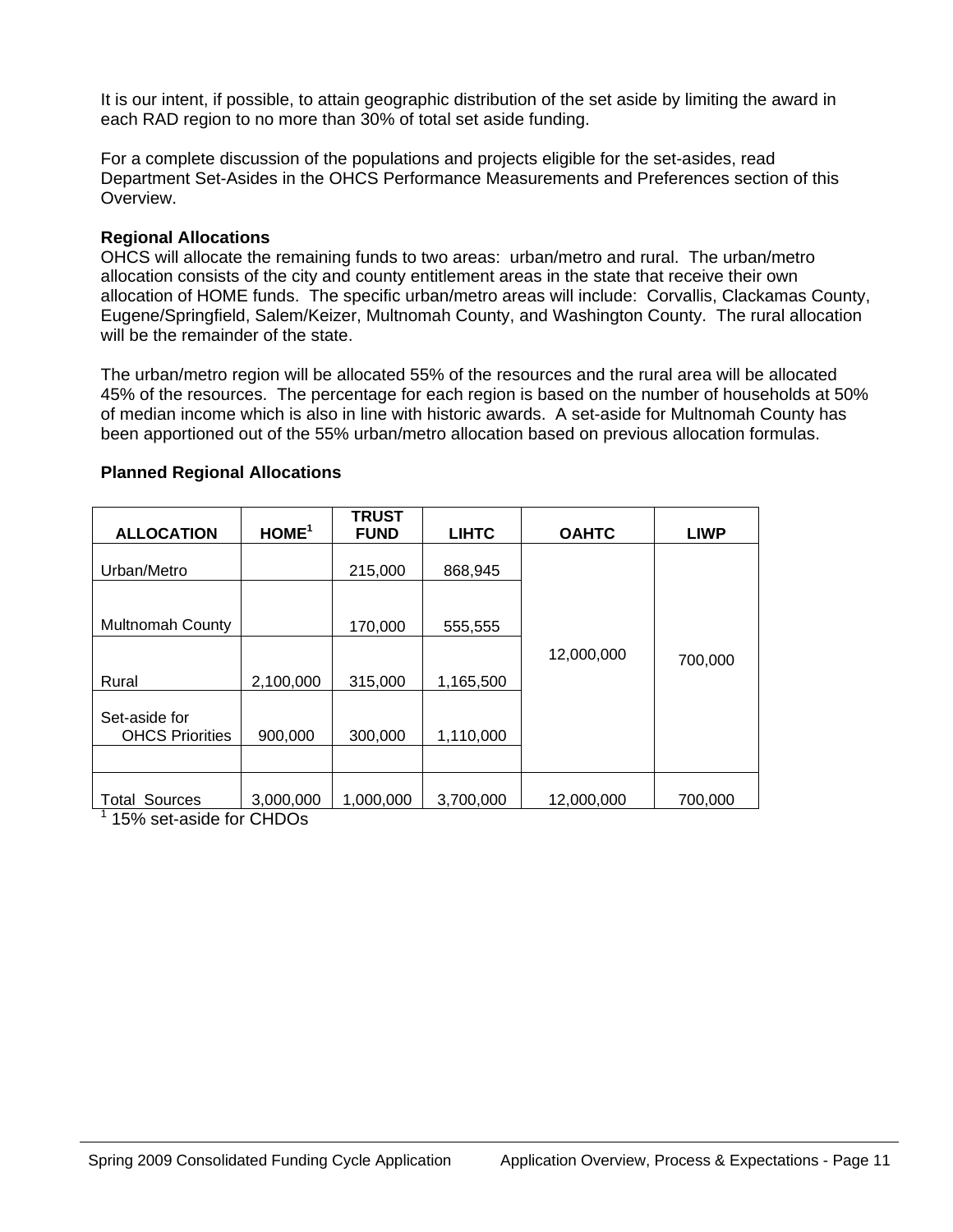It is our intent, if possible, to attain geographic distribution of the set aside by limiting the award in each RAD region to no more than 30% of total set aside funding.

For a complete discussion of the populations and projects eligible for the set-asides, read Department Set-Asides in the OHCS Performance Measurements and Preferences section of this Overview.

**Regional Allocations**
OHCS will allocate the remaining funds to two areas: urban/metro and rural. The urban/metro allocation consists of the city and county entitlement areas in the state that receive their own allocation of HOME funds. The specific urban/metro areas will include: Corvallis, Clackamas County, Eugene/Springfield, Salem/Keizer, Multnomah County, and Washington County. The rural allocation will be the remainder of the state.

The urban/metro region will be allocated 55% of the resources and the rural area will be allocated 45% of the resources. The percentage for each region is based on the number of households at 50% of median income which is also in line with historic awards. A set-aside for Multnomah County has been apportioned out of the 55% urban/metro allocation based on previous allocation formulas.

**Planned Regional Allocations**

| ALLOCATION | HOME[1] | TRUST FUND | LIHTC | OAHTC | LIWP |
|---|---|---|---|---|---|
| Urban/Metro | | 215,000 | 868,945 | 12,000,000 | 700,000 |
| Multnomah County | | 170,000 | 555,555 | | |
| Rural | 2,100,000 | 315,000 | 1,165,500 | | |
| Set-aside for OHCS Priorities | 900,000 | 300,000 | 1,110,000 | | |
| | | | | | |
| Total Sources | 3,000,000 | 1,000,000 | 3,700,000 | 12,000,000 | 700,000 |

[1] 15% set-aside for CHDOs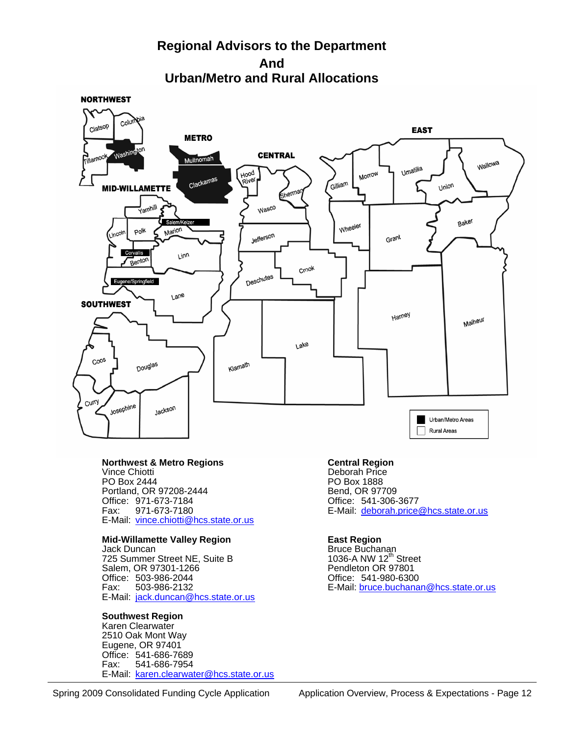# Regional Advisors to the Department And Urban/Metro and Rural Allocations

NORTHWEST

METRO

CENTRAL

EAST

MID-WILLAMETTE

SOUTHWEST

Clatsop, Columbia, Tillamook, Washington, Multnomah, Clackamas, Hood River, Sherman, Gilliam, Morrow, Umatilla, Union, Wallowa, Yamhill, Salem/Keizer, Polk, Marion, Lincoln, Wasco, Jefferson, Wheeler, Grant, Baker, Corvallis, Benton, Linn, Crook, Deschutes, Eugene/Springfield, Lane, Harney, Malheur, Coos, Douglas, Lake, Klamath, Curry, Josephine, Jackson

Urban/Metro Areas

Rural Areas

**Northwest & Metro Regions**
Vince Chiotti
PO Box 2444
Portland, OR 97208-2444
Office: 971-673-7184
Fax: 971-673-7180
E-Mail: vince.chiotti@hcs.state.or.us

**Mid-Willamette Valley Region**
Jack Duncan
725 Summer Street NE, Suite B
Salem, OR 97301-1266
Office: 503-986-2044
Fax: 503-986-2132
E-Mail: jack.duncan@hcs.state.or.us

**Southwest Region**
Karen Clearwater
2510 Oak Mont Way
Eugene, OR 97401
Office: 541-686-7689
Fax: 541-686-7954
E-Mail: karen.clearwater@hcs.state.or.us

**Central Region**
Deborah Price
PO Box 1888
Bend, OR 97709
Office: 541-306-3677
E-Mail: deborah.price@hcs.state.or.us

**East Region**
Bruce Buchanan
1036-A NW 12th Street
Pendleton OR 97801
Office: 541-980-6300
E-Mail: bruce.buchanan@hcs.state.or.us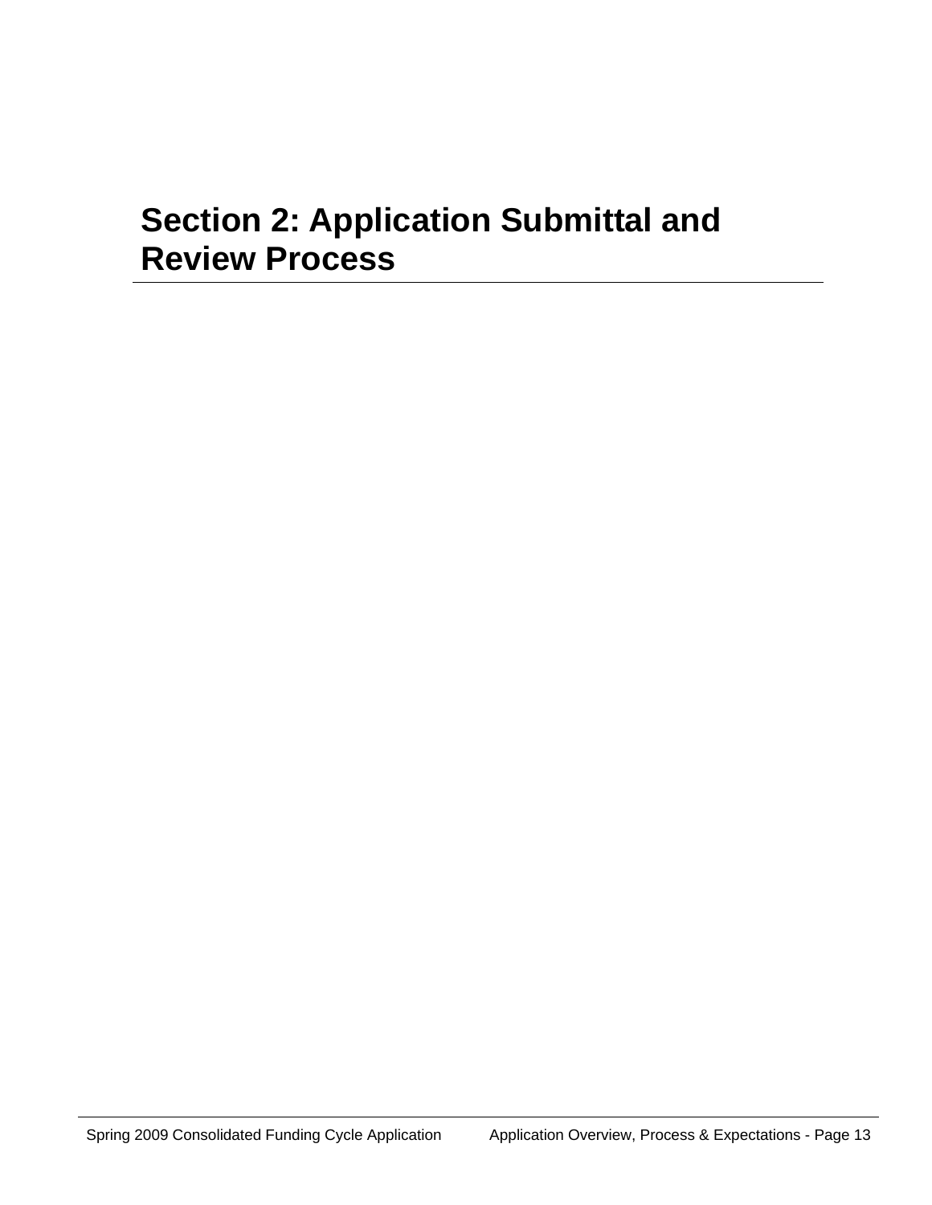# Section 2: Application Submittal and Review Process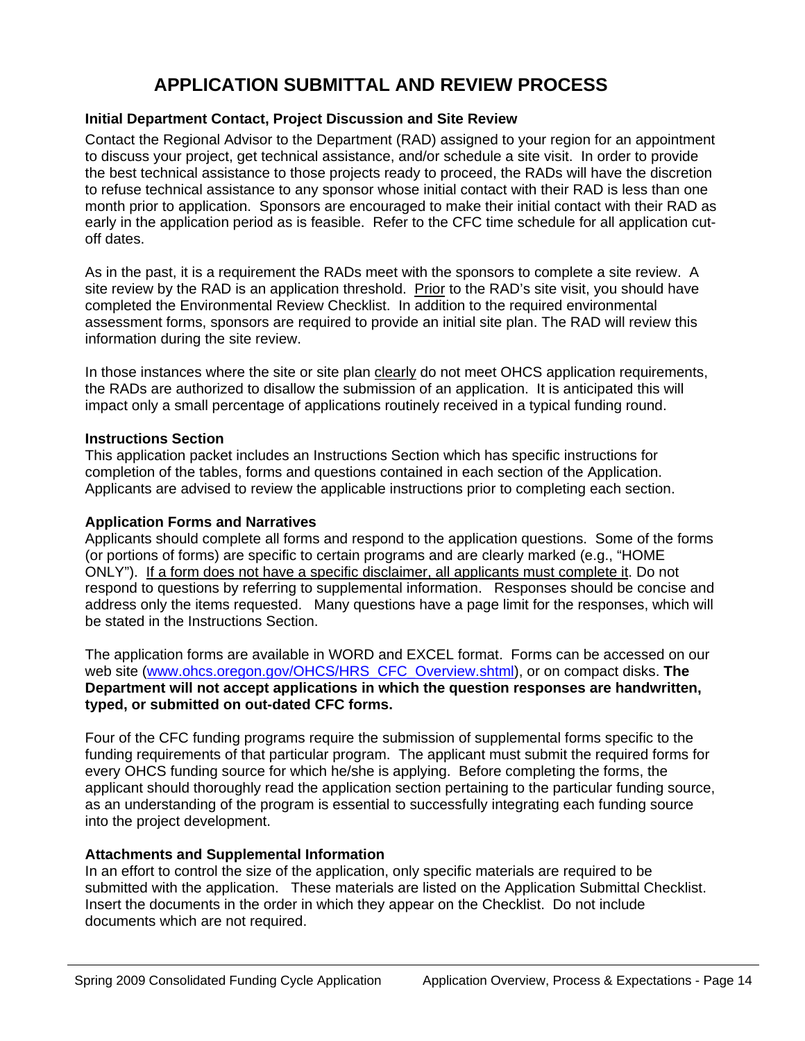# APPLICATION SUBMITTAL AND REVIEW PROCESS

**Initial Department Contact, Project Discussion and Site Review**

Contact the Regional Advisor to the Department (RAD) assigned to your region for an appointment to discuss your project, get technical assistance, and/or schedule a site visit. In order to provide the best technical assistance to those projects ready to proceed, the RADs will have the discretion to refuse technical assistance to any sponsor whose initial contact with their RAD is less than one month prior to application. Sponsors are encouraged to make their initial contact with their RAD as early in the application period as is feasible. Refer to the CFC time schedule for all application cut-off dates.

As in the past, it is a requirement the RADs meet with the sponsors to complete a site review. A site review by the RAD is an application threshold. Prior to the RAD's site visit, you should have completed the Environmental Review Checklist. In addition to the required environmental assessment forms, sponsors are required to provide an initial site plan. The RAD will review this information during the site review.

In those instances where the site or site plan clearly do not meet OHCS application requirements, the RADs are authorized to disallow the submission of an application. It is anticipated this will impact only a small percentage of applications routinely received in a typical funding round.

**Instructions Section**

This application packet includes an Instructions Section which has specific instructions for completion of the tables, forms and questions contained in each section of the Application. Applicants are advised to review the applicable instructions prior to completing each section.

**Application Forms and Narratives**

Applicants should complete all forms and respond to the application questions. Some of the forms (or portions of forms) are specific to certain programs and are clearly marked (e.g., "HOME ONLY"). If a form does not have a specific disclaimer, all applicants must complete it. Do not respond to questions by referring to supplemental information. Responses should be concise and address only the items requested. Many questions have a page limit for the responses, which will be stated in the Instructions Section.

The application forms are available in WORD and EXCEL format. Forms can be accessed on our web site (www.ohcs.oregon.gov/OHCS/HRS_CFC_Overview.shtml), or on compact disks. **The Department will not accept applications in which the question responses are handwritten, typed, or submitted on out-dated CFC forms.**

Four of the CFC funding programs require the submission of supplemental forms specific to the funding requirements of that particular program. The applicant must submit the required forms for every OHCS funding source for which he/she is applying. Before completing the forms, the applicant should thoroughly read the application section pertaining to the particular funding source, as an understanding of the program is essential to successfully integrating each funding source into the project development.

**Attachments and Supplemental Information**

In an effort to control the size of the application, only specific materials are required to be submitted with the application. These materials are listed on the Application Submittal Checklist. Insert the documents in the order in which they appear on the Checklist. Do not include documents which are not required.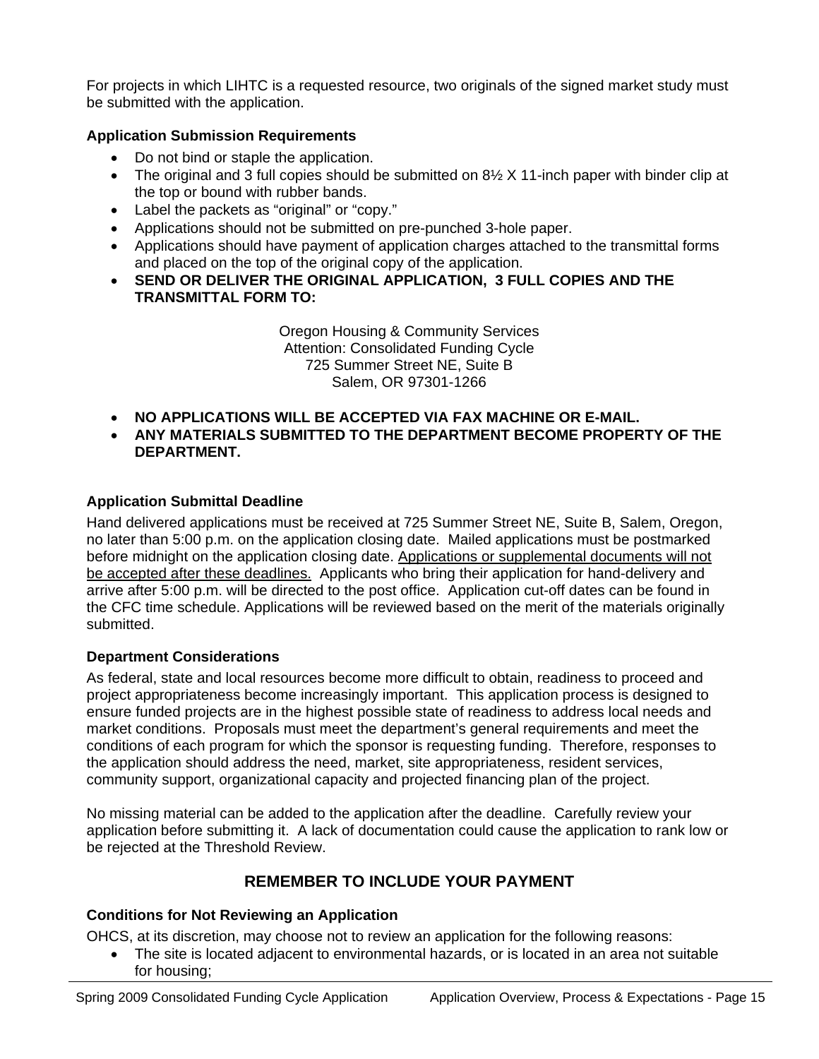For projects in which LIHTC is a requested resource, two originals of the signed market study must be submitted with the application.

**Application Submission Requirements**

- Do not bind or staple the application.
- The original and 3 full copies should be submitted on 8½ X 11-inch paper with binder clip at the top or bound with rubber bands.
- Label the packets as "original" or "copy."
- Applications should not be submitted on pre-punched 3-hole paper.
- Applications should have payment of application charges attached to the transmittal forms and placed on the top of the original copy of the application.
- **SEND OR DELIVER THE ORIGINAL APPLICATION, 3 FULL COPIES AND THE TRANSMITTAL FORM TO:**

Oregon Housing & Community Services
Attention: Consolidated Funding Cycle
725 Summer Street NE, Suite B
Salem, OR 97301-1266

- **NO APPLICATIONS WILL BE ACCEPTED VIA FAX MACHINE OR E-MAIL.**
- **ANY MATERIALS SUBMITTED TO THE DEPARTMENT BECOME PROPERTY OF THE DEPARTMENT.**

**Application Submittal Deadline**

Hand delivered applications must be received at 725 Summer Street NE, Suite B, Salem, Oregon, no later than 5:00 p.m. on the application closing date. Mailed applications must be postmarked before midnight on the application closing date. Applications or supplemental documents will not be accepted after these deadlines. Applicants who bring their application for hand-delivery and arrive after 5:00 p.m. will be directed to the post office. Application cut-off dates can be found in the CFC time schedule. Applications will be reviewed based on the merit of the materials originally submitted.

**Department Considerations**

As federal, state and local resources become more difficult to obtain, readiness to proceed and project appropriateness become increasingly important. This application process is designed to ensure funded projects are in the highest possible state of readiness to address local needs and market conditions. Proposals must meet the department's general requirements and meet the conditions of each program for which the sponsor is requesting funding. Therefore, responses to the application should address the need, market, site appropriateness, resident services, community support, organizational capacity and projected financing plan of the project.

No missing material can be added to the application after the deadline. Carefully review your application before submitting it. A lack of documentation could cause the application to rank low or be rejected at the Threshold Review.

## REMEMBER TO INCLUDE YOUR PAYMENT

**Conditions for Not Reviewing an Application**

OHCS, at its discretion, may choose not to review an application for the following reasons:

- The site is located adjacent to environmental hazards, or is located in an area not suitable for housing;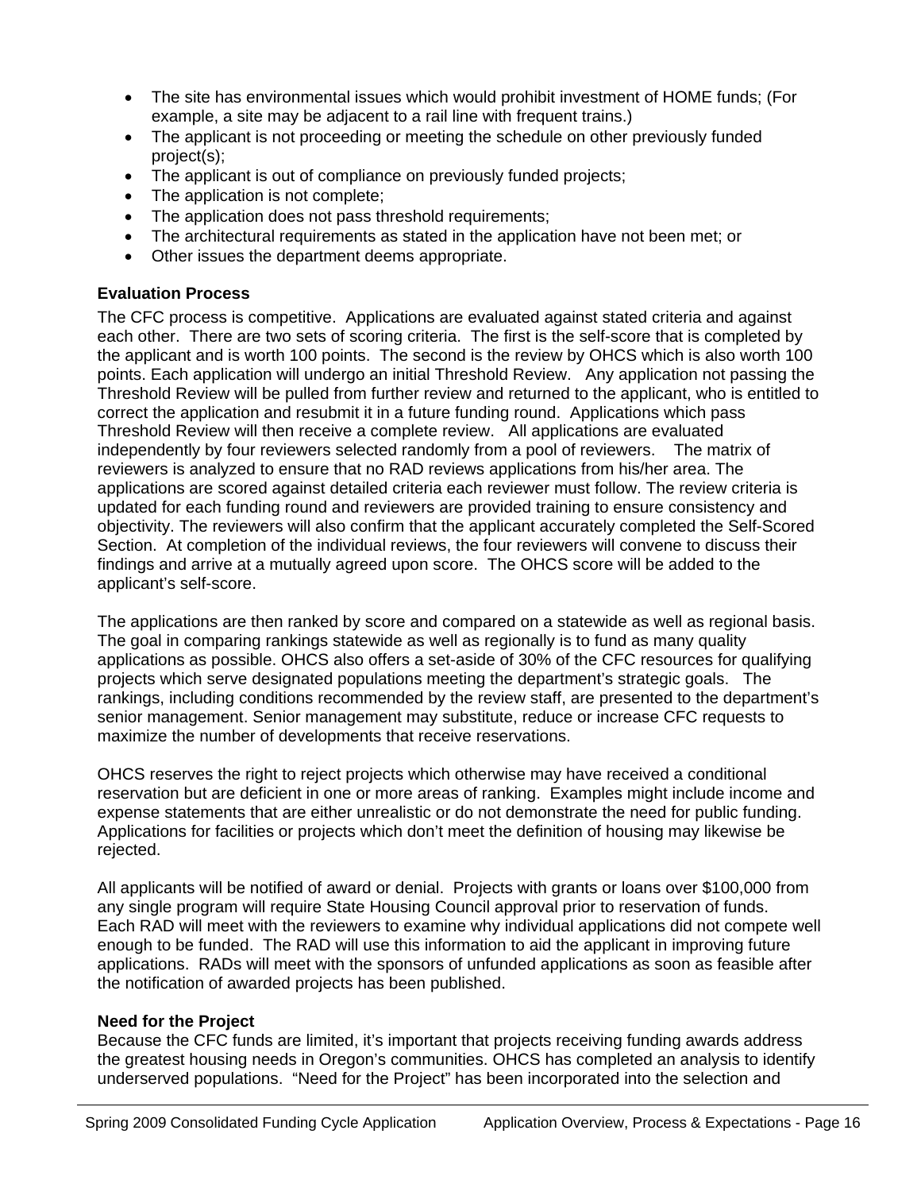- The site has environmental issues which would prohibit investment of HOME funds; (For example, a site may be adjacent to a rail line with frequent trains.)
- The applicant is not proceeding or meeting the schedule on other previously funded project(s);
- The applicant is out of compliance on previously funded projects;
- The application is not complete;
- The application does not pass threshold requirements;
- The architectural requirements as stated in the application have not been met; or
- Other issues the department deems appropriate.

**Evaluation Process**

The CFC process is competitive. Applications are evaluated against stated criteria and against each other. There are two sets of scoring criteria. The first is the self-score that is completed by the applicant and is worth 100 points. The second is the review by OHCS which is also worth 100 points. Each application will undergo an initial Threshold Review. Any application not passing the Threshold Review will be pulled from further review and returned to the applicant, who is entitled to correct the application and resubmit it in a future funding round. Applications which pass Threshold Review will then receive a complete review. All applications are evaluated independently by four reviewers selected randomly from a pool of reviewers. The matrix of reviewers is analyzed to ensure that no RAD reviews applications from his/her area. The applications are scored against detailed criteria each reviewer must follow. The review criteria is updated for each funding round and reviewers are provided training to ensure consistency and objectivity. The reviewers will also confirm that the applicant accurately completed the Self-Scored Section. At completion of the individual reviews, the four reviewers will convene to discuss their findings and arrive at a mutually agreed upon score. The OHCS score will be added to the applicant's self-score.

The applications are then ranked by score and compared on a statewide as well as regional basis. The goal in comparing rankings statewide as well as regionally is to fund as many quality applications as possible. OHCS also offers a set-aside of 30% of the CFC resources for qualifying projects which serve designated populations meeting the department's strategic goals. The rankings, including conditions recommended by the review staff, are presented to the department's senior management. Senior management may substitute, reduce or increase CFC requests to maximize the number of developments that receive reservations.

OHCS reserves the right to reject projects which otherwise may have received a conditional reservation but are deficient in one or more areas of ranking. Examples might include income and expense statements that are either unrealistic or do not demonstrate the need for public funding. Applications for facilities or projects which don't meet the definition of housing may likewise be rejected.

All applicants will be notified of award or denial. Projects with grants or loans over $100,000 from any single program will require State Housing Council approval prior to reservation of funds. Each RAD will meet with the reviewers to examine why individual applications did not compete well enough to be funded. The RAD will use this information to aid the applicant in improving future applications. RADs will meet with the sponsors of unfunded applications as soon as feasible after the notification of awarded projects has been published.

**Need for the Project**

Because the CFC funds are limited, it's important that projects receiving funding awards address the greatest housing needs in Oregon's communities. OHCS has completed an analysis to identify underserved populations. "Need for the Project" has been incorporated into the selection and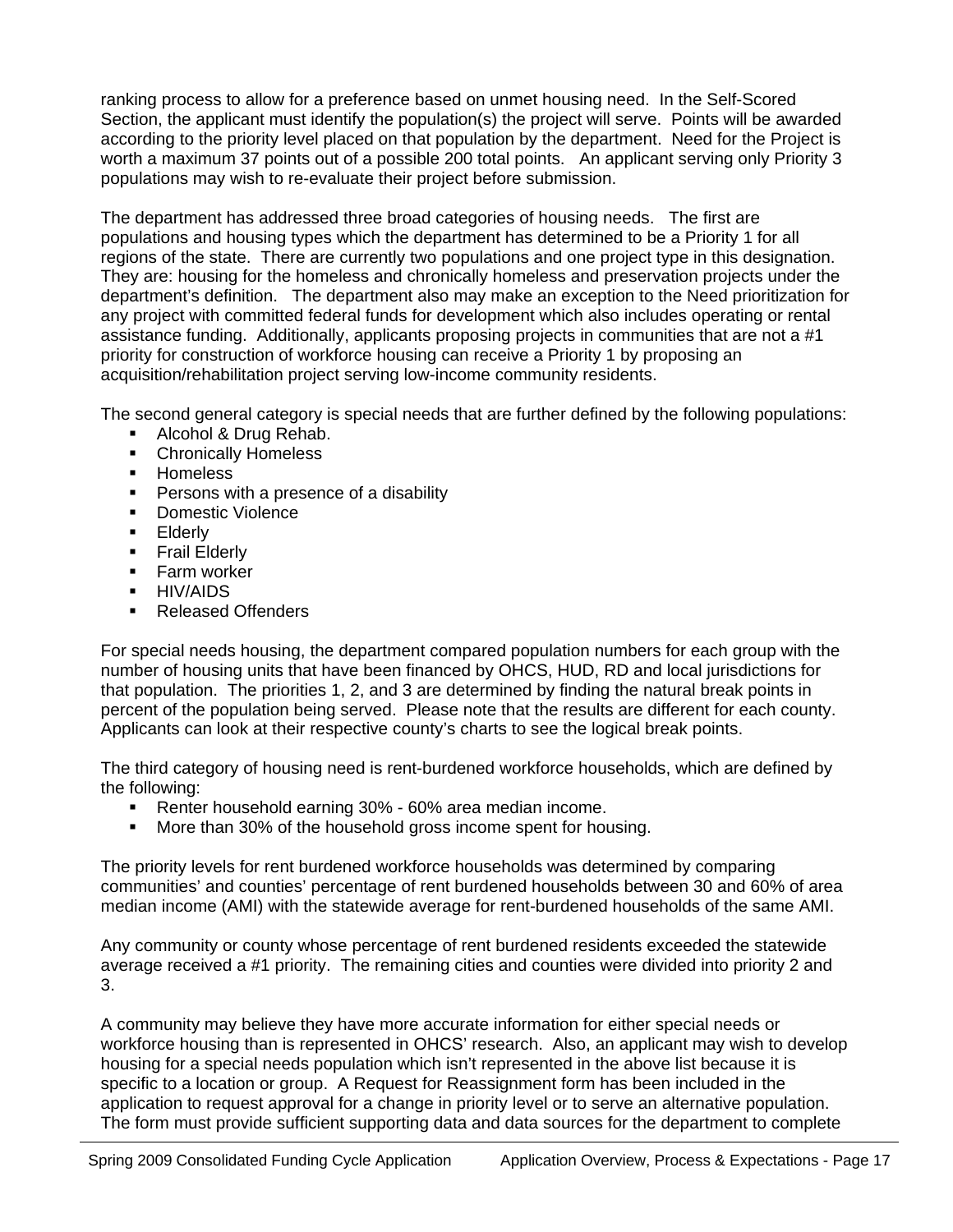ranking process to allow for a preference based on unmet housing need. In the Self-Scored Section, the applicant must identify the population(s) the project will serve. Points will be awarded according to the priority level placed on that population by the department. Need for the Project is worth a maximum 37 points out of a possible 200 total points. An applicant serving only Priority 3 populations may wish to re-evaluate their project before submission.

The department has addressed three broad categories of housing needs. The first are populations and housing types which the department has determined to be a Priority 1 for all regions of the state. There are currently two populations and one project type in this designation. They are: housing for the homeless and chronically homeless and preservation projects under the department's definition. The department also may make an exception to the Need prioritization for any project with committed federal funds for development which also includes operating or rental assistance funding. Additionally, applicants proposing projects in communities that are not a #1 priority for construction of workforce housing can receive a Priority 1 by proposing an acquisition/rehabilitation project serving low-income community residents.

The second general category is special needs that are further defined by the following populations:

- Alcohol & Drug Rehab.
- Chronically Homeless
- Homeless
- Persons with a presence of a disability
- Domestic Violence
- Elderly
- Frail Elderly
- Farm worker
- HIV/AIDS
- Released Offenders

For special needs housing, the department compared population numbers for each group with the number of housing units that have been financed by OHCS, HUD, RD and local jurisdictions for that population. The priorities 1, 2, and 3 are determined by finding the natural break points in percent of the population being served. Please note that the results are different for each county. Applicants can look at their respective county's charts to see the logical break points.

The third category of housing need is rent-burdened workforce households, which are defined by the following:

- Renter household earning 30% - 60% area median income.
- More than 30% of the household gross income spent for housing.

The priority levels for rent burdened workforce households was determined by comparing communities' and counties' percentage of rent burdened households between 30 and 60% of area median income (AMI) with the statewide average for rent-burdened households of the same AMI.

Any community or county whose percentage of rent burdened residents exceeded the statewide average received a #1 priority. The remaining cities and counties were divided into priority 2 and 3.

A community may believe they have more accurate information for either special needs or workforce housing than is represented in OHCS' research. Also, an applicant may wish to develop housing for a special needs population which isn't represented in the above list because it is specific to a location or group. A Request for Reassignment form has been included in the application to request approval for a change in priority level or to serve an alternative population. The form must provide sufficient supporting data and data sources for the department to complete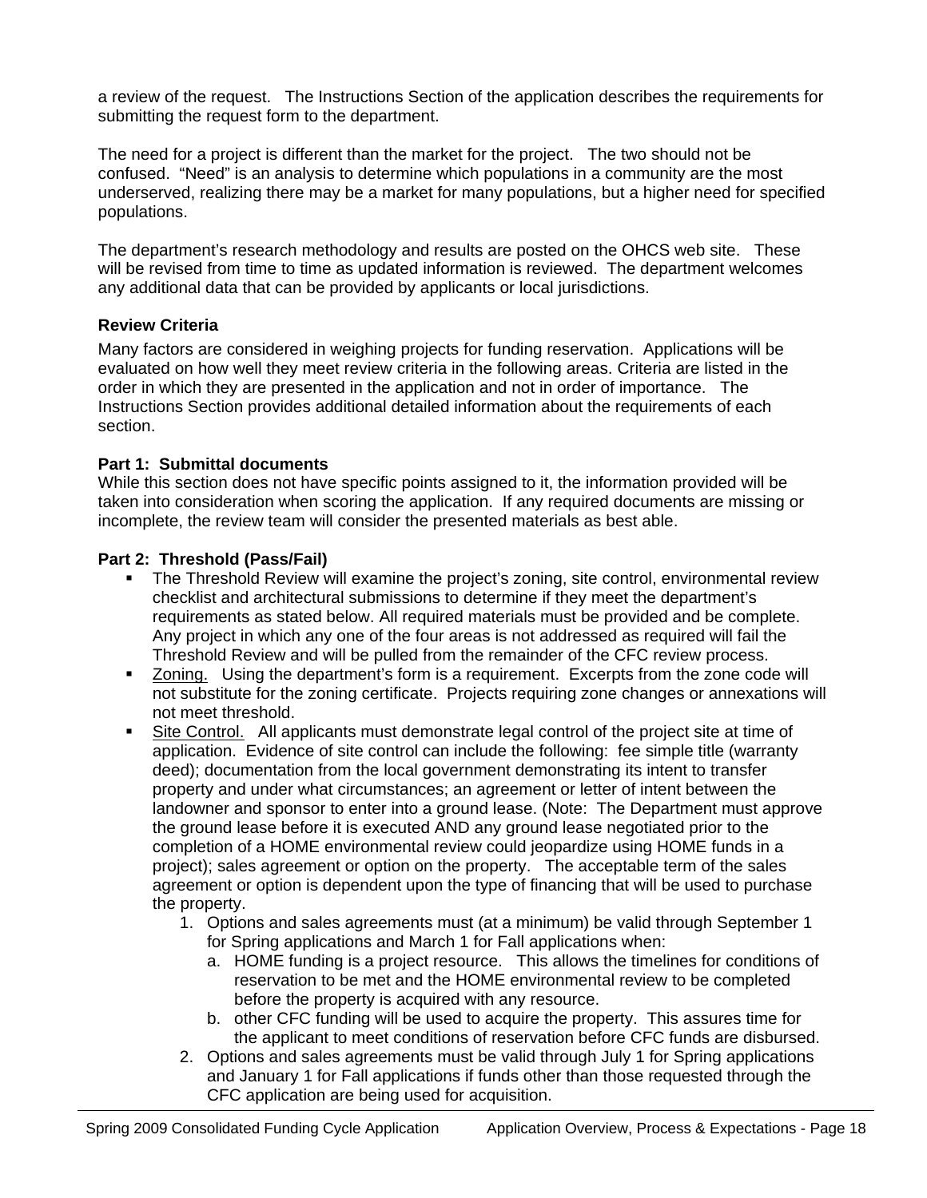a review of the request. The Instructions Section of the application describes the requirements for submitting the request form to the department.

The need for a project is different than the market for the project. The two should not be confused. "Need" is an analysis to determine which populations in a community are the most underserved, realizing there may be a market for many populations, but a higher need for specified populations.

The department's research methodology and results are posted on the OHCS web site. These will be revised from time to time as updated information is reviewed. The department welcomes any additional data that can be provided by applicants or local jurisdictions.

### Review Criteria

Many factors are considered in weighing projects for funding reservation. Applications will be evaluated on how well they meet review criteria in the following areas. Criteria are listed in the order in which they are presented in the application and not in order of importance. The Instructions Section provides additional detailed information about the requirements of each section.

**Part 1: Submittal documents**

While this section does not have specific points assigned to it, the information provided will be taken into consideration when scoring the application. If any required documents are missing or incomplete, the review team will consider the presented materials as best able.

**Part 2: Threshold (Pass/Fail)**

- The Threshold Review will examine the project's zoning, site control, environmental review checklist and architectural submissions to determine if they meet the department's requirements as stated below. All required materials must be provided and be complete. Any project in which any one of the four areas is not addressed as required will fail the Threshold Review and will be pulled from the remainder of the CFC review process.
- <u>Zoning.</u> Using the department's form is a requirement. Excerpts from the zone code will not substitute for the zoning certificate. Projects requiring zone changes or annexations will not meet threshold.
- <u>Site Control.</u> All applicants must demonstrate legal control of the project site at time of application. Evidence of site control can include the following: fee simple title (warranty deed); documentation from the local government demonstrating its intent to transfer property and under what circumstances; an agreement or letter of intent between the landowner and sponsor to enter into a ground lease. (Note: The Department must approve the ground lease before it is executed AND any ground lease negotiated prior to the completion of a HOME environmental review could jeopardize using HOME funds in a project); sales agreement or option on the property. The acceptable term of the sales agreement or option is dependent upon the type of financing that will be used to purchase the property.
    1. Options and sales agreements must (at a minimum) be valid through September 1 for Spring applications and March 1 for Fall applications when:
        a. HOME funding is a project resource. This allows the timelines for conditions of reservation to be met and the HOME environmental review to be completed before the property is acquired with any resource.
        b. other CFC funding will be used to acquire the property. This assures time for the applicant to meet conditions of reservation before CFC funds are disbursed.
    2. Options and sales agreements must be valid through July 1 for Spring applications and January 1 for Fall applications if funds other than those requested through the CFC application are being used for acquisition.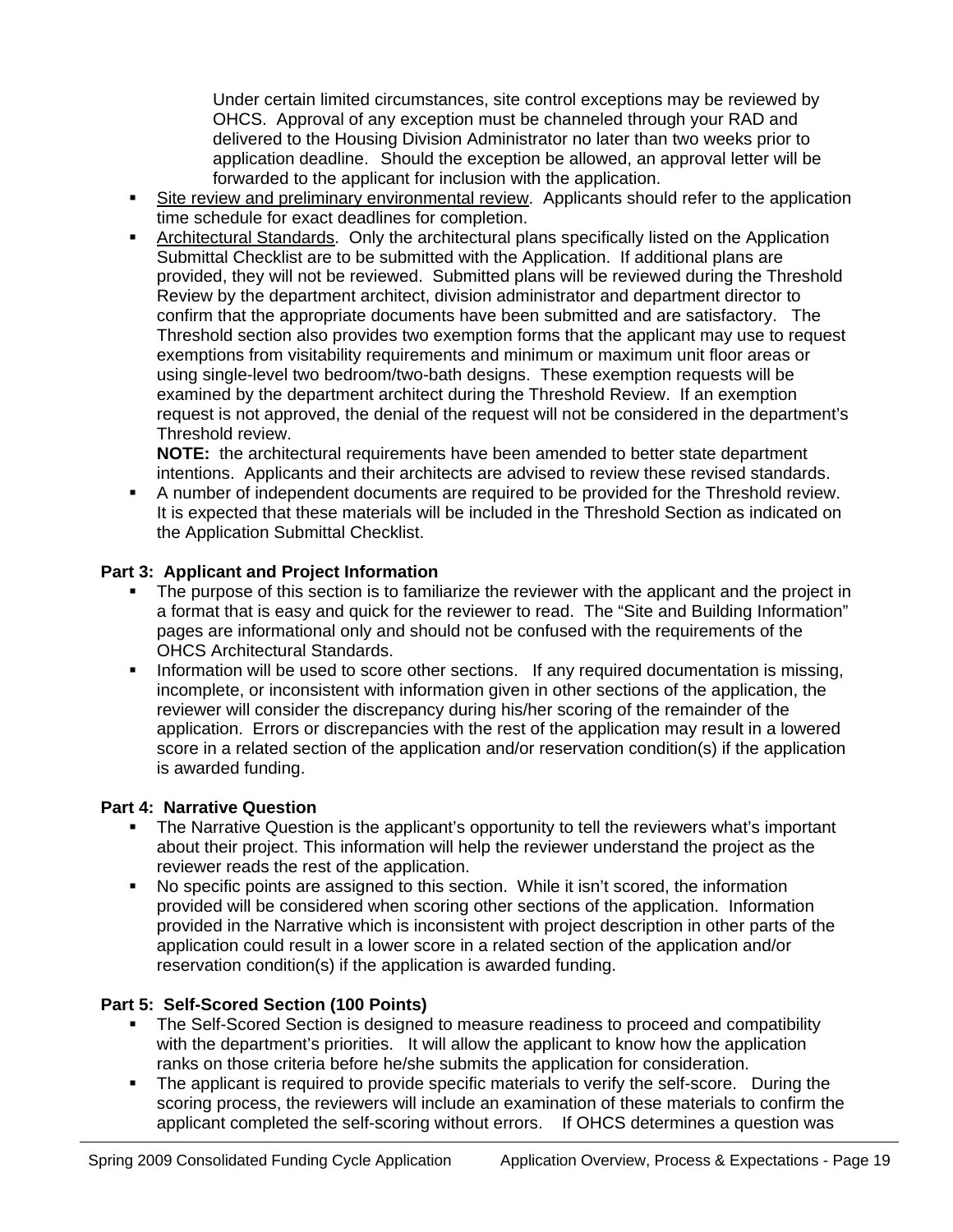Under certain limited circumstances, site control exceptions may be reviewed by OHCS. Approval of any exception must be channeled through your RAD and delivered to the Housing Division Administrator no later than two weeks prior to application deadline. Should the exception be allowed, an approval letter will be forwarded to the applicant for inclusion with the application.

- Site review and preliminary environmental review. Applicants should refer to the application time schedule for exact deadlines for completion.
- Architectural Standards. Only the architectural plans specifically listed on the Application Submittal Checklist are to be submitted with the Application. If additional plans are provided, they will not be reviewed. Submitted plans will be reviewed during the Threshold Review by the department architect, division administrator and department director to confirm that the appropriate documents have been submitted and are satisfactory. The Threshold section also provides two exemption forms that the applicant may use to request exemptions from visitability requirements and minimum or maximum unit floor areas or using single-level two bedroom/two-bath designs. These exemption requests will be examined by the department architect during the Threshold Review. If an exemption request is not approved, the denial of the request will not be considered in the department's Threshold review.
  **NOTE:** the architectural requirements have been amended to better state department intentions. Applicants and their architects are advised to review these revised standards.
- A number of independent documents are required to be provided for the Threshold review. It is expected that these materials will be included in the Threshold Section as indicated on the Application Submittal Checklist.

**Part 3: Applicant and Project Information**

- The purpose of this section is to familiarize the reviewer with the applicant and the project in a format that is easy and quick for the reviewer to read. The "Site and Building Information" pages are informational only and should not be confused with the requirements of the OHCS Architectural Standards.
- Information will be used to score other sections. If any required documentation is missing, incomplete, or inconsistent with information given in other sections of the application, the reviewer will consider the discrepancy during his/her scoring of the remainder of the application. Errors or discrepancies with the rest of the application may result in a lowered score in a related section of the application and/or reservation condition(s) if the application is awarded funding.

**Part 4: Narrative Question**

- The Narrative Question is the applicant's opportunity to tell the reviewers what's important about their project. This information will help the reviewer understand the project as the reviewer reads the rest of the application.
- No specific points are assigned to this section. While it isn't scored, the information provided will be considered when scoring other sections of the application. Information provided in the Narrative which is inconsistent with project description in other parts of the application could result in a lower score in a related section of the application and/or reservation condition(s) if the application is awarded funding.

**Part 5: Self-Scored Section (100 Points)**

- The Self-Scored Section is designed to measure readiness to proceed and compatibility with the department's priorities. It will allow the applicant to know how the application ranks on those criteria before he/she submits the application for consideration.
- The applicant is required to provide specific materials to verify the self-score. During the scoring process, the reviewers will include an examination of these materials to confirm the applicant completed the self-scoring without errors. If OHCS determines a question was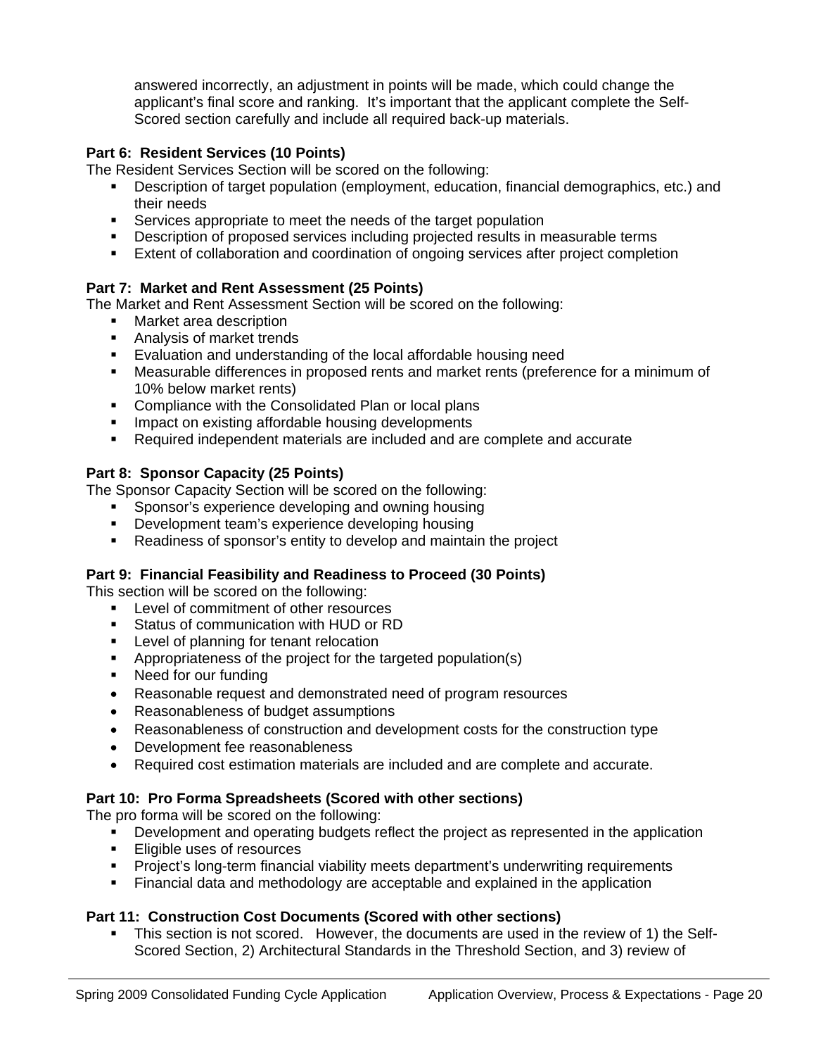answered incorrectly, an adjustment in points will be made, which could change the applicant's final score and ranking. It's important that the applicant complete the Self-Scored section carefully and include all required back-up materials.

**Part 6: Resident Services (10 Points)**

The Resident Services Section will be scored on the following:

- Description of target population (employment, education, financial demographics, etc.) and their needs
- Services appropriate to meet the needs of the target population
- Description of proposed services including projected results in measurable terms
- Extent of collaboration and coordination of ongoing services after project completion

**Part 7: Market and Rent Assessment (25 Points)**

The Market and Rent Assessment Section will be scored on the following:

- Market area description
- Analysis of market trends
- Evaluation and understanding of the local affordable housing need
- Measurable differences in proposed rents and market rents (preference for a minimum of 10% below market rents)
- Compliance with the Consolidated Plan or local plans
- Impact on existing affordable housing developments
- Required independent materials are included and are complete and accurate

**Part 8: Sponsor Capacity (25 Points)**

The Sponsor Capacity Section will be scored on the following:

- Sponsor's experience developing and owning housing
- Development team's experience developing housing
- Readiness of sponsor's entity to develop and maintain the project

**Part 9: Financial Feasibility and Readiness to Proceed (30 Points)**

This section will be scored on the following:

- Level of commitment of other resources
- Status of communication with HUD or RD
- Level of planning for tenant relocation
- Appropriateness of the project for the targeted population(s)
- Need for our funding
- Reasonable request and demonstrated need of program resources
- Reasonableness of budget assumptions
- Reasonableness of construction and development costs for the construction type
- Development fee reasonableness
- Required cost estimation materials are included and are complete and accurate.

**Part 10: Pro Forma Spreadsheets (Scored with other sections)**

The pro forma will be scored on the following:

- Development and operating budgets reflect the project as represented in the application
- Eligible uses of resources
- Project's long-term financial viability meets department's underwriting requirements
- Financial data and methodology are acceptable and explained in the application

**Part 11: Construction Cost Documents (Scored with other sections)**

- This section is not scored. However, the documents are used in the review of 1) the Self-Scored Section, 2) Architectural Standards in the Threshold Section, and 3) review of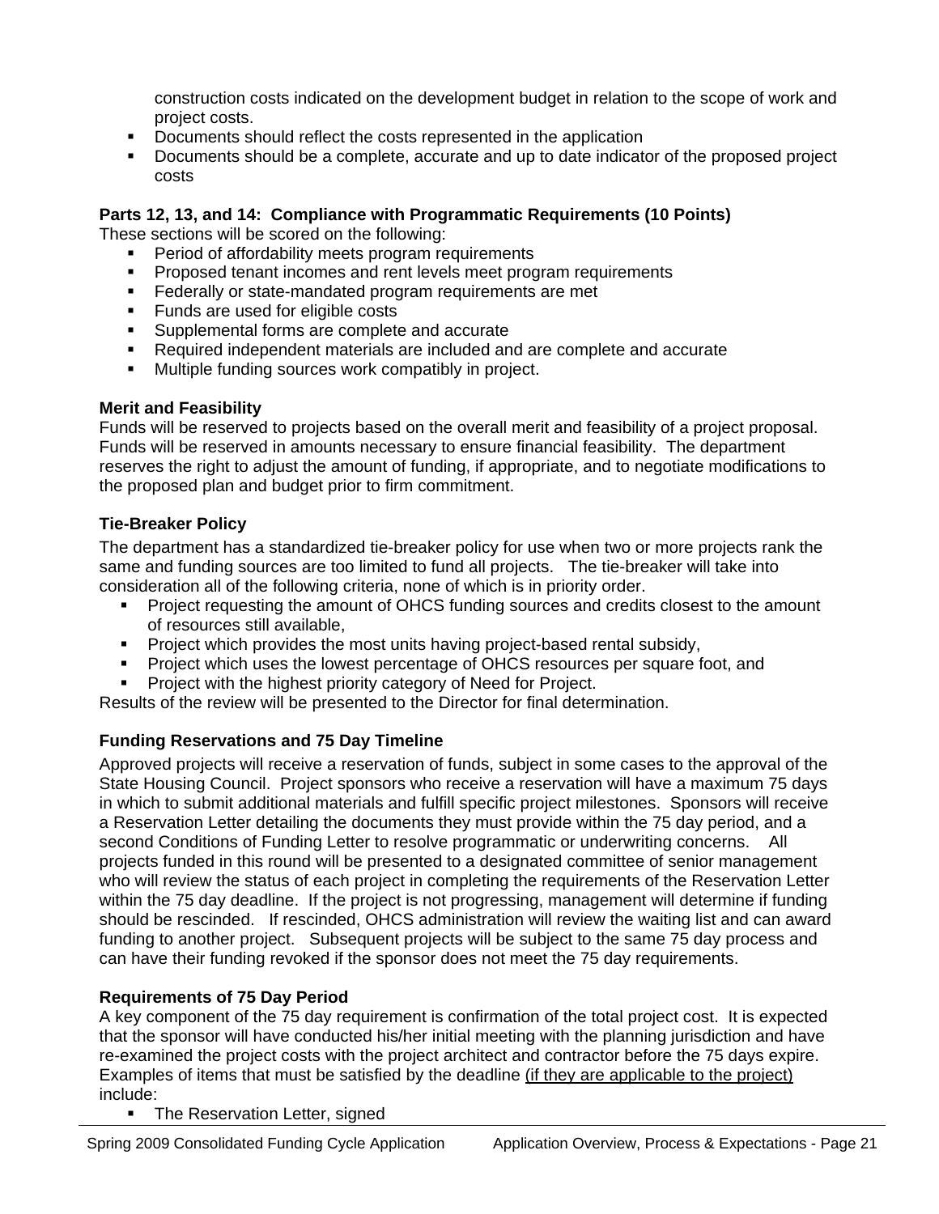construction costs indicated on the development budget in relation to the scope of work and project costs.

- Documents should reflect the costs represented in the application
- Documents should be a complete, accurate and up to date indicator of the proposed project costs

**Parts 12, 13, and 14: Compliance with Programmatic Requirements (10 Points)**

These sections will be scored on the following:

- Period of affordability meets program requirements
- Proposed tenant incomes and rent levels meet program requirements
- Federally or state-mandated program requirements are met
- Funds are used for eligible costs
- Supplemental forms are complete and accurate
- Required independent materials are included and are complete and accurate
- Multiple funding sources work compatibly in project.

**Merit and Feasibility**

Funds will be reserved to projects based on the overall merit and feasibility of a project proposal. Funds will be reserved in amounts necessary to ensure financial feasibility. The department reserves the right to adjust the amount of funding, if appropriate, and to negotiate modifications to the proposed plan and budget prior to firm commitment.

**Tie-Breaker Policy**

The department has a standardized tie-breaker policy for use when two or more projects rank the same and funding sources are too limited to fund all projects. The tie-breaker will take into consideration all of the following criteria, none of which is in priority order.

- Project requesting the amount of OHCS funding sources and credits closest to the amount of resources still available,
- Project which provides the most units having project-based rental subsidy,
- Project which uses the lowest percentage of OHCS resources per square foot, and
- Project with the highest priority category of Need for Project.

Results of the review will be presented to the Director for final determination.

**Funding Reservations and 75 Day Timeline**

Approved projects will receive a reservation of funds, subject in some cases to the approval of the State Housing Council. Project sponsors who receive a reservation will have a maximum 75 days in which to submit additional materials and fulfill specific project milestones. Sponsors will receive a Reservation Letter detailing the documents they must provide within the 75 day period, and a second Conditions of Funding Letter to resolve programmatic or underwriting concerns. All projects funded in this round will be presented to a designated committee of senior management who will review the status of each project in completing the requirements of the Reservation Letter within the 75 day deadline. If the project is not progressing, management will determine if funding should be rescinded. If rescinded, OHCS administration will review the waiting list and can award funding to another project. Subsequent projects will be subject to the same 75 day process and can have their funding revoked if the sponsor does not meet the 75 day requirements.

**Requirements of 75 Day Period**

A key component of the 75 day requirement is confirmation of the total project cost. It is expected that the sponsor will have conducted his/her initial meeting with the planning jurisdiction and have re-examined the project costs with the project architect and contractor before the 75 days expire. Examples of items that must be satisfied by the deadline <u>(if they are applicable to the project)</u> include:

- The Reservation Letter, signed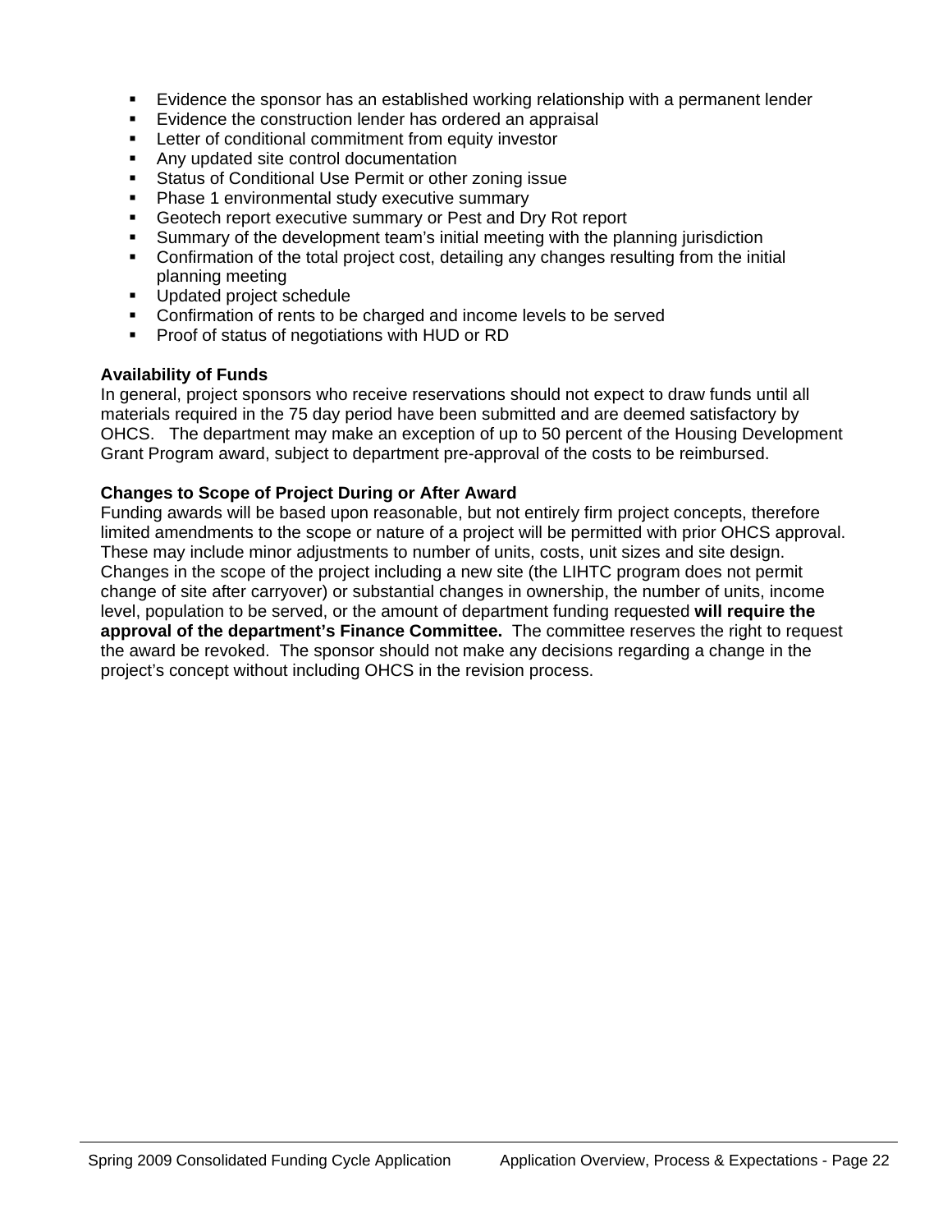- Evidence the sponsor has an established working relationship with a permanent lender
- Evidence the construction lender has ordered an appraisal
- Letter of conditional commitment from equity investor
- Any updated site control documentation
- Status of Conditional Use Permit or other zoning issue
- Phase 1 environmental study executive summary
- Geotech report executive summary or Pest and Dry Rot report
- Summary of the development team's initial meeting with the planning jurisdiction
- Confirmation of the total project cost, detailing any changes resulting from the initial planning meeting
- Updated project schedule
- Confirmation of rents to be charged and income levels to be served
- Proof of status of negotiations with HUD or RD

**Availability of Funds**

In general, project sponsors who receive reservations should not expect to draw funds until all materials required in the 75 day period have been submitted and are deemed satisfactory by OHCS. The department may make an exception of up to 50 percent of the Housing Development Grant Program award, subject to department pre-approval of the costs to be reimbursed.

**Changes to Scope of Project During or After Award**

Funding awards will be based upon reasonable, but not entirely firm project concepts, therefore limited amendments to the scope or nature of a project will be permitted with prior OHCS approval. These may include minor adjustments to number of units, costs, unit sizes and site design. Changes in the scope of the project including a new site (the LIHTC program does not permit change of site after carryover) or substantial changes in ownership, the number of units, income level, population to be served, or the amount of department funding requested **will require the approval of the department's Finance Committee.** The committee reserves the right to request the award be revoked. The sponsor should not make any decisions regarding a change in the project's concept without including OHCS in the revision process.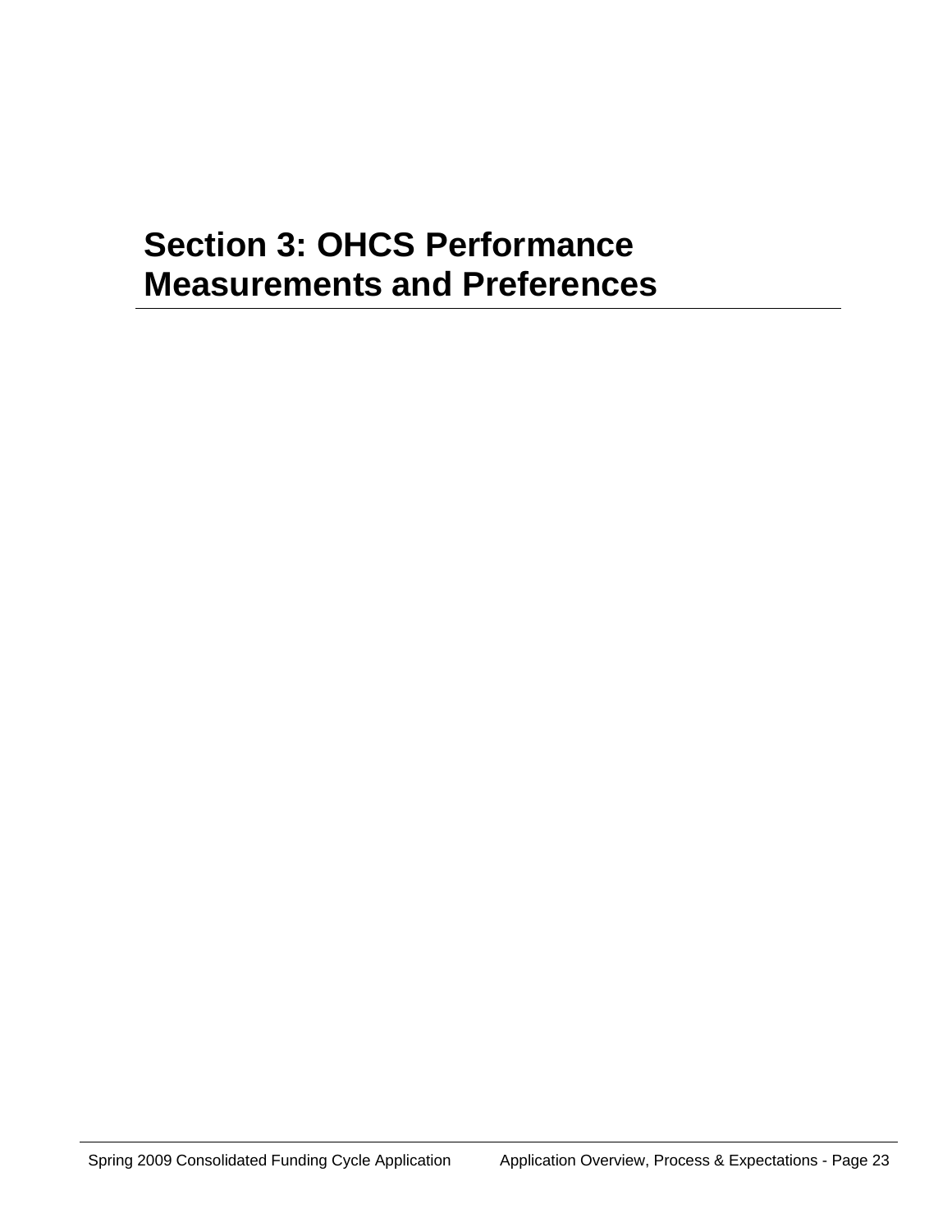# Section 3: OHCS Performance Measurements and Preferences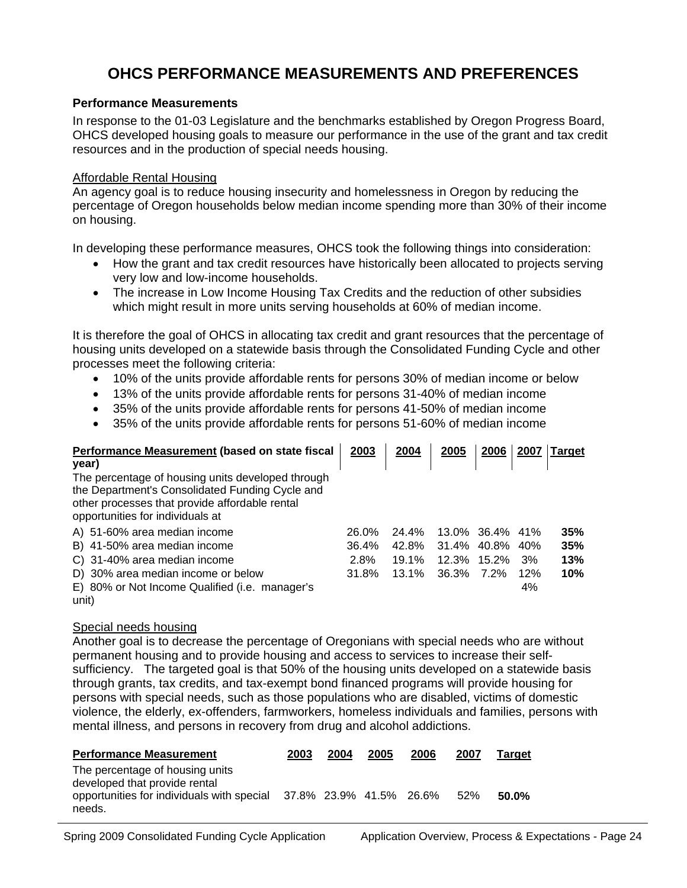# OHCS PERFORMANCE MEASUREMENTS AND PREFERENCES

**Performance Measurements**

In response to the 01-03 Legislature and the benchmarks established by Oregon Progress Board, OHCS developed housing goals to measure our performance in the use of the grant and tax credit resources and in the production of special needs housing.

Affordable Rental Housing

An agency goal is to reduce housing insecurity and homelessness in Oregon by reducing the percentage of Oregon households below median income spending more than 30% of their income on housing.

In developing these performance measures, OHCS took the following things into consideration:

- How the grant and tax credit resources have historically been allocated to projects serving very low and low-income households.
- The increase in Low Income Housing Tax Credits and the reduction of other subsidies which might result in more units serving households at 60% of median income.

It is therefore the goal of OHCS in allocating tax credit and grant resources that the percentage of housing units developed on a statewide basis through the Consolidated Funding Cycle and other processes meet the following criteria:

- 10% of the units provide affordable rents for persons 30% of median income or below
- 13% of the units provide affordable rents for persons 31-40% of median income
- 35% of the units provide affordable rents for persons 41-50% of median income
- 35% of the units provide affordable rents for persons 51-60% of median income

| **Performance Measurement** (based on state fiscal year) | 2003 | 2004 | 2005 | 2006 | 2007 | Target |
|---|---|---|---|---|---|---|
| The percentage of housing units developed through the Department's Consolidated Funding Cycle and other processes that provide affordable rental opportunities for individuals at | | | | | | |
| A) 51-60% area median income | 26.0% | 24.4% | 13.0% | 36.4% | 41% | **35%** |
| B) 41-50% area median income | 36.4% | 42.8% | 31.4% | 40.8% | 40% | **35%** |
| C) 31-40% area median income | 2.8% | 19.1% | 12.3% | 15.2% | 3% | **13%** |
| D) 30% area median income or below | 31.8% | 13.1% | 36.3% | 7.2% | 12% | **10%** |
| E) 80% or Not Income Qualified (i.e. manager's unit) | | | | | 4% | |

Special needs housing

Another goal is to decrease the percentage of Oregonians with special needs who are without permanent housing and to provide housing and access to services to increase their self-sufficiency. The targeted goal is that 50% of the housing units developed on a statewide basis through grants, tax credits, and tax-exempt bond financed programs will provide housing for persons with special needs, such as those populations who are disabled, victims of domestic violence, the elderly, ex-offenders, farmworkers, homeless individuals and families, persons with mental illness, and persons in recovery from drug and alcohol addictions.

| Performance Measurement | 2003 | 2004 | 2005 | 2006 | 2007 | Target |
|---|---|---|---|---|---|---|
| The percentage of housing units developed that provide rental opportunities for individuals with special needs. | 37.8% | 23.9% | 41.5% | 26.6% | 52% | **50.0%** |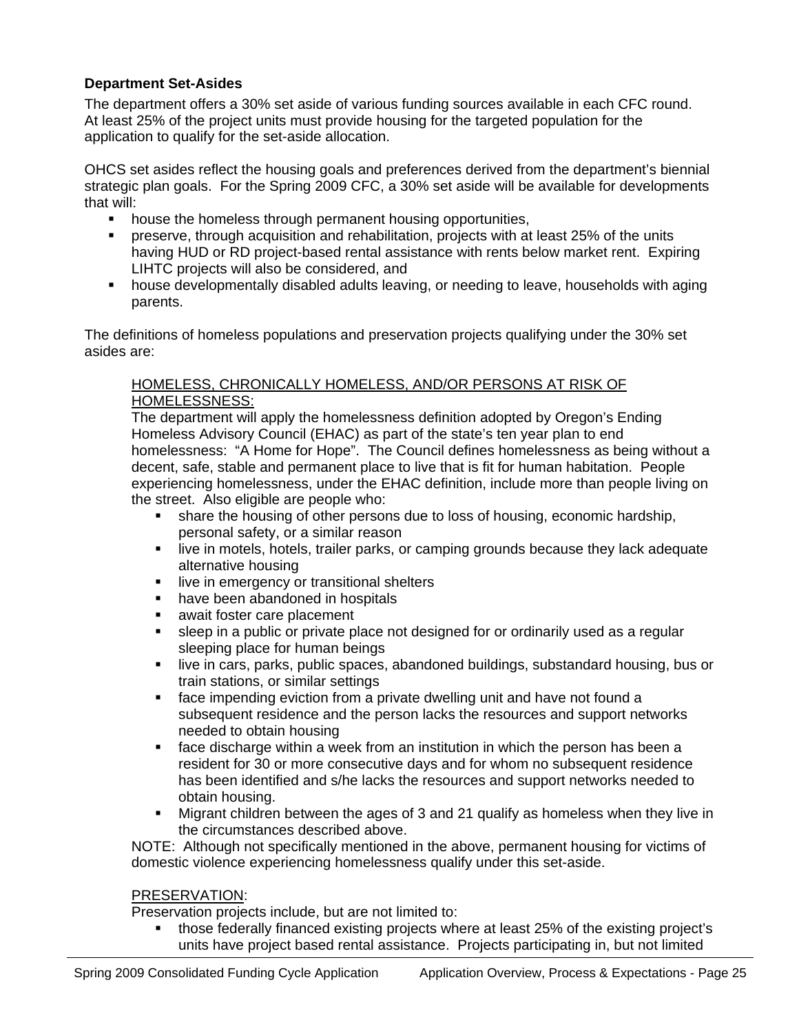**Department Set-Asides**

The department offers a 30% set aside of various funding sources available in each CFC round. At least 25% of the project units must provide housing for the targeted population for the application to qualify for the set-aside allocation.

OHCS set asides reflect the housing goals and preferences derived from the department's biennial strategic plan goals. For the Spring 2009 CFC, a 30% set aside will be available for developments that will:

- house the homeless through permanent housing opportunities,
- preserve, through acquisition and rehabilitation, projects with at least 25% of the units having HUD or RD project-based rental assistance with rents below market rent. Expiring LIHTC projects will also be considered, and
- house developmentally disabled adults leaving, or needing to leave, households with aging parents.

The definitions of homeless populations and preservation projects qualifying under the 30% set asides are:

<u>HOMELESS, CHRONICALLY HOMELESS, AND/OR PERSONS AT RISK OF HOMELESSNESS:</u>

The department will apply the homelessness definition adopted by Oregon's Ending Homeless Advisory Council (EHAC) as part of the state's ten year plan to end homelessness: "A Home for Hope". The Council defines homelessness as being without a decent, safe, stable and permanent place to live that is fit for human habitation. People experiencing homelessness, under the EHAC definition, include more than people living on the street. Also eligible are people who:

- share the housing of other persons due to loss of housing, economic hardship, personal safety, or a similar reason
- live in motels, hotels, trailer parks, or camping grounds because they lack adequate alternative housing
- live in emergency or transitional shelters
- have been abandoned in hospitals
- await foster care placement
- sleep in a public or private place not designed for or ordinarily used as a regular sleeping place for human beings
- live in cars, parks, public spaces, abandoned buildings, substandard housing, bus or train stations, or similar settings
- face impending eviction from a private dwelling unit and have not found a subsequent residence and the person lacks the resources and support networks needed to obtain housing
- face discharge within a week from an institution in which the person has been a resident for 30 or more consecutive days and for whom no subsequent residence has been identified and s/he lacks the resources and support networks needed to obtain housing.
- Migrant children between the ages of 3 and 21 qualify as homeless when they live in the circumstances described above.

NOTE: Although not specifically mentioned in the above, permanent housing for victims of domestic violence experiencing homelessness qualify under this set-aside.

<u>PRESERVATION</u>:

Preservation projects include, but are not limited to:

- those federally financed existing projects where at least 25% of the existing project's units have project based rental assistance. Projects participating in, but not limited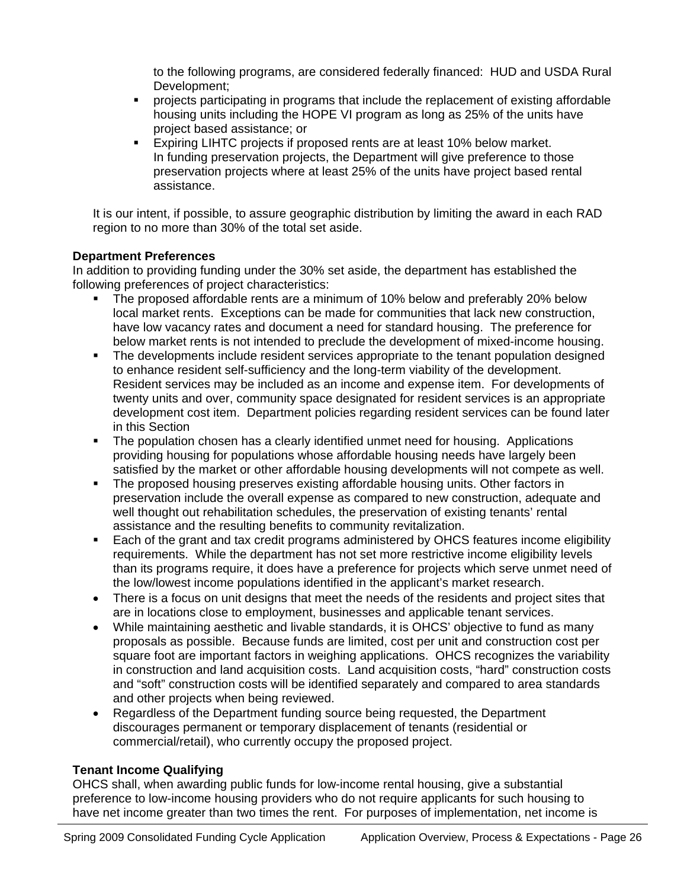to the following programs, are considered federally financed: HUD and USDA Rural Development;

- projects participating in programs that include the replacement of existing affordable housing units including the HOPE VI program as long as 25% of the units have project based assistance; or
- Expiring LIHTC projects if proposed rents are at least 10% below market.
  In funding preservation projects, the Department will give preference to those preservation projects where at least 25% of the units have project based rental assistance.

It is our intent, if possible, to assure geographic distribution by limiting the award in each RAD region to no more than 30% of the total set aside.

**Department Preferences**

In addition to providing funding under the 30% set aside, the department has established the following preferences of project characteristics:

- The proposed affordable rents are a minimum of 10% below and preferably 20% below local market rents. Exceptions can be made for communities that lack new construction, have low vacancy rates and document a need for standard housing. The preference for below market rents is not intended to preclude the development of mixed-income housing.
- The developments include resident services appropriate to the tenant population designed to enhance resident self-sufficiency and the long-term viability of the development. Resident services may be included as an income and expense item. For developments of twenty units and over, community space designated for resident services is an appropriate development cost item. Department policies regarding resident services can be found later in this Section
- The population chosen has a clearly identified unmet need for housing. Applications providing housing for populations whose affordable housing needs have largely been satisfied by the market or other affordable housing developments will not compete as well.
- The proposed housing preserves existing affordable housing units. Other factors in preservation include the overall expense as compared to new construction, adequate and well thought out rehabilitation schedules, the preservation of existing tenants' rental assistance and the resulting benefits to community revitalization.
- Each of the grant and tax credit programs administered by OHCS features income eligibility requirements. While the department has not set more restrictive income eligibility levels than its programs require, it does have a preference for projects which serve unmet need of the low/lowest income populations identified in the applicant's market research.
- There is a focus on unit designs that meet the needs of the residents and project sites that are in locations close to employment, businesses and applicable tenant services.
- While maintaining aesthetic and livable standards, it is OHCS' objective to fund as many proposals as possible. Because funds are limited, cost per unit and construction cost per square foot are important factors in weighing applications. OHCS recognizes the variability in construction and land acquisition costs. Land acquisition costs, "hard" construction costs and "soft" construction costs will be identified separately and compared to area standards and other projects when being reviewed.
- Regardless of the Department funding source being requested, the Department discourages permanent or temporary displacement of tenants (residential or commercial/retail), who currently occupy the proposed project.

**Tenant Income Qualifying**

OHCS shall, when awarding public funds for low-income rental housing, give a substantial preference to low-income housing providers who do not require applicants for such housing to have net income greater than two times the rent. For purposes of implementation, net income is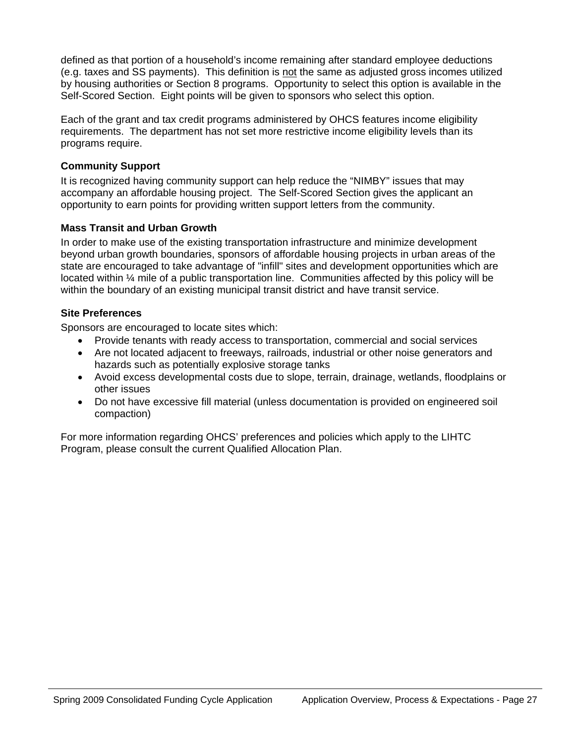defined as that portion of a household's income remaining after standard employee deductions (e.g. taxes and SS payments). This definition is <u>not</u> the same as adjusted gross incomes utilized by housing authorities or Section 8 programs. Opportunity to select this option is available in the Self-Scored Section. Eight points will be given to sponsors who select this option.

Each of the grant and tax credit programs administered by OHCS features income eligibility requirements. The department has not set more restrictive income eligibility levels than its programs require.

### Community Support

It is recognized having community support can help reduce the "NIMBY" issues that may accompany an affordable housing project. The Self-Scored Section gives the applicant an opportunity to earn points for providing written support letters from the community.

### Mass Transit and Urban Growth

In order to make use of the existing transportation infrastructure and minimize development beyond urban growth boundaries, sponsors of affordable housing projects in urban areas of the state are encouraged to take advantage of "infill" sites and development opportunities which are located within ¼ mile of a public transportation line. Communities affected by this policy will be within the boundary of an existing municipal transit district and have transit service.

### Site Preferences

Sponsors are encouraged to locate sites which:

- Provide tenants with ready access to transportation, commercial and social services
- Are not located adjacent to freeways, railroads, industrial or other noise generators and hazards such as potentially explosive storage tanks
- Avoid excess developmental costs due to slope, terrain, drainage, wetlands, floodplains or other issues
- Do not have excessive fill material (unless documentation is provided on engineered soil compaction)

For more information regarding OHCS' preferences and policies which apply to the LIHTC Program, please consult the current Qualified Allocation Plan.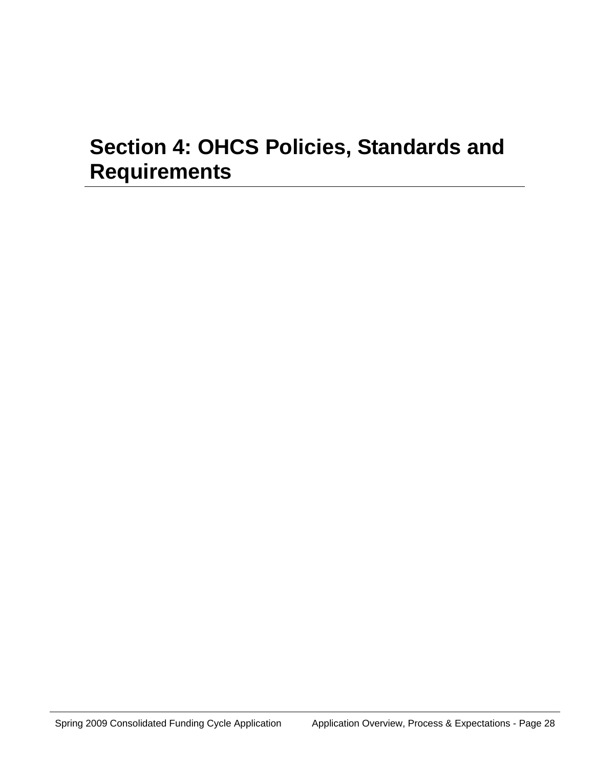# Section 4: OHCS Policies, Standards and Requirements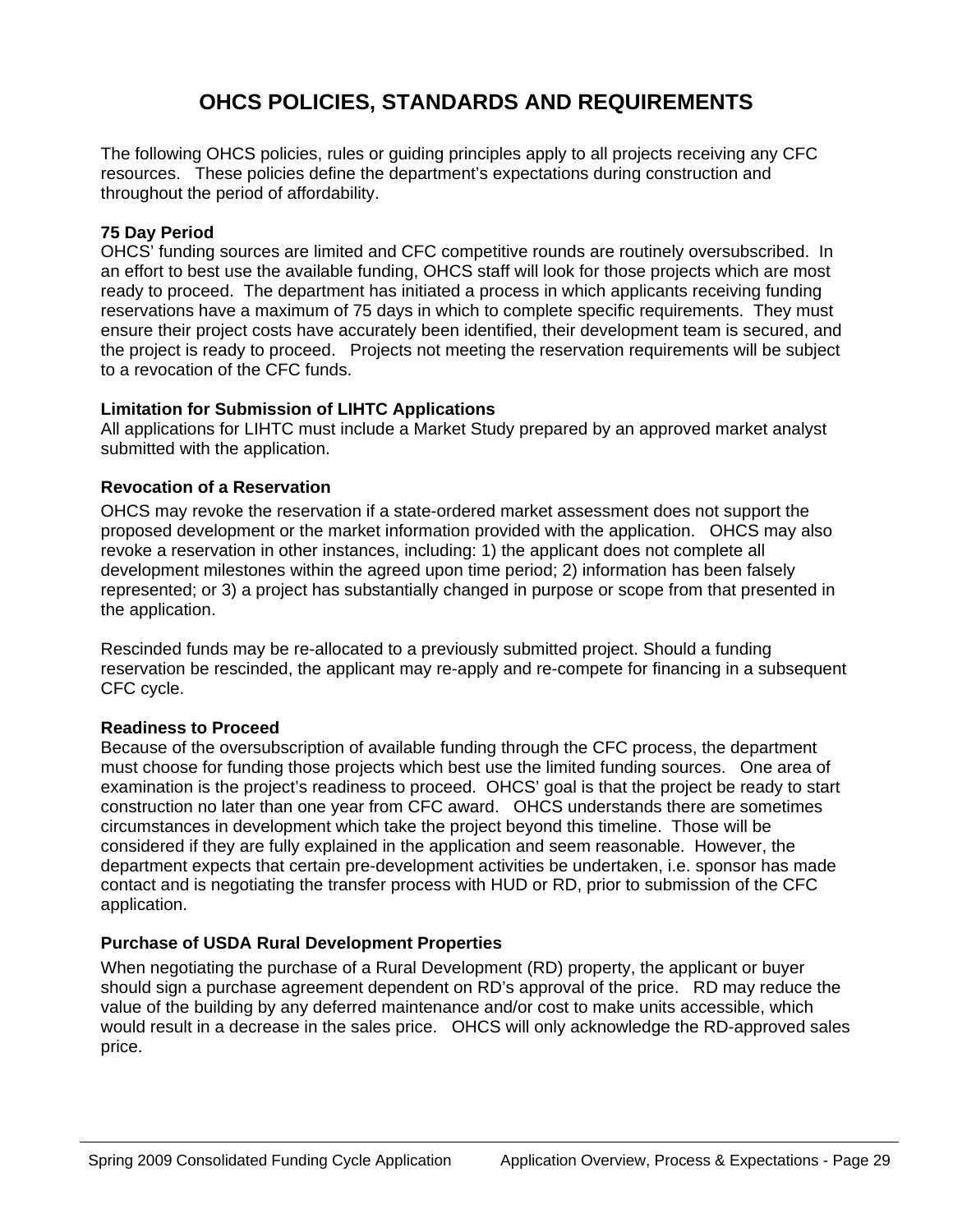# OHCS POLICIES, STANDARDS AND REQUIREMENTS

The following OHCS policies, rules or guiding principles apply to all projects receiving any CFC resources. These policies define the department's expectations during construction and throughout the period of affordability.

**75 Day Period**
OHCS' funding sources are limited and CFC competitive rounds are routinely oversubscribed. In an effort to best use the available funding, OHCS staff will look for those projects which are most ready to proceed. The department has initiated a process in which applicants receiving funding reservations have a maximum of 75 days in which to complete specific requirements. They must ensure their project costs have accurately been identified, their development team is secured, and the project is ready to proceed. Projects not meeting the reservation requirements will be subject to a revocation of the CFC funds.

**Limitation for Submission of LIHTC Applications**
All applications for LIHTC must include a Market Study prepared by an approved market analyst submitted with the application.

**Revocation of a Reservation**

OHCS may revoke the reservation if a state-ordered market assessment does not support the proposed development or the market information provided with the application. OHCS may also revoke a reservation in other instances, including: 1) the applicant does not complete all development milestones within the agreed upon time period; 2) information has been falsely represented; or 3) a project has substantially changed in purpose or scope from that presented in the application.

Rescinded funds may be re-allocated to a previously submitted project. Should a funding reservation be rescinded, the applicant may re-apply and re-compete for financing in a subsequent CFC cycle.

**Readiness to Proceed**
Because of the oversubscription of available funding through the CFC process, the department must choose for funding those projects which best use the limited funding sources. One area of examination is the project's readiness to proceed. OHCS' goal is that the project be ready to start construction no later than one year from CFC award. OHCS understands there are sometimes circumstances in development which take the project beyond this timeline. Those will be considered if they are fully explained in the application and seem reasonable. However, the department expects that certain pre-development activities be undertaken, i.e. sponsor has made contact and is negotiating the transfer process with HUD or RD, prior to submission of the CFC application.

**Purchase of USDA Rural Development Properties**

When negotiating the purchase of a Rural Development (RD) property, the applicant or buyer should sign a purchase agreement dependent on RD's approval of the price. RD may reduce the value of the building by any deferred maintenance and/or cost to make units accessible, which would result in a decrease in the sales price. OHCS will only acknowledge the RD-approved sales price.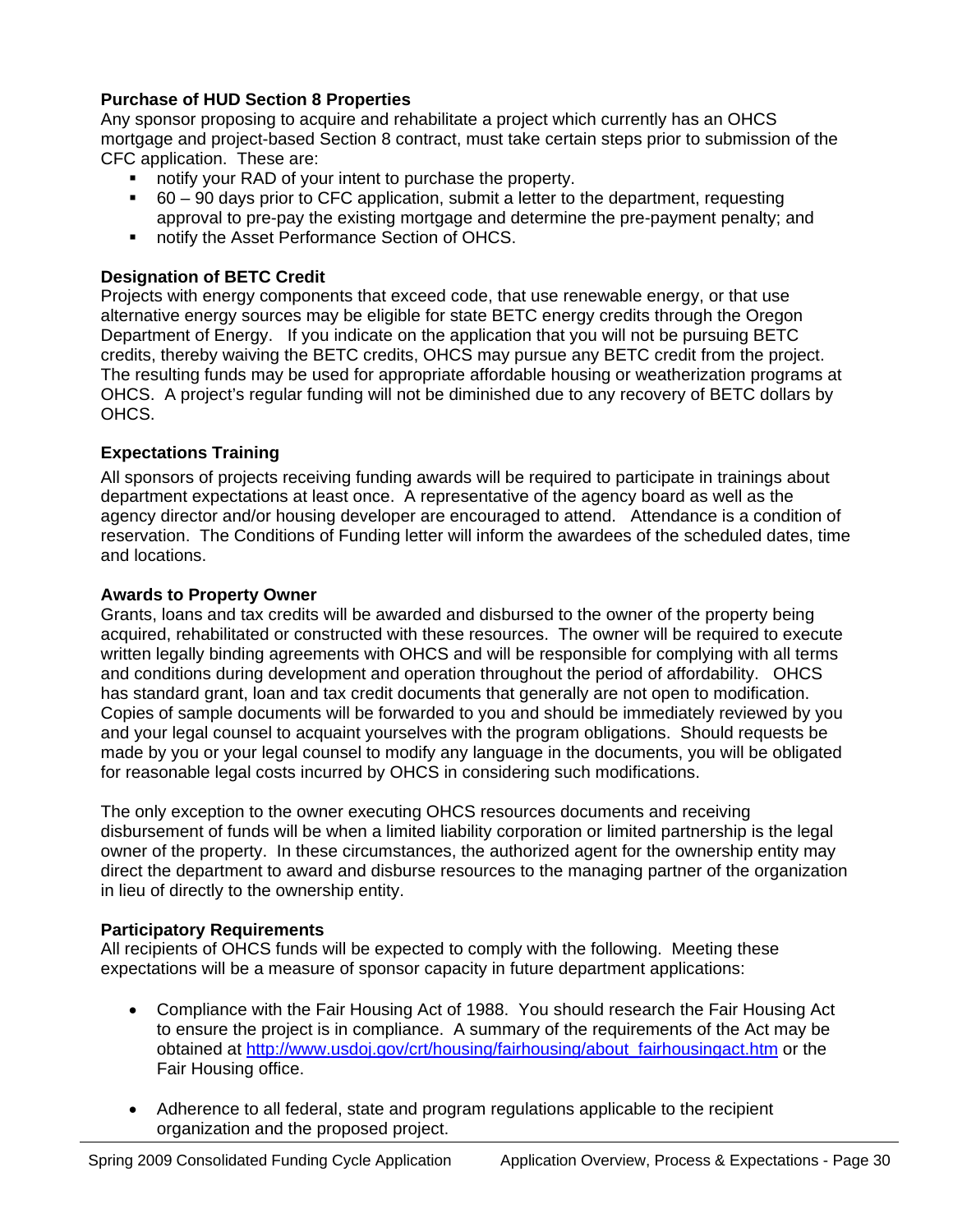**Purchase of HUD Section 8 Properties**

Any sponsor proposing to acquire and rehabilitate a project which currently has an OHCS mortgage and project-based Section 8 contract, must take certain steps prior to submission of the CFC application. These are:

- notify your RAD of your intent to purchase the property.
- 60 – 90 days prior to CFC application, submit a letter to the department, requesting approval to pre-pay the existing mortgage and determine the pre-payment penalty; and
- notify the Asset Performance Section of OHCS.

**Designation of BETC Credit**

Projects with energy components that exceed code, that use renewable energy, or that use alternative energy sources may be eligible for state BETC energy credits through the Oregon Department of Energy. If you indicate on the application that you will not be pursuing BETC credits, thereby waiving the BETC credits, OHCS may pursue any BETC credit from the project. The resulting funds may be used for appropriate affordable housing or weatherization programs at OHCS. A project's regular funding will not be diminished due to any recovery of BETC dollars by OHCS.

**Expectations Training**

All sponsors of projects receiving funding awards will be required to participate in trainings about department expectations at least once. A representative of the agency board as well as the agency director and/or housing developer are encouraged to attend. Attendance is a condition of reservation. The Conditions of Funding letter will inform the awardees of the scheduled dates, time and locations.

**Awards to Property Owner**

Grants, loans and tax credits will be awarded and disbursed to the owner of the property being acquired, rehabilitated or constructed with these resources. The owner will be required to execute written legally binding agreements with OHCS and will be responsible for complying with all terms and conditions during development and operation throughout the period of affordability. OHCS has standard grant, loan and tax credit documents that generally are not open to modification. Copies of sample documents will be forwarded to you and should be immediately reviewed by you and your legal counsel to acquaint yourselves with the program obligations. Should requests be made by you or your legal counsel to modify any language in the documents, you will be obligated for reasonable legal costs incurred by OHCS in considering such modifications.

The only exception to the owner executing OHCS resources documents and receiving disbursement of funds will be when a limited liability corporation or limited partnership is the legal owner of the property. In these circumstances, the authorized agent for the ownership entity may direct the department to award and disburse resources to the managing partner of the organization in lieu of directly to the ownership entity.

**Participatory Requirements**

All recipients of OHCS funds will be expected to comply with the following. Meeting these expectations will be a measure of sponsor capacity in future department applications:

- Compliance with the Fair Housing Act of 1988. You should research the Fair Housing Act to ensure the project is in compliance. A summary of the requirements of the Act may be obtained at http://www.usdoj.gov/crt/housing/fairhousing/about_fairhousingact.htm or the Fair Housing office.

- Adherence to all federal, state and program regulations applicable to the recipient organization and the proposed project.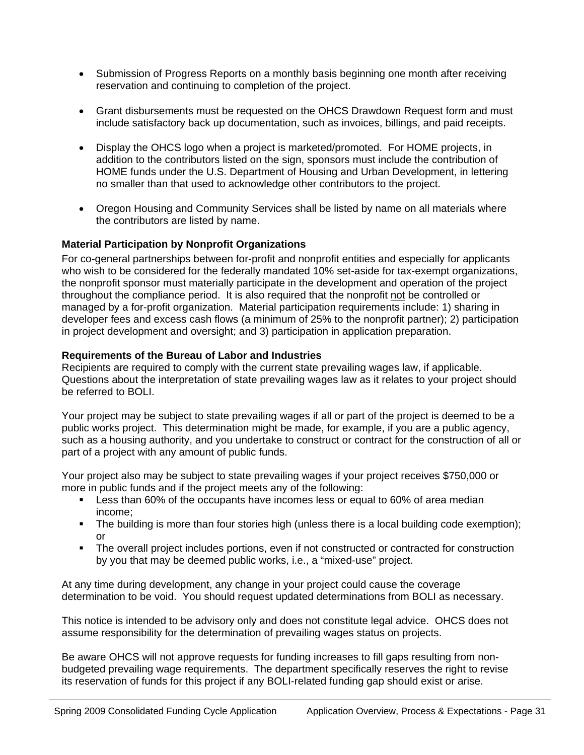- Submission of Progress Reports on a monthly basis beginning one month after receiving reservation and continuing to completion of the project.

- Grant disbursements must be requested on the OHCS Drawdown Request form and must include satisfactory back up documentation, such as invoices, billings, and paid receipts.

- Display the OHCS logo when a project is marketed/promoted. For HOME projects, in addition to the contributors listed on the sign, sponsors must include the contribution of HOME funds under the U.S. Department of Housing and Urban Development, in lettering no smaller than that used to acknowledge other contributors to the project.

- Oregon Housing and Community Services shall be listed by name on all materials where the contributors are listed by name.

**Material Participation by Nonprofit Organizations**

For co-general partnerships between for-profit and nonprofit entities and especially for applicants who wish to be considered for the federally mandated 10% set-aside for tax-exempt organizations, the nonprofit sponsor must materially participate in the development and operation of the project throughout the compliance period. It is also required that the nonprofit <u>not</u> be controlled or managed by a for-profit organization. Material participation requirements include: 1) sharing in developer fees and excess cash flows (a minimum of 25% to the nonprofit partner); 2) participation in project development and oversight; and 3) participation in application preparation.

**Requirements of the Bureau of Labor and Industries**

Recipients are required to comply with the current state prevailing wages law, if applicable. Questions about the interpretation of state prevailing wages law as it relates to your project should be referred to BOLI.

Your project may be subject to state prevailing wages if all or part of the project is deemed to be a public works project. This determination might be made, for example, if you are a public agency, such as a housing authority, and you undertake to construct or contract for the construction of all or part of a project with any amount of public funds.

Your project also may be subject to state prevailing wages if your project receives $750,000 or more in public funds and if the project meets any of the following:

- Less than 60% of the occupants have incomes less or equal to 60% of area median income;
- The building is more than four stories high (unless there is a local building code exemption); or
- The overall project includes portions, even if not constructed or contracted for construction by you that may be deemed public works, i.e., a “mixed-use” project.

At any time during development, any change in your project could cause the coverage determination to be void. You should request updated determinations from BOLI as necessary.

This notice is intended to be advisory only and does not constitute legal advice. OHCS does not assume responsibility for the determination of prevailing wages status on projects.

Be aware OHCS will not approve requests for funding increases to fill gaps resulting from non-budgeted prevailing wage requirements. The department specifically reserves the right to revise its reservation of funds for this project if any BOLI-related funding gap should exist or arise.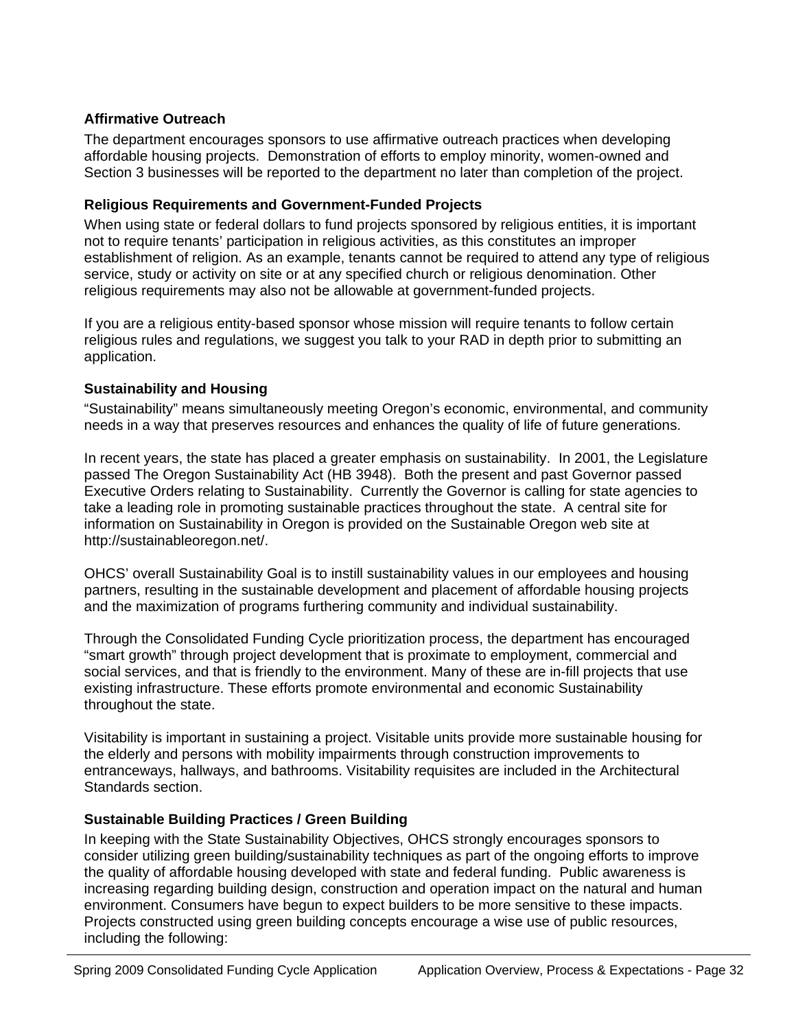**Affirmative Outreach**

The department encourages sponsors to use affirmative outreach practices when developing affordable housing projects. Demonstration of efforts to employ minority, women-owned and Section 3 businesses will be reported to the department no later than completion of the project.

**Religious Requirements and Government-Funded Projects**

When using state or federal dollars to fund projects sponsored by religious entities, it is important not to require tenants' participation in religious activities, as this constitutes an improper establishment of religion. As an example, tenants cannot be required to attend any type of religious service, study or activity on site or at any specified church or religious denomination. Other religious requirements may also not be allowable at government-funded projects.

If you are a religious entity-based sponsor whose mission will require tenants to follow certain religious rules and regulations, we suggest you talk to your RAD in depth prior to submitting an application.

**Sustainability and Housing**

"Sustainability" means simultaneously meeting Oregon's economic, environmental, and community needs in a way that preserves resources and enhances the quality of life of future generations.

In recent years, the state has placed a greater emphasis on sustainability. In 2001, the Legislature passed The Oregon Sustainability Act (HB 3948). Both the present and past Governor passed Executive Orders relating to Sustainability. Currently the Governor is calling for state agencies to take a leading role in promoting sustainable practices throughout the state. A central site for information on Sustainability in Oregon is provided on the Sustainable Oregon web site at http://sustainableoregon.net/.

OHCS' overall Sustainability Goal is to instill sustainability values in our employees and housing partners, resulting in the sustainable development and placement of affordable housing projects and the maximization of programs furthering community and individual sustainability.

Through the Consolidated Funding Cycle prioritization process, the department has encouraged "smart growth" through project development that is proximate to employment, commercial and social services, and that is friendly to the environment. Many of these are in-fill projects that use existing infrastructure. These efforts promote environmental and economic Sustainability throughout the state.

Visitability is important in sustaining a project. Visitable units provide more sustainable housing for the elderly and persons with mobility impairments through construction improvements to entranceways, hallways, and bathrooms. Visitability requisites are included in the Architectural Standards section.

**Sustainable Building Practices / Green Building**

In keeping with the State Sustainability Objectives, OHCS strongly encourages sponsors to consider utilizing green building/sustainability techniques as part of the ongoing efforts to improve the quality of affordable housing developed with state and federal funding. Public awareness is increasing regarding building design, construction and operation impact on the natural and human environment. Consumers have begun to expect builders to be more sensitive to these impacts. Projects constructed using green building concepts encourage a wise use of public resources, including the following: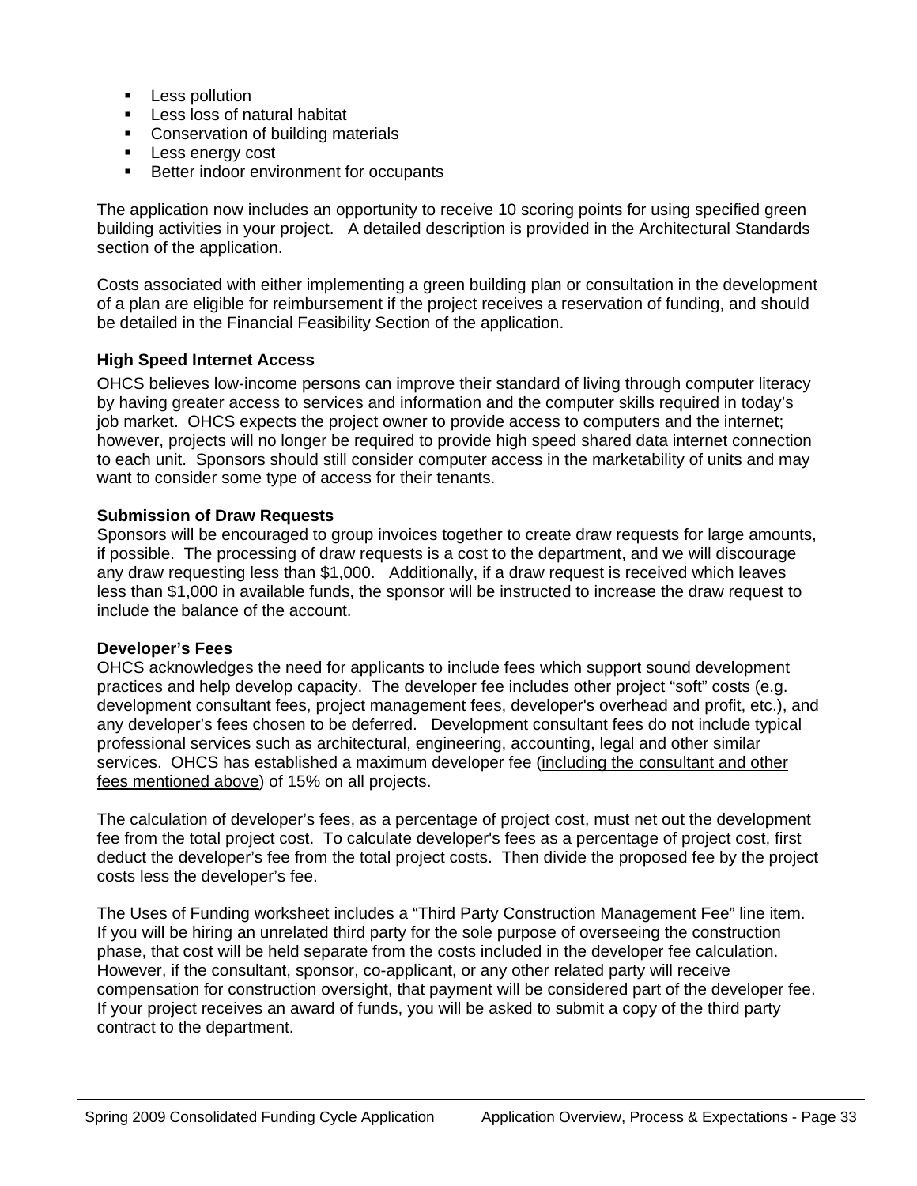- Less pollution
- Less loss of natural habitat
- Conservation of building materials
- Less energy cost
- Better indoor environment for occupants

The application now includes an opportunity to receive 10 scoring points for using specified green building activities in your project. A detailed description is provided in the Architectural Standards section of the application.

Costs associated with either implementing a green building plan or consultation in the development of a plan are eligible for reimbursement if the project receives a reservation of funding, and should be detailed in the Financial Feasibility Section of the application.

**High Speed Internet Access**

OHCS believes low-income persons can improve their standard of living through computer literacy by having greater access to services and information and the computer skills required in today's job market. OHCS expects the project owner to provide access to computers and the internet; however, projects will no longer be required to provide high speed shared data internet connection to each unit. Sponsors should still consider computer access in the marketability of units and may want to consider some type of access for their tenants.

**Submission of Draw Requests**

Sponsors will be encouraged to group invoices together to create draw requests for large amounts, if possible. The processing of draw requests is a cost to the department, and we will discourage any draw requesting less than $1,000. Additionally, if a draw request is received which leaves less than $1,000 in available funds, the sponsor will be instructed to increase the draw request to include the balance of the account.

**Developer's Fees**

OHCS acknowledges the need for applicants to include fees which support sound development practices and help develop capacity. The developer fee includes other project "soft" costs (e.g. development consultant fees, project management fees, developer's overhead and profit, etc.), and any developer's fees chosen to be deferred. Development consultant fees do not include typical professional services such as architectural, engineering, accounting, legal and other similar services. OHCS has established a maximum developer fee (<u>including the consultant and other fees mentioned above</u>) of 15% on all projects.

The calculation of developer's fees, as a percentage of project cost, must net out the development fee from the total project cost. To calculate developer's fees as a percentage of project cost, first deduct the developer's fee from the total project costs. Then divide the proposed fee by the project costs less the developer's fee.

The Uses of Funding worksheet includes a "Third Party Construction Management Fee" line item. If you will be hiring an unrelated third party for the sole purpose of overseeing the construction phase, that cost will be held separate from the costs included in the developer fee calculation. However, if the consultant, sponsor, co-applicant, or any other related party will receive compensation for construction oversight, that payment will be considered part of the developer fee. If your project receives an award of funds, you will be asked to submit a copy of the third party contract to the department.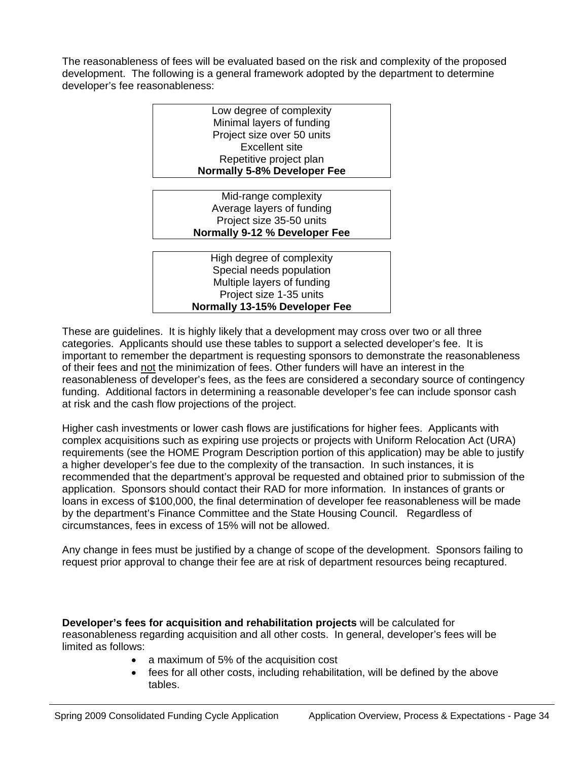The reasonableness of fees will be evaluated based on the risk and complexity of the proposed development. The following is a general framework adopted by the department to determine developer's fee reasonableness:

| Low degree of complexity<br>Minimal layers of funding<br>Project size over 50 units<br>Excellent site<br>Repetitive project plan<br>**Normally 5-8% Developer Fee** |
|---|

| Mid-range complexity<br>Average layers of funding<br>Project size 35-50 units<br>**Normally 9-12 % Developer Fee** |
|---|

| High degree of complexity<br>Special needs population<br>Multiple layers of funding<br>Project size 1-35 units<br>**Normally 13-15% Developer Fee** |
|---|

These are guidelines. It is highly likely that a development may cross over two or all three categories. Applicants should use these tables to support a selected developer's fee. It is important to remember the department is requesting sponsors to demonstrate the reasonableness of their fees and <u>not</u> the minimization of fees. Other funders will have an interest in the reasonableness of developer's fees, as the fees are considered a secondary source of contingency funding. Additional factors in determining a reasonable developer's fee can include sponsor cash at risk and the cash flow projections of the project.

Higher cash investments or lower cash flows are justifications for higher fees. Applicants with complex acquisitions such as expiring use projects or projects with Uniform Relocation Act (URA) requirements (see the HOME Program Description portion of this application) may be able to justify a higher developer's fee due to the complexity of the transaction. In such instances, it is recommended that the department's approval be requested and obtained prior to submission of the application. Sponsors should contact their RAD for more information. In instances of grants or loans in excess of $100,000, the final determination of developer fee reasonableness will be made by the department's Finance Committee and the State Housing Council. Regardless of circumstances, fees in excess of 15% will not be allowed.

Any change in fees must be justified by a change of scope of the development. Sponsors failing to request prior approval to change their fee are at risk of department resources being recaptured.

**Developer's fees for acquisition and rehabilitation projects** will be calculated for reasonableness regarding acquisition and all other costs. In general, developer's fees will be limited as follows:

- a maximum of 5% of the acquisition cost
- fees for all other costs, including rehabilitation, will be defined by the above tables.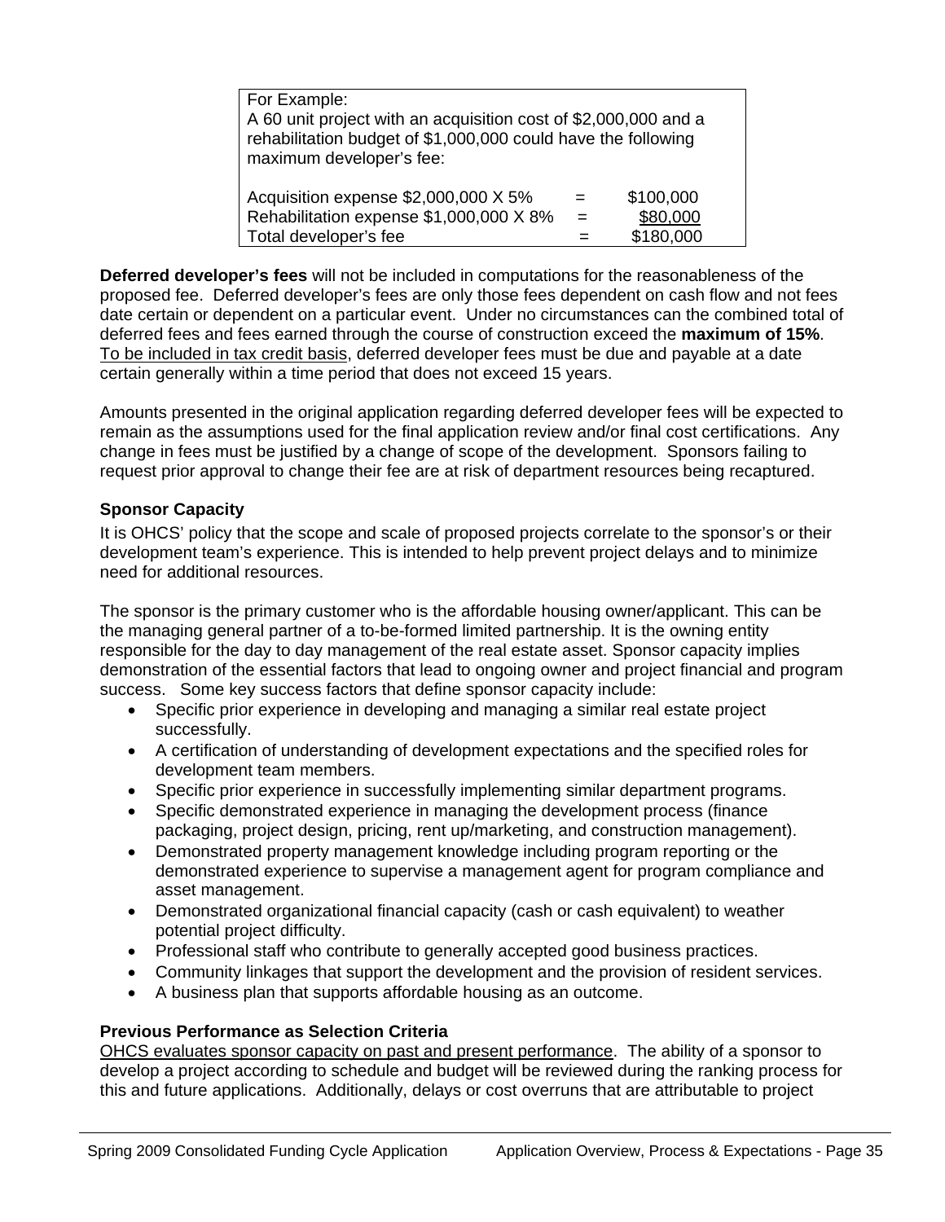For Example:
A 60 unit project with an acquisition cost of $2,000,000 and a rehabilitation budget of $1,000,000 could have the following maximum developer's fee:

| | | |
|---|---|---|
| Acquisition expense $2,000,000 X 5% | = | $100,000 |
| Rehabilitation expense $1,000,000 X 8% | = | $80,000 |
| Total developer's fee | = | $180,000 |

**Deferred developer's fees** will not be included in computations for the reasonableness of the proposed fee. Deferred developer's fees are only those fees dependent on cash flow and not fees date certain or dependent on a particular event. Under no circumstances can the combined total of deferred fees and fees earned through the course of construction exceed the **maximum of 15%**. To be included in tax credit basis, deferred developer fees must be due and payable at a date certain generally within a time period that does not exceed 15 years.

Amounts presented in the original application regarding deferred developer fees will be expected to remain as the assumptions used for the final application review and/or final cost certifications. Any change in fees must be justified by a change of scope of the development. Sponsors failing to request prior approval to change their fee are at risk of department resources being recaptured.

**Sponsor Capacity**

It is OHCS' policy that the scope and scale of proposed projects correlate to the sponsor's or their development team's experience. This is intended to help prevent project delays and to minimize need for additional resources.

The sponsor is the primary customer who is the affordable housing owner/applicant. This can be the managing general partner of a to-be-formed limited partnership. It is the owning entity responsible for the day to day management of the real estate asset. Sponsor capacity implies demonstration of the essential factors that lead to ongoing owner and project financial and program success. Some key success factors that define sponsor capacity include:

- Specific prior experience in developing and managing a similar real estate project successfully.
- A certification of understanding of development expectations and the specified roles for development team members.
- Specific prior experience in successfully implementing similar department programs.
- Specific demonstrated experience in managing the development process (finance packaging, project design, pricing, rent up/marketing, and construction management).
- Demonstrated property management knowledge including program reporting or the demonstrated experience to supervise a management agent for program compliance and asset management.
- Demonstrated organizational financial capacity (cash or cash equivalent) to weather potential project difficulty.
- Professional staff who contribute to generally accepted good business practices.
- Community linkages that support the development and the provision of resident services.
- A business plan that supports affordable housing as an outcome.

**Previous Performance as Selection Criteria**

OHCS evaluates sponsor capacity on past and present performance. The ability of a sponsor to develop a project according to schedule and budget will be reviewed during the ranking process for this and future applications. Additionally, delays or cost overruns that are attributable to project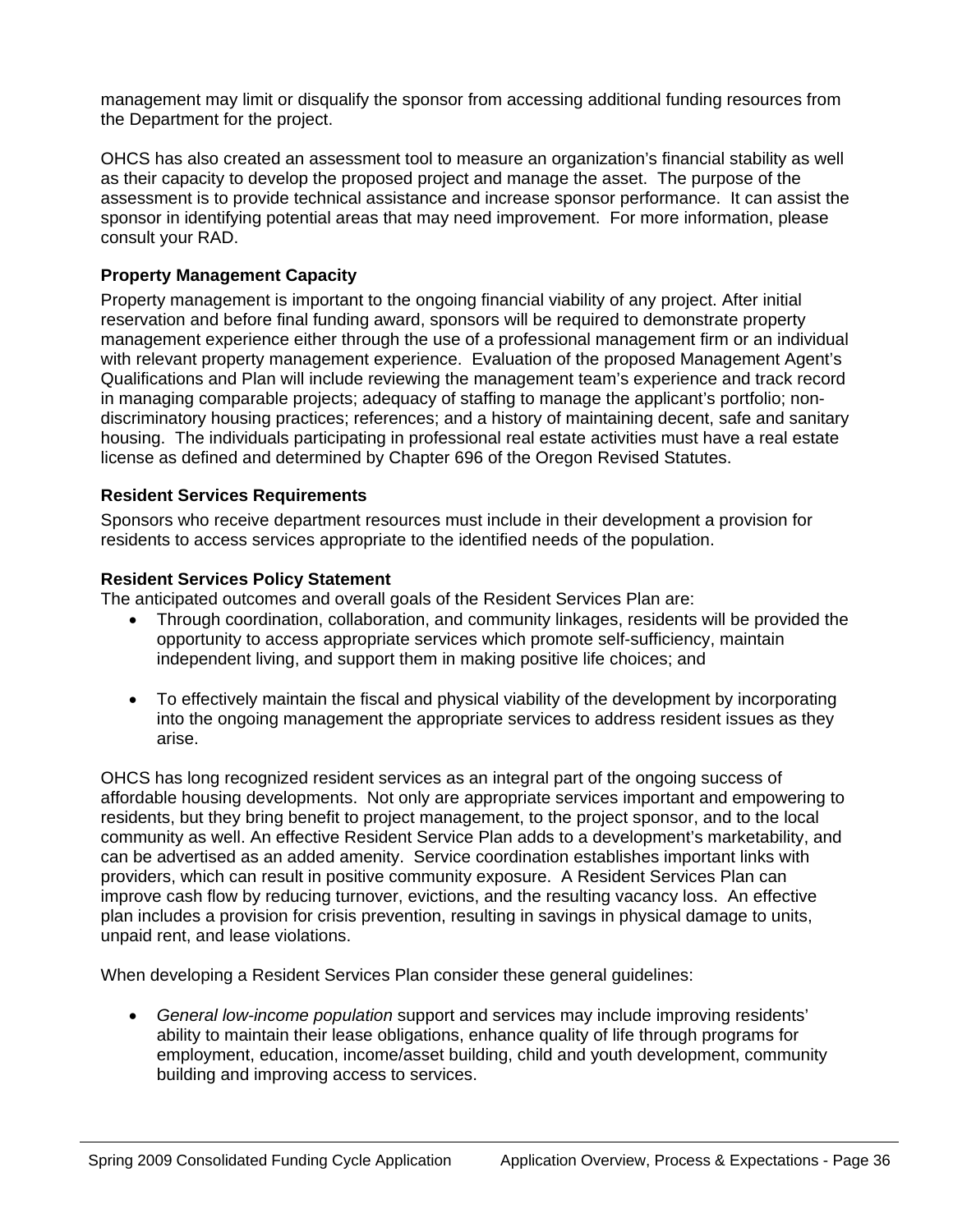management may limit or disqualify the sponsor from accessing additional funding resources from the Department for the project.

OHCS has also created an assessment tool to measure an organization's financial stability as well as their capacity to develop the proposed project and manage the asset. The purpose of the assessment is to provide technical assistance and increase sponsor performance. It can assist the sponsor in identifying potential areas that may need improvement. For more information, please consult your RAD.

**Property Management Capacity**

Property management is important to the ongoing financial viability of any project. After initial reservation and before final funding award, sponsors will be required to demonstrate property management experience either through the use of a professional management firm or an individual with relevant property management experience. Evaluation of the proposed Management Agent's Qualifications and Plan will include reviewing the management team's experience and track record in managing comparable projects; adequacy of staffing to manage the applicant's portfolio; non-discriminatory housing practices; references; and a history of maintaining decent, safe and sanitary housing. The individuals participating in professional real estate activities must have a real estate license as defined and determined by Chapter 696 of the Oregon Revised Statutes.

**Resident Services Requirements**

Sponsors who receive department resources must include in their development a provision for residents to access services appropriate to the identified needs of the population.

**Resident Services Policy Statement**

The anticipated outcomes and overall goals of the Resident Services Plan are:

- Through coordination, collaboration, and community linkages, residents will be provided the opportunity to access appropriate services which promote self-sufficiency, maintain independent living, and support them in making positive life choices; and

- To effectively maintain the fiscal and physical viability of the development by incorporating into the ongoing management the appropriate services to address resident issues as they arise.

OHCS has long recognized resident services as an integral part of the ongoing success of affordable housing developments. Not only are appropriate services important and empowering to residents, but they bring benefit to project management, to the project sponsor, and to the local community as well. An effective Resident Service Plan adds to a development's marketability, and can be advertised as an added amenity. Service coordination establishes important links with providers, which can result in positive community exposure. A Resident Services Plan can improve cash flow by reducing turnover, evictions, and the resulting vacancy loss. An effective plan includes a provision for crisis prevention, resulting in savings in physical damage to units, unpaid rent, and lease violations.

When developing a Resident Services Plan consider these general guidelines:

- *General low-income population* support and services may include improving residents' ability to maintain their lease obligations, enhance quality of life through programs for employment, education, income/asset building, child and youth development, community building and improving access to services.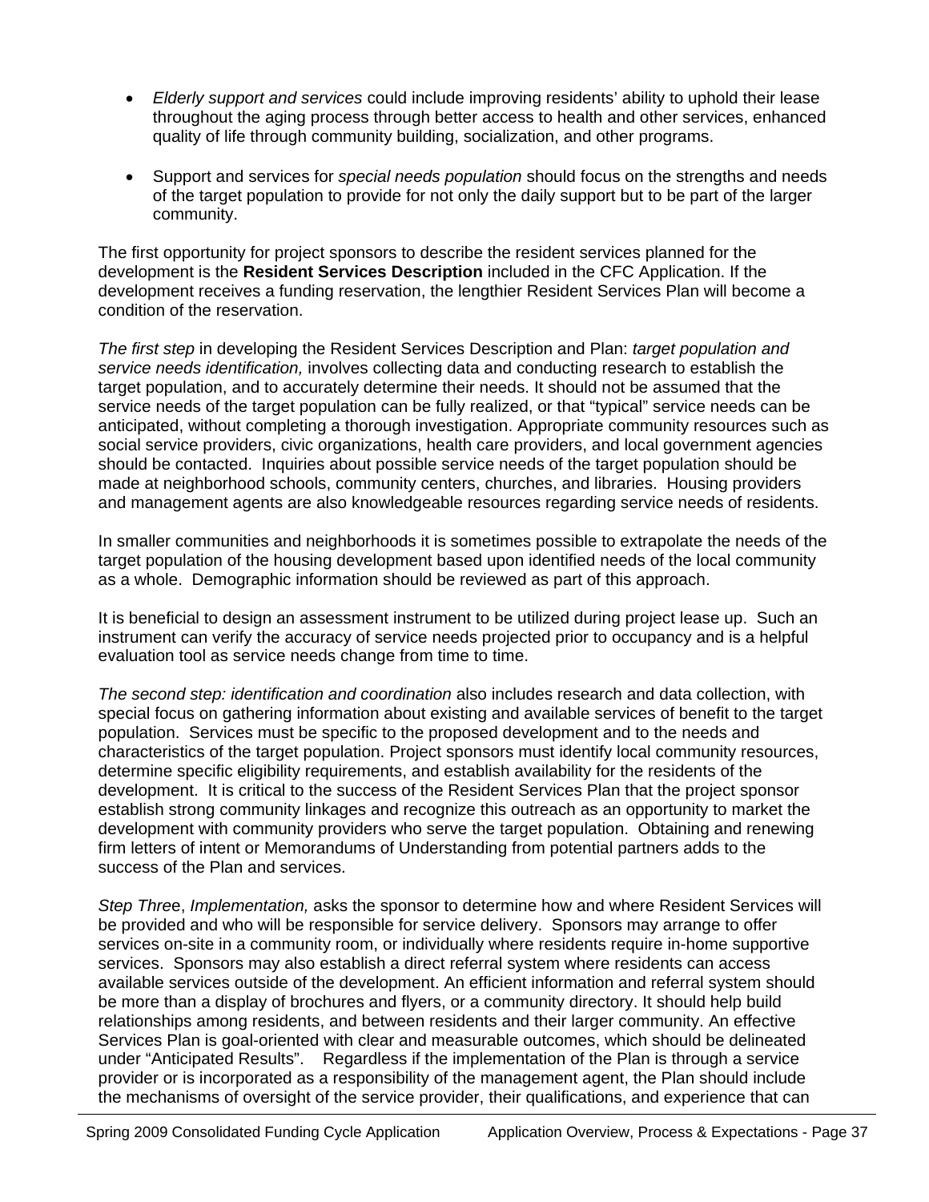- *Elderly support and services* could include improving residents' ability to uphold their lease throughout the aging process through better access to health and other services, enhanced quality of life through community building, socialization, and other programs.

- Support and services for *special needs population* should focus on the strengths and needs of the target population to provide for not only the daily support but to be part of the larger community.

The first opportunity for project sponsors to describe the resident services planned for the development is the **Resident Services Description** included in the CFC Application. If the development receives a funding reservation, the lengthier Resident Services Plan will become a condition of the reservation.

*The first step* in developing the Resident Services Description and Plan: *target population and service needs identification,* involves collecting data and conducting research to establish the target population, and to accurately determine their needs. It should not be assumed that the service needs of the target population can be fully realized, or that "typical" service needs can be anticipated, without completing a thorough investigation. Appropriate community resources such as social service providers, civic organizations, health care providers, and local government agencies should be contacted. Inquiries about possible service needs of the target population should be made at neighborhood schools, community centers, churches, and libraries. Housing providers and management agents are also knowledgeable resources regarding service needs of residents.

In smaller communities and neighborhoods it is sometimes possible to extrapolate the needs of the target population of the housing development based upon identified needs of the local community as a whole. Demographic information should be reviewed as part of this approach.

It is beneficial to design an assessment instrument to be utilized during project lease up. Such an instrument can verify the accuracy of service needs projected prior to occupancy and is a helpful evaluation tool as service needs change from time to time.

*The second step: identification and coordination* also includes research and data collection, with special focus on gathering information about existing and available services of benefit to the target population. Services must be specific to the proposed development and to the needs and characteristics of the target population. Project sponsors must identify local community resources, determine specific eligibility requirements, and establish availability for the residents of the development. It is critical to the success of the Resident Services Plan that the project sponsor establish strong community linkages and recognize this outreach as an opportunity to market the development with community providers who serve the target population. Obtaining and renewing firm letters of intent or Memorandums of Understanding from potential partners adds to the success of the Plan and services.

*Step Thre*e, *Implementation,* asks the sponsor to determine how and where Resident Services will be provided and who will be responsible for service delivery. Sponsors may arrange to offer services on-site in a community room, or individually where residents require in-home supportive services. Sponsors may also establish a direct referral system where residents can access available services outside of the development. An efficient information and referral system should be more than a display of brochures and flyers, or a community directory. It should help build relationships among residents, and between residents and their larger community. An effective Services Plan is goal-oriented with clear and measurable outcomes, which should be delineated under "Anticipated Results". Regardless if the implementation of the Plan is through a service provider or is incorporated as a responsibility of the management agent, the Plan should include the mechanisms of oversight of the service provider, their qualifications, and experience that can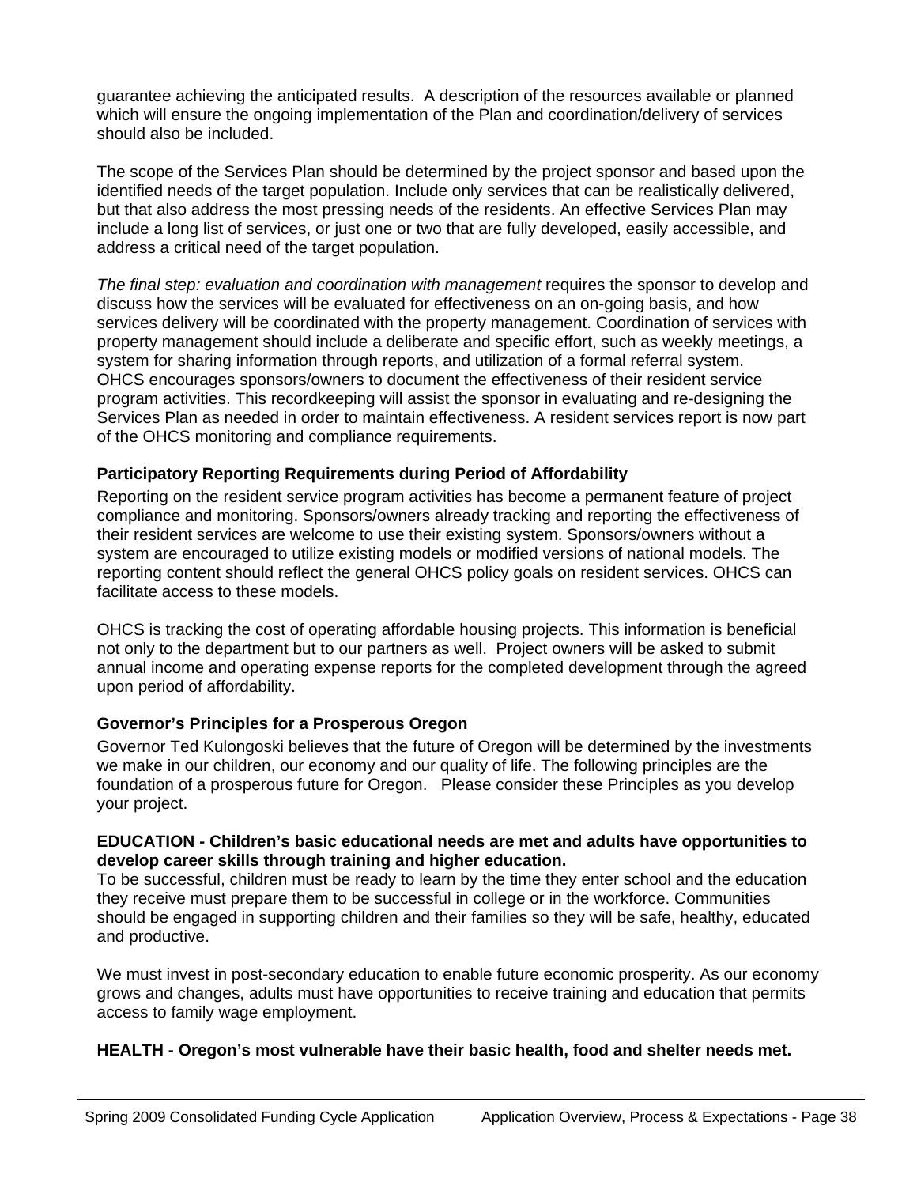guarantee achieving the anticipated results.  A description of the resources available or planned which will ensure the ongoing implementation of the Plan and coordination/delivery of services should also be included.

The scope of the Services Plan should be determined by the project sponsor and based upon the identified needs of the target population. Include only services that can be realistically delivered, but that also address the most pressing needs of the residents. An effective Services Plan may include a long list of services, or just one or two that are fully developed, easily accessible, and address a critical need of the target population.

*The final step: evaluation and coordination with management* requires the sponsor to develop and discuss how the services will be evaluated for effectiveness on an on-going basis, and how services delivery will be coordinated with the property management. Coordination of services with property management should include a deliberate and specific effort, such as weekly meetings, a system for sharing information through reports, and utilization of a formal referral system. OHCS encourages sponsors/owners to document the effectiveness of their resident service program activities. This recordkeeping will assist the sponsor in evaluating and re-designing the Services Plan as needed in order to maintain effectiveness. A resident services report is now part of the OHCS monitoring and compliance requirements.

### Participatory Reporting Requirements during Period of Affordability

Reporting on the resident service program activities has become a permanent feature of project compliance and monitoring. Sponsors/owners already tracking and reporting the effectiveness of their resident services are welcome to use their existing system. Sponsors/owners without a system are encouraged to utilize existing models or modified versions of national models. The reporting content should reflect the general OHCS policy goals on resident services. OHCS can facilitate access to these models.

OHCS is tracking the cost of operating affordable housing projects. This information is beneficial not only to the department but to our partners as well.  Project owners will be asked to submit annual income and operating expense reports for the completed development through the agreed upon period of affordability.

### Governor's Principles for a Prosperous Oregon

Governor Ted Kulongoski believes that the future of Oregon will be determined by the investments we make in our children, our economy and our quality of life. The following principles are the foundation of a prosperous future for Oregon.   Please consider these Principles as you develop your project.

**EDUCATION - Children's basic educational needs are met and adults have opportunities to develop career skills through training and higher education.**

To be successful, children must be ready to learn by the time they enter school and the education they receive must prepare them to be successful in college or in the workforce. Communities should be engaged in supporting children and their families so they will be safe, healthy, educated and productive.

We must invest in post-secondary education to enable future economic prosperity. As our economy grows and changes, adults must have opportunities to receive training and education that permits access to family wage employment.

**HEALTH - Oregon's most vulnerable have their basic health, food and shelter needs met.**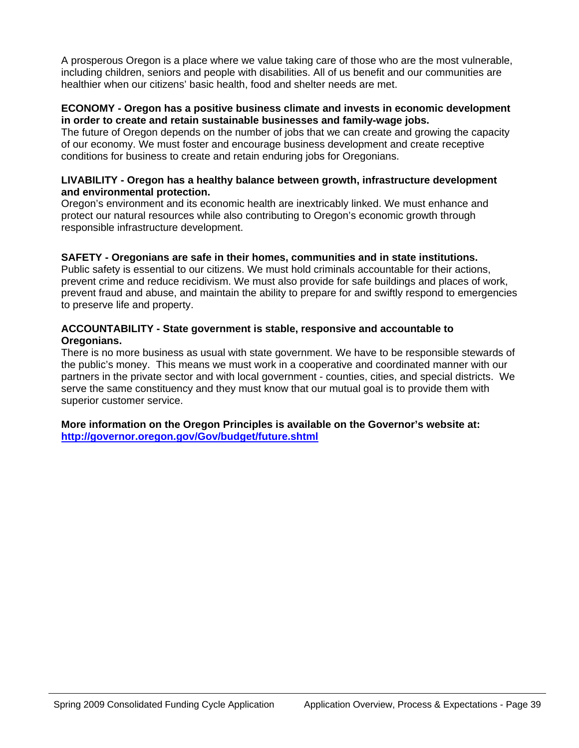A prosperous Oregon is a place where we value taking care of those who are the most vulnerable, including children, seniors and people with disabilities. All of us benefit and our communities are healthier when our citizens' basic health, food and shelter needs are met.

**ECONOMY - Oregon has a positive business climate and invests in economic development in order to create and retain sustainable businesses and family-wage jobs.**
The future of Oregon depends on the number of jobs that we can create and growing the capacity of our economy. We must foster and encourage business development and create receptive conditions for business to create and retain enduring jobs for Oregonians.

**LIVABILITY - Oregon has a healthy balance between growth, infrastructure development and environmental protection.**
Oregon's environment and its economic health are inextricably linked. We must enhance and protect our natural resources while also contributing to Oregon's economic growth through responsible infrastructure development.

**SAFETY - Oregonians are safe in their homes, communities and in state institutions.**
Public safety is essential to our citizens. We must hold criminals accountable for their actions, prevent crime and reduce recidivism. We must also provide for safe buildings and places of work, prevent fraud and abuse, and maintain the ability to prepare for and swiftly respond to emergencies to preserve life and property.

**ACCOUNTABILITY - State government is stable, responsive and accountable to Oregonians.**
There is no more business as usual with state government. We have to be responsible stewards of the public's money. This means we must work in a cooperative and coordinated manner with our partners in the private sector and with local government - counties, cities, and special districts. We serve the same constituency and they must know that our mutual goal is to provide them with superior customer service.

**More information on the Oregon Principles is available on the Governor's website at: [http://governor.oregon.gov/Gov/budget/future.shtml](http://governor.oregon.gov/Gov/budget/future.shtml)**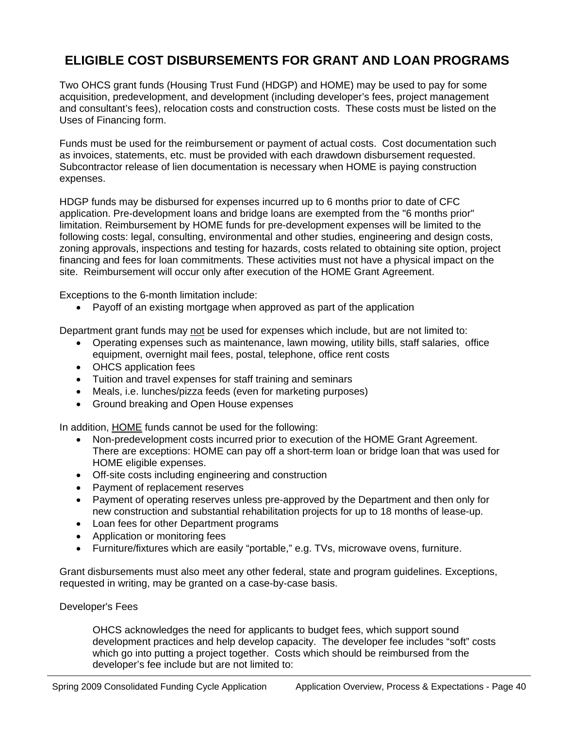# ELIGIBLE COST DISBURSEMENTS FOR GRANT AND LOAN PROGRAMS

Two OHCS grant funds (Housing Trust Fund (HDGP) and HOME) may be used to pay for some acquisition, predevelopment, and development (including developer's fees, project management and consultant's fees), relocation costs and construction costs. These costs must be listed on the Uses of Financing form.

Funds must be used for the reimbursement or payment of actual costs. Cost documentation such as invoices, statements, etc. must be provided with each drawdown disbursement requested. Subcontractor release of lien documentation is necessary when HOME is paying construction expenses.

HDGP funds may be disbursed for expenses incurred up to 6 months prior to date of CFC application. Pre-development loans and bridge loans are exempted from the "6 months prior" limitation. Reimbursement by HOME funds for pre-development expenses will be limited to the following costs: legal, consulting, environmental and other studies, engineering and design costs, zoning approvals, inspections and testing for hazards, costs related to obtaining site option, project financing and fees for loan commitments. These activities must not have a physical impact on the site. Reimbursement will occur only after execution of the HOME Grant Agreement.

Exceptions to the 6-month limitation include:

- Payoff of an existing mortgage when approved as part of the application

Department grant funds may not be used for expenses which include, but are not limited to:

- Operating expenses such as maintenance, lawn mowing, utility bills, staff salaries, office equipment, overnight mail fees, postal, telephone, office rent costs
- OHCS application fees
- Tuition and travel expenses for staff training and seminars
- Meals, i.e. lunches/pizza feeds (even for marketing purposes)
- Ground breaking and Open House expenses

In addition, HOME funds cannot be used for the following:

- Non-predevelopment costs incurred prior to execution of the HOME Grant Agreement. There are exceptions: HOME can pay off a short-term loan or bridge loan that was used for HOME eligible expenses.
- Off-site costs including engineering and construction
- Payment of replacement reserves
- Payment of operating reserves unless pre-approved by the Department and then only for new construction and substantial rehabilitation projects for up to 18 months of lease-up.
- Loan fees for other Department programs
- Application or monitoring fees
- Furniture/fixtures which are easily "portable," e.g. TVs, microwave ovens, furniture.

Grant disbursements must also meet any other federal, state and program guidelines. Exceptions, requested in writing, may be granted on a case-by-case basis.

Developer's Fees

OHCS acknowledges the need for applicants to budget fees, which support sound development practices and help develop capacity. The developer fee includes "soft" costs which go into putting a project together. Costs which should be reimbursed from the developer's fee include but are not limited to: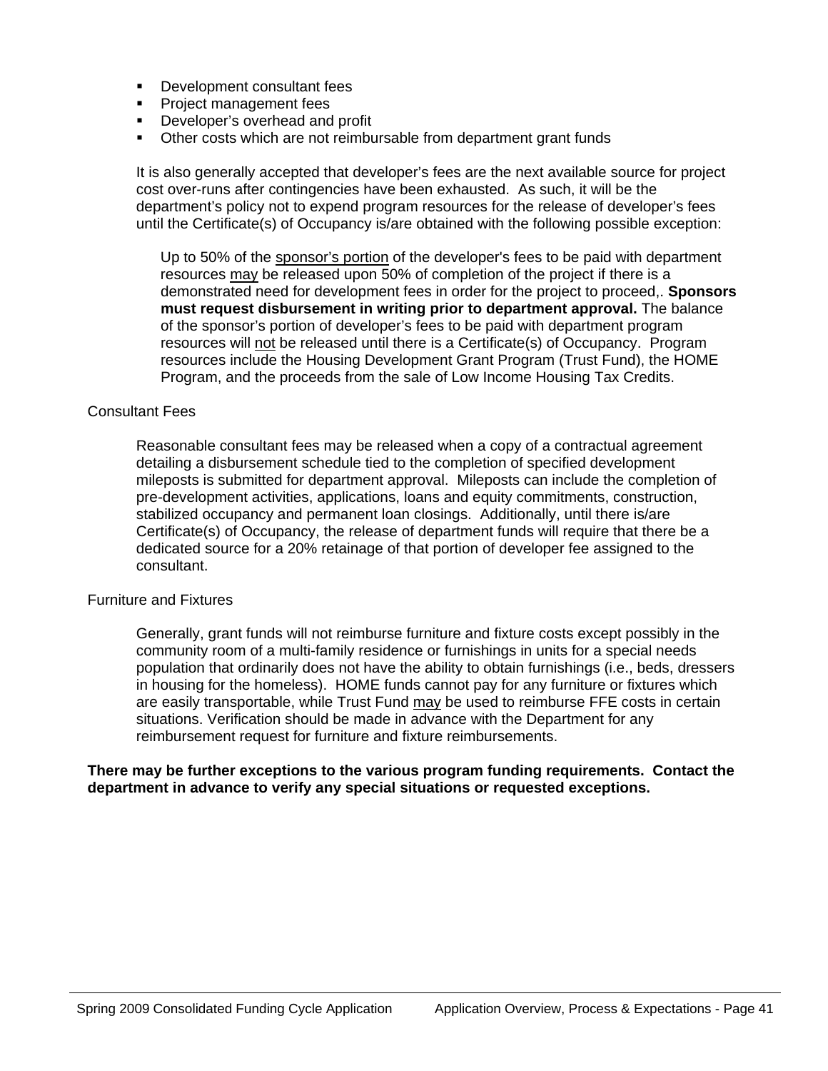- Development consultant fees
- Project management fees
- Developer's overhead and profit
- Other costs which are not reimbursable from department grant funds

It is also generally accepted that developer's fees are the next available source for project cost over-runs after contingencies have been exhausted. As such, it will be the department's policy not to expend program resources for the release of developer's fees until the Certificate(s) of Occupancy is/are obtained with the following possible exception:

> Up to 50% of the sponsor's portion of the developer's fees to be paid with department resources may be released upon 50% of completion of the project if there is a demonstrated need for development fees in order for the project to proceed,. **Sponsors must request disbursement in writing prior to department approval.** The balance of the sponsor's portion of developer's fees to be paid with department program resources will not be released until there is a Certificate(s) of Occupancy. Program resources include the Housing Development Grant Program (Trust Fund), the HOME Program, and the proceeds from the sale of Low Income Housing Tax Credits.

Consultant Fees

Reasonable consultant fees may be released when a copy of a contractual agreement detailing a disbursement schedule tied to the completion of specified development mileposts is submitted for department approval. Mileposts can include the completion of pre-development activities, applications, loans and equity commitments, construction, stabilized occupancy and permanent loan closings. Additionally, until there is/are Certificate(s) of Occupancy, the release of department funds will require that there be a dedicated source for a 20% retainage of that portion of developer fee assigned to the consultant.

Furniture and Fixtures

Generally, grant funds will not reimburse furniture and fixture costs except possibly in the community room of a multi-family residence or furnishings in units for a special needs population that ordinarily does not have the ability to obtain furnishings (i.e., beds, dressers in housing for the homeless). HOME funds cannot pay for any furniture or fixtures which are easily transportable, while Trust Fund may be used to reimburse FFE costs in certain situations. Verification should be made in advance with the Department for any reimbursement request for furniture and fixture reimbursements.

**There may be further exceptions to the various program funding requirements. Contact the department in advance to verify any special situations or requested exceptions.**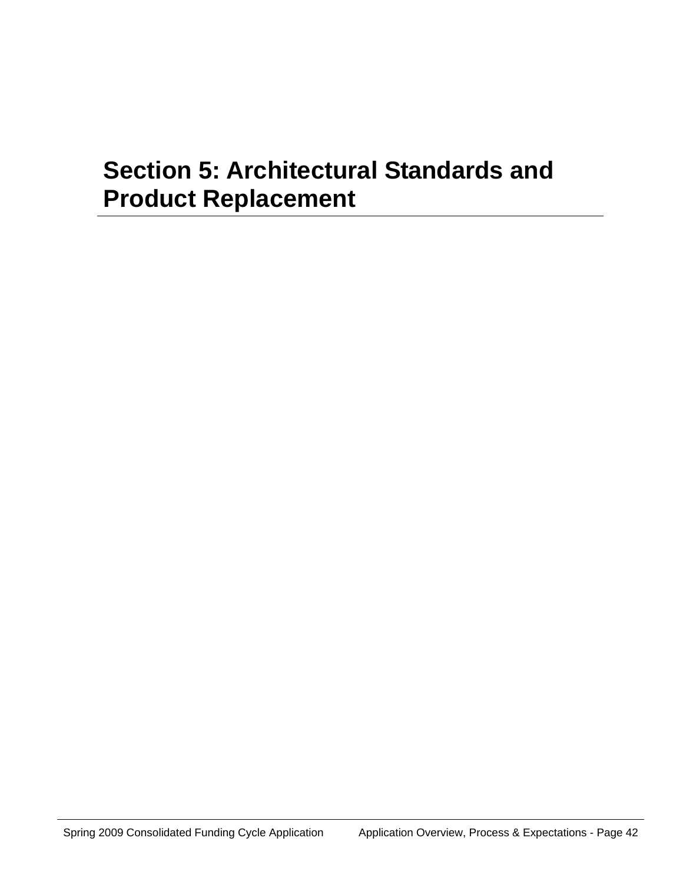# Section 5: Architectural Standards and Product Replacement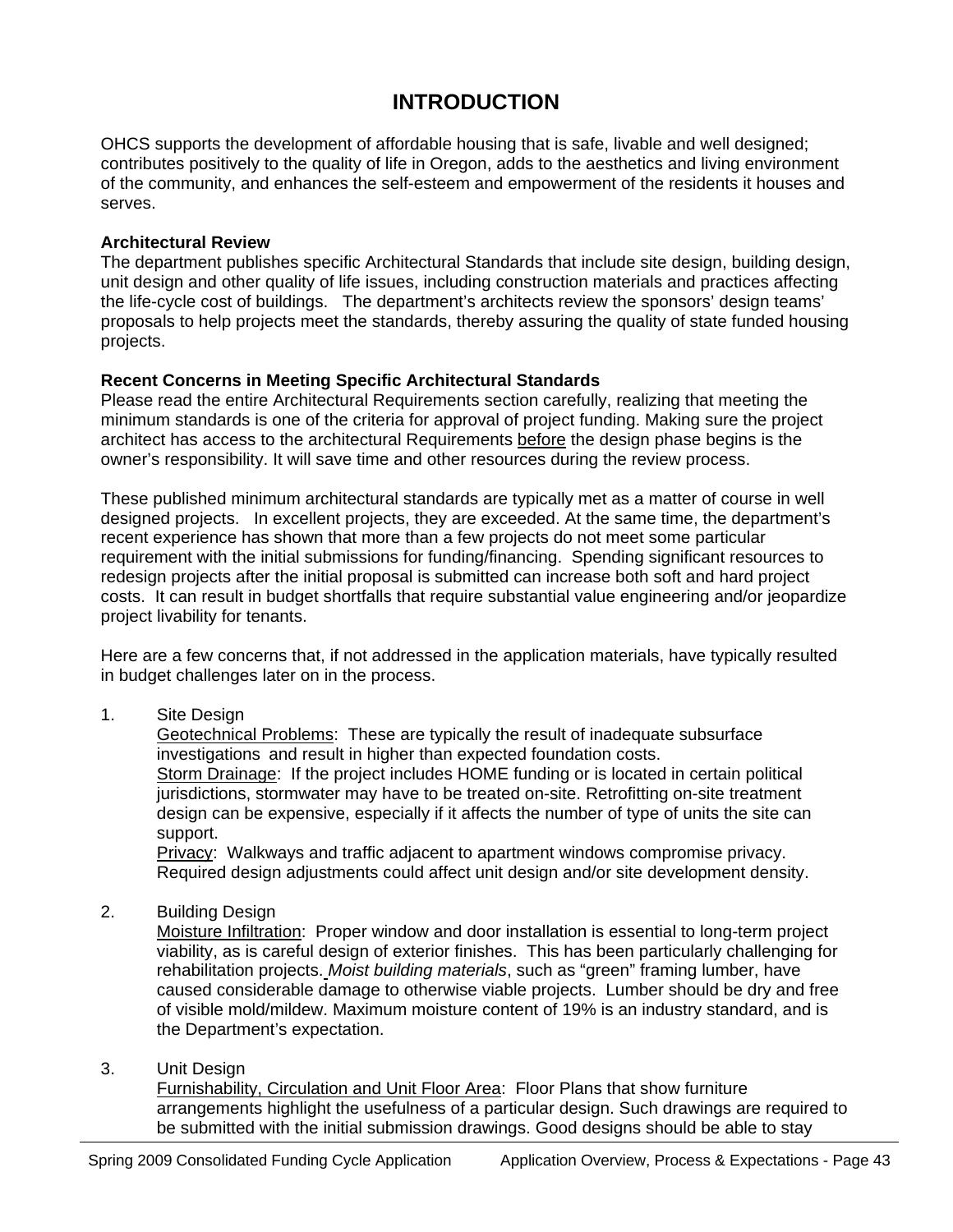# INTRODUCTION

OHCS supports the development of affordable housing that is safe, livable and well designed; contributes positively to the quality of life in Oregon, adds to the aesthetics and living environment of the community, and enhances the self-esteem and empowerment of the residents it houses and serves.

**Architectural Review**

The department publishes specific Architectural Standards that include site design, building design, unit design and other quality of life issues, including construction materials and practices affecting the life-cycle cost of buildings. The department's architects review the sponsors' design teams' proposals to help projects meet the standards, thereby assuring the quality of state funded housing projects.

**Recent Concerns in Meeting Specific Architectural Standards**

Please read the entire Architectural Requirements section carefully, realizing that meeting the minimum standards is one of the criteria for approval of project funding. Making sure the project architect has access to the architectural Requirements before the design phase begins is the owner's responsibility. It will save time and other resources during the review process.

These published minimum architectural standards are typically met as a matter of course in well designed projects. In excellent projects, they are exceeded. At the same time, the department's recent experience has shown that more than a few projects do not meet some particular requirement with the initial submissions for funding/financing. Spending significant resources to redesign projects after the initial proposal is submitted can increase both soft and hard project costs. It can result in budget shortfalls that require substantial value engineering and/or jeopardize project livability for tenants.

Here are a few concerns that, if not addressed in the application materials, have typically resulted in budget challenges later on in the process.

1. Site Design

   Geotechnical Problems: These are typically the result of inadequate subsurface investigations and result in higher than expected foundation costs.
   Storm Drainage: If the project includes HOME funding or is located in certain political jurisdictions, stormwater may have to be treated on-site. Retrofitting on-site treatment design can be expensive, especially if it affects the number of type of units the site can support.
   Privacy: Walkways and traffic adjacent to apartment windows compromise privacy. Required design adjustments could affect unit design and/or site development density.

2. Building Design

   Moisture Infiltration: Proper window and door installation is essential to long-term project viability, as is careful design of exterior finishes. This has been particularly challenging for rehabilitation projects. *Moist building materials*, such as "green" framing lumber, have caused considerable damage to otherwise viable projects. Lumber should be dry and free of visible mold/mildew. Maximum moisture content of 19% is an industry standard, and is the Department's expectation.

3. Unit Design

   Furnishability, Circulation and Unit Floor Area: Floor Plans that show furniture arrangements highlight the usefulness of a particular design. Such drawings are required to be submitted with the initial submission drawings. Good designs should be able to stay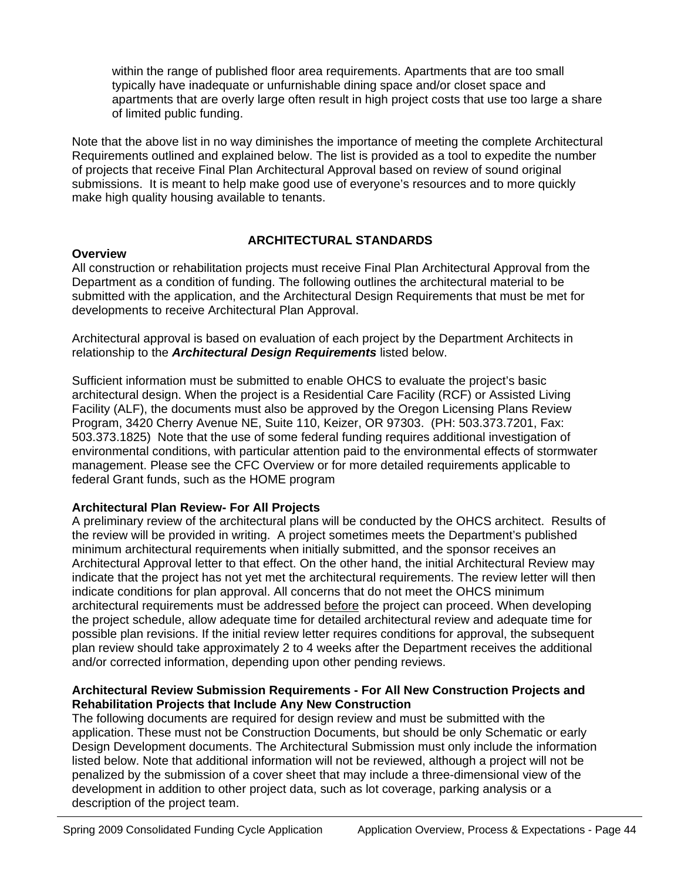within the range of published floor area requirements. Apartments that are too small typically have inadequate or unfurnishable dining space and/or closet space and apartments that are overly large often result in high project costs that use too large a share of limited public funding.

Note that the above list in no way diminishes the importance of meeting the complete Architectural Requirements outlined and explained below. The list is provided as a tool to expedite the number of projects that receive Final Plan Architectural Approval based on review of sound original submissions. It is meant to help make good use of everyone's resources and to more quickly make high quality housing available to tenants.

## ARCHITECTURAL STANDARDS

**Overview**

All construction or rehabilitation projects must receive Final Plan Architectural Approval from the Department as a condition of funding. The following outlines the architectural material to be submitted with the application, and the Architectural Design Requirements that must be met for developments to receive Architectural Plan Approval.

Architectural approval is based on evaluation of each project by the Department Architects in relationship to the ***Architectural Design Requirements*** listed below.

Sufficient information must be submitted to enable OHCS to evaluate the project's basic architectural design. When the project is a Residential Care Facility (RCF) or Assisted Living Facility (ALF), the documents must also be approved by the Oregon Licensing Plans Review Program, 3420 Cherry Avenue NE, Suite 110, Keizer, OR 97303. (PH: 503.373.7201, Fax: 503.373.1825) Note that the use of some federal funding requires additional investigation of environmental conditions, with particular attention paid to the environmental effects of stormwater management. Please see the CFC Overview or for more detailed requirements applicable to federal Grant funds, such as the HOME program

**Architectural Plan Review- For All Projects**

A preliminary review of the architectural plans will be conducted by the OHCS architect. Results of the review will be provided in writing. A project sometimes meets the Department's published minimum architectural requirements when initially submitted, and the sponsor receives an Architectural Approval letter to that effect. On the other hand, the initial Architectural Review may indicate that the project has not yet met the architectural requirements. The review letter will then indicate conditions for plan approval. All concerns that do not meet the OHCS minimum architectural requirements must be addressed before the project can proceed. When developing the project schedule, allow adequate time for detailed architectural review and adequate time for possible plan revisions. If the initial review letter requires conditions for approval, the subsequent plan review should take approximately 2 to 4 weeks after the Department receives the additional and/or corrected information, depending upon other pending reviews.

**Architectural Review Submission Requirements - For All New Construction Projects and Rehabilitation Projects that Include Any New Construction**

The following documents are required for design review and must be submitted with the application. These must not be Construction Documents, but should be only Schematic or early Design Development documents. The Architectural Submission must only include the information listed below. Note that additional information will not be reviewed, although a project will not be penalized by the submission of a cover sheet that may include a three-dimensional view of the development in addition to other project data, such as lot coverage, parking analysis or a description of the project team.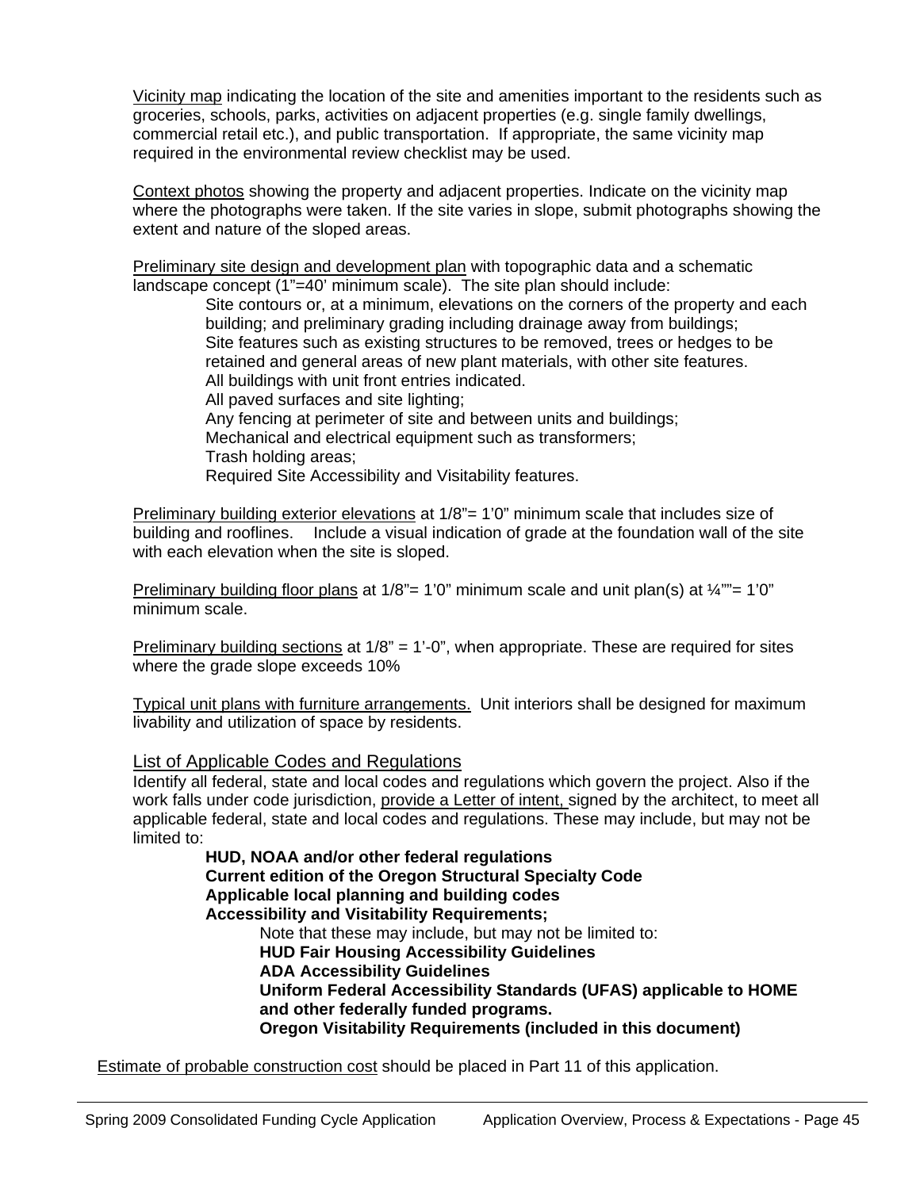Vicinity map indicating the location of the site and amenities important to the residents such as groceries, schools, parks, activities on adjacent properties (e.g. single family dwellings, commercial retail etc.), and public transportation. If appropriate, the same vicinity map required in the environmental review checklist may be used.

Context photos showing the property and adjacent properties. Indicate on the vicinity map where the photographs were taken. If the site varies in slope, submit photographs showing the extent and nature of the sloped areas.

Preliminary site design and development plan with topographic data and a schematic landscape concept (1"=40' minimum scale). The site plan should include:

- Site contours or, at a minimum, elevations on the corners of the property and each building; and preliminary grading including drainage away from buildings;
- Site features such as existing structures to be removed, trees or hedges to be retained and general areas of new plant materials, with other site features.
- All buildings with unit front entries indicated.
- All paved surfaces and site lighting;
- Any fencing at perimeter of site and between units and buildings;
- Mechanical and electrical equipment such as transformers;
- Trash holding areas;
- Required Site Accessibility and Visitability features.

Preliminary building exterior elevations at 1/8"= 1'0" minimum scale that includes size of building and rooflines. Include a visual indication of grade at the foundation wall of the site with each elevation when the site is sloped.

Preliminary building floor plans at 1/8"= 1'0" minimum scale and unit plan(s) at ¼""= 1'0" minimum scale.

Preliminary building sections at 1/8" = 1'-0", when appropriate. These are required for sites where the grade slope exceeds 10%

Typical unit plans with furniture arrangements. Unit interiors shall be designed for maximum livability and utilization of space by residents.

## List of Applicable Codes and Regulations

Identify all federal, state and local codes and regulations which govern the project. Also if the work falls under code jurisdiction, provide a Letter of intent, signed by the architect, to meet all applicable federal, state and local codes and regulations. These may include, but may not be limited to:

- **HUD, NOAA and/or other federal regulations**
- **Current edition of the Oregon Structural Specialty Code**
- **Applicable local planning and building codes**
- **Accessibility and Visitability Requirements;**
  - Note that these may include, but may not be limited to:
  - **HUD Fair Housing Accessibility Guidelines**
  - **ADA Accessibility Guidelines**
  - **Uniform Federal Accessibility Standards (UFAS) applicable to HOME and other federally funded programs.**
  - **Oregon Visitability Requirements (included in this document)**

Estimate of probable construction cost should be placed in Part 11 of this application.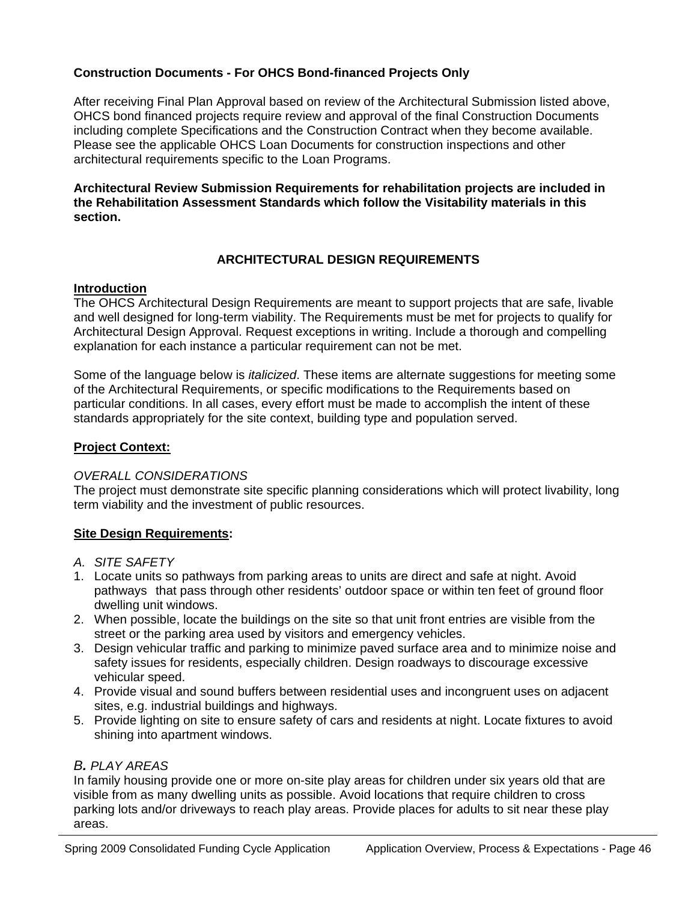**Construction Documents - For OHCS Bond-financed Projects Only**

After receiving Final Plan Approval based on review of the Architectural Submission listed above, OHCS bond financed projects require review and approval of the final Construction Documents including complete Specifications and the Construction Contract when they become available. Please see the applicable OHCS Loan Documents for construction inspections and other architectural requirements specific to the Loan Programs.

**Architectural Review Submission Requirements for rehabilitation projects are included in the Rehabilitation Assessment Standards which follow the Visitability materials in this section.**

## ARCHITECTURAL DESIGN REQUIREMENTS

**Introduction**

The OHCS Architectural Design Requirements are meant to support projects that are safe, livable and well designed for long-term viability. The Requirements must be met for projects to qualify for Architectural Design Approval. Request exceptions in writing. Include a thorough and compelling explanation for each instance a particular requirement can not be met.

Some of the language below is *italicized*. These items are alternate suggestions for meeting some of the Architectural Requirements, or specific modifications to the Requirements based on particular conditions. In all cases, every effort must be made to accomplish the intent of these standards appropriately for the site context, building type and population served.

**Project Context:**

*OVERALL CONSIDERATIONS*

The project must demonstrate site specific planning considerations which will protect livability, long term viability and the investment of public resources.

**Site Design Requirements:**

*A. SITE SAFETY*

1. Locate units so pathways from parking areas to units are direct and safe at night. Avoid pathways that pass through other residents' outdoor space or within ten feet of ground floor dwelling unit windows.
2. When possible, locate the buildings on the site so that unit front entries are visible from the street or the parking area used by visitors and emergency vehicles.
3. Design vehicular traffic and parking to minimize paved surface area and to minimize noise and safety issues for residents, especially children. Design roadways to discourage excessive vehicular speed.
4. Provide visual and sound buffers between residential uses and incongruent uses on adjacent sites, e.g. industrial buildings and highways.
5. Provide lighting on site to ensure safety of cars and residents at night. Locate fixtures to avoid shining into apartment windows.

*B. PLAY AREAS*

In family housing provide one or more on-site play areas for children under six years old that are visible from as many dwelling units as possible. Avoid locations that require children to cross parking lots and/or driveways to reach play areas. Provide places for adults to sit near these play areas.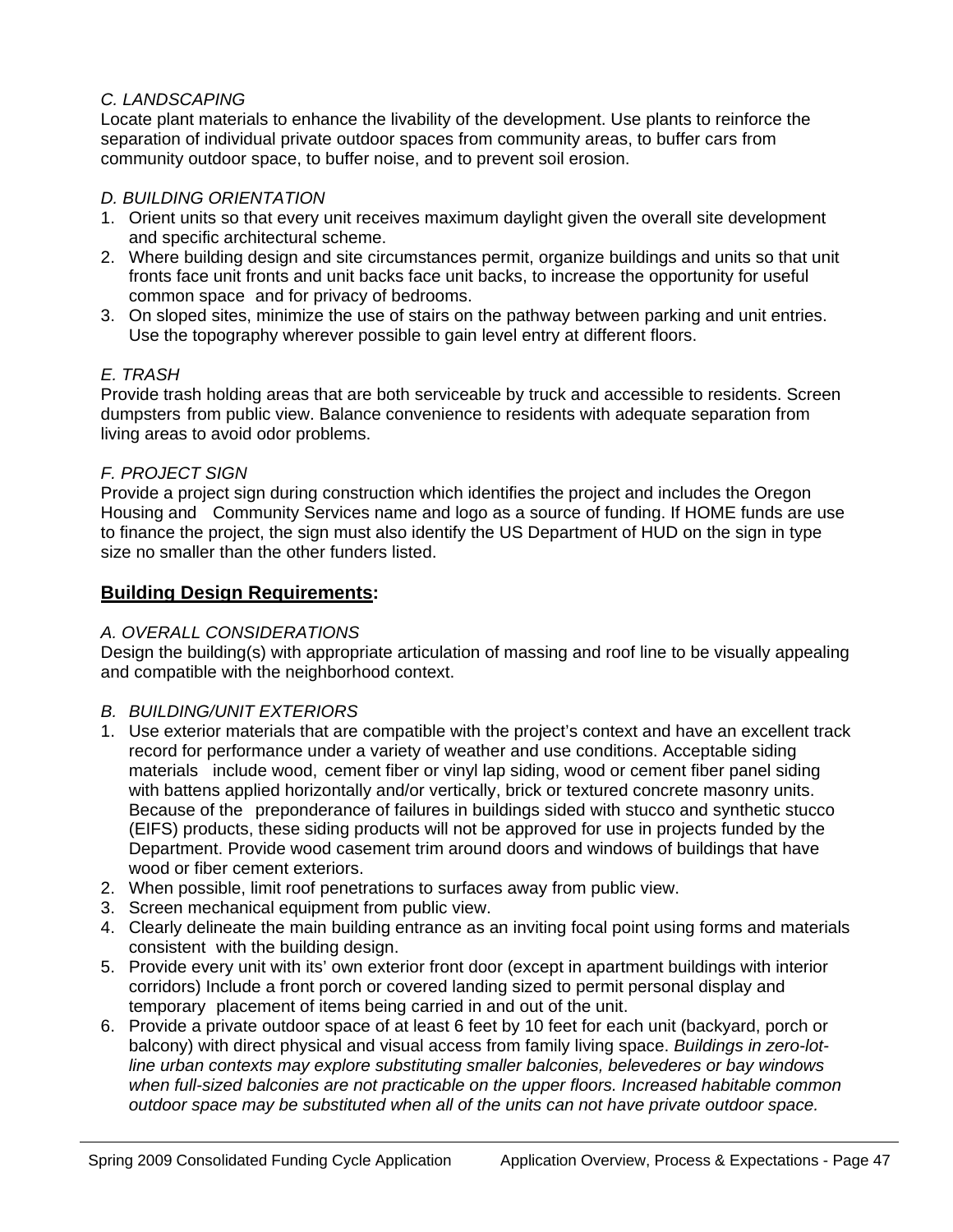*C. LANDSCAPING*

Locate plant materials to enhance the livability of the development. Use plants to reinforce the separation of individual private outdoor spaces from community areas, to buffer cars from community outdoor space, to buffer noise, and to prevent soil erosion.

*D. BUILDING ORIENTATION*

1. Orient units so that every unit receives maximum daylight given the overall site development and specific architectural scheme.
2. Where building design and site circumstances permit, organize buildings and units so that unit fronts face unit fronts and unit backs face unit backs, to increase the opportunity for useful common space and for privacy of bedrooms.
3. On sloped sites, minimize the use of stairs on the pathway between parking and unit entries. Use the topography wherever possible to gain level entry at different floors.

*E. TRASH*

Provide trash holding areas that are both serviceable by truck and accessible to residents. Screen dumpsters from public view. Balance convenience to residents with adequate separation from living areas to avoid odor problems.

*F. PROJECT SIGN*

Provide a project sign during construction which identifies the project and includes the Oregon Housing and Community Services name and logo as a source of funding. If HOME funds are use to finance the project, the sign must also identify the US Department of HUD on the sign in type size no smaller than the other funders listed.

## **Building Design Requirements:**

*A. OVERALL CONSIDERATIONS*

Design the building(s) with appropriate articulation of massing and roof line to be visually appealing and compatible with the neighborhood context.

*B. BUILDING/UNIT EXTERIORS*

1. Use exterior materials that are compatible with the project's context and have an excellent track record for performance under a variety of weather and use conditions. Acceptable siding materials include wood, cement fiber or vinyl lap siding, wood or cement fiber panel siding with battens applied horizontally and/or vertically, brick or textured concrete masonry units. Because of the preponderance of failures in buildings sided with stucco and synthetic stucco (EIFS) products, these siding products will not be approved for use in projects funded by the Department. Provide wood casement trim around doors and windows of buildings that have wood or fiber cement exteriors.
2. When possible, limit roof penetrations to surfaces away from public view.
3. Screen mechanical equipment from public view.
4. Clearly delineate the main building entrance as an inviting focal point using forms and materials consistent with the building design.
5. Provide every unit with its' own exterior front door (except in apartment buildings with interior corridors) Include a front porch or covered landing sized to permit personal display and temporary placement of items being carried in and out of the unit.
6. Provide a private outdoor space of at least 6 feet by 10 feet for each unit (backyard, porch or balcony) with direct physical and visual access from family living space. *Buildings in zero-lot-line urban contexts may explore substituting smaller balconies, belevederes or bay windows when full-sized balconies are not practicable on the upper floors. Increased habitable common outdoor space may be substituted when all of the units can not have private outdoor space.*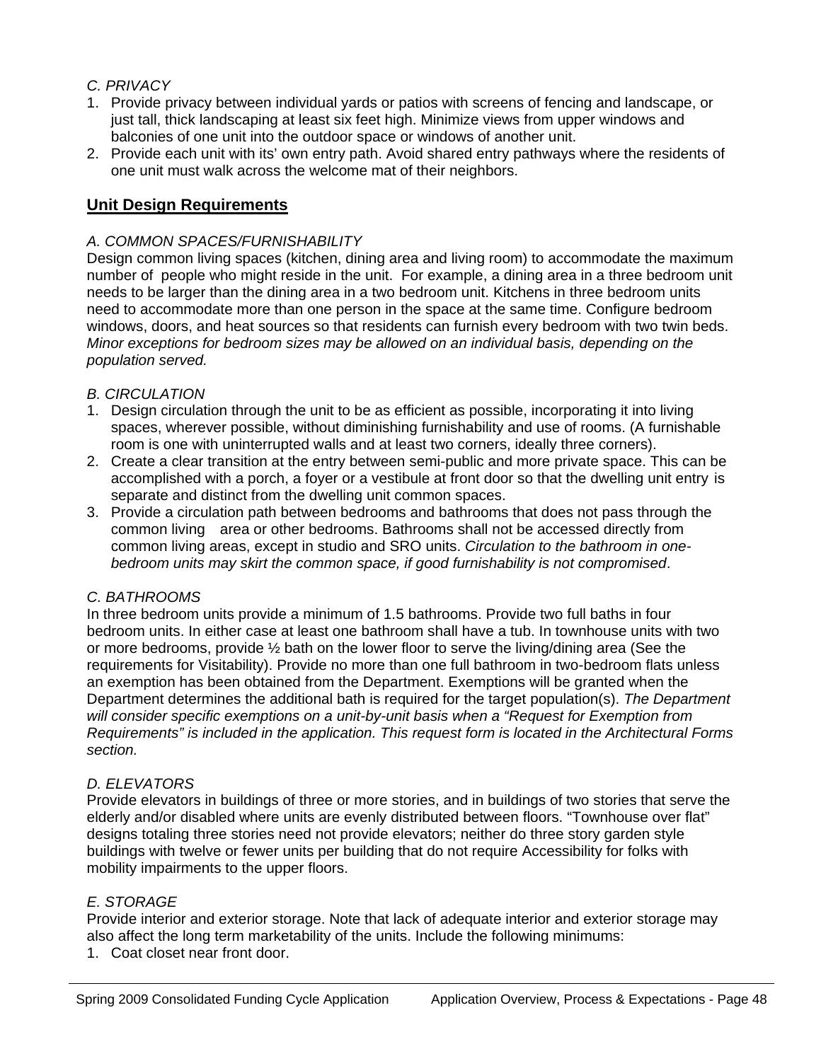*C. PRIVACY*

1. Provide privacy between individual yards or patios with screens of fencing and landscape, or just tall, thick landscaping at least six feet high. Minimize views from upper windows and balconies of one unit into the outdoor space or windows of another unit.
2. Provide each unit with its' own entry path. Avoid shared entry pathways where the residents of one unit must walk across the welcome mat of their neighbors.

## Unit Design Requirements

*A. COMMON SPACES/FURNISHABILITY*

Design common living spaces (kitchen, dining area and living room) to accommodate the maximum number of people who might reside in the unit. For example, a dining area in a three bedroom unit needs to be larger than the dining area in a two bedroom unit. Kitchens in three bedroom units need to accommodate more than one person in the space at the same time. Configure bedroom windows, doors, and heat sources so that residents can furnish every bedroom with two twin beds. *Minor exceptions for bedroom sizes may be allowed on an individual basis, depending on the population served.*

*B. CIRCULATION*

1. Design circulation through the unit to be as efficient as possible, incorporating it into living spaces, wherever possible, without diminishing furnishability and use of rooms. (A furnishable room is one with uninterrupted walls and at least two corners, ideally three corners).
2. Create a clear transition at the entry between semi-public and more private space. This can be accomplished with a porch, a foyer or a vestibule at front door so that the dwelling unit entry is separate and distinct from the dwelling unit common spaces.
3. Provide a circulation path between bedrooms and bathrooms that does not pass through the common living area or other bedrooms. Bathrooms shall not be accessed directly from common living areas, except in studio and SRO units. *Circulation to the bathroom in one-bedroom units may skirt the common space, if good furnishability is not compromised*.

*C. BATHROOMS*

In three bedroom units provide a minimum of 1.5 bathrooms. Provide two full baths in four bedroom units. In either case at least one bathroom shall have a tub. In townhouse units with two or more bedrooms, provide ½ bath on the lower floor to serve the living/dining area (See the requirements for Visitability). Provide no more than one full bathroom in two-bedroom flats unless an exemption has been obtained from the Department. Exemptions will be granted when the Department determines the additional bath is required for the target population(s). *The Department will consider specific exemptions on a unit-by-unit basis when a "Request for Exemption from Requirements" is included in the application. This request form is located in the Architectural Forms section.*

*D. ELEVATORS*

Provide elevators in buildings of three or more stories, and in buildings of two stories that serve the elderly and/or disabled where units are evenly distributed between floors. "Townhouse over flat" designs totaling three stories need not provide elevators; neither do three story garden style buildings with twelve or fewer units per building that do not require Accessibility for folks with mobility impairments to the upper floors.

*E. STORAGE*

Provide interior and exterior storage. Note that lack of adequate interior and exterior storage may also affect the long term marketability of the units. Include the following minimums:

1. Coat closet near front door.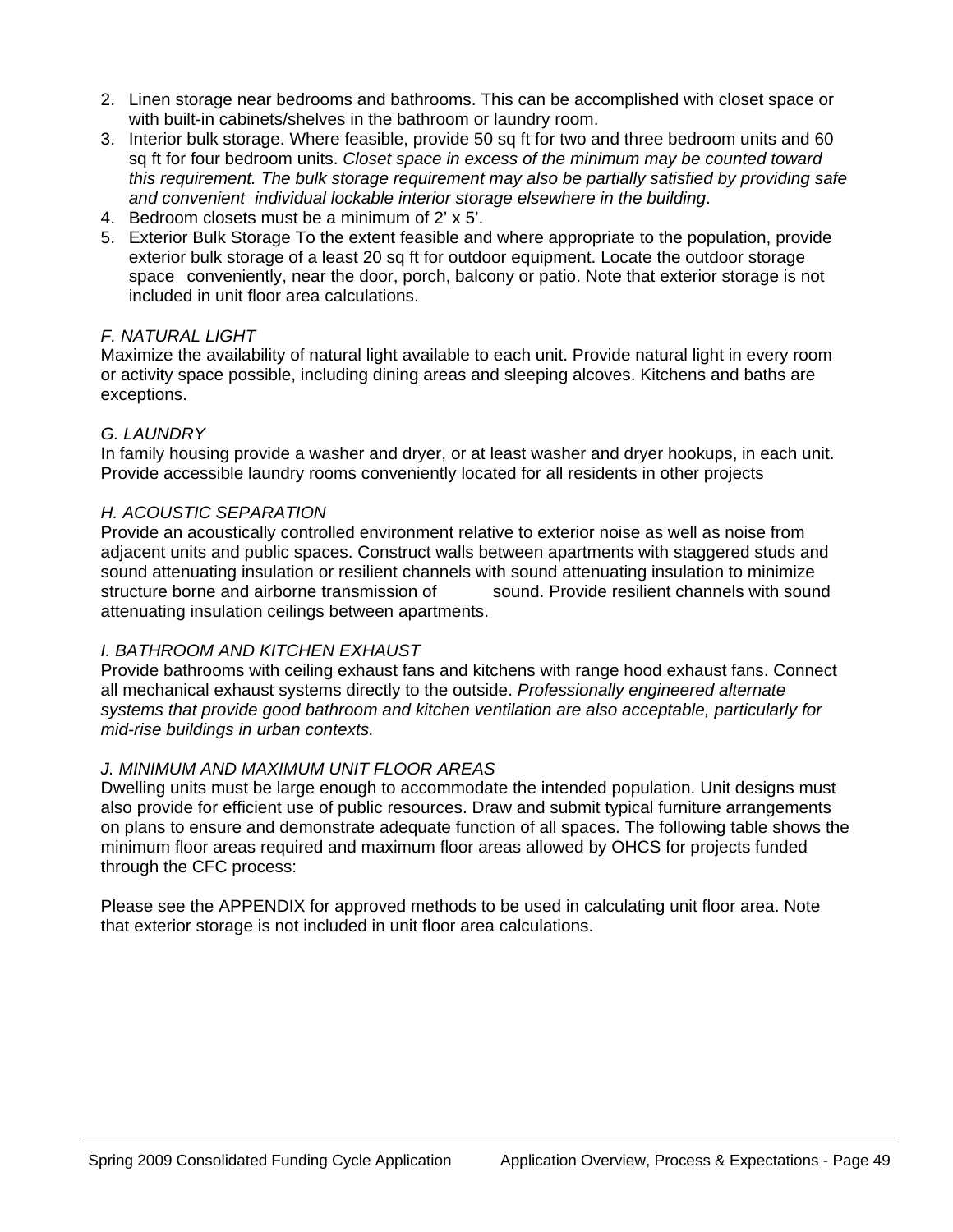2. Linen storage near bedrooms and bathrooms. This can be accomplished with closet space or with built-in cabinets/shelves in the bathroom or laundry room.
3. Interior bulk storage. Where feasible, provide 50 sq ft for two and three bedroom units and 60 sq ft for four bedroom units. *Closet space in excess of the minimum may be counted toward this requirement. The bulk storage requirement may also be partially satisfied by providing safe and convenient individual lockable interior storage elsewhere in the building*.
4. Bedroom closets must be a minimum of 2' x 5'.
5. Exterior Bulk Storage To the extent feasible and where appropriate to the population, provide exterior bulk storage of a least 20 sq ft for outdoor equipment. Locate the outdoor storage space conveniently, near the door, porch, balcony or patio. Note that exterior storage is not included in unit floor area calculations.

*F. NATURAL LIGHT*

Maximize the availability of natural light available to each unit. Provide natural light in every room or activity space possible, including dining areas and sleeping alcoves. Kitchens and baths are exceptions.

*G. LAUNDRY*

In family housing provide a washer and dryer, or at least washer and dryer hookups, in each unit. Provide accessible laundry rooms conveniently located for all residents in other projects

*H. ACOUSTIC SEPARATION*

Provide an acoustically controlled environment relative to exterior noise as well as noise from adjacent units and public spaces. Construct walls between apartments with staggered studs and sound attenuating insulation or resilient channels with sound attenuating insulation to minimize structure borne and airborne transmission of sound. Provide resilient channels with sound attenuating insulation ceilings between apartments.

*I. BATHROOM AND KITCHEN EXHAUST*

Provide bathrooms with ceiling exhaust fans and kitchens with range hood exhaust fans. Connect all mechanical exhaust systems directly to the outside. *Professionally engineered alternate systems that provide good bathroom and kitchen ventilation are also acceptable, particularly for mid-rise buildings in urban contexts.*

*J. MINIMUM AND MAXIMUM UNIT FLOOR AREAS*

Dwelling units must be large enough to accommodate the intended population. Unit designs must also provide for efficient use of public resources. Draw and submit typical furniture arrangements on plans to ensure and demonstrate adequate function of all spaces. The following table shows the minimum floor areas required and maximum floor areas allowed by OHCS for projects funded through the CFC process:

Please see the APPENDIX for approved methods to be used in calculating unit floor area. Note that exterior storage is not included in unit floor area calculations.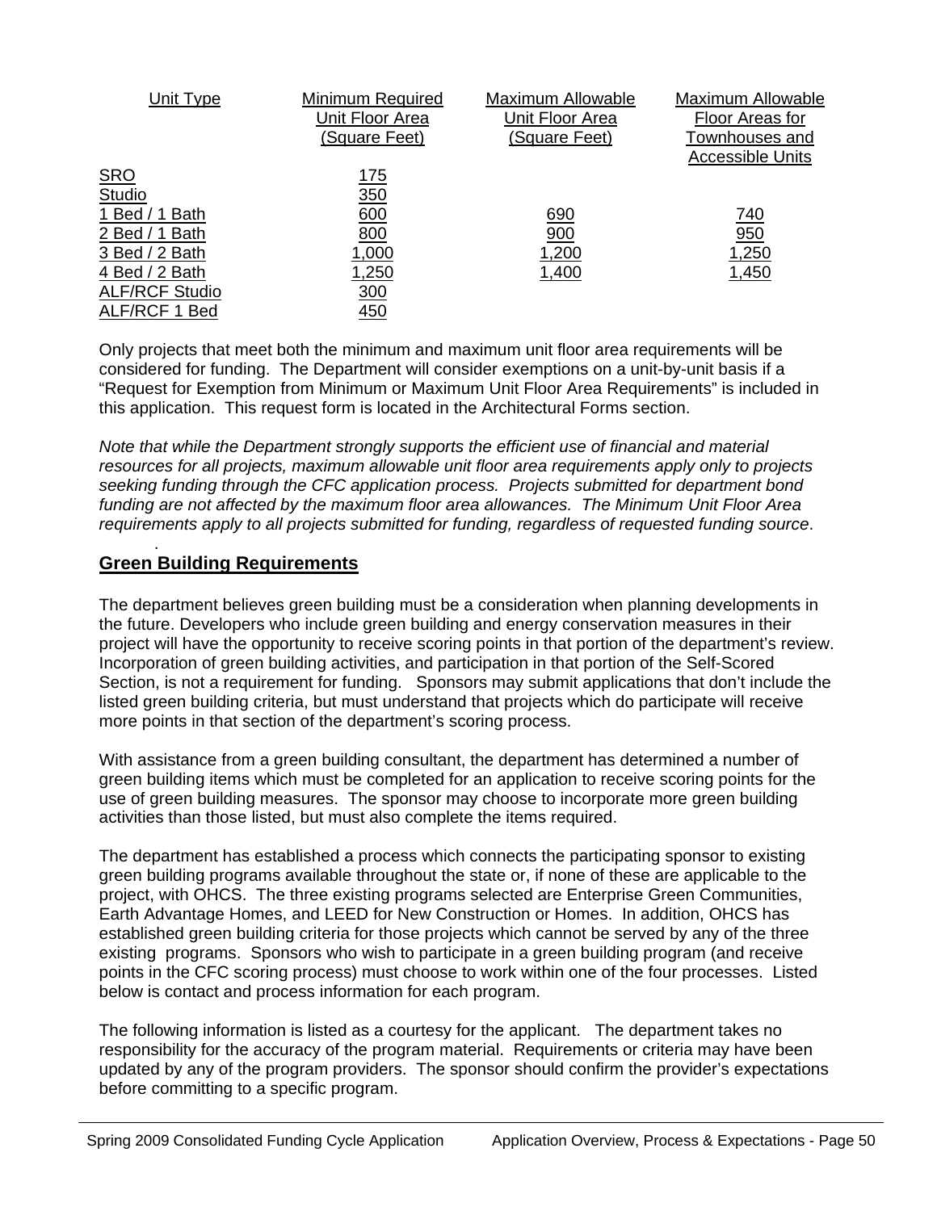| Unit Type | Minimum Required Unit Floor Area (Square Feet) | Maximum Allowable Unit Floor Area (Square Feet) | Maximum Allowable Floor Areas for Townhouses and Accessible Units |
|---|---|---|---|
| SRO | 175 | | |
| Studio | 350 | | |
| 1 Bed / 1 Bath | 600 | 690 | 740 |
| 2 Bed / 1 Bath | 800 | 900 | 950 |
| 3 Bed / 2 Bath | 1,000 | 1,200 | 1,250 |
| 4 Bed / 2 Bath | 1,250 | 1,400 | 1,450 |
| ALF/RCF Studio | 300 | | |
| ALF/RCF 1 Bed | 450 | | |

Only projects that meet both the minimum and maximum unit floor area requirements will be considered for funding. The Department will consider exemptions on a unit-by-unit basis if a "Request for Exemption from Minimum or Maximum Unit Floor Area Requirements" is included in this application. This request form is located in the Architectural Forms section.

*Note that while the Department strongly supports the efficient use of financial and material resources for all projects, maximum allowable unit floor area requirements apply only to projects seeking funding through the CFC application process. Projects submitted for department bond funding are not affected by the maximum floor area allowances. The Minimum Unit Floor Area requirements apply to all projects submitted for funding, regardless of requested funding source*.

## Green Building Requirements

The department believes green building must be a consideration when planning developments in the future. Developers who include green building and energy conservation measures in their project will have the opportunity to receive scoring points in that portion of the department's review. Incorporation of green building activities, and participation in that portion of the Self-Scored Section, is not a requirement for funding. Sponsors may submit applications that don't include the listed green building criteria, but must understand that projects which do participate will receive more points in that section of the department's scoring process.

With assistance from a green building consultant, the department has determined a number of green building items which must be completed for an application to receive scoring points for the use of green building measures. The sponsor may choose to incorporate more green building activities than those listed, but must also complete the items required.

The department has established a process which connects the participating sponsor to existing green building programs available throughout the state or, if none of these are applicable to the project, with OHCS. The three existing programs selected are Enterprise Green Communities, Earth Advantage Homes, and LEED for New Construction or Homes. In addition, OHCS has established green building criteria for those projects which cannot be served by any of the three existing programs. Sponsors who wish to participate in a green building program (and receive points in the CFC scoring process) must choose to work within one of the four processes. Listed below is contact and process information for each program.

The following information is listed as a courtesy for the applicant. The department takes no responsibility for the accuracy of the program material. Requirements or criteria may have been updated by any of the program providers. The sponsor should confirm the provider's expectations before committing to a specific program.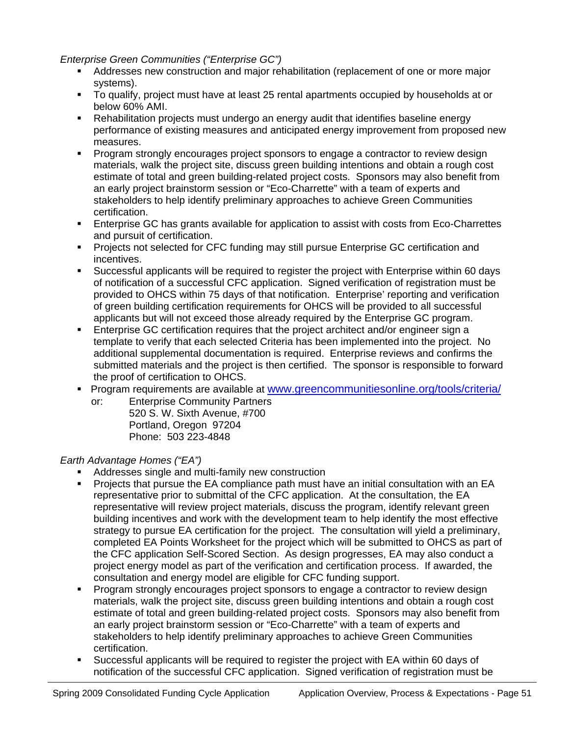*Enterprise Green Communities ("Enterprise GC")*

- Addresses new construction and major rehabilitation (replacement of one or more major systems).
- To qualify, project must have at least 25 rental apartments occupied by households at or below 60% AMI.
- Rehabilitation projects must undergo an energy audit that identifies baseline energy performance of existing measures and anticipated energy improvement from proposed new measures.
- Program strongly encourages project sponsors to engage a contractor to review design materials, walk the project site, discuss green building intentions and obtain a rough cost estimate of total and green building-related project costs. Sponsors may also benefit from an early project brainstorm session or "Eco-Charrette" with a team of experts and stakeholders to help identify preliminary approaches to achieve Green Communities certification.
- Enterprise GC has grants available for application to assist with costs from Eco-Charrettes and pursuit of certification.
- Projects not selected for CFC funding may still pursue Enterprise GC certification and incentives.
- Successful applicants will be required to register the project with Enterprise within 60 days of notification of a successful CFC application. Signed verification of registration must be provided to OHCS within 75 days of that notification. Enterprise' reporting and verification of green building certification requirements for OHCS will be provided to all successful applicants but will not exceed those already required by the Enterprise GC program.
- Enterprise GC certification requires that the project architect and/or engineer sign a template to verify that each selected Criteria has been implemented into the project. No additional supplemental documentation is required. Enterprise reviews and confirms the submitted materials and the project is then certified. The sponsor is responsible to forward the proof of certification to OHCS.
- Program requirements are available at [www.greencommunitiesonline.org/tools/criteria/](www.greencommunitiesonline.org/tools/criteria/)

  or: Enterprise Community Partners
  520 S. W. Sixth Avenue, #700
  Portland, Oregon 97204
  Phone: 503 223-4848

*Earth Advantage Homes ("EA")*

- Addresses single and multi-family new construction
- Projects that pursue the EA compliance path must have an initial consultation with an EA representative prior to submittal of the CFC application. At the consultation, the EA representative will review project materials, discuss the program, identify relevant green building incentives and work with the development team to help identify the most effective strategy to pursue EA certification for the project. The consultation will yield a preliminary, completed EA Points Worksheet for the project which will be submitted to OHCS as part of the CFC application Self-Scored Section. As design progresses, EA may also conduct a project energy model as part of the verification and certification process. If awarded, the consultation and energy model are eligible for CFC funding support.
- Program strongly encourages project sponsors to engage a contractor to review design materials, walk the project site, discuss green building intentions and obtain a rough cost estimate of total and green building-related project costs. Sponsors may also benefit from an early project brainstorm session or "Eco-Charrette" with a team of experts and stakeholders to help identify preliminary approaches to achieve Green Communities certification.
- Successful applicants will be required to register the project with EA within 60 days of notification of the successful CFC application. Signed verification of registration must be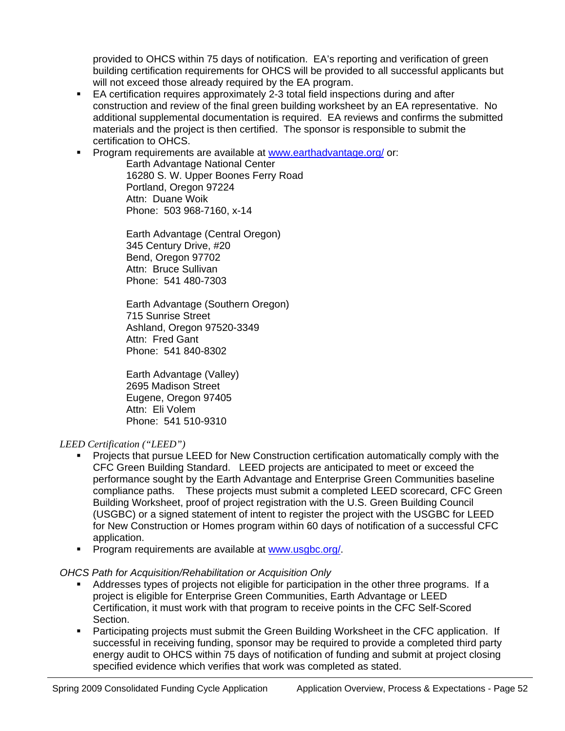provided to OHCS within 75 days of notification. EA's reporting and verification of green building certification requirements for OHCS will be provided to all successful applicants but will not exceed those already required by the EA program.

- EA certification requires approximately 2-3 total field inspections during and after construction and review of the final green building worksheet by an EA representative. No additional supplemental documentation is required. EA reviews and confirms the submitted materials and the project is then certified. The sponsor is responsible to submit the certification to OHCS.
- Program requirements are available at [www.earthadvantage.org/](http://www.earthadvantage.org/) or:

  Earth Advantage National Center
  16280 S. W. Upper Boones Ferry Road
  Portland, Oregon 97224
  Attn: Duane Woik
  Phone: 503 968-7160, x-14

  Earth Advantage (Central Oregon)
  345 Century Drive, #20
  Bend, Oregon 97702
  Attn: Bruce Sullivan
  Phone: 541 480-7303

  Earth Advantage (Southern Oregon)
  715 Sunrise Street
  Ashland, Oregon 97520-3349
  Attn: Fred Gant
  Phone: 541 840-8302

  Earth Advantage (Valley)
  2695 Madison Street
  Eugene, Oregon 97405
  Attn: Eli Volem
  Phone: 541 510-9310

*LEED Certification ("LEED")*

- Projects that pursue LEED for New Construction certification automatically comply with the CFC Green Building Standard. LEED projects are anticipated to meet or exceed the performance sought by the Earth Advantage and Enterprise Green Communities baseline compliance paths. These projects must submit a completed LEED scorecard, CFC Green Building Worksheet, proof of project registration with the U.S. Green Building Council (USGBC) or a signed statement of intent to register the project with the USGBC for LEED for New Construction or Homes program within 60 days of notification of a successful CFC application.
- Program requirements are available at [www.usgbc.org/](http://www.usgbc.org/).

*OHCS Path for Acquisition/Rehabilitation or Acquisition Only*

- Addresses types of projects not eligible for participation in the other three programs. If a project is eligible for Enterprise Green Communities, Earth Advantage or LEED Certification, it must work with that program to receive points in the CFC Self-Scored Section.
- Participating projects must submit the Green Building Worksheet in the CFC application. If successful in receiving funding, sponsor may be required to provide a completed third party energy audit to OHCS within 75 days of notification of funding and submit at project closing specified evidence which verifies that work was completed as stated.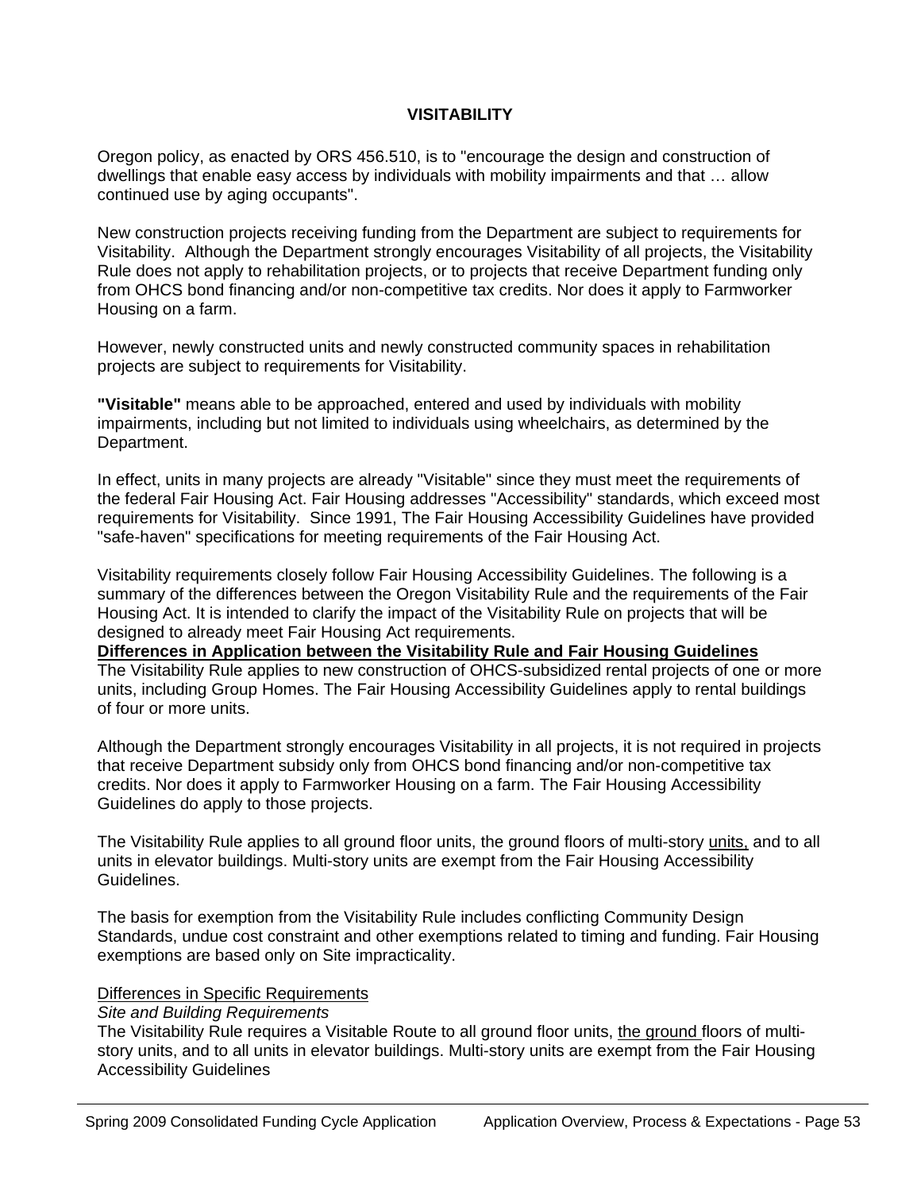# VISITABILITY

Oregon policy, as enacted by ORS 456.510, is to "encourage the design and construction of dwellings that enable easy access by individuals with mobility impairments and that … allow continued use by aging occupants".

New construction projects receiving funding from the Department are subject to requirements for Visitability. Although the Department strongly encourages Visitability of all projects, the Visitability Rule does not apply to rehabilitation projects, or to projects that receive Department funding only from OHCS bond financing and/or non-competitive tax credits. Nor does it apply to Farmworker Housing on a farm.

However, newly constructed units and newly constructed community spaces in rehabilitation projects are subject to requirements for Visitability.

**"Visitable"** means able to be approached, entered and used by individuals with mobility impairments, including but not limited to individuals using wheelchairs, as determined by the Department.

In effect, units in many projects are already "Visitable" since they must meet the requirements of the federal Fair Housing Act. Fair Housing addresses "Accessibility" standards, which exceed most requirements for Visitability. Since 1991, The Fair Housing Accessibility Guidelines have provided "safe-haven" specifications for meeting requirements of the Fair Housing Act.

Visitability requirements closely follow Fair Housing Accessibility Guidelines. The following is a summary of the differences between the Oregon Visitability Rule and the requirements of the Fair Housing Act. It is intended to clarify the impact of the Visitability Rule on projects that will be designed to already meet Fair Housing Act requirements.

**Differences in Application between the Visitability Rule and Fair Housing Guidelines**

The Visitability Rule applies to new construction of OHCS-subsidized rental projects of one or more units, including Group Homes. The Fair Housing Accessibility Guidelines apply to rental buildings of four or more units.

Although the Department strongly encourages Visitability in all projects, it is not required in projects that receive Department subsidy only from OHCS bond financing and/or non-competitive tax credits. Nor does it apply to Farmworker Housing on a farm. The Fair Housing Accessibility Guidelines do apply to those projects.

The Visitability Rule applies to all ground floor units, the ground floors of multi-story units, and to all units in elevator buildings. Multi-story units are exempt from the Fair Housing Accessibility Guidelines.

The basis for exemption from the Visitability Rule includes conflicting Community Design Standards, undue cost constraint and other exemptions related to timing and funding. Fair Housing exemptions are based only on Site impracticality.

Differences in Specific Requirements

*Site and Building Requirements*

The Visitability Rule requires a Visitable Route to all ground floor units, the ground floors of multi-story units, and to all units in elevator buildings. Multi-story units are exempt from the Fair Housing Accessibility Guidelines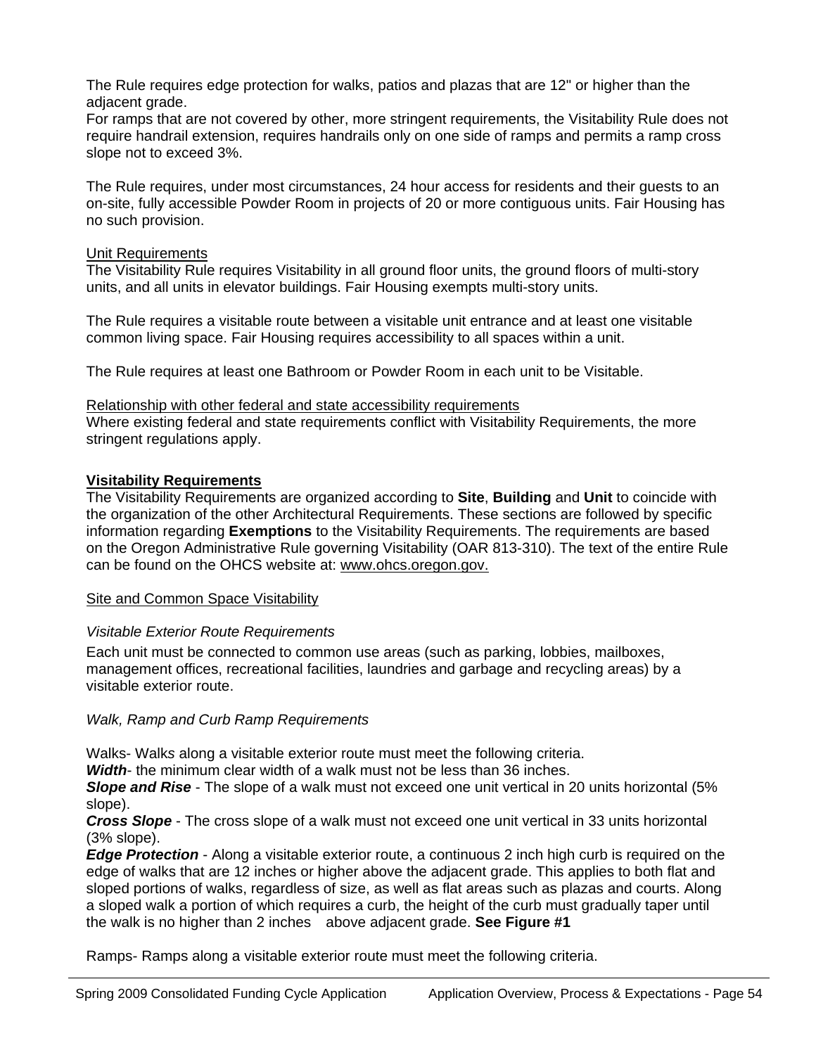The Rule requires edge protection for walks, patios and plazas that are 12" or higher than the adjacent grade.
For ramps that are not covered by other, more stringent requirements, the Visitability Rule does not require handrail extension, requires handrails only on one side of ramps and permits a ramp cross slope not to exceed 3%.

The Rule requires, under most circumstances, 24 hour access for residents and their guests to an on-site, fully accessible Powder Room in projects of 20 or more contiguous units. Fair Housing has no such provision.

<u>Unit Requirements</u>
The Visitability Rule requires Visitability in all ground floor units, the ground floors of multi-story units, and all units in elevator buildings. Fair Housing exempts multi-story units.

The Rule requires a visitable route between a visitable unit entrance and at least one visitable common living space. Fair Housing requires accessibility to all spaces within a unit.

The Rule requires at least one Bathroom or Powder Room in each unit to be Visitable.

<u>Relationship with other federal and state accessibility requirements</u>
Where existing federal and state requirements conflict with Visitability Requirements, the more stringent regulations apply.

**<u>Visitability Requirements</u>**
The Visitability Requirements are organized according to **Site**, **Building** and **Unit** to coincide with the organization of the other Architectural Requirements. These sections are followed by specific information regarding **Exemptions** to the Visitability Requirements. The requirements are based on the Oregon Administrative Rule governing Visitability (OAR 813-310). The text of the entire Rule can be found on the OHCS website at: www.ohcs.oregon.gov.

<u>Site and Common Space Visitability</u>

*Visitable Exterior Route Requirements*

Each unit must be connected to common use areas (such as parking, lobbies, mailboxes, management offices, recreational facilities, laundries and garbage and recycling areas) by a visitable exterior route.

*Walk, Ramp and Curb Ramp Requirements*

Walks- Walks along a visitable exterior route must meet the following criteria.
***Width***- the minimum clear width of a walk must not be less than 36 inches.
***Slope and Rise*** - The slope of a walk must not exceed one unit vertical in 20 units horizontal (5% slope).
***Cross Slope*** - The cross slope of a walk must not exceed one unit vertical in 33 units horizontal (3% slope).
***Edge Protection*** - Along a visitable exterior route, a continuous 2 inch high curb is required on the edge of walks that are 12 inches or higher above the adjacent grade. This applies to both flat and sloped portions of walks, regardless of size, as well as flat areas such as plazas and courts. Along a sloped walk a portion of which requires a curb, the height of the curb must gradually taper until the walk is no higher than 2 inches above adjacent grade. **See Figure #1**

Ramps- Ramps along a visitable exterior route must meet the following criteria.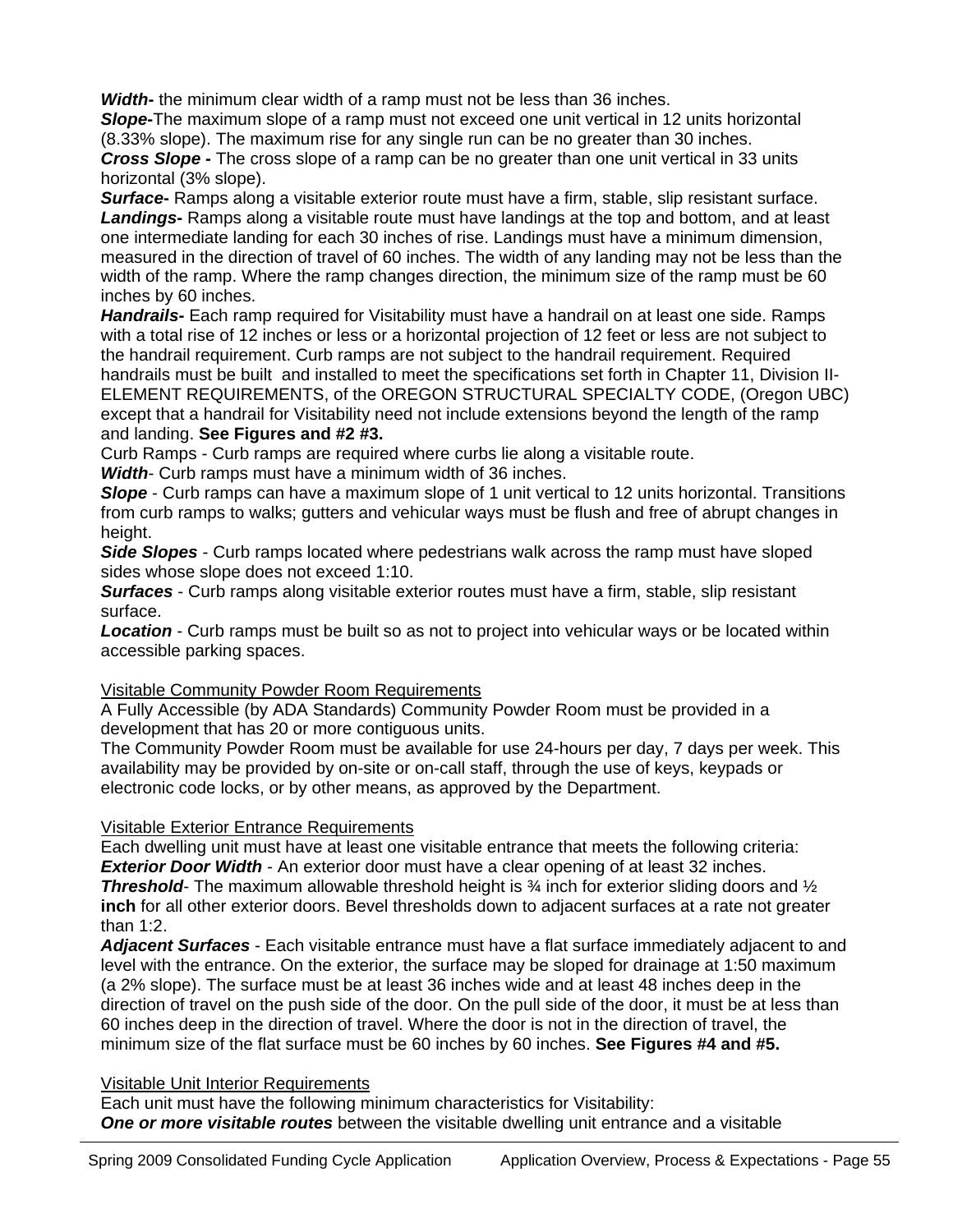***Width-*** the minimum clear width of a ramp must not be less than 36 inches.
***Slope-***The maximum slope of a ramp must not exceed one unit vertical in 12 units horizontal (8.33% slope). The maximum rise for any single run can be no greater than 30 inches.
***Cross Slope -*** The cross slope of a ramp can be no greater than one unit vertical in 33 units horizontal (3% slope).
***Surface-*** Ramps along a visitable exterior route must have a firm, stable, slip resistant surface.
***Landings-*** Ramps along a visitable route must have landings at the top and bottom, and at least one intermediate landing for each 30 inches of rise. Landings must have a minimum dimension, measured in the direction of travel of 60 inches. The width of any landing may not be less than the width of the ramp. Where the ramp changes direction, the minimum size of the ramp must be 60 inches by 60 inches.
***Handrails-*** Each ramp required for Visitability must have a handrail on at least one side. Ramps with a total rise of 12 inches or less or a horizontal projection of 12 feet or less are not subject to the handrail requirement. Curb ramps are not subject to the handrail requirement. Required handrails must be built and installed to meet the specifications set forth in Chapter 11, Division II-ELEMENT REQUIREMENTS, of the OREGON STRUCTURAL SPECIALTY CODE, (Oregon UBC) except that a handrail for Visitability need not include extensions beyond the length of the ramp and landing. **See Figures and #2 #3.**
Curb Ramps - Curb ramps are required where curbs lie along a visitable route.
***Width***- Curb ramps must have a minimum width of 36 inches.
***Slope*** - Curb ramps can have a maximum slope of 1 unit vertical to 12 units horizontal. Transitions from curb ramps to walks; gutters and vehicular ways must be flush and free of abrupt changes in height.
***Side Slopes*** - Curb ramps located where pedestrians walk across the ramp must have sloped sides whose slope does not exceed 1:10.
***Surfaces*** - Curb ramps along visitable exterior routes must have a firm, stable, slip resistant surface.
***Location*** - Curb ramps must be built so as not to project into vehicular ways or be located within accessible parking spaces.

Visitable Community Powder Room Requirements
A Fully Accessible (by ADA Standards) Community Powder Room must be provided in a development that has 20 or more contiguous units.
The Community Powder Room must be available for use 24-hours per day, 7 days per week. This availability may be provided by on-site or on-call staff, through the use of keys, keypads or electronic code locks, or by other means, as approved by the Department.

Visitable Exterior Entrance Requirements
Each dwelling unit must have at least one visitable entrance that meets the following criteria:
***Exterior Door Width*** - An exterior door must have a clear opening of at least 32 inches.
***Threshold***- The maximum allowable threshold height is ¾ inch for exterior sliding doors and ½ **inch** for all other exterior doors. Bevel thresholds down to adjacent surfaces at a rate not greater than 1:2.
***Adjacent Surfaces*** - Each visitable entrance must have a flat surface immediately adjacent to and level with the entrance. On the exterior, the surface may be sloped for drainage at 1:50 maximum (a 2% slope). The surface must be at least 36 inches wide and at least 48 inches deep in the direction of travel on the push side of the door. On the pull side of the door, it must be at less than 60 inches deep in the direction of travel. Where the door is not in the direction of travel, the minimum size of the flat surface must be 60 inches by 60 inches. **See Figures #4 and #5.**

Visitable Unit Interior Requirements
Each unit must have the following minimum characteristics for Visitability:
***One or more visitable routes*** between the visitable dwelling unit entrance and a visitable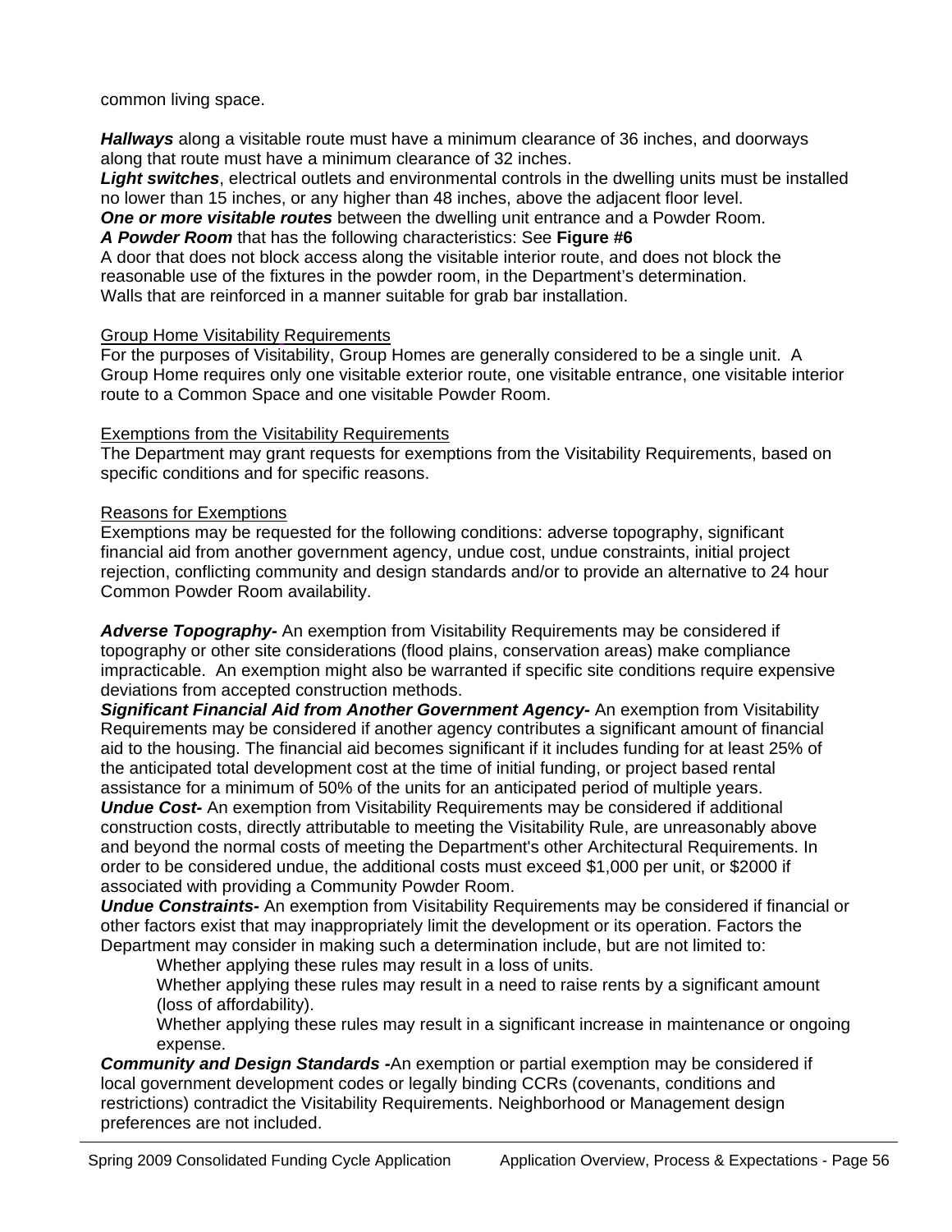common living space.

***Hallways*** along a visitable route must have a minimum clearance of 36 inches, and doorways along that route must have a minimum clearance of 32 inches.

***Light switches***, electrical outlets and environmental controls in the dwelling units must be installed no lower than 15 inches, or any higher than 48 inches, above the adjacent floor level.

***One or more visitable routes*** between the dwelling unit entrance and a Powder Room.

***A Powder Room*** that has the following characteristics: See **Figure #6**

A door that does not block access along the visitable interior route, and does not block the reasonable use of the fixtures in the powder room, in the Department's determination.

Walls that are reinforced in a manner suitable for grab bar installation.

<u>Group Home Visitability Requirements</u>

For the purposes of Visitability, Group Homes are generally considered to be a single unit. A Group Home requires only one visitable exterior route, one visitable entrance, one visitable interior route to a Common Space and one visitable Powder Room.

<u>Exemptions from the Visitability Requirements</u>

The Department may grant requests for exemptions from the Visitability Requirements, based on specific conditions and for specific reasons.

<u>Reasons for Exemptions</u>

Exemptions may be requested for the following conditions: adverse topography, significant financial aid from another government agency, undue cost, undue constraints, initial project rejection, conflicting community and design standards and/or to provide an alternative to 24 hour Common Powder Room availability.

***Adverse Topography-*** An exemption from Visitability Requirements may be considered if topography or other site considerations (flood plains, conservation areas) make compliance impracticable. An exemption might also be warranted if specific site conditions require expensive deviations from accepted construction methods.

***Significant Financial Aid from Another Government Agency-*** An exemption from Visitability Requirements may be considered if another agency contributes a significant amount of financial aid to the housing. The financial aid becomes significant if it includes funding for at least 25% of the anticipated total development cost at the time of initial funding, or project based rental assistance for a minimum of 50% of the units for an anticipated period of multiple years.

***Undue Cost-*** An exemption from Visitability Requirements may be considered if additional construction costs, directly attributable to meeting the Visitability Rule, are unreasonably above and beyond the normal costs of meeting the Department's other Architectural Requirements. In order to be considered undue, the additional costs must exceed $1,000 per unit, or $2000 if associated with providing a Community Powder Room.

***Undue Constraints-*** An exemption from Visitability Requirements may be considered if financial or other factors exist that may inappropriately limit the development or its operation. Factors the Department may consider in making such a determination include, but are not limited to:

- Whether applying these rules may result in a loss of units.
- Whether applying these rules may result in a need to raise rents by a significant amount (loss of affordability).
- Whether applying these rules may result in a significant increase in maintenance or ongoing expense.

***Community and Design Standards -***An exemption or partial exemption may be considered if local government development codes or legally binding CCRs (covenants, conditions and restrictions) contradict the Visitability Requirements. Neighborhood or Management design preferences are not included.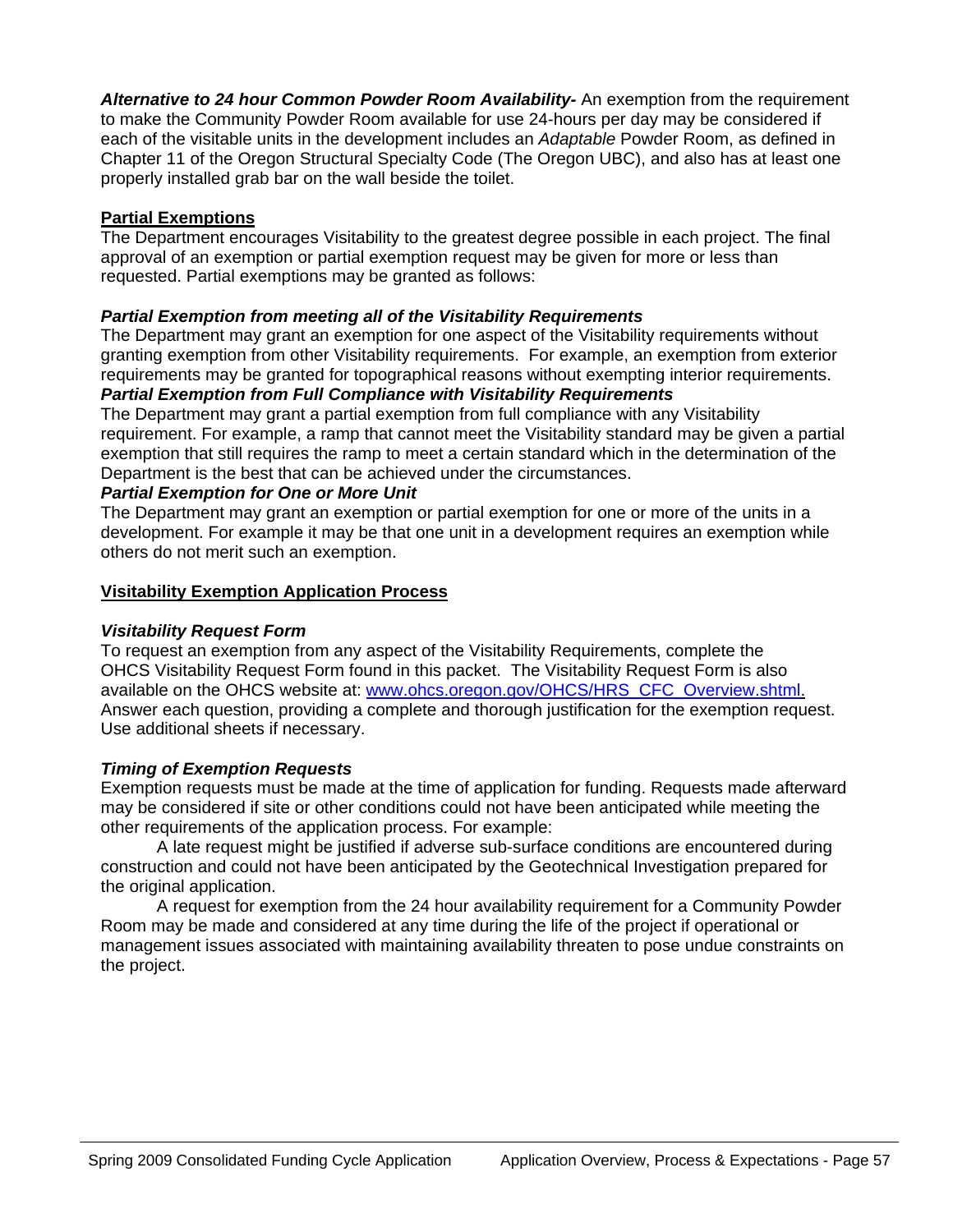***Alternative to 24 hour Common Powder Room Availability-*** An exemption from the requirement to make the Community Powder Room available for use 24-hours per day may be considered if each of the visitable units in the development includes an *Adaptable* Powder Room, as defined in Chapter 11 of the Oregon Structural Specialty Code (The Oregon UBC), and also has at least one properly installed grab bar on the wall beside the toilet.

## Partial Exemptions

The Department encourages Visitability to the greatest degree possible in each project. The final approval of an exemption or partial exemption request may be given for more or less than requested. Partial exemptions may be granted as follows:

### *Partial Exemption from meeting all of the Visitability Requirements*

The Department may grant an exemption for one aspect of the Visitability requirements without granting exemption from other Visitability requirements. For example, an exemption from exterior requirements may be granted for topographical reasons without exempting interior requirements.

### *Partial Exemption from Full Compliance with Visitability Requirements*

The Department may grant a partial exemption from full compliance with any Visitability requirement. For example, a ramp that cannot meet the Visitability standard may be given a partial exemption that still requires the ramp to meet a certain standard which in the determination of the Department is the best that can be achieved under the circumstances.

### *Partial Exemption for One or More Unit*

The Department may grant an exemption or partial exemption for one or more of the units in a development. For example it may be that one unit in a development requires an exemption while others do not merit such an exemption.

## Visitability Exemption Application Process

### *Visitability Request Form*

To request an exemption from any aspect of the Visitability Requirements, complete the OHCS Visitability Request Form found in this packet. The Visitability Request Form is also available on the OHCS website at: www.ohcs.oregon.gov/OHCS/HRS_CFC_Overview.shtml. Answer each question, providing a complete and thorough justification for the exemption request. Use additional sheets if necessary.

### *Timing of Exemption Requests*

Exemption requests must be made at the time of application for funding. Requests made afterward may be considered if site or other conditions could not have been anticipated while meeting the other requirements of the application process. For example:

A late request might be justified if adverse sub-surface conditions are encountered during construction and could not have been anticipated by the Geotechnical Investigation prepared for the original application.

A request for exemption from the 24 hour availability requirement for a Community Powder Room may be made and considered at any time during the life of the project if operational or management issues associated with maintaining availability threaten to pose undue constraints on the project.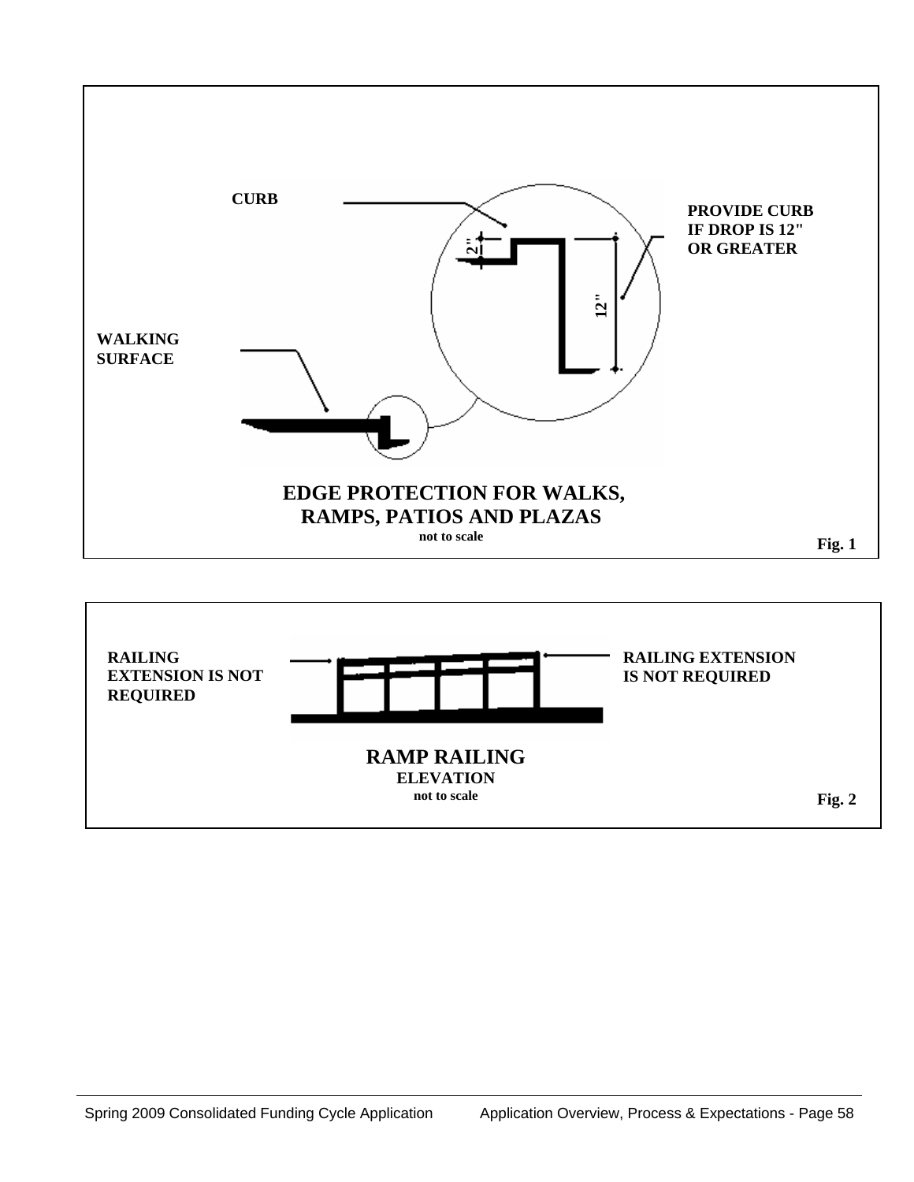CURB

PROVIDE CURB IF DROP IS 12" OR GREATER

2"

12"

WALKING SURFACE

**EDGE PROTECTION FOR WALKS, RAMPS, PATIOS AND PLAZAS**

**not to scale**

**Fig. 1**

RAILING EXTENSION IS NOT REQUIRED

RAILING EXTENSION IS NOT REQUIRED

**RAMP RAILING**

**ELEVATION**

**not to scale**

**Fig. 2**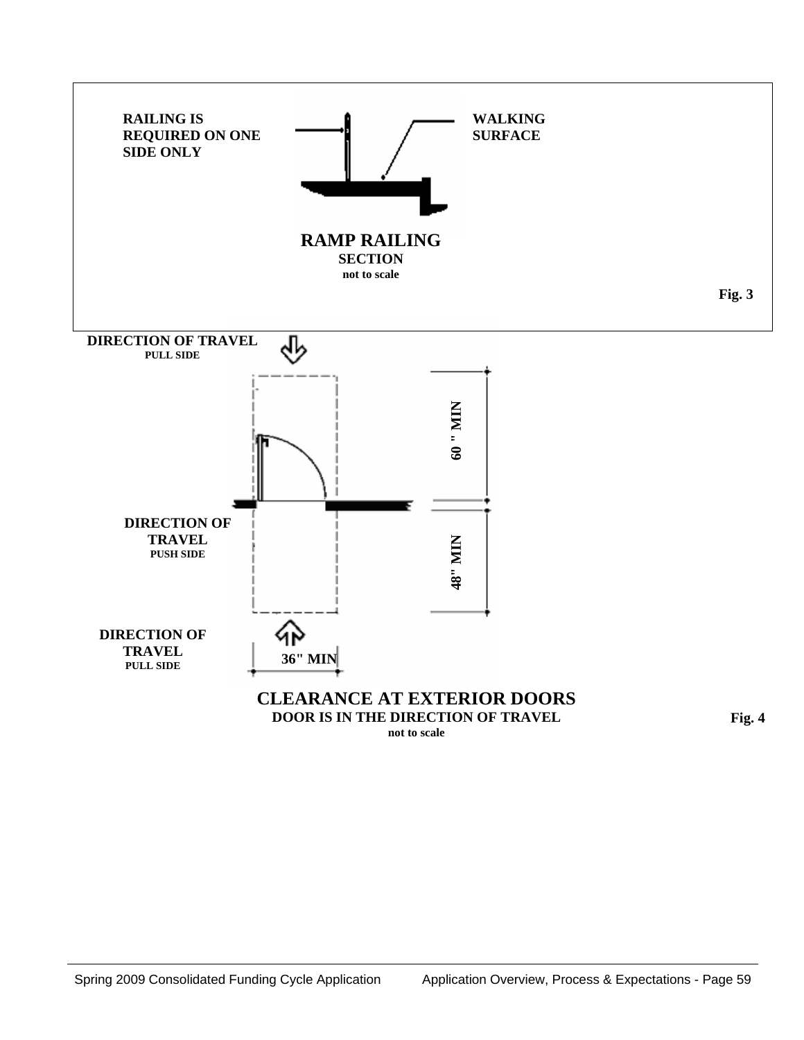RAILING IS REQUIRED ON ONE SIDE ONLY

WALKING SURFACE

**RAMP RAILING**
**SECTION**
**not to scale**

**Fig. 3**

DIRECTION OF TRAVEL
PULL SIDE

60 " MIN

DIRECTION OF TRAVEL
PUSH SIDE

48" MIN

DIRECTION OF TRAVEL
PULL SIDE

36" MIN

**CLEARANCE AT EXTERIOR DOORS**
**DOOR IS IN THE DIRECTION OF TRAVEL**
**not to scale**

**Fig. 4**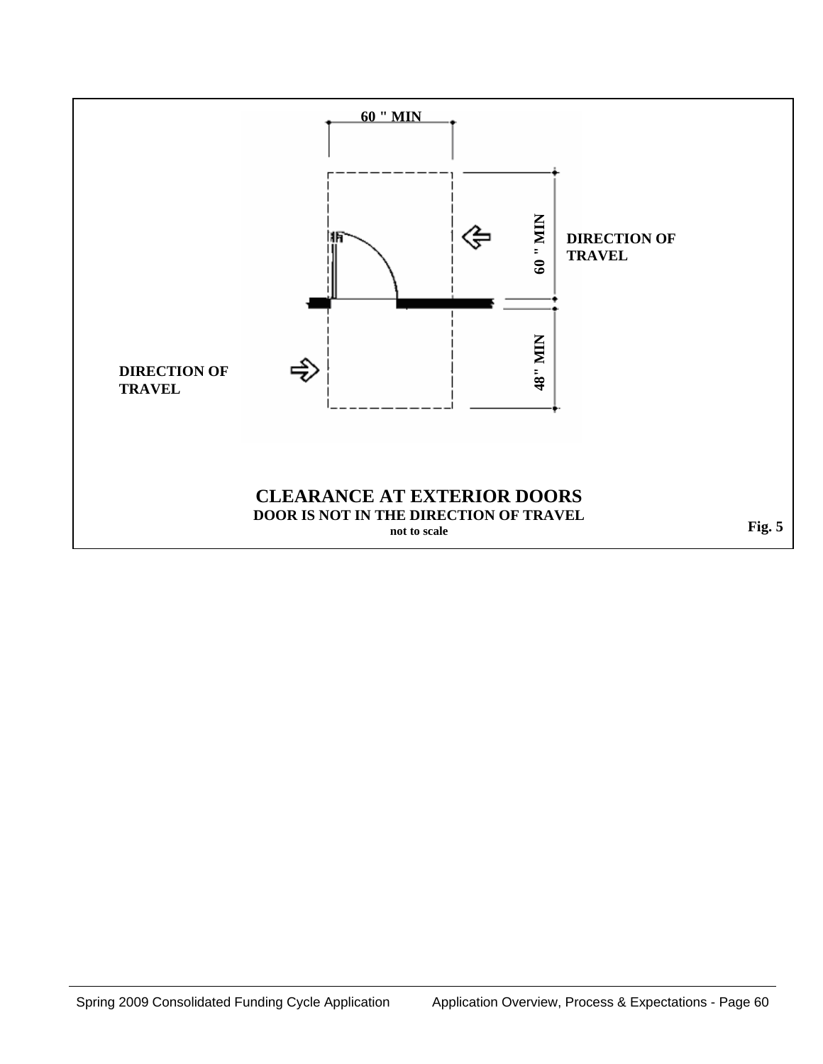60 " MIN

60 " MIN

DIRECTION OF TRAVEL

48" MIN

DIRECTION OF TRAVEL

**CLEARANCE AT EXTERIOR DOORS**

**DOOR IS NOT IN THE DIRECTION OF TRAVEL**

**not to scale**

**Fig. 5**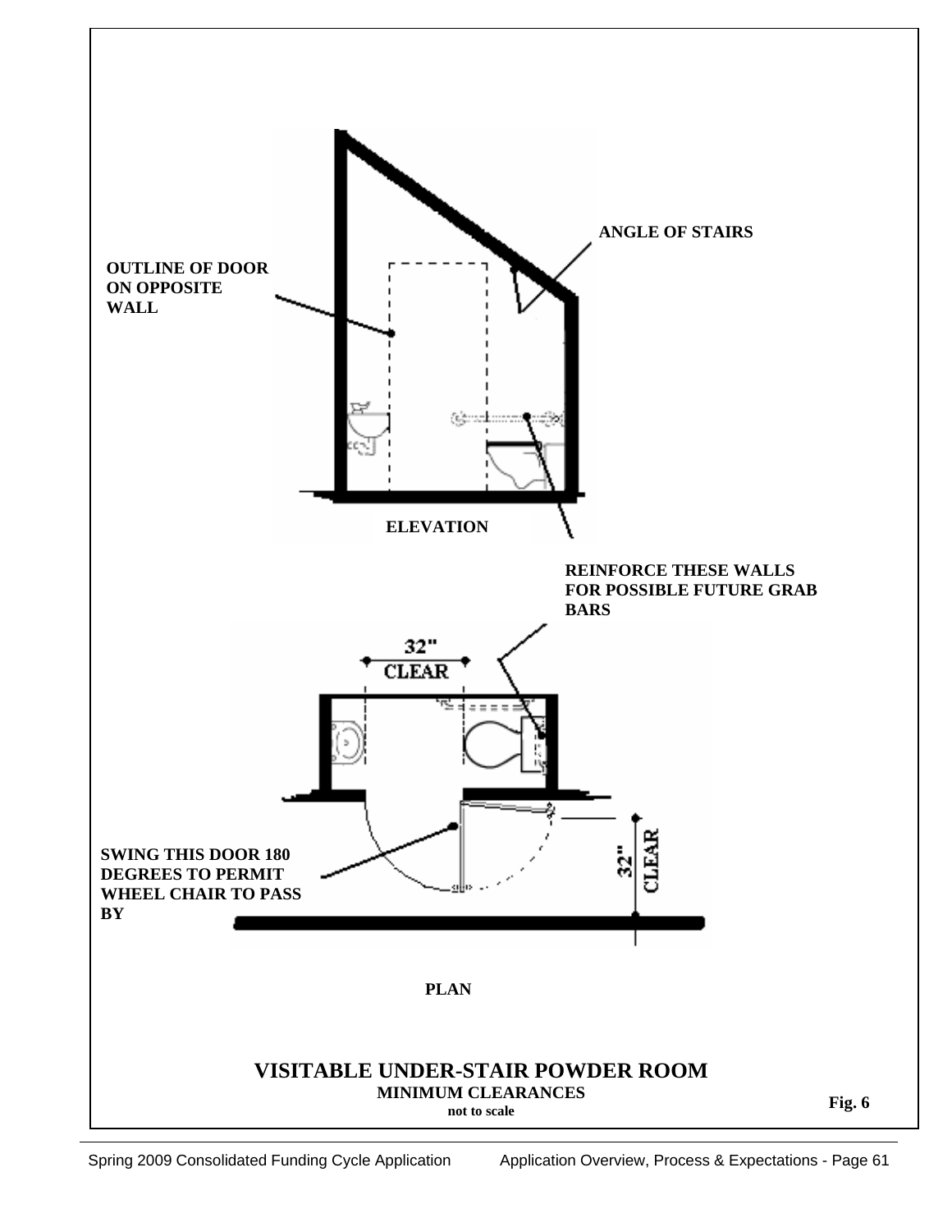ANGLE OF STAIRS

OUTLINE OF DOOR ON OPPOSITE WALL

ELEVATION

REINFORCE THESE WALLS FOR POSSIBLE FUTURE GRAB BARS

32" CLEAR

SWING THIS DOOR 180 DEGREES TO PERMIT WHEEL CHAIR TO PASS BY

32" CLEAR

PLAN

**VISITABLE UNDER-STAIR POWDER ROOM**

**MINIMUM CLEARANCES**

**not to scale**

**Fig. 6**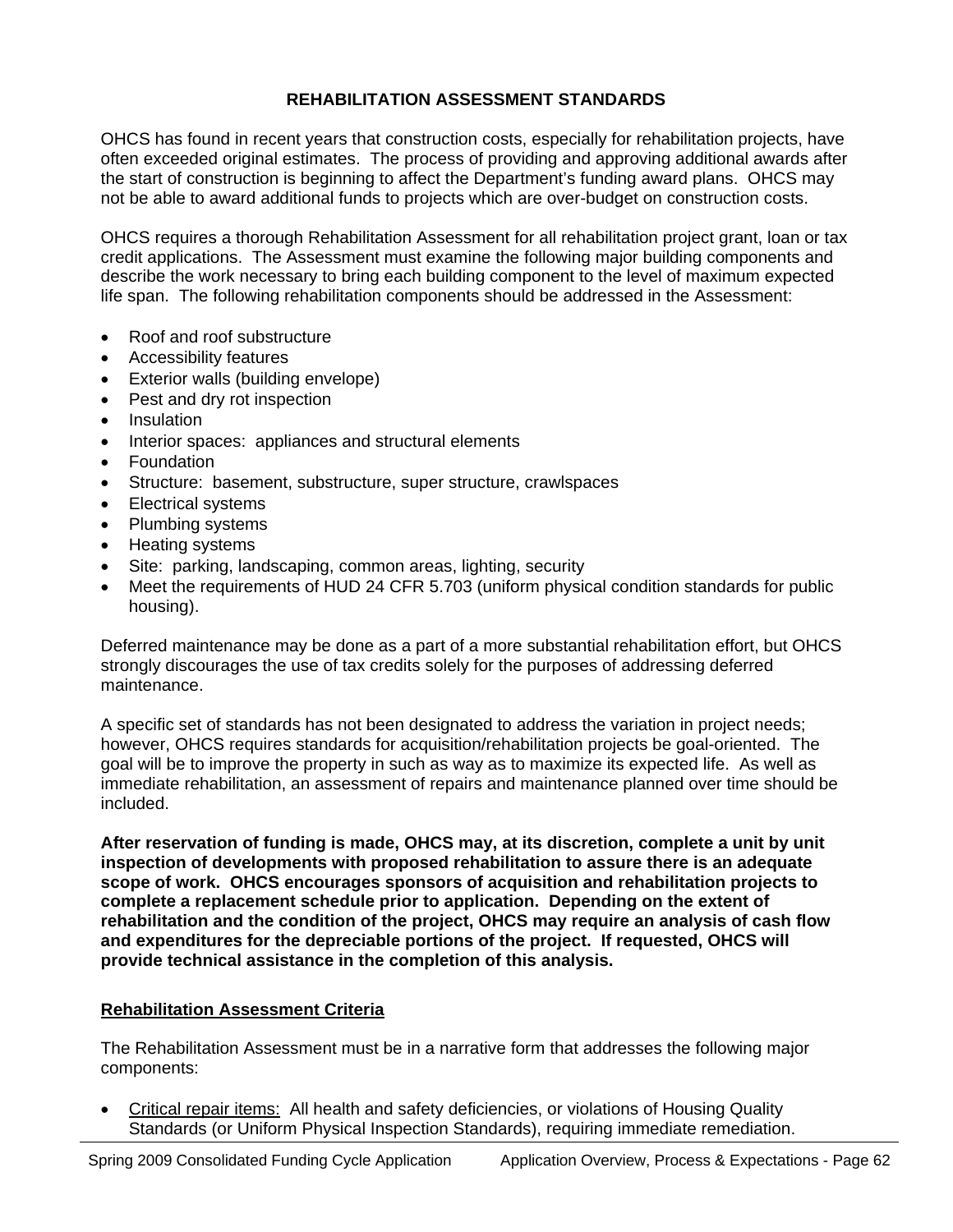## REHABILITATION ASSESSMENT STANDARDS

OHCS has found in recent years that construction costs, especially for rehabilitation projects, have often exceeded original estimates. The process of providing and approving additional awards after the start of construction is beginning to affect the Department's funding award plans. OHCS may not be able to award additional funds to projects which are over-budget on construction costs.

OHCS requires a thorough Rehabilitation Assessment for all rehabilitation project grant, loan or tax credit applications. The Assessment must examine the following major building components and describe the work necessary to bring each building component to the level of maximum expected life span. The following rehabilitation components should be addressed in the Assessment:

- Roof and roof substructure
- Accessibility features
- Exterior walls (building envelope)
- Pest and dry rot inspection
- Insulation
- Interior spaces: appliances and structural elements
- Foundation
- Structure: basement, substructure, super structure, crawlspaces
- Electrical systems
- Plumbing systems
- Heating systems
- Site: parking, landscaping, common areas, lighting, security
- Meet the requirements of HUD 24 CFR 5.703 (uniform physical condition standards for public housing).

Deferred maintenance may be done as a part of a more substantial rehabilitation effort, but OHCS strongly discourages the use of tax credits solely for the purposes of addressing deferred maintenance.

A specific set of standards has not been designated to address the variation in project needs; however, OHCS requires standards for acquisition/rehabilitation projects be goal-oriented. The goal will be to improve the property in such as way as to maximize its expected life. As well as immediate rehabilitation, an assessment of repairs and maintenance planned over time should be included.

**After reservation of funding is made, OHCS may, at its discretion, complete a unit by unit inspection of developments with proposed rehabilitation to assure there is an adequate scope of work. OHCS encourages sponsors of acquisition and rehabilitation projects to complete a replacement schedule prior to application. Depending on the extent of rehabilitation and the condition of the project, OHCS may require an analysis of cash flow and expenditures for the depreciable portions of the project. If requested, OHCS will provide technical assistance in the completion of this analysis.**

### Rehabilitation Assessment Criteria

The Rehabilitation Assessment must be in a narrative form that addresses the following major components:

- Critical repair items: All health and safety deficiencies, or violations of Housing Quality Standards (or Uniform Physical Inspection Standards), requiring immediate remediation.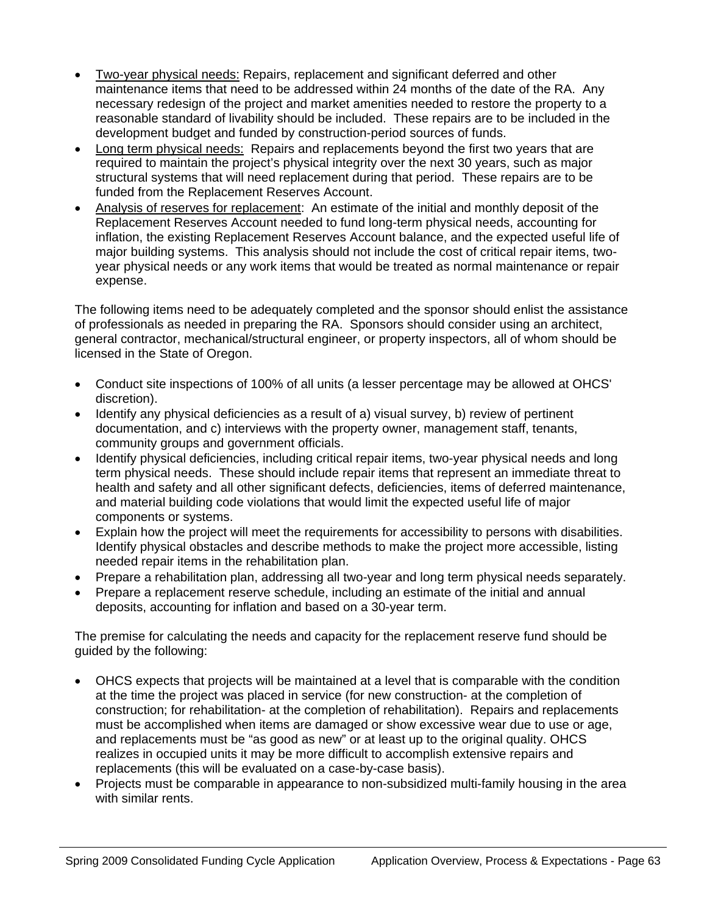- Two-year physical needs: Repairs, replacement and significant deferred and other maintenance items that need to be addressed within 24 months of the date of the RA. Any necessary redesign of the project and market amenities needed to restore the property to a reasonable standard of livability should be included. These repairs are to be included in the development budget and funded by construction-period sources of funds.
- Long term physical needs: Repairs and replacements beyond the first two years that are required to maintain the project's physical integrity over the next 30 years, such as major structural systems that will need replacement during that period. These repairs are to be funded from the Replacement Reserves Account.
- Analysis of reserves for replacement: An estimate of the initial and monthly deposit of the Replacement Reserves Account needed to fund long-term physical needs, accounting for inflation, the existing Replacement Reserves Account balance, and the expected useful life of major building systems. This analysis should not include the cost of critical repair items, two-year physical needs or any work items that would be treated as normal maintenance or repair expense.

The following items need to be adequately completed and the sponsor should enlist the assistance of professionals as needed in preparing the RA. Sponsors should consider using an architect, general contractor, mechanical/structural engineer, or property inspectors, all of whom should be licensed in the State of Oregon.

- Conduct site inspections of 100% of all units (a lesser percentage may be allowed at OHCS' discretion).
- Identify any physical deficiencies as a result of a) visual survey, b) review of pertinent documentation, and c) interviews with the property owner, management staff, tenants, community groups and government officials.
- Identify physical deficiencies, including critical repair items, two-year physical needs and long term physical needs. These should include repair items that represent an immediate threat to health and safety and all other significant defects, deficiencies, items of deferred maintenance, and material building code violations that would limit the expected useful life of major components or systems.
- Explain how the project will meet the requirements for accessibility to persons with disabilities. Identify physical obstacles and describe methods to make the project more accessible, listing needed repair items in the rehabilitation plan.
- Prepare a rehabilitation plan, addressing all two-year and long term physical needs separately.
- Prepare a replacement reserve schedule, including an estimate of the initial and annual deposits, accounting for inflation and based on a 30-year term.

The premise for calculating the needs and capacity for the replacement reserve fund should be guided by the following:

- OHCS expects that projects will be maintained at a level that is comparable with the condition at the time the project was placed in service (for new construction- at the completion of construction; for rehabilitation- at the completion of rehabilitation). Repairs and replacements must be accomplished when items are damaged or show excessive wear due to use or age, and replacements must be "as good as new" or at least up to the original quality. OHCS realizes in occupied units it may be more difficult to accomplish extensive repairs and replacements (this will be evaluated on a case-by-case basis).
- Projects must be comparable in appearance to non-subsidized multi-family housing in the area with similar rents.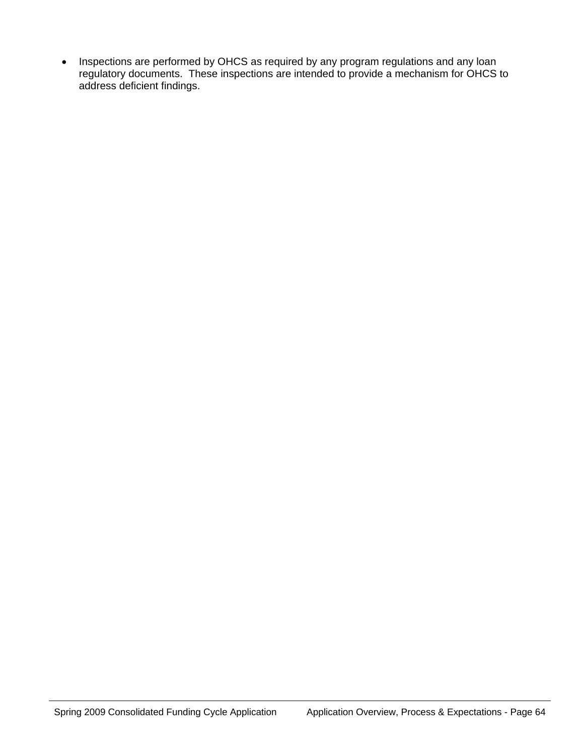- Inspections are performed by OHCS as required by any program regulations and any loan regulatory documents. These inspections are intended to provide a mechanism for OHCS to address deficient findings.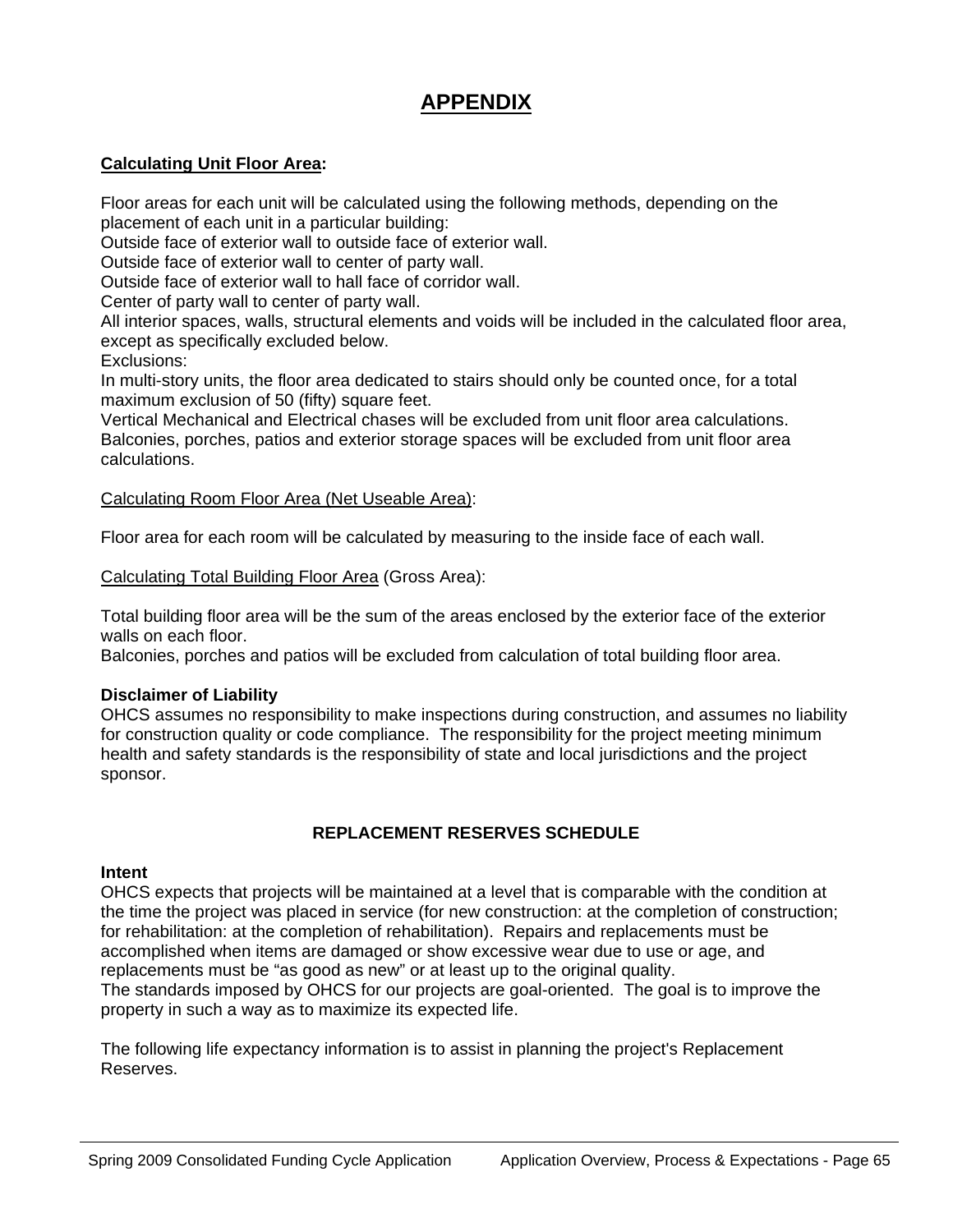# APPENDIX

**Calculating Unit Floor Area:**

Floor areas for each unit will be calculated using the following methods, depending on the placement of each unit in a particular building:

Outside face of exterior wall to outside face of exterior wall.

Outside face of exterior wall to center of party wall.

Outside face of exterior wall to hall face of corridor wall.

Center of party wall to center of party wall.

All interior spaces, walls, structural elements and voids will be included in the calculated floor area, except as specifically excluded below.

Exclusions:

In multi-story units, the floor area dedicated to stairs should only be counted once, for a total maximum exclusion of 50 (fifty) square feet.

Vertical Mechanical and Electrical chases will be excluded from unit floor area calculations.

Balconies, porches, patios and exterior storage spaces will be excluded from unit floor area calculations.

Calculating Room Floor Area (Net Useable Area):

Floor area for each room will be calculated by measuring to the inside face of each wall.

Calculating Total Building Floor Area (Gross Area):

Total building floor area will be the sum of the areas enclosed by the exterior face of the exterior walls on each floor.

Balconies, porches and patios will be excluded from calculation of total building floor area.

**Disclaimer of Liability**

OHCS assumes no responsibility to make inspections during construction, and assumes no liability for construction quality or code compliance. The responsibility for the project meeting minimum health and safety standards is the responsibility of state and local jurisdictions and the project sponsor.

## REPLACEMENT RESERVES SCHEDULE

**Intent**

OHCS expects that projects will be maintained at a level that is comparable with the condition at the time the project was placed in service (for new construction: at the completion of construction; for rehabilitation: at the completion of rehabilitation). Repairs and replacements must be accomplished when items are damaged or show excessive wear due to use or age, and replacements must be "as good as new" or at least up to the original quality.

The standards imposed by OHCS for our projects are goal-oriented. The goal is to improve the property in such a way as to maximize its expected life.

The following life expectancy information is to assist in planning the project's Replacement Reserves.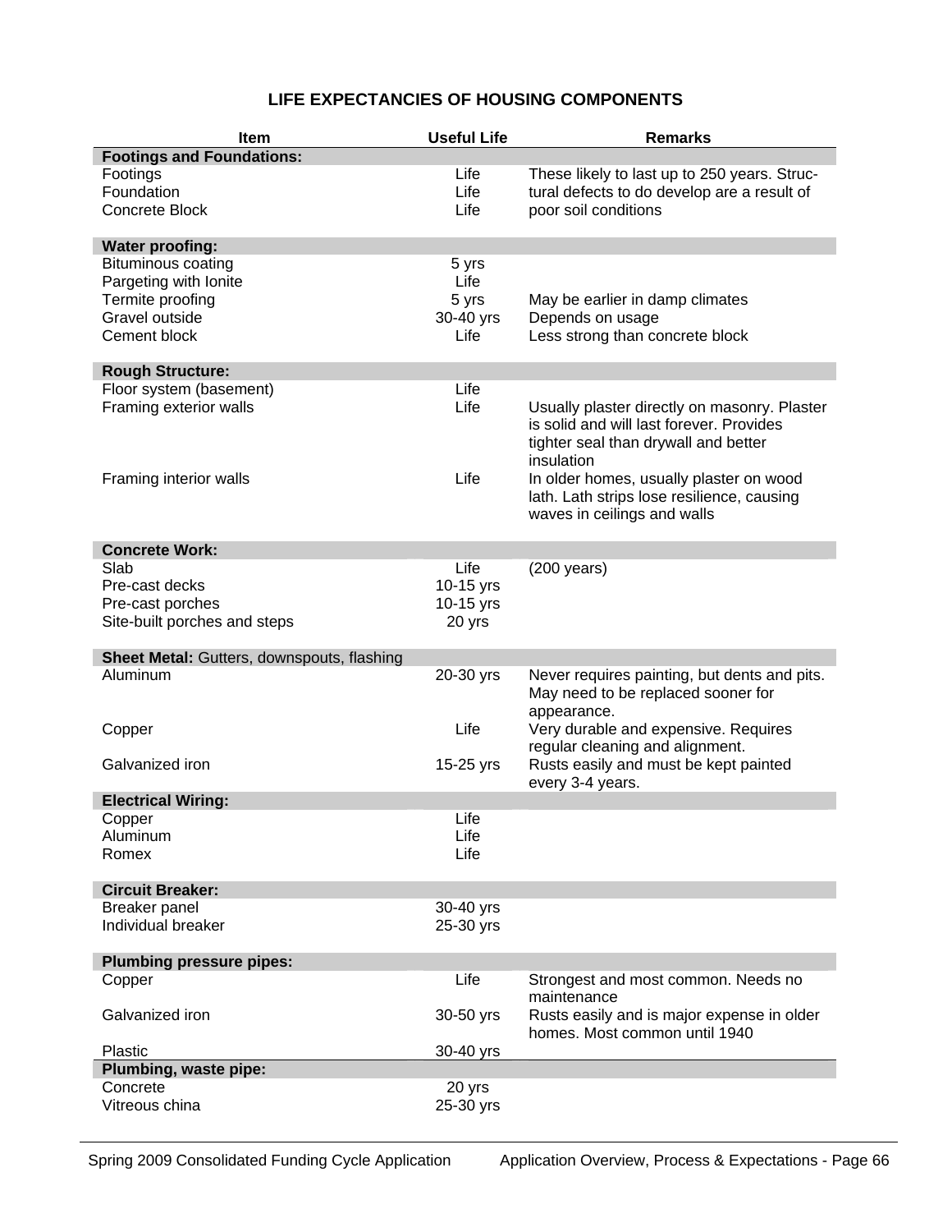## LIFE EXPECTANCIES OF HOUSING COMPONENTS

| Item | Useful Life | Remarks |
|---|---|---|
| **Footings and Foundations:** | | |
| Footings | Life | These likely to last up to 250 years. Structural defects to do develop are a result of poor soil conditions |
| Foundation | Life | |
| Concrete Block | Life | |
| **Water proofing:** | | |
| Bituminous coating | 5 yrs | |
| Pargeting with Ionite | Life | |
| Termite proofing | 5 yrs | May be earlier in damp climates |
| Gravel outside | 30-40 yrs | Depends on usage |
| Cement block | Life | Less strong than concrete block |
| **Rough Structure:** | | |
| Floor system (basement) | Life | |
| Framing exterior walls | Life | Usually plaster directly on masonry. Plaster is solid and will last forever. Provides tighter seal than drywall and better insulation |
| Framing interior walls | Life | In older homes, usually plaster on wood lath. Lath strips lose resilience, causing waves in ceilings and walls |
| **Concrete Work:** | | |
| Slab | Life | (200 years) |
| Pre-cast decks | 10-15 yrs | |
| Pre-cast porches | 10-15 yrs | |
| Site-built porches and steps | 20 yrs | |
| **Sheet Metal:** Gutters, downspouts, flashing | | |
| Aluminum | 20-30 yrs | Never requires painting, but dents and pits. May need to be replaced sooner for appearance. |
| Copper | Life | Very durable and expensive. Requires regular cleaning and alignment. |
| Galvanized iron | 15-25 yrs | Rusts easily and must be kept painted every 3-4 years. |
| **Electrical Wiring:** | | |
| Copper | Life | |
| Aluminum | Life | |
| Romex | Life | |
| **Circuit Breaker:** | | |
| Breaker panel | 30-40 yrs | |
| Individual breaker | 25-30 yrs | |
| **Plumbing pressure pipes:** | | |
| Copper | Life | Strongest and most common. Needs no maintenance |
| Galvanized iron | 30-50 yrs | Rusts easily and is major expense in older homes. Most common until 1940 |
| Plastic | 30-40 yrs | |
| **Plumbing, waste pipe:** | | |
| Concrete | 20 yrs | |
| Vitreous china | 25-30 yrs | |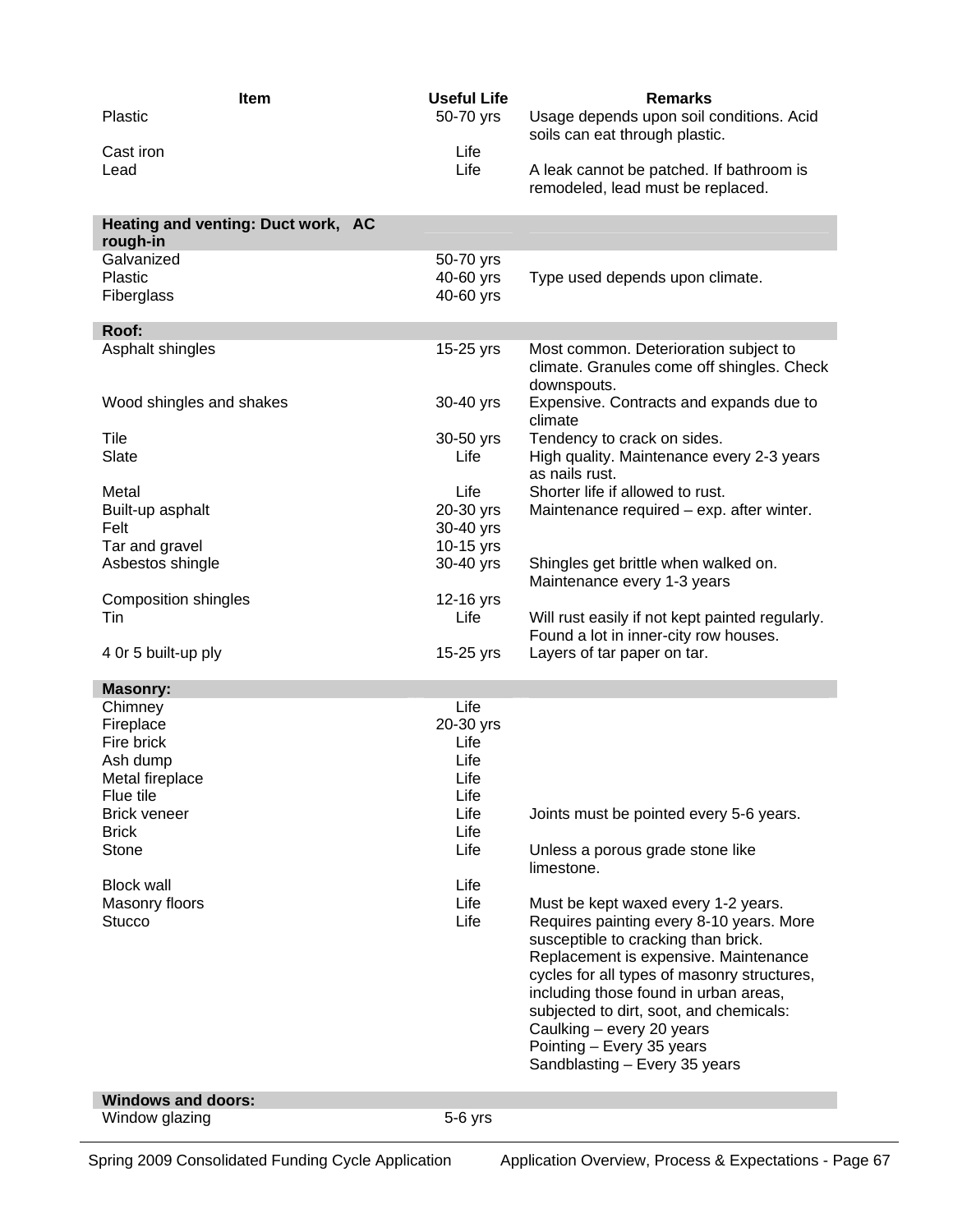| Item | Useful Life | Remarks |
|---|---|---|
| Plastic | 50-70 yrs | Usage depends upon soil conditions. Acid soils can eat through plastic. |
| Cast iron | Life | |
| Lead | Life | A leak cannot be patched. If bathroom is remodeled, lead must be replaced. |
| **Heating and venting: Duct work, AC rough-in** | | |
| Galvanized | 50-70 yrs | |
| Plastic | 40-60 yrs | Type used depends upon climate. |
| Fiberglass | 40-60 yrs | |
| **Roof:** | | |
| Asphalt shingles | 15-25 yrs | Most common. Deterioration subject to climate. Granules come off shingles. Check downspouts. |
| Wood shingles and shakes | 30-40 yrs | Expensive. Contracts and expands due to climate |
| Tile | 30-50 yrs | Tendency to crack on sides. |
| Slate | Life | High quality. Maintenance every 2-3 years as nails rust. |
| Metal | Life | Shorter life if allowed to rust. |
| Built-up asphalt | 20-30 yrs | Maintenance required – exp. after winter. |
| Felt | 30-40 yrs | |
| Tar and gravel | 10-15 yrs | |
| Asbestos shingle | 30-40 yrs | Shingles get brittle when walked on. Maintenance every 1-3 years |
| Composition shingles | 12-16 yrs | |
| Tin | Life | Will rust easily if not kept painted regularly. Found a lot in inner-city row houses. |
| 4 0r 5 built-up ply | 15-25 yrs | Layers of tar paper on tar. |
| **Masonry:** | | |
| Chimney | Life | |
| Fireplace | 20-30 yrs | |
| Fire brick | Life | |
| Ash dump | Life | |
| Metal fireplace | Life | |
| Flue tile | Life | |
| Brick veneer | Life | Joints must be pointed every 5-6 years. |
| Brick | Life | |
| Stone | Life | Unless a porous grade stone like limestone. |
| Block wall | Life | |
| Masonry floors | Life | Must be kept waxed every 1-2 years. |
| Stucco | Life | Requires painting every 8-10 years. More susceptible to cracking than brick. Replacement is expensive. Maintenance cycles for all types of masonry structures, including those found in urban areas, subjected to dirt, soot, and chemicals: Caulking – every 20 years Pointing – Every 35 years Sandblasting – Every 35 years |
| **Windows and doors:** | | |
| Window glazing | 5-6 yrs | |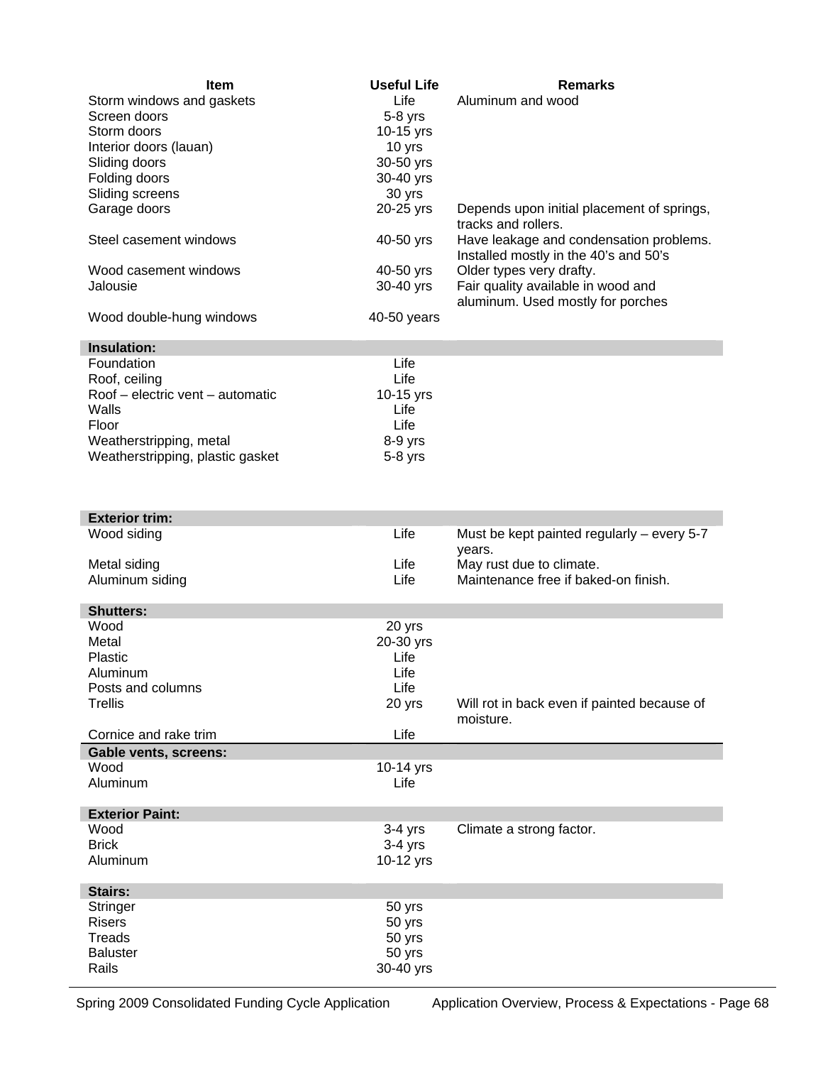| Item | Useful Life | Remarks |
|---|---|---|
| Storm windows and gaskets | Life | Aluminum and wood |
| Screen doors | 5-8 yrs | |
| Storm doors | 10-15 yrs | |
| Interior doors (lauan) | 10 yrs | |
| Sliding doors | 30-50 yrs | |
| Folding doors | 30-40 yrs | |
| Sliding screens | 30 yrs | |
| Garage doors | 20-25 yrs | Depends upon initial placement of springs, tracks and rollers. |
| Steel casement windows | 40-50 yrs | Have leakage and condensation problems. Installed mostly in the 40's and 50's |
| Wood casement windows | 40-50 yrs | Older types very drafty. |
| Jalousie | 30-40 yrs | Fair quality available in wood and aluminum. Used mostly for porches |
| Wood double-hung windows | 40-50 years | |
| **Insulation:** | | |
| Foundation | Life | |
| Roof, ceiling | Life | |
| Roof – electric vent – automatic | 10-15 yrs | |
| Walls | Life | |
| Floor | Life | |
| Weatherstripping, metal | 8-9 yrs | |
| Weatherstripping, plastic gasket | 5-8 yrs | |
| **Exterior trim:** | | |
| Wood siding | Life | Must be kept painted regularly – every 5-7 years. |
| Metal siding | Life | May rust due to climate. |
| Aluminum siding | Life | Maintenance free if baked-on finish. |
| **Shutters:** | | |
| Wood | 20 yrs | |
| Metal | 20-30 yrs | |
| Plastic | Life | |
| Aluminum | Life | |
| Posts and columns | Life | |
| Trellis | 20 yrs | Will rot in back even if painted because of moisture. |
| Cornice and rake trim | Life | |
| **Gable vents, screens:** | | |
| Wood | 10-14 yrs | |
| Aluminum | Life | |
| **Exterior Paint:** | | |
| Wood | 3-4 yrs | Climate a strong factor. |
| Brick | 3-4 yrs | |
| Aluminum | 10-12 yrs | |
| **Stairs:** | | |
| Stringer | 50 yrs | |
| Risers | 50 yrs | |
| Treads | 50 yrs | |
| Baluster | 50 yrs | |
| Rails | 30-40 yrs | |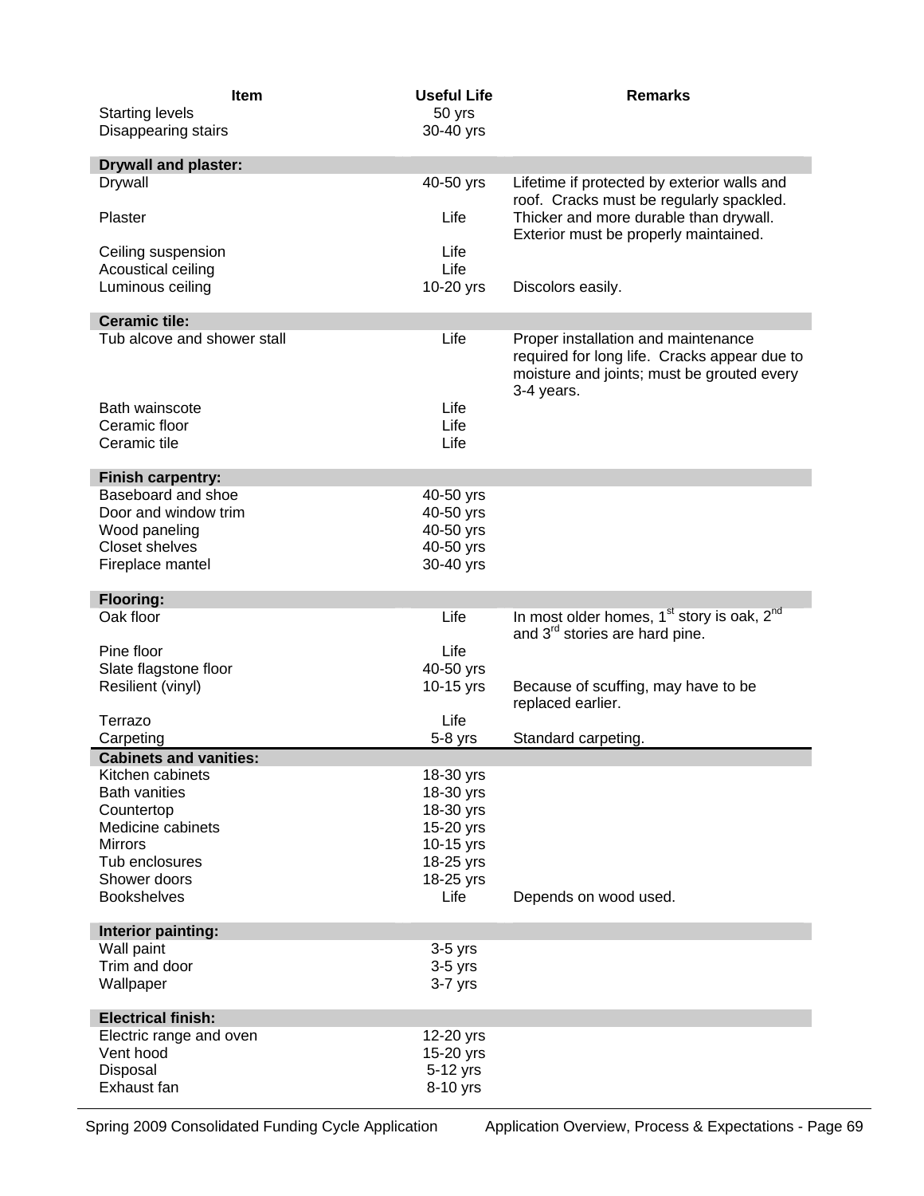| Item | Useful Life | Remarks |
|---|---|---|
| Starting levels | 50 yrs | |
| Disappearing stairs | 30-40 yrs | |
| **Drywall and plaster:** | | |
| Drywall | 40-50 yrs | Lifetime if protected by exterior walls and roof. Cracks must be regularly spackled. |
| Plaster | Life | Thicker and more durable than drywall. Exterior must be properly maintained. |
| Ceiling suspension | Life | |
| Acoustical ceiling | Life | |
| Luminous ceiling | 10-20 yrs | Discolors easily. |
| **Ceramic tile:** | | |
| Tub alcove and shower stall | Life | Proper installation and maintenance required for long life. Cracks appear due to moisture and joints; must be grouted every 3-4 years. |
| Bath wainscote | Life | |
| Ceramic floor | Life | |
| Ceramic tile | Life | |
| **Finish carpentry:** | | |
| Baseboard and shoe | 40-50 yrs | |
| Door and window trim | 40-50 yrs | |
| Wood paneling | 40-50 yrs | |
| Closet shelves | 40-50 yrs | |
| Fireplace mantel | 30-40 yrs | |
| **Flooring:** | | |
| Oak floor | Life | In most older homes, 1st story is oak, 2nd and 3rd stories are hard pine. |
| Pine floor | Life | |
| Slate flagstone floor | 40-50 yrs | |
| Resilient (vinyl) | 10-15 yrs | Because of scuffing, may have to be replaced earlier. |
| Terrazo | Life | |
| Carpeting | 5-8 yrs | Standard carpeting. |
| **Cabinets and vanities:** | | |
| Kitchen cabinets | 18-30 yrs | |
| Bath vanities | 18-30 yrs | |
| Countertop | 18-30 yrs | |
| Medicine cabinets | 15-20 yrs | |
| Mirrors | 10-15 yrs | |
| Tub enclosures | 18-25 yrs | |
| Shower doors | 18-25 yrs | |
| Bookshelves | Life | Depends on wood used. |
| **Interior painting:** | | |
| Wall paint | 3-5 yrs | |
| Trim and door | 3-5 yrs | |
| Wallpaper | 3-7 yrs | |
| **Electrical finish:** | | |
| Electric range and oven | 12-20 yrs | |
| Vent hood | 15-20 yrs | |
| Disposal | 5-12 yrs | |
| Exhaust fan | 8-10 yrs | |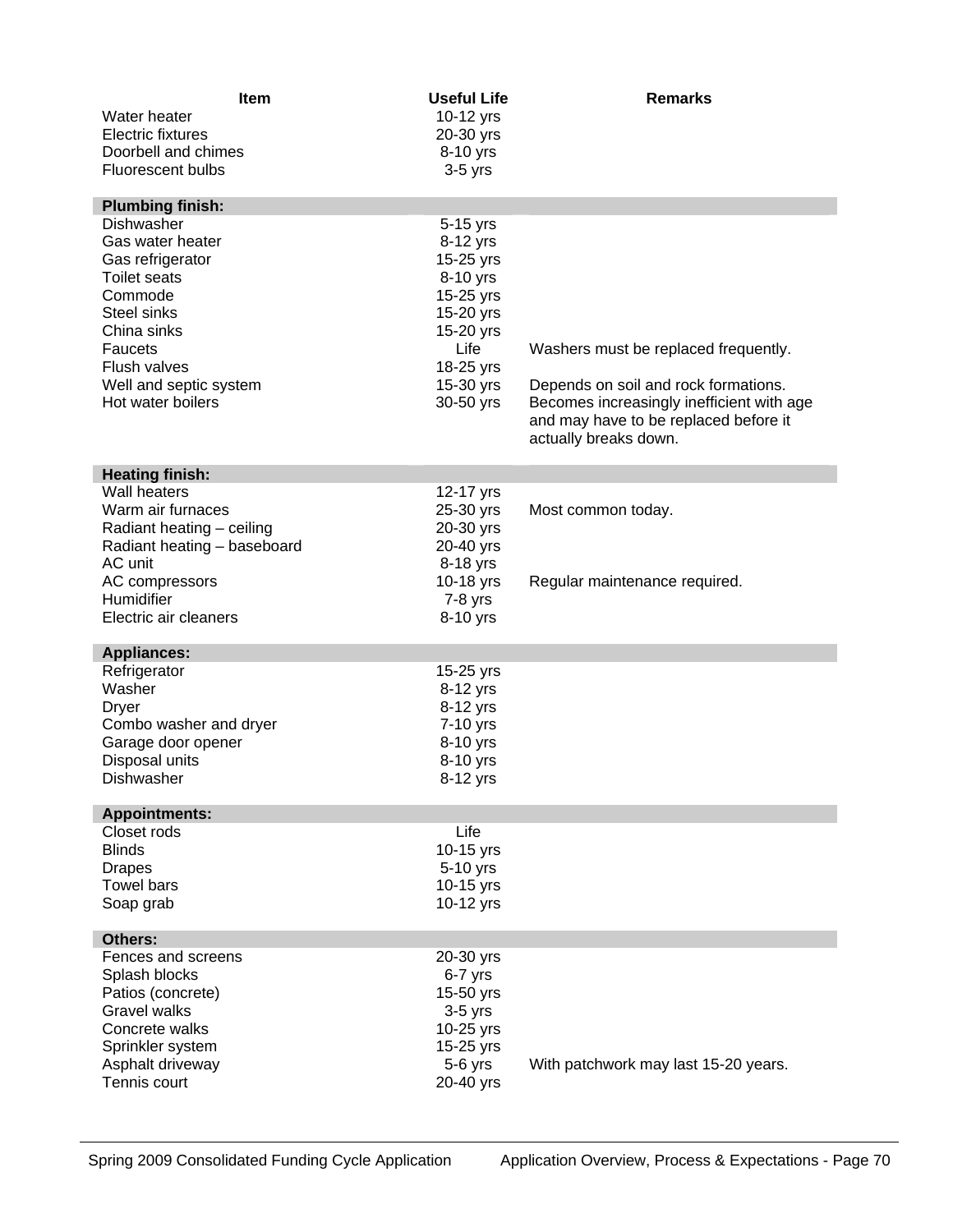| Item | Useful Life | Remarks |
| --- | --- | --- |
| Water heater | 10-12 yrs | |
| Electric fixtures | 20-30 yrs | |
| Doorbell and chimes | 8-10 yrs | |
| Fluorescent bulbs | 3-5 yrs | |
| **Plumbing finish:** | | |
| Dishwasher | 5-15 yrs | |
| Gas water heater | 8-12 yrs | |
| Gas refrigerator | 15-25 yrs | |
| Toilet seats | 8-10 yrs | |
| Commode | 15-25 yrs | |
| Steel sinks | 15-20 yrs | |
| China sinks | 15-20 yrs | |
| Faucets | Life | Washers must be replaced frequently. |
| Flush valves | 18-25 yrs | |
| Well and septic system | 15-30 yrs | Depends on soil and rock formations. |
| Hot water boilers | 30-50 yrs | Becomes increasingly inefficient with age and may have to be replaced before it actually breaks down. |
| **Heating finish:** | | |
| Wall heaters | 12-17 yrs | |
| Warm air furnaces | 25-30 yrs | Most common today. |
| Radiant heating – ceiling | 20-30 yrs | |
| Radiant heating – baseboard | 20-40 yrs | |
| AC unit | 8-18 yrs | |
| AC compressors | 10-18 yrs | Regular maintenance required. |
| Humidifier | 7-8 yrs | |
| Electric air cleaners | 8-10 yrs | |
| **Appliances:** | | |
| Refrigerator | 15-25 yrs | |
| Washer | 8-12 yrs | |
| Dryer | 8-12 yrs | |
| Combo washer and dryer | 7-10 yrs | |
| Garage door opener | 8-10 yrs | |
| Disposal units | 8-10 yrs | |
| Dishwasher | 8-12 yrs | |
| **Appointments:** | | |
| Closet rods | Life | |
| Blinds | 10-15 yrs | |
| Drapes | 5-10 yrs | |
| Towel bars | 10-15 yrs | |
| Soap grab | 10-12 yrs | |
| **Others:** | | |
| Fences and screens | 20-30 yrs | |
| Splash blocks | 6-7 yrs | |
| Patios (concrete) | 15-50 yrs | |
| Gravel walks | 3-5 yrs | |
| Concrete walks | 10-25 yrs | |
| Sprinkler system | 15-25 yrs | |
| Asphalt driveway | 5-6 yrs | With patchwork may last 15-20 years. |
| Tennis court | 20-40 yrs | |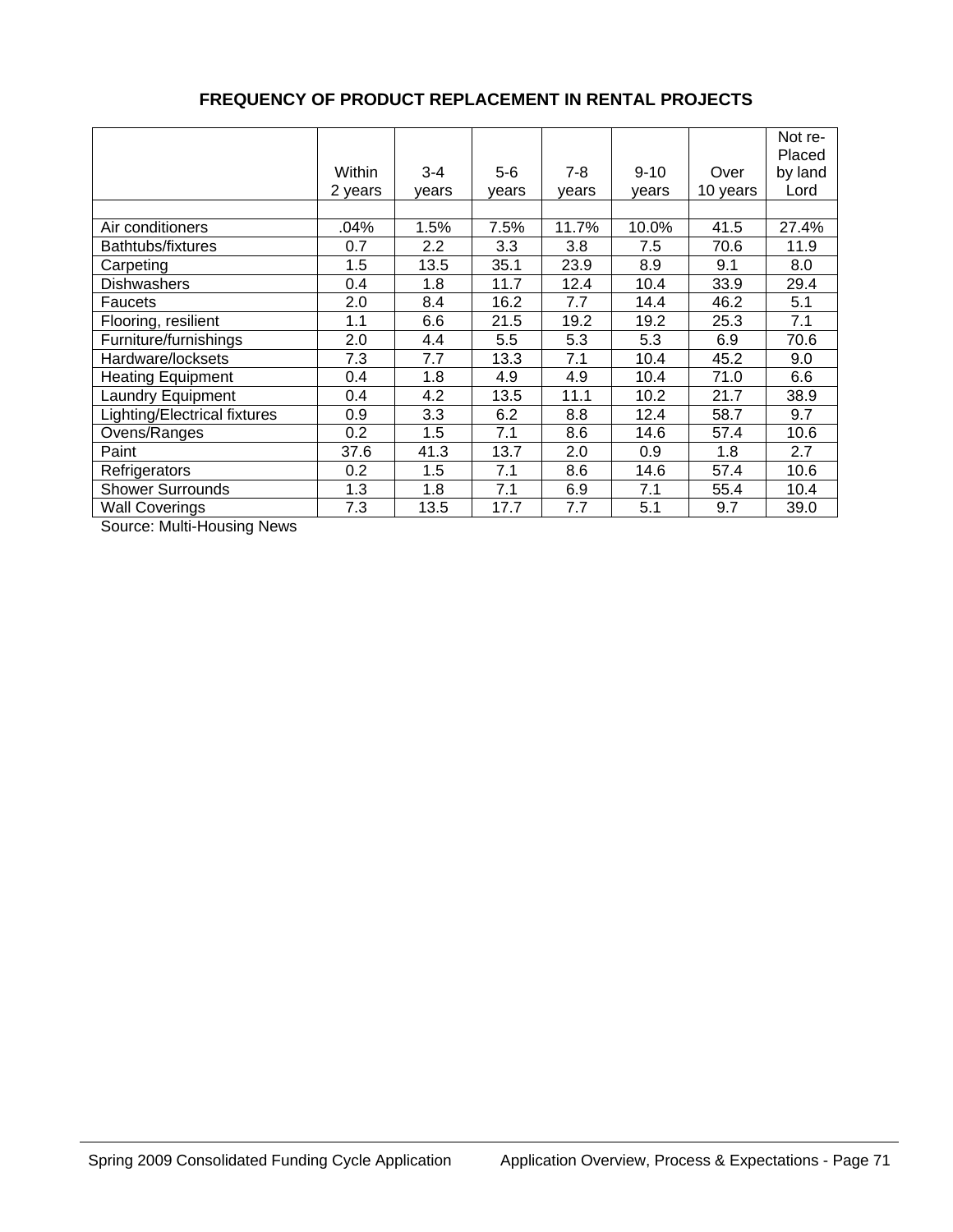## FREQUENCY OF PRODUCT REPLACEMENT IN RENTAL PROJECTS

| | Within 2 years | 3-4 years | 5-6 years | 7-8 years | 9-10 years | Over 10 years | Not re-Placed by land Lord |
|---|---|---|---|---|---|---|---|
| | | | | | | | |
| Air conditioners | .04% | 1.5% | 7.5% | 11.7% | 10.0% | 41.5 | 27.4% |
| Bathtubs/fixtures | 0.7 | 2.2 | 3.3 | 3.8 | 7.5 | 70.6 | 11.9 |
| Carpeting | 1.5 | 13.5 | 35.1 | 23.9 | 8.9 | 9.1 | 8.0 |
| Dishwashers | 0.4 | 1.8 | 11.7 | 12.4 | 10.4 | 33.9 | 29.4 |
| Faucets | 2.0 | 8.4 | 16.2 | 7.7 | 14.4 | 46.2 | 5.1 |
| Flooring, resilient | 1.1 | 6.6 | 21.5 | 19.2 | 19.2 | 25.3 | 7.1 |
| Furniture/furnishings | 2.0 | 4.4 | 5.5 | 5.3 | 5.3 | 6.9 | 70.6 |
| Hardware/locksets | 7.3 | 7.7 | 13.3 | 7.1 | 10.4 | 45.2 | 9.0 |
| Heating Equipment | 0.4 | 1.8 | 4.9 | 4.9 | 10.4 | 71.0 | 6.6 |
| Laundry Equipment | 0.4 | 4.2 | 13.5 | 11.1 | 10.2 | 21.7 | 38.9 |
| Lighting/Electrical fixtures | 0.9 | 3.3 | 6.2 | 8.8 | 12.4 | 58.7 | 9.7 |
| Ovens/Ranges | 0.2 | 1.5 | 7.1 | 8.6 | 14.6 | 57.4 | 10.6 |
| Paint | 37.6 | 41.3 | 13.7 | 2.0 | 0.9 | 1.8 | 2.7 |
| Refrigerators | 0.2 | 1.5 | 7.1 | 8.6 | 14.6 | 57.4 | 10.6 |
| Shower Surrounds | 1.3 | 1.8 | 7.1 | 6.9 | 7.1 | 55.4 | 10.4 |
| Wall Coverings | 7.3 | 13.5 | 17.7 | 7.7 | 5.1 | 9.7 | 39.0 |

Source: Multi-Housing News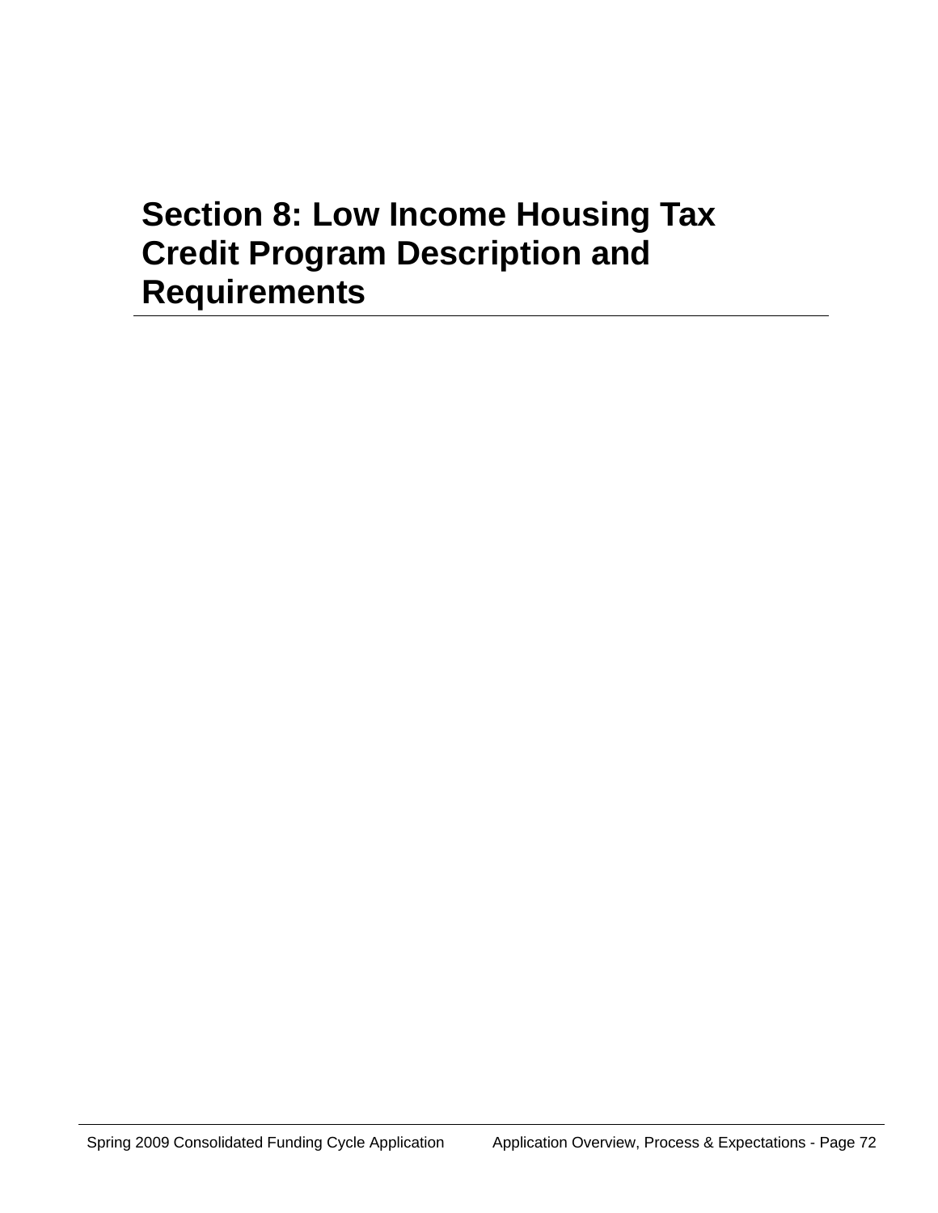# Section 8: Low Income Housing Tax Credit Program Description and Requirements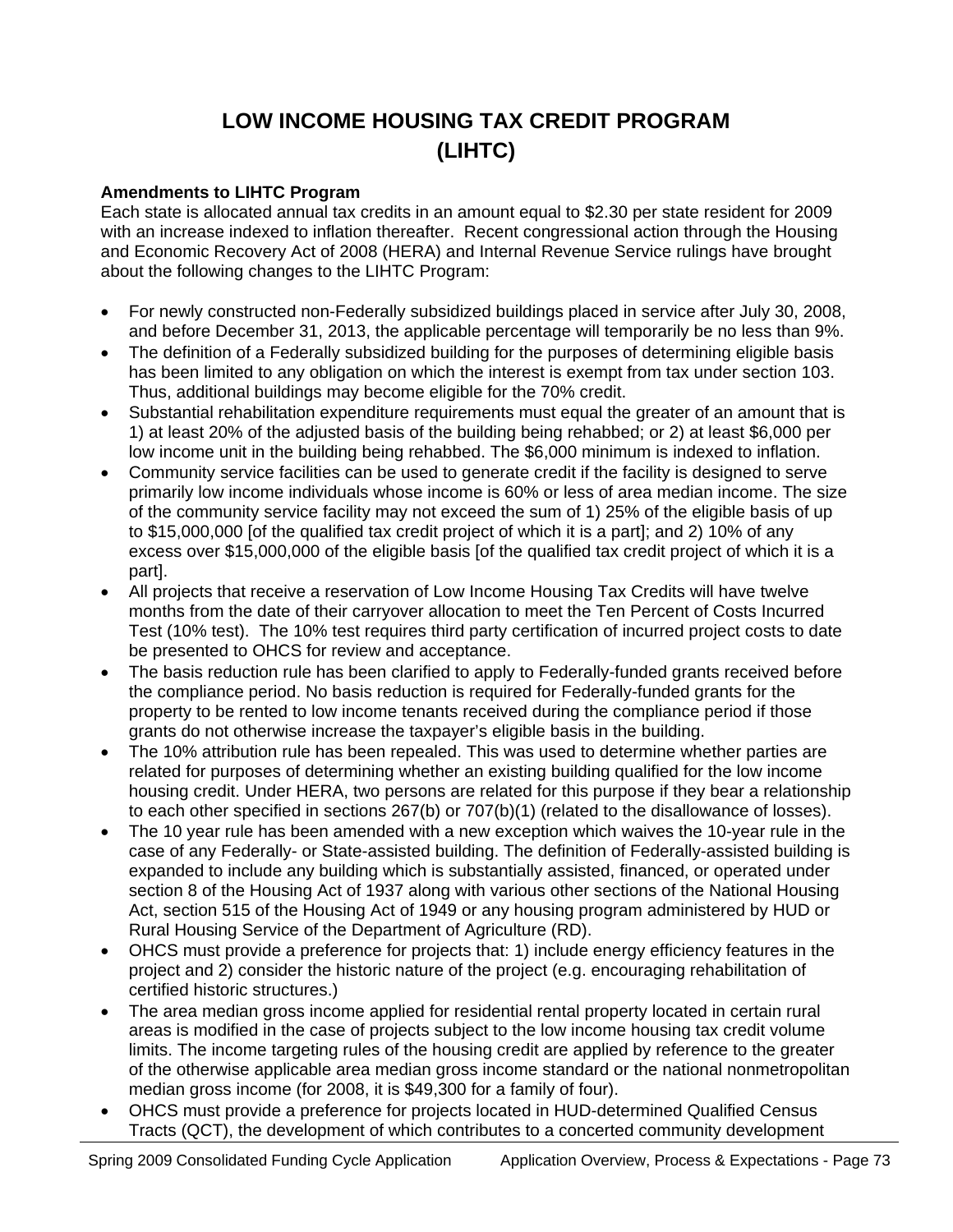# LOW INCOME HOUSING TAX CREDIT PROGRAM (LIHTC)

**Amendments to LIHTC Program**

Each state is allocated annual tax credits in an amount equal to $2.30 per state resident for 2009 with an increase indexed to inflation thereafter. Recent congressional action through the Housing and Economic Recovery Act of 2008 (HERA) and Internal Revenue Service rulings have brought about the following changes to the LIHTC Program:

- For newly constructed non-Federally subsidized buildings placed in service after July 30, 2008, and before December 31, 2013, the applicable percentage will temporarily be no less than 9%.
- The definition of a Federally subsidized building for the purposes of determining eligible basis has been limited to any obligation on which the interest is exempt from tax under section 103. Thus, additional buildings may become eligible for the 70% credit.
- Substantial rehabilitation expenditure requirements must equal the greater of an amount that is 1) at least 20% of the adjusted basis of the building being rehabbed; or 2) at least $6,000 per low income unit in the building being rehabbed. The $6,000 minimum is indexed to inflation.
- Community service facilities can be used to generate credit if the facility is designed to serve primarily low income individuals whose income is 60% or less of area median income. The size of the community service facility may not exceed the sum of 1) 25% of the eligible basis of up to $15,000,000 [of the qualified tax credit project of which it is a part]; and 2) 10% of any excess over $15,000,000 of the eligible basis [of the qualified tax credit project of which it is a part].
- All projects that receive a reservation of Low Income Housing Tax Credits will have twelve months from the date of their carryover allocation to meet the Ten Percent of Costs Incurred Test (10% test). The 10% test requires third party certification of incurred project costs to date be presented to OHCS for review and acceptance.
- The basis reduction rule has been clarified to apply to Federally-funded grants received before the compliance period. No basis reduction is required for Federally-funded grants for the property to be rented to low income tenants received during the compliance period if those grants do not otherwise increase the taxpayer's eligible basis in the building.
- The 10% attribution rule has been repealed. This was used to determine whether parties are related for purposes of determining whether an existing building qualified for the low income housing credit. Under HERA, two persons are related for this purpose if they bear a relationship to each other specified in sections 267(b) or 707(b)(1) (related to the disallowance of losses).
- The 10 year rule has been amended with a new exception which waives the 10-year rule in the case of any Federally- or State-assisted building. The definition of Federally-assisted building is expanded to include any building which is substantially assisted, financed, or operated under section 8 of the Housing Act of 1937 along with various other sections of the National Housing Act, section 515 of the Housing Act of 1949 or any housing program administered by HUD or Rural Housing Service of the Department of Agriculture (RD).
- OHCS must provide a preference for projects that: 1) include energy efficiency features in the project and 2) consider the historic nature of the project (e.g. encouraging rehabilitation of certified historic structures.)
- The area median gross income applied for residential rental property located in certain rural areas is modified in the case of projects subject to the low income housing tax credit volume limits. The income targeting rules of the housing credit are applied by reference to the greater of the otherwise applicable area median gross income standard or the national nonmetropolitan median gross income (for 2008, it is $49,300 for a family of four).
- OHCS must provide a preference for projects located in HUD-determined Qualified Census Tracts (QCT), the development of which contributes to a concerted community development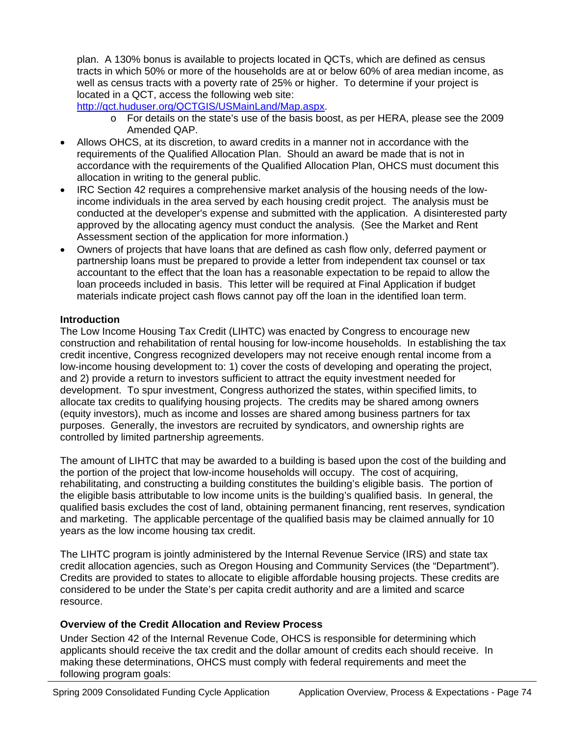plan. A 130% bonus is available to projects located in QCTs, which are defined as census tracts in which 50% or more of the households are at or below 60% of area median income, as well as census tracts with a poverty rate of 25% or higher. To determine if your project is located in a QCT, access the following web site: http://qct.huduser.org/QCTGIS/USMainLand/Map.aspx.

  - For details on the state's use of the basis boost, as per HERA, please see the 2009 Amended QAP.

- Allows OHCS, at its discretion, to award credits in a manner not in accordance with the requirements of the Qualified Allocation Plan. Should an award be made that is not in accordance with the requirements of the Qualified Allocation Plan, OHCS must document this allocation in writing to the general public.
- IRC Section 42 requires a comprehensive market analysis of the housing needs of the low-income individuals in the area served by each housing credit project. The analysis must be conducted at the developer's expense and submitted with the application. A disinterested party approved by the allocating agency must conduct the analysis. (See the Market and Rent Assessment section of the application for more information.)
- Owners of projects that have loans that are defined as cash flow only, deferred payment or partnership loans must be prepared to provide a letter from independent tax counsel or tax accountant to the effect that the loan has a reasonable expectation to be repaid to allow the loan proceeds included in basis. This letter will be required at Final Application if budget materials indicate project cash flows cannot pay off the loan in the identified loan term.

**Introduction**

The Low Income Housing Tax Credit (LIHTC) was enacted by Congress to encourage new construction and rehabilitation of rental housing for low-income households. In establishing the tax credit incentive, Congress recognized developers may not receive enough rental income from a low-income housing development to: 1) cover the costs of developing and operating the project, and 2) provide a return to investors sufficient to attract the equity investment needed for development. To spur investment, Congress authorized the states, within specified limits, to allocate tax credits to qualifying housing projects. The credits may be shared among owners (equity investors), much as income and losses are shared among business partners for tax purposes. Generally, the investors are recruited by syndicators, and ownership rights are controlled by limited partnership agreements.

The amount of LIHTC that may be awarded to a building is based upon the cost of the building and the portion of the project that low-income households will occupy. The cost of acquiring, rehabilitating, and constructing a building constitutes the building's eligible basis. The portion of the eligible basis attributable to low income units is the building's qualified basis. In general, the qualified basis excludes the cost of land, obtaining permanent financing, rent reserves, syndication and marketing. The applicable percentage of the qualified basis may be claimed annually for 10 years as the low income housing tax credit.

The LIHTC program is jointly administered by the Internal Revenue Service (IRS) and state tax credit allocation agencies, such as Oregon Housing and Community Services (the "Department"). Credits are provided to states to allocate to eligible affordable housing projects. These credits are considered to be under the State's per capita credit authority and are a limited and scarce resource.

**Overview of the Credit Allocation and Review Process**

Under Section 42 of the Internal Revenue Code, OHCS is responsible for determining which applicants should receive the tax credit and the dollar amount of credits each should receive. In making these determinations, OHCS must comply with federal requirements and meet the following program goals: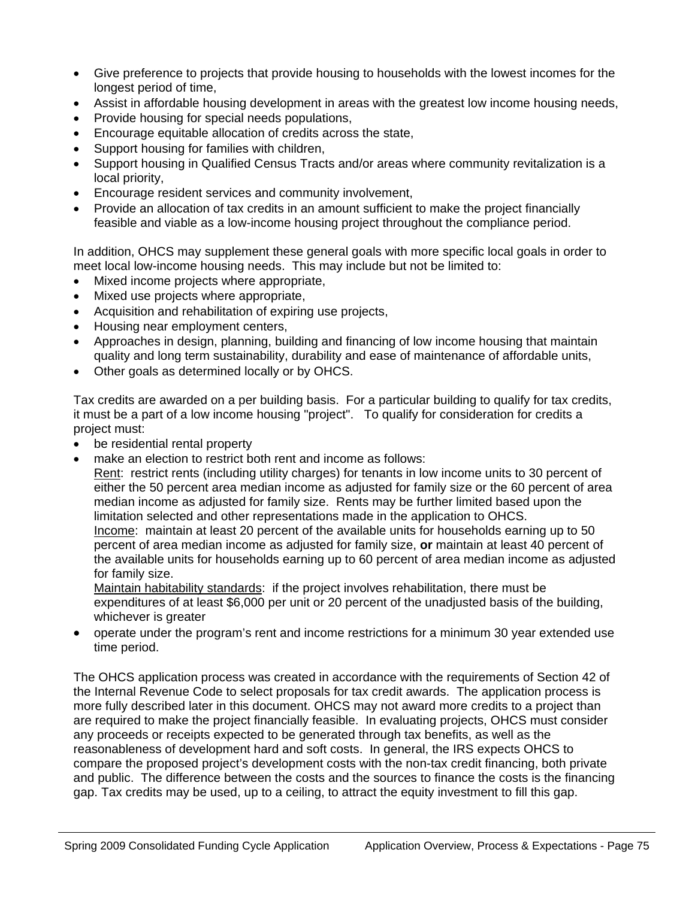- Give preference to projects that provide housing to households with the lowest incomes for the longest period of time,
- Assist in affordable housing development in areas with the greatest low income housing needs,
- Provide housing for special needs populations,
- Encourage equitable allocation of credits across the state,
- Support housing for families with children,
- Support housing in Qualified Census Tracts and/or areas where community revitalization is a local priority,
- Encourage resident services and community involvement,
- Provide an allocation of tax credits in an amount sufficient to make the project financially feasible and viable as a low-income housing project throughout the compliance period.

In addition, OHCS may supplement these general goals with more specific local goals in order to meet local low-income housing needs. This may include but not be limited to:

- Mixed income projects where appropriate,
- Mixed use projects where appropriate,
- Acquisition and rehabilitation of expiring use projects,
- Housing near employment centers,
- Approaches in design, planning, building and financing of low income housing that maintain quality and long term sustainability, durability and ease of maintenance of affordable units,
- Other goals as determined locally or by OHCS.

Tax credits are awarded on a per building basis. For a particular building to qualify for tax credits, it must be a part of a low income housing "project". To qualify for consideration for credits a project must:

- be residential rental property
- make an election to restrict both rent and income as follows:
  Rent: restrict rents (including utility charges) for tenants in low income units to 30 percent of either the 50 percent area median income as adjusted for family size or the 60 percent of area median income as adjusted for family size. Rents may be further limited based upon the limitation selected and other representations made in the application to OHCS.
  Income: maintain at least 20 percent of the available units for households earning up to 50 percent of area median income as adjusted for family size, **or** maintain at least 40 percent of the available units for households earning up to 60 percent of area median income as adjusted for family size.
  Maintain habitability standards: if the project involves rehabilitation, there must be expenditures of at least $6,000 per unit or 20 percent of the unadjusted basis of the building, whichever is greater
- operate under the program's rent and income restrictions for a minimum 30 year extended use time period.

The OHCS application process was created in accordance with the requirements of Section 42 of the Internal Revenue Code to select proposals for tax credit awards. The application process is more fully described later in this document. OHCS may not award more credits to a project than are required to make the project financially feasible. In evaluating projects, OHCS must consider any proceeds or receipts expected to be generated through tax benefits, as well as the reasonableness of development hard and soft costs. In general, the IRS expects OHCS to compare the proposed project's development costs with the non-tax credit financing, both private and public. The difference between the costs and the sources to finance the costs is the financing gap. Tax credits may be used, up to a ceiling, to attract the equity investment to fill this gap.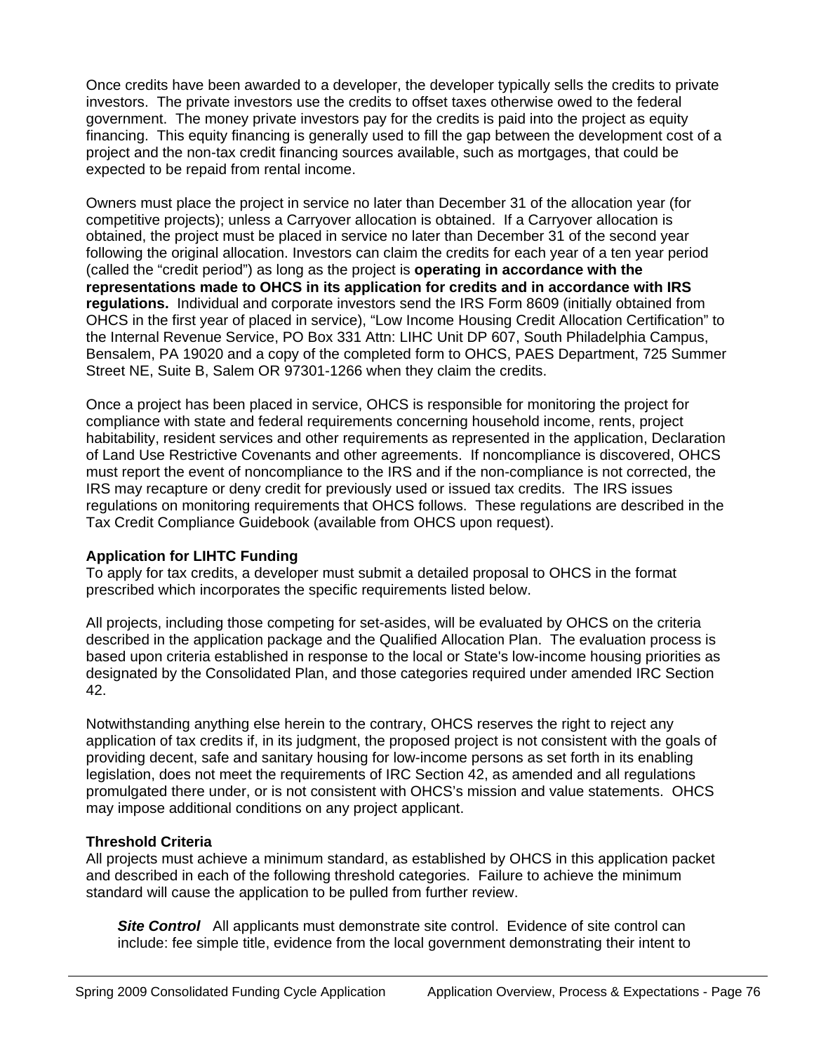Once credits have been awarded to a developer, the developer typically sells the credits to private investors. The private investors use the credits to offset taxes otherwise owed to the federal government. The money private investors pay for the credits is paid into the project as equity financing. This equity financing is generally used to fill the gap between the development cost of a project and the non-tax credit financing sources available, such as mortgages, that could be expected to be repaid from rental income.

Owners must place the project in service no later than December 31 of the allocation year (for competitive projects); unless a Carryover allocation is obtained. If a Carryover allocation is obtained, the project must be placed in service no later than December 31 of the second year following the original allocation. Investors can claim the credits for each year of a ten year period (called the "credit period") as long as the project is **operating in accordance with the representations made to OHCS in its application for credits and in accordance with IRS regulations.** Individual and corporate investors send the IRS Form 8609 (initially obtained from OHCS in the first year of placed in service), "Low Income Housing Credit Allocation Certification" to the Internal Revenue Service, PO Box 331 Attn: LIHC Unit DP 607, South Philadelphia Campus, Bensalem, PA 19020 and a copy of the completed form to OHCS, PAES Department, 725 Summer Street NE, Suite B, Salem OR 97301-1266 when they claim the credits.

Once a project has been placed in service, OHCS is responsible for monitoring the project for compliance with state and federal requirements concerning household income, rents, project habitability, resident services and other requirements as represented in the application, Declaration of Land Use Restrictive Covenants and other agreements. If noncompliance is discovered, OHCS must report the event of noncompliance to the IRS and if the non-compliance is not corrected, the IRS may recapture or deny credit for previously used or issued tax credits. The IRS issues regulations on monitoring requirements that OHCS follows. These regulations are described in the Tax Credit Compliance Guidebook (available from OHCS upon request).

**Application for LIHTC Funding**

To apply for tax credits, a developer must submit a detailed proposal to OHCS in the format prescribed which incorporates the specific requirements listed below.

All projects, including those competing for set-asides, will be evaluated by OHCS on the criteria described in the application package and the Qualified Allocation Plan. The evaluation process is based upon criteria established in response to the local or State's low-income housing priorities as designated by the Consolidated Plan, and those categories required under amended IRC Section 42.

Notwithstanding anything else herein to the contrary, OHCS reserves the right to reject any application of tax credits if, in its judgment, the proposed project is not consistent with the goals of providing decent, safe and sanitary housing for low-income persons as set forth in its enabling legislation, does not meet the requirements of IRC Section 42, as amended and all regulations promulgated there under, or is not consistent with OHCS's mission and value statements. OHCS may impose additional conditions on any project applicant.

**Threshold Criteria**

All projects must achieve a minimum standard, as established by OHCS in this application packet and described in each of the following threshold categories. Failure to achieve the minimum standard will cause the application to be pulled from further review.

***Site Control*** All applicants must demonstrate site control. Evidence of site control can include: fee simple title, evidence from the local government demonstrating their intent to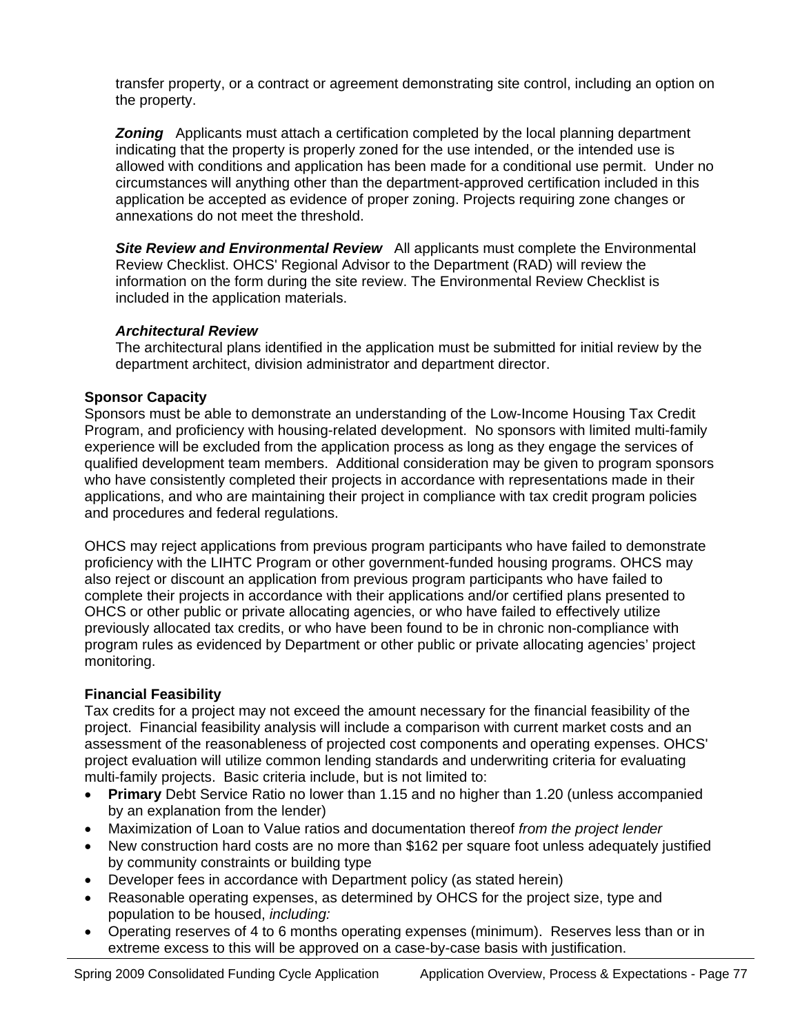transfer property, or a contract or agreement demonstrating site control, including an option on the property.

***Zoning*** Applicants must attach a certification completed by the local planning department indicating that the property is properly zoned for the use intended, or the intended use is allowed with conditions and application has been made for a conditional use permit. Under no circumstances will anything other than the department-approved certification included in this application be accepted as evidence of proper zoning. Projects requiring zone changes or annexations do not meet the threshold.

***Site Review and Environmental Review*** All applicants must complete the Environmental Review Checklist. OHCS' Regional Advisor to the Department (RAD) will review the information on the form during the site review. The Environmental Review Checklist is included in the application materials.

***Architectural Review***

The architectural plans identified in the application must be submitted for initial review by the department architect, division administrator and department director.

**Sponsor Capacity**

Sponsors must be able to demonstrate an understanding of the Low-Income Housing Tax Credit Program, and proficiency with housing-related development. No sponsors with limited multi-family experience will be excluded from the application process as long as they engage the services of qualified development team members. Additional consideration may be given to program sponsors who have consistently completed their projects in accordance with representations made in their applications, and who are maintaining their project in compliance with tax credit program policies and procedures and federal regulations.

OHCS may reject applications from previous program participants who have failed to demonstrate proficiency with the LIHTC Program or other government-funded housing programs. OHCS may also reject or discount an application from previous program participants who have failed to complete their projects in accordance with their applications and/or certified plans presented to OHCS or other public or private allocating agencies, or who have failed to effectively utilize previously allocated tax credits, or who have been found to be in chronic non-compliance with program rules as evidenced by Department or other public or private allocating agencies' project monitoring.

**Financial Feasibility**

Tax credits for a project may not exceed the amount necessary for the financial feasibility of the project. Financial feasibility analysis will include a comparison with current market costs and an assessment of the reasonableness of projected cost components and operating expenses. OHCS' project evaluation will utilize common lending standards and underwriting criteria for evaluating multi-family projects. Basic criteria include, but is not limited to:

- **Primary** Debt Service Ratio no lower than 1.15 and no higher than 1.20 (unless accompanied by an explanation from the lender)
- Maximization of Loan to Value ratios and documentation thereof *from the project lender*
- New construction hard costs are no more than $162 per square foot unless adequately justified by community constraints or building type
- Developer fees in accordance with Department policy (as stated herein)
- Reasonable operating expenses, as determined by OHCS for the project size, type and population to be housed, *including:*
- Operating reserves of 4 to 6 months operating expenses (minimum). Reserves less than or in extreme excess to this will be approved on a case-by-case basis with justification.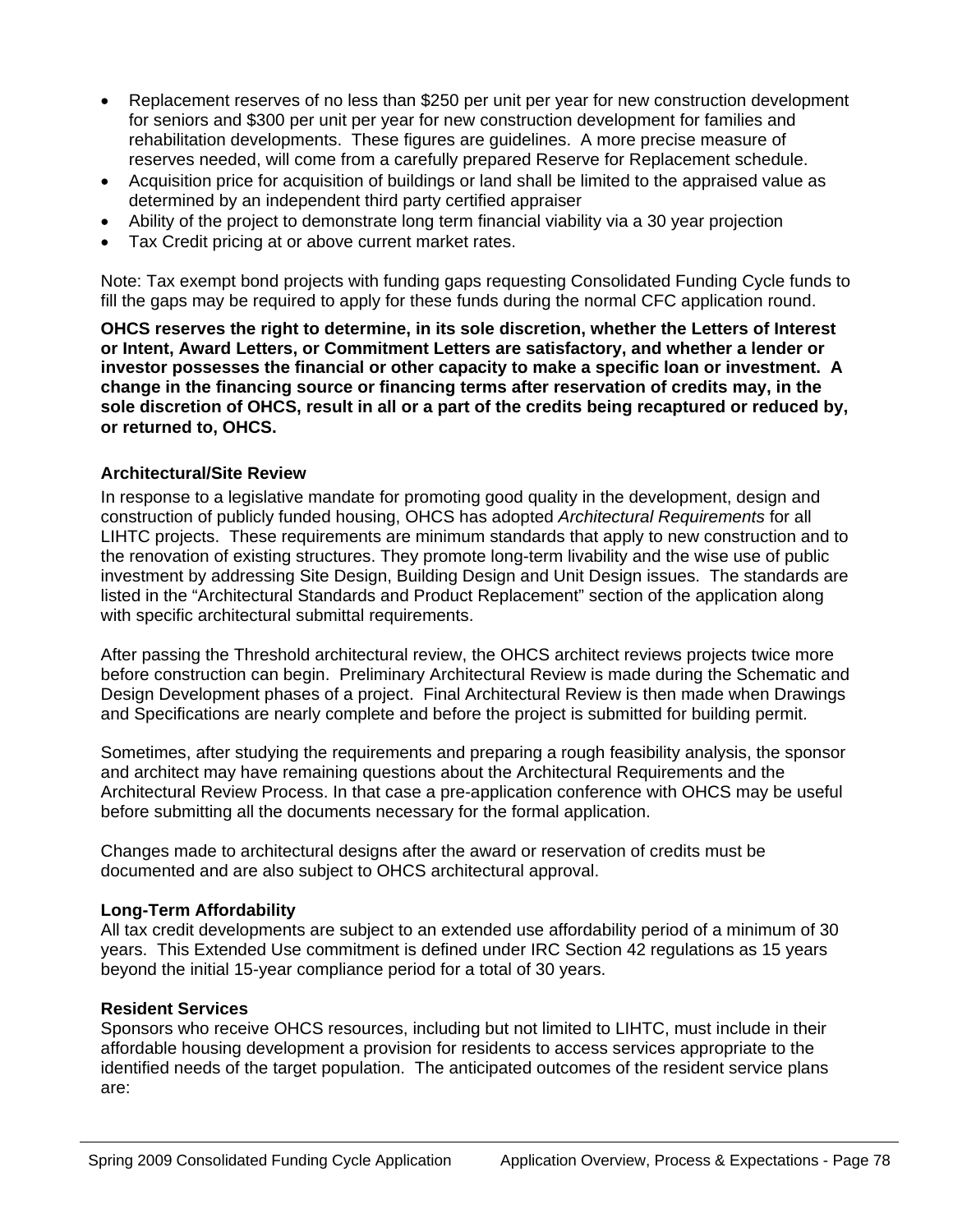- Replacement reserves of no less than $250 per unit per year for new construction development for seniors and $300 per unit per year for new construction development for families and rehabilitation developments. These figures are guidelines. A more precise measure of reserves needed, will come from a carefully prepared Reserve for Replacement schedule.
- Acquisition price for acquisition of buildings or land shall be limited to the appraised value as determined by an independent third party certified appraiser
- Ability of the project to demonstrate long term financial viability via a 30 year projection
- Tax Credit pricing at or above current market rates.

Note: Tax exempt bond projects with funding gaps requesting Consolidated Funding Cycle funds to fill the gaps may be required to apply for these funds during the normal CFC application round.

**OHCS reserves the right to determine, in its sole discretion, whether the Letters of Interest or Intent, Award Letters, or Commitment Letters are satisfactory, and whether a lender or investor possesses the financial or other capacity to make a specific loan or investment. A change in the financing source or financing terms after reservation of credits may, in the sole discretion of OHCS, result in all or a part of the credits being recaptured or reduced by, or returned to, OHCS.**

**Architectural/Site Review**

In response to a legislative mandate for promoting good quality in the development, design and construction of publicly funded housing, OHCS has adopted *Architectural Requirements* for all LIHTC projects. These requirements are minimum standards that apply to new construction and to the renovation of existing structures. They promote long-term livability and the wise use of public investment by addressing Site Design, Building Design and Unit Design issues. The standards are listed in the "Architectural Standards and Product Replacement" section of the application along with specific architectural submittal requirements.

After passing the Threshold architectural review, the OHCS architect reviews projects twice more before construction can begin. Preliminary Architectural Review is made during the Schematic and Design Development phases of a project. Final Architectural Review is then made when Drawings and Specifications are nearly complete and before the project is submitted for building permit.

Sometimes, after studying the requirements and preparing a rough feasibility analysis, the sponsor and architect may have remaining questions about the Architectural Requirements and the Architectural Review Process. In that case a pre-application conference with OHCS may be useful before submitting all the documents necessary for the formal application.

Changes made to architectural designs after the award or reservation of credits must be documented and are also subject to OHCS architectural approval.

**Long-Term Affordability**

All tax credit developments are subject to an extended use affordability period of a minimum of 30 years. This Extended Use commitment is defined under IRC Section 42 regulations as 15 years beyond the initial 15-year compliance period for a total of 30 years.

**Resident Services**

Sponsors who receive OHCS resources, including but not limited to LIHTC, must include in their affordable housing development a provision for residents to access services appropriate to the identified needs of the target population. The anticipated outcomes of the resident service plans are: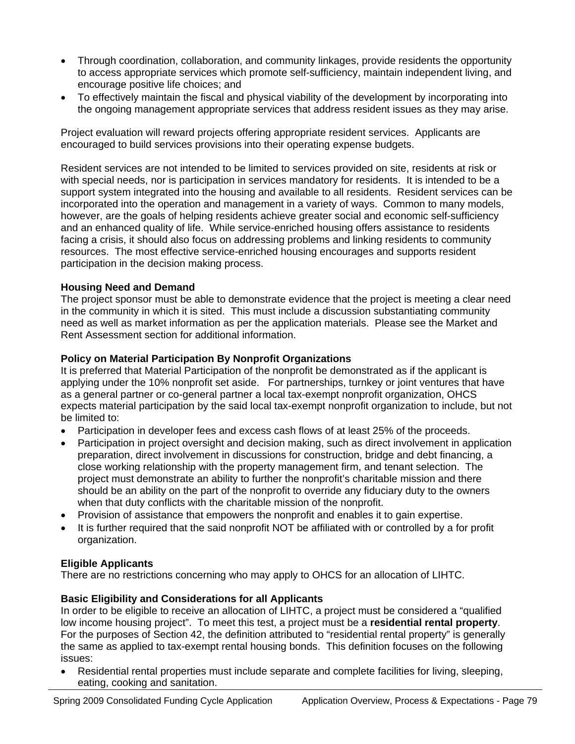- Through coordination, collaboration, and community linkages, provide residents the opportunity to access appropriate services which promote self-sufficiency, maintain independent living, and encourage positive life choices; and
- To effectively maintain the fiscal and physical viability of the development by incorporating into the ongoing management appropriate services that address resident issues as they may arise.

Project evaluation will reward projects offering appropriate resident services. Applicants are encouraged to build services provisions into their operating expense budgets.

Resident services are not intended to be limited to services provided on site, residents at risk or with special needs, nor is participation in services mandatory for residents. It is intended to be a support system integrated into the housing and available to all residents. Resident services can be incorporated into the operation and management in a variety of ways. Common to many models, however, are the goals of helping residents achieve greater social and economic self-sufficiency and an enhanced quality of life. While service-enriched housing offers assistance to residents facing a crisis, it should also focus on addressing problems and linking residents to community resources. The most effective service-enriched housing encourages and supports resident participation in the decision making process.

**Housing Need and Demand**

The project sponsor must be able to demonstrate evidence that the project is meeting a clear need in the community in which it is sited. This must include a discussion substantiating community need as well as market information as per the application materials. Please see the Market and Rent Assessment section for additional information.

**Policy on Material Participation By Nonprofit Organizations**

It is preferred that Material Participation of the nonprofit be demonstrated as if the applicant is applying under the 10% nonprofit set aside. For partnerships, turnkey or joint ventures that have as a general partner or co-general partner a local tax-exempt nonprofit organization, OHCS expects material participation by the said local tax-exempt nonprofit organization to include, but not be limited to:

- Participation in developer fees and excess cash flows of at least 25% of the proceeds.
- Participation in project oversight and decision making, such as direct involvement in application preparation, direct involvement in discussions for construction, bridge and debt financing, a close working relationship with the property management firm, and tenant selection. The project must demonstrate an ability to further the nonprofit's charitable mission and there should be an ability on the part of the nonprofit to override any fiduciary duty to the owners when that duty conflicts with the charitable mission of the nonprofit.
- Provision of assistance that empowers the nonprofit and enables it to gain expertise.
- It is further required that the said nonprofit NOT be affiliated with or controlled by a for profit organization.

**Eligible Applicants**

There are no restrictions concerning who may apply to OHCS for an allocation of LIHTC.

**Basic Eligibility and Considerations for all Applicants**

In order to be eligible to receive an allocation of LIHTC, a project must be considered a "qualified low income housing project". To meet this test, a project must be a **residential rental property**. For the purposes of Section 42, the definition attributed to "residential rental property" is generally the same as applied to tax-exempt rental housing bonds. This definition focuses on the following issues:

- Residential rental properties must include separate and complete facilities for living, sleeping, eating, cooking and sanitation.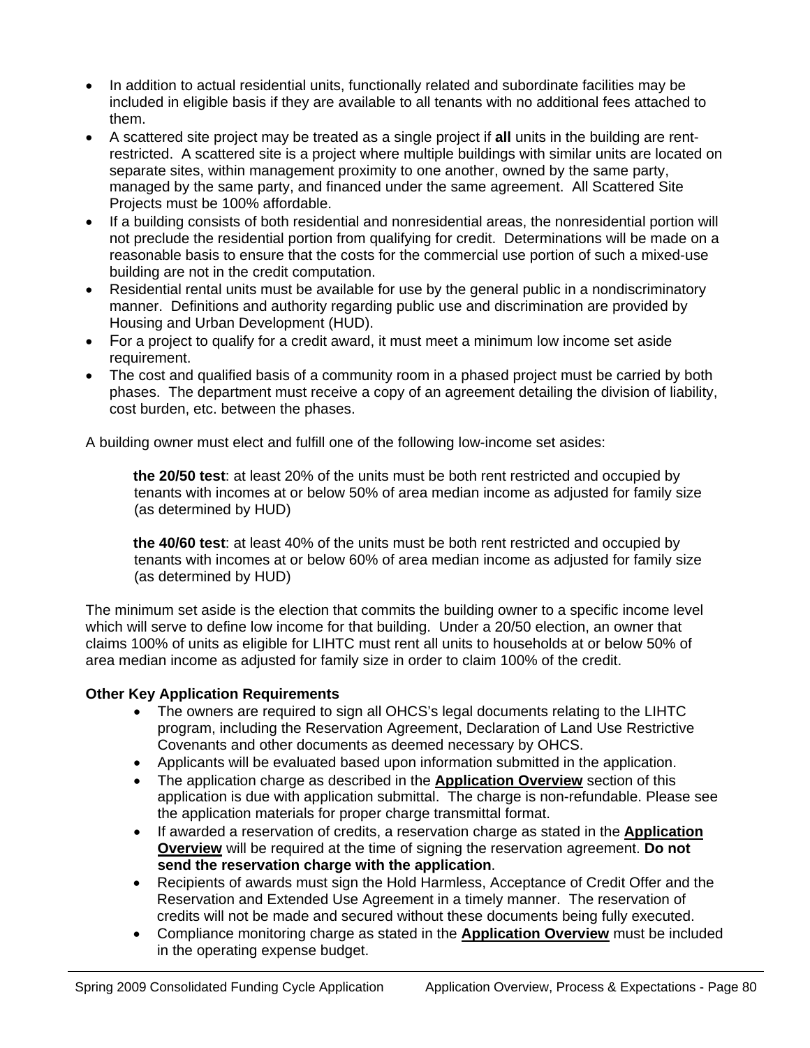- In addition to actual residential units, functionally related and subordinate facilities may be included in eligible basis if they are available to all tenants with no additional fees attached to them.
- A scattered site project may be treated as a single project if **all** units in the building are rent-restricted. A scattered site is a project where multiple buildings with similar units are located on separate sites, within management proximity to one another, owned by the same party, managed by the same party, and financed under the same agreement. All Scattered Site Projects must be 100% affordable.
- If a building consists of both residential and nonresidential areas, the nonresidential portion will not preclude the residential portion from qualifying for credit. Determinations will be made on a reasonable basis to ensure that the costs for the commercial use portion of such a mixed-use building are not in the credit computation.
- Residential rental units must be available for use by the general public in a nondiscriminatory manner. Definitions and authority regarding public use and discrimination are provided by Housing and Urban Development (HUD).
- For a project to qualify for a credit award, it must meet a minimum low income set aside requirement.
- The cost and qualified basis of a community room in a phased project must be carried by both phases. The department must receive a copy of an agreement detailing the division of liability, cost burden, etc. between the phases.

A building owner must elect and fulfill one of the following low-income set asides:

> **the 20/50 test**: at least 20% of the units must be both rent restricted and occupied by tenants with incomes at or below 50% of area median income as adjusted for family size (as determined by HUD)
>
> **the 40/60 test**: at least 40% of the units must be both rent restricted and occupied by tenants with incomes at or below 60% of area median income as adjusted for family size (as determined by HUD)

The minimum set aside is the election that commits the building owner to a specific income level which will serve to define low income for that building. Under a 20/50 election, an owner that claims 100% of units as eligible for LIHTC must rent all units to households at or below 50% of area median income as adjusted for family size in order to claim 100% of the credit.

**Other Key Application Requirements**

- The owners are required to sign all OHCS's legal documents relating to the LIHTC program, including the Reservation Agreement, Declaration of Land Use Restrictive Covenants and other documents as deemed necessary by OHCS.
- Applicants will be evaluated based upon information submitted in the application.
- The application charge as described in the **Application Overview** section of this application is due with application submittal. The charge is non-refundable. Please see the application materials for proper charge transmittal format.
- If awarded a reservation of credits, a reservation charge as stated in the **Application Overview** will be required at the time of signing the reservation agreement. **Do not send the reservation charge with the application**.
- Recipients of awards must sign the Hold Harmless, Acceptance of Credit Offer and the Reservation and Extended Use Agreement in a timely manner. The reservation of credits will not be made and secured without these documents being fully executed.
- Compliance monitoring charge as stated in the **Application Overview** must be included in the operating expense budget.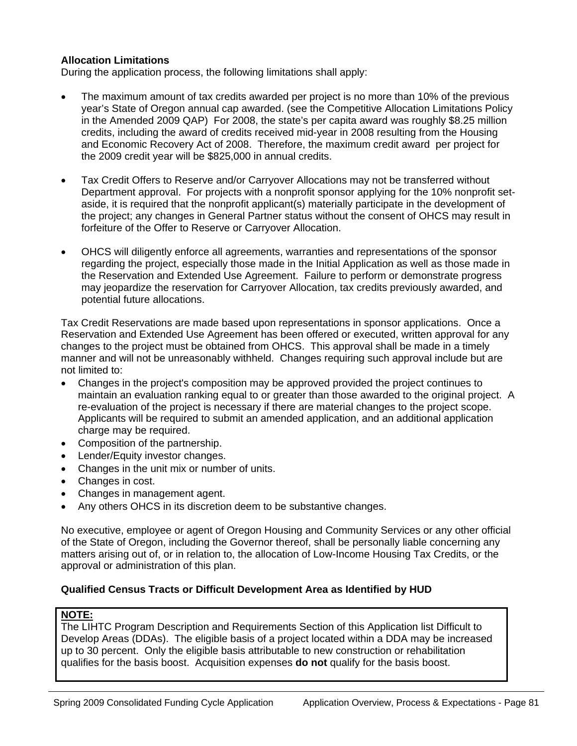**Allocation Limitations**

During the application process, the following limitations shall apply:

- The maximum amount of tax credits awarded per project is no more than 10% of the previous year's State of Oregon annual cap awarded. (see the Competitive Allocation Limitations Policy in the Amended 2009 QAP) For 2008, the state's per capita award was roughly $8.25 million credits, including the award of credits received mid-year in 2008 resulting from the Housing and Economic Recovery Act of 2008. Therefore, the maximum credit award per project for the 2009 credit year will be $825,000 in annual credits.

- Tax Credit Offers to Reserve and/or Carryover Allocations may not be transferred without Department approval. For projects with a nonprofit sponsor applying for the 10% nonprofit set-aside, it is required that the nonprofit applicant(s) materially participate in the development of the project; any changes in General Partner status without the consent of OHCS may result in forfeiture of the Offer to Reserve or Carryover Allocation.

- OHCS will diligently enforce all agreements, warranties and representations of the sponsor regarding the project, especially those made in the Initial Application as well as those made in the Reservation and Extended Use Agreement. Failure to perform or demonstrate progress may jeopardize the reservation for Carryover Allocation, tax credits previously awarded, and potential future allocations.

Tax Credit Reservations are made based upon representations in sponsor applications. Once a Reservation and Extended Use Agreement has been offered or executed, written approval for any changes to the project must be obtained from OHCS. This approval shall be made in a timely manner and will not be unreasonably withheld. Changes requiring such approval include but are not limited to:

- Changes in the project's composition may be approved provided the project continues to maintain an evaluation ranking equal to or greater than those awarded to the original project. A re-evaluation of the project is necessary if there are material changes to the project scope. Applicants will be required to submit an amended application, and an additional application charge may be required.
- Composition of the partnership.
- Lender/Equity investor changes.
- Changes in the unit mix or number of units.
- Changes in cost.
- Changes in management agent.
- Any others OHCS in its discretion deem to be substantive changes.

No executive, employee or agent of Oregon Housing and Community Services or any other official of the State of Oregon, including the Governor thereof, shall be personally liable concerning any matters arising out of, or in relation to, the allocation of Low-Income Housing Tax Credits, or the approval or administration of this plan.

**Qualified Census Tracts or Difficult Development Area as Identified by HUD**

**NOTE:**

The LIHTC Program Description and Requirements Section of this Application list Difficult to Develop Areas (DDAs). The eligible basis of a project located within a DDA may be increased up to 30 percent. Only the eligible basis attributable to new construction or rehabilitation qualifies for the basis boost. Acquisition expenses **do not** qualify for the basis boost.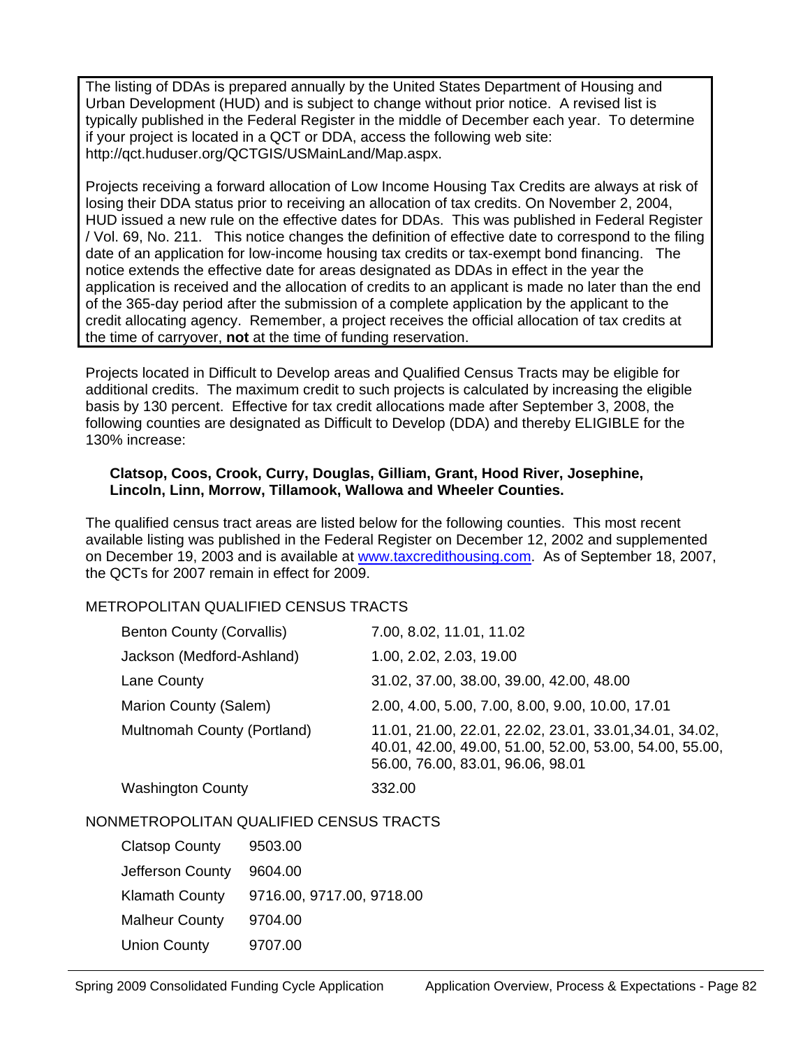The listing of DDAs is prepared annually by the United States Department of Housing and Urban Development (HUD) and is subject to change without prior notice. A revised list is typically published in the Federal Register in the middle of December each year. To determine if your project is located in a QCT or DDA, access the following web site: http://qct.huduser.org/QCTGIS/USMainLand/Map.aspx.

Projects receiving a forward allocation of Low Income Housing Tax Credits are always at risk of losing their DDA status prior to receiving an allocation of tax credits. On November 2, 2004, HUD issued a new rule on the effective dates for DDAs. This was published in Federal Register / Vol. 69, No. 211. This notice changes the definition of effective date to correspond to the filing date of an application for low-income housing tax credits or tax-exempt bond financing. The notice extends the effective date for areas designated as DDAs in effect in the year the application is received and the allocation of credits to an applicant is made no later than the end of the 365-day period after the submission of a complete application by the applicant to the credit allocating agency. Remember, a project receives the official allocation of tax credits at the time of carryover, **not** at the time of funding reservation.

Projects located in Difficult to Develop areas and Qualified Census Tracts may be eligible for additional credits. The maximum credit to such projects is calculated by increasing the eligible basis by 130 percent. Effective for tax credit allocations made after September 3, 2008, the following counties are designated as Difficult to Develop (DDA) and thereby ELIGIBLE for the 130% increase:

**Clatsop, Coos, Crook, Curry, Douglas, Gilliam, Grant, Hood River, Josephine, Lincoln, Linn, Morrow, Tillamook, Wallowa and Wheeler Counties.**

The qualified census tract areas are listed below for the following counties. This most recent available listing was published in the Federal Register on December 12, 2002 and supplemented on December 19, 2003 and is available at www.taxcredithousing.com. As of September 18, 2007, the QCTs for 2007 remain in effect for 2009.

METROPOLITAN QUALIFIED CENSUS TRACTS

| County | Tracts |
|---|---|
| Benton County (Corvallis) | 7.00, 8.02, 11.01, 11.02 |
| Jackson (Medford-Ashland) | 1.00, 2.02, 2.03, 19.00 |
| Lane County | 31.02, 37.00, 38.00, 39.00, 42.00, 48.00 |
| Marion County (Salem) | 2.00, 4.00, 5.00, 7.00, 8.00, 9.00, 10.00, 17.01 |
| Multnomah County (Portland) | 11.01, 21.00, 22.01, 22.02, 23.01, 33.01,34.01, 34.02, 40.01, 42.00, 49.00, 51.00, 52.00, 53.00, 54.00, 55.00, 56.00, 76.00, 83.01, 96.06, 98.01 |
| Washington County | 332.00 |

NONMETROPOLITAN QUALIFIED CENSUS TRACTS

| County | Tracts |
|---|---|
| Clatsop County | 9503.00 |
| Jefferson County | 9604.00 |
| Klamath County | 9716.00, 9717.00, 9718.00 |
| Malheur County | 9704.00 |
| Union County | 9707.00 |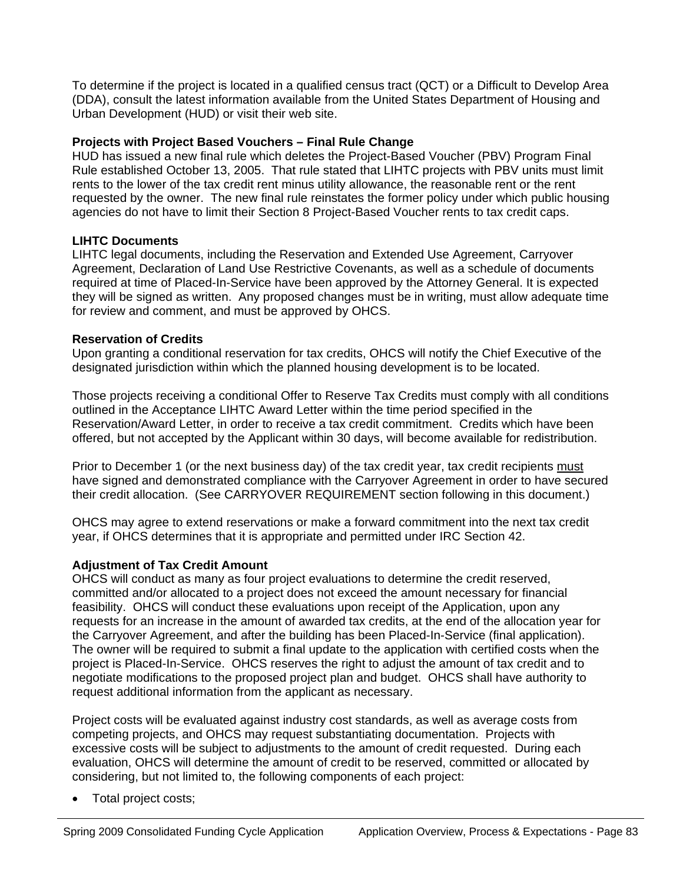To determine if the project is located in a qualified census tract (QCT) or a Difficult to Develop Area (DDA), consult the latest information available from the United States Department of Housing and Urban Development (HUD) or visit their web site.

**Projects with Project Based Vouchers – Final Rule Change**

HUD has issued a new final rule which deletes the Project-Based Voucher (PBV) Program Final Rule established October 13, 2005. That rule stated that LIHTC projects with PBV units must limit rents to the lower of the tax credit rent minus utility allowance, the reasonable rent or the rent requested by the owner. The new final rule reinstates the former policy under which public housing agencies do not have to limit their Section 8 Project-Based Voucher rents to tax credit caps.

**LIHTC Documents**

LIHTC legal documents, including the Reservation and Extended Use Agreement, Carryover Agreement, Declaration of Land Use Restrictive Covenants, as well as a schedule of documents required at time of Placed-In-Service have been approved by the Attorney General. It is expected they will be signed as written. Any proposed changes must be in writing, must allow adequate time for review and comment, and must be approved by OHCS.

**Reservation of Credits**

Upon granting a conditional reservation for tax credits, OHCS will notify the Chief Executive of the designated jurisdiction within which the planned housing development is to be located.

Those projects receiving a conditional Offer to Reserve Tax Credits must comply with all conditions outlined in the Acceptance LIHTC Award Letter within the time period specified in the Reservation/Award Letter, in order to receive a tax credit commitment. Credits which have been offered, but not accepted by the Applicant within 30 days, will become available for redistribution.

Prior to December 1 (or the next business day) of the tax credit year, tax credit recipients <u>must</u> have signed and demonstrated compliance with the Carryover Agreement in order to have secured their credit allocation. (See CARRYOVER REQUIREMENT section following in this document.)

OHCS may agree to extend reservations or make a forward commitment into the next tax credit year, if OHCS determines that it is appropriate and permitted under IRC Section 42.

**Adjustment of Tax Credit Amount**

OHCS will conduct as many as four project evaluations to determine the credit reserved, committed and/or allocated to a project does not exceed the amount necessary for financial feasibility. OHCS will conduct these evaluations upon receipt of the Application, upon any requests for an increase in the amount of awarded tax credits, at the end of the allocation year for the Carryover Agreement, and after the building has been Placed-In-Service (final application). The owner will be required to submit a final update to the application with certified costs when the project is Placed-In-Service. OHCS reserves the right to adjust the amount of tax credit and to negotiate modifications to the proposed project plan and budget. OHCS shall have authority to request additional information from the applicant as necessary.

Project costs will be evaluated against industry cost standards, as well as average costs from competing projects, and OHCS may request substantiating documentation. Projects with excessive costs will be subject to adjustments to the amount of credit requested. During each evaluation, OHCS will determine the amount of credit to be reserved, committed or allocated by considering, but not limited to, the following components of each project:

- Total project costs;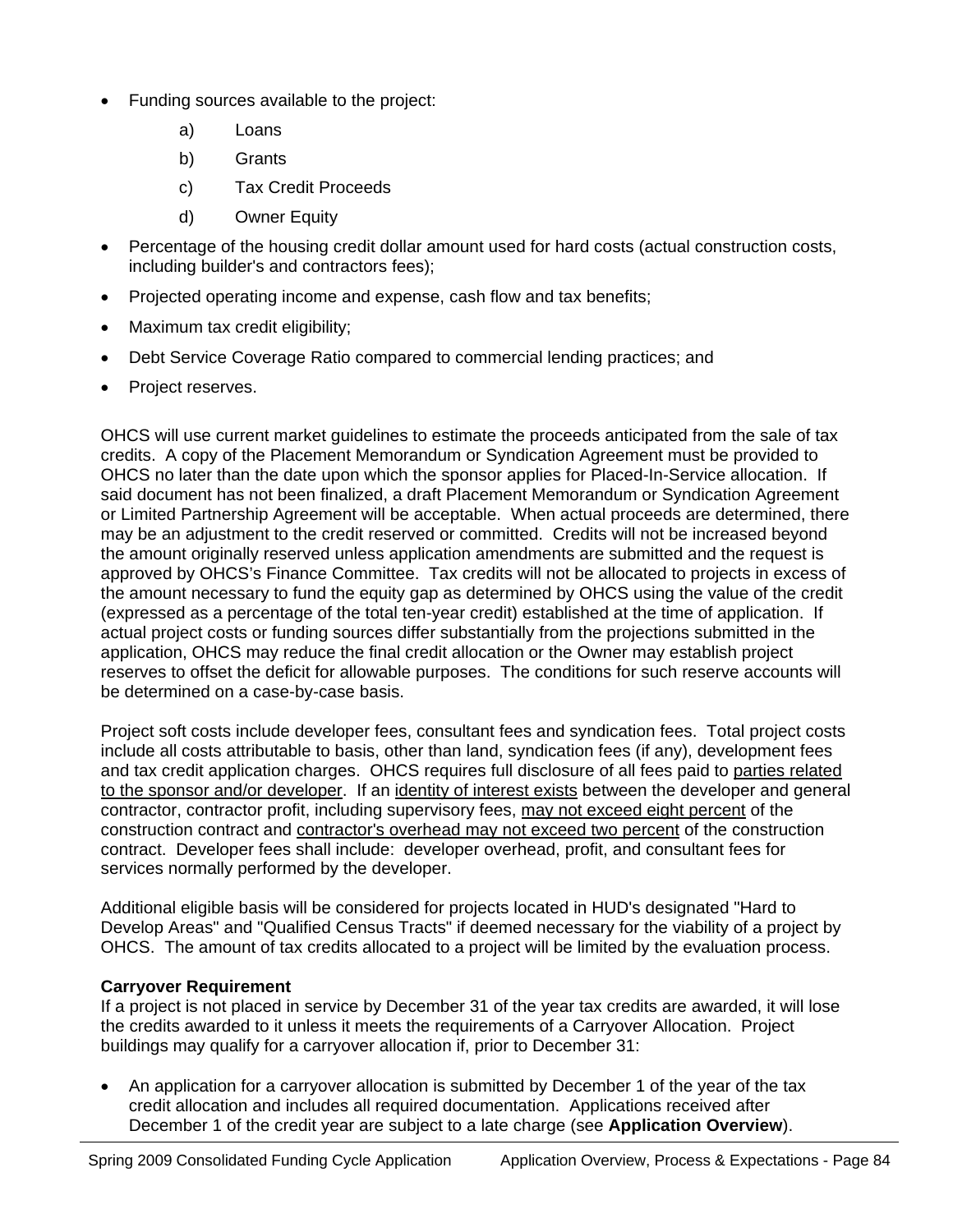- Funding sources available to the project:
  - a) Loans
  - b) Grants
  - c) Tax Credit Proceeds
  - d) Owner Equity
- Percentage of the housing credit dollar amount used for hard costs (actual construction costs, including builder's and contractors fees);
- Projected operating income and expense, cash flow and tax benefits;
- Maximum tax credit eligibility;
- Debt Service Coverage Ratio compared to commercial lending practices; and
- Project reserves.

OHCS will use current market guidelines to estimate the proceeds anticipated from the sale of tax credits. A copy of the Placement Memorandum or Syndication Agreement must be provided to OHCS no later than the date upon which the sponsor applies for Placed-In-Service allocation. If said document has not been finalized, a draft Placement Memorandum or Syndication Agreement or Limited Partnership Agreement will be acceptable. When actual proceeds are determined, there may be an adjustment to the credit reserved or committed. Credits will not be increased beyond the amount originally reserved unless application amendments are submitted and the request is approved by OHCS's Finance Committee. Tax credits will not be allocated to projects in excess of the amount necessary to fund the equity gap as determined by OHCS using the value of the credit (expressed as a percentage of the total ten-year credit) established at the time of application. If actual project costs or funding sources differ substantially from the projections submitted in the application, OHCS may reduce the final credit allocation or the Owner may establish project reserves to offset the deficit for allowable purposes. The conditions for such reserve accounts will be determined on a case-by-case basis.

Project soft costs include developer fees, consultant fees and syndication fees. Total project costs include all costs attributable to basis, other than land, syndication fees (if any), development fees and tax credit application charges. OHCS requires full disclosure of all fees paid to <u>parties related to the sponsor and/or developer</u>. If an <u>identity of interest exists</u> between the developer and general contractor, contractor profit, including supervisory fees, <u>may not exceed eight percent</u> of the construction contract and <u>contractor's overhead may not exceed two percent</u> of the construction contract. Developer fees shall include: developer overhead, profit, and consultant fees for services normally performed by the developer.

Additional eligible basis will be considered for projects located in HUD's designated "Hard to Develop Areas" and "Qualified Census Tracts" if deemed necessary for the viability of a project by OHCS. The amount of tax credits allocated to a project will be limited by the evaluation process.

**Carryover Requirement**

If a project is not placed in service by December 31 of the year tax credits are awarded, it will lose the credits awarded to it unless it meets the requirements of a Carryover Allocation. Project buildings may qualify for a carryover allocation if, prior to December 31:

- An application for a carryover allocation is submitted by December 1 of the year of the tax credit allocation and includes all required documentation. Applications received after December 1 of the credit year are subject to a late charge (see **Application Overview**).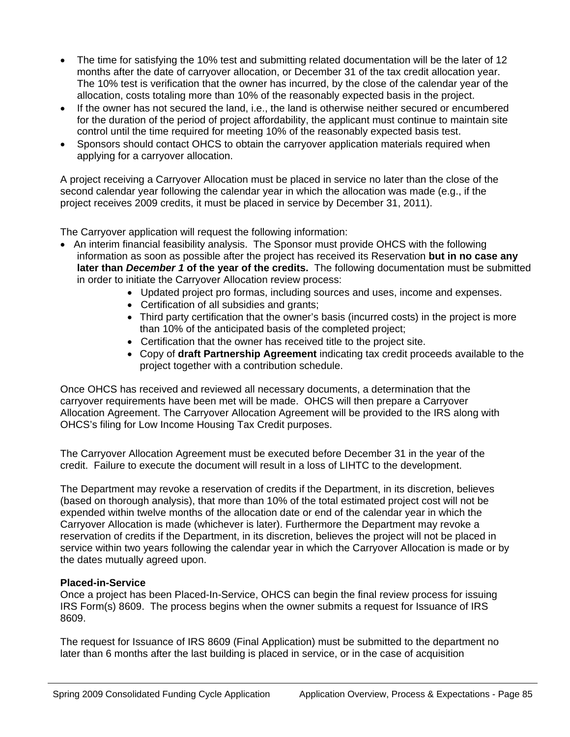- The time for satisfying the 10% test and submitting related documentation will be the later of 12 months after the date of carryover allocation, or December 31 of the tax credit allocation year. The 10% test is verification that the owner has incurred, by the close of the calendar year of the allocation, costs totaling more than 10% of the reasonably expected basis in the project.
- If the owner has not secured the land, i.e., the land is otherwise neither secured or encumbered for the duration of the period of project affordability, the applicant must continue to maintain site control until the time required for meeting 10% of the reasonably expected basis test.
- Sponsors should contact OHCS to obtain the carryover application materials required when applying for a carryover allocation.

A project receiving a Carryover Allocation must be placed in service no later than the close of the second calendar year following the calendar year in which the allocation was made (e.g., if the project receives 2009 credits, it must be placed in service by December 31, 2011).

The Carryover application will request the following information:

- An interim financial feasibility analysis. The Sponsor must provide OHCS with the following information as soon as possible after the project has received its Reservation **but in no case any later than *December 1* of the year of the credits.** The following documentation must be submitted in order to initiate the Carryover Allocation review process:
  - Updated project pro formas, including sources and uses, income and expenses.
  - Certification of all subsidies and grants;
  - Third party certification that the owner's basis (incurred costs) in the project is more than 10% of the anticipated basis of the completed project;
  - Certification that the owner has received title to the project site.
  - Copy of **draft Partnership Agreement** indicating tax credit proceeds available to the project together with a contribution schedule.

Once OHCS has received and reviewed all necessary documents, a determination that the carryover requirements have been met will be made. OHCS will then prepare a Carryover Allocation Agreement. The Carryover Allocation Agreement will be provided to the IRS along with OHCS's filing for Low Income Housing Tax Credit purposes.

The Carryover Allocation Agreement must be executed before December 31 in the year of the credit. Failure to execute the document will result in a loss of LIHTC to the development.

The Department may revoke a reservation of credits if the Department, in its discretion, believes (based on thorough analysis), that more than 10% of the total estimated project cost will not be expended within twelve months of the allocation date or end of the calendar year in which the Carryover Allocation is made (whichever is later). Furthermore the Department may revoke a reservation of credits if the Department, in its discretion, believes the project will not be placed in service within two years following the calendar year in which the Carryover Allocation is made or by the dates mutually agreed upon.

**Placed-in-Service**

Once a project has been Placed-In-Service, OHCS can begin the final review process for issuing IRS Form(s) 8609. The process begins when the owner submits a request for Issuance of IRS 8609.

The request for Issuance of IRS 8609 (Final Application) must be submitted to the department no later than 6 months after the last building is placed in service, or in the case of acquisition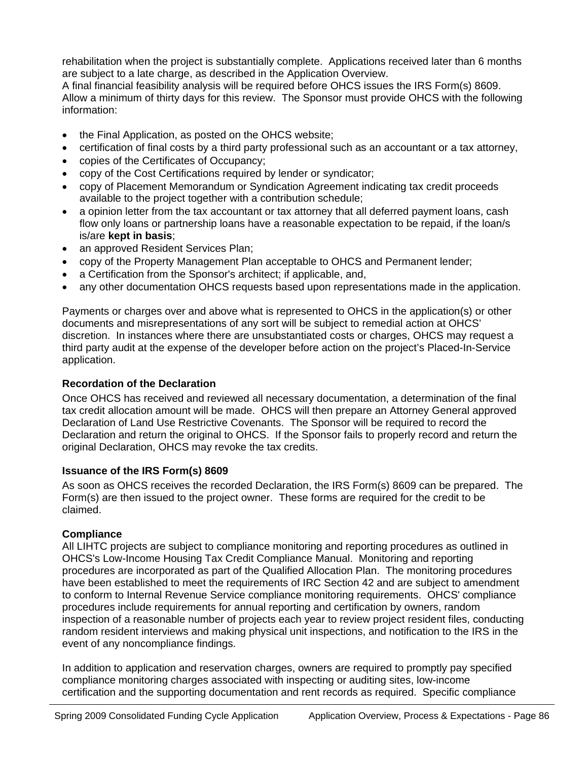rehabilitation when the project is substantially complete. Applications received later than 6 months are subject to a late charge, as described in the Application Overview.
A final financial feasibility analysis will be required before OHCS issues the IRS Form(s) 8609. Allow a minimum of thirty days for this review. The Sponsor must provide OHCS with the following information:

- the Final Application, as posted on the OHCS website;
- certification of final costs by a third party professional such as an accountant or a tax attorney,
- copies of the Certificates of Occupancy;
- copy of the Cost Certifications required by lender or syndicator;
- copy of Placement Memorandum or Syndication Agreement indicating tax credit proceeds available to the project together with a contribution schedule;
- a opinion letter from the tax accountant or tax attorney that all deferred payment loans, cash flow only loans or partnership loans have a reasonable expectation to be repaid, if the loan/s is/are **kept in basis**;
- an approved Resident Services Plan;
- copy of the Property Management Plan acceptable to OHCS and Permanent lender;
- a Certification from the Sponsor's architect; if applicable, and,
- any other documentation OHCS requests based upon representations made in the application.

Payments or charges over and above what is represented to OHCS in the application(s) or other documents and misrepresentations of any sort will be subject to remedial action at OHCS' discretion. In instances where there are unsubstantiated costs or charges, OHCS may request a third party audit at the expense of the developer before action on the project's Placed-In-Service application.

**Recordation of the Declaration**

Once OHCS has received and reviewed all necessary documentation, a determination of the final tax credit allocation amount will be made. OHCS will then prepare an Attorney General approved Declaration of Land Use Restrictive Covenants. The Sponsor will be required to record the Declaration and return the original to OHCS. If the Sponsor fails to properly record and return the original Declaration, OHCS may revoke the tax credits.

**Issuance of the IRS Form(s) 8609**

As soon as OHCS receives the recorded Declaration, the IRS Form(s) 8609 can be prepared. The Form(s) are then issued to the project owner. These forms are required for the credit to be claimed.

**Compliance**

All LIHTC projects are subject to compliance monitoring and reporting procedures as outlined in OHCS's Low-Income Housing Tax Credit Compliance Manual. Monitoring and reporting procedures are incorporated as part of the Qualified Allocation Plan. The monitoring procedures have been established to meet the requirements of IRC Section 42 and are subject to amendment to conform to Internal Revenue Service compliance monitoring requirements. OHCS' compliance procedures include requirements for annual reporting and certification by owners, random inspection of a reasonable number of projects each year to review project resident files, conducting random resident interviews and making physical unit inspections, and notification to the IRS in the event of any noncompliance findings.

In addition to application and reservation charges, owners are required to promptly pay specified compliance monitoring charges associated with inspecting or auditing sites, low-income certification and the supporting documentation and rent records as required. Specific compliance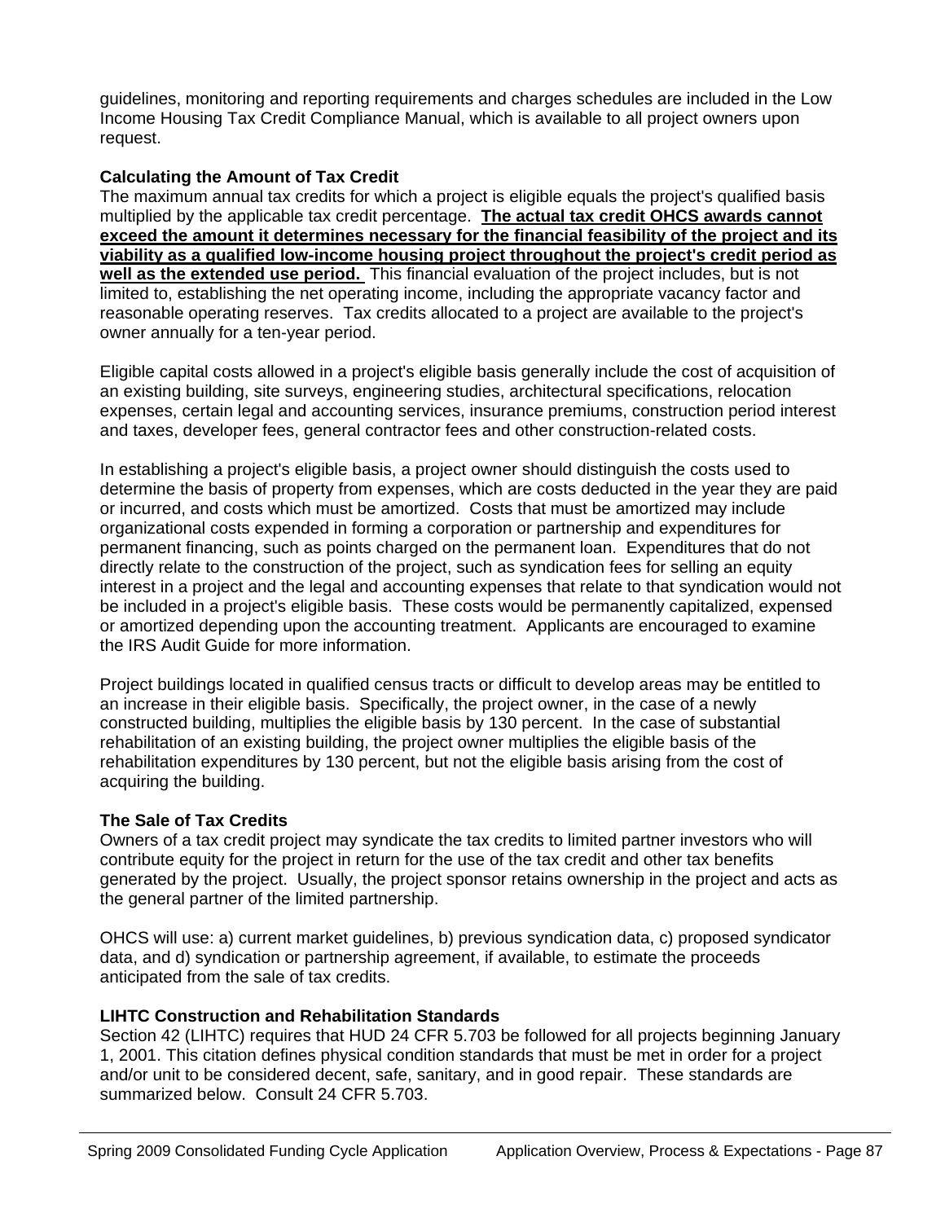guidelines, monitoring and reporting requirements and charges schedules are included in the Low Income Housing Tax Credit Compliance Manual, which is available to all project owners upon request.

**Calculating the Amount of Tax Credit**

The maximum annual tax credits for which a project is eligible equals the project's qualified basis multiplied by the applicable tax credit percentage. **The actual tax credit OHCS awards cannot exceed the amount it determines necessary for the financial feasibility of the project and its viability as a qualified low-income housing project throughout the project's credit period as well as the extended use period.** This financial evaluation of the project includes, but is not limited to, establishing the net operating income, including the appropriate vacancy factor and reasonable operating reserves. Tax credits allocated to a project are available to the project's owner annually for a ten-year period.

Eligible capital costs allowed in a project's eligible basis generally include the cost of acquisition of an existing building, site surveys, engineering studies, architectural specifications, relocation expenses, certain legal and accounting services, insurance premiums, construction period interest and taxes, developer fees, general contractor fees and other construction-related costs.

In establishing a project's eligible basis, a project owner should distinguish the costs used to determine the basis of property from expenses, which are costs deducted in the year they are paid or incurred, and costs which must be amortized. Costs that must be amortized may include organizational costs expended in forming a corporation or partnership and expenditures for permanent financing, such as points charged on the permanent loan. Expenditures that do not directly relate to the construction of the project, such as syndication fees for selling an equity interest in a project and the legal and accounting expenses that relate to that syndication would not be included in a project's eligible basis. These costs would be permanently capitalized, expensed or amortized depending upon the accounting treatment. Applicants are encouraged to examine the IRS Audit Guide for more information.

Project buildings located in qualified census tracts or difficult to develop areas may be entitled to an increase in their eligible basis. Specifically, the project owner, in the case of a newly constructed building, multiplies the eligible basis by 130 percent. In the case of substantial rehabilitation of an existing building, the project owner multiplies the eligible basis of the rehabilitation expenditures by 130 percent, but not the eligible basis arising from the cost of acquiring the building.

**The Sale of Tax Credits**

Owners of a tax credit project may syndicate the tax credits to limited partner investors who will contribute equity for the project in return for the use of the tax credit and other tax benefits generated by the project. Usually, the project sponsor retains ownership in the project and acts as the general partner of the limited partnership.

OHCS will use: a) current market guidelines, b) previous syndication data, c) proposed syndicator data, and d) syndication or partnership agreement, if available, to estimate the proceeds anticipated from the sale of tax credits.

**LIHTC Construction and Rehabilitation Standards**

Section 42 (LIHTC) requires that HUD 24 CFR 5.703 be followed for all projects beginning January 1, 2001. This citation defines physical condition standards that must be met in order for a project and/or unit to be considered decent, safe, sanitary, and in good repair. These standards are summarized below. Consult 24 CFR 5.703.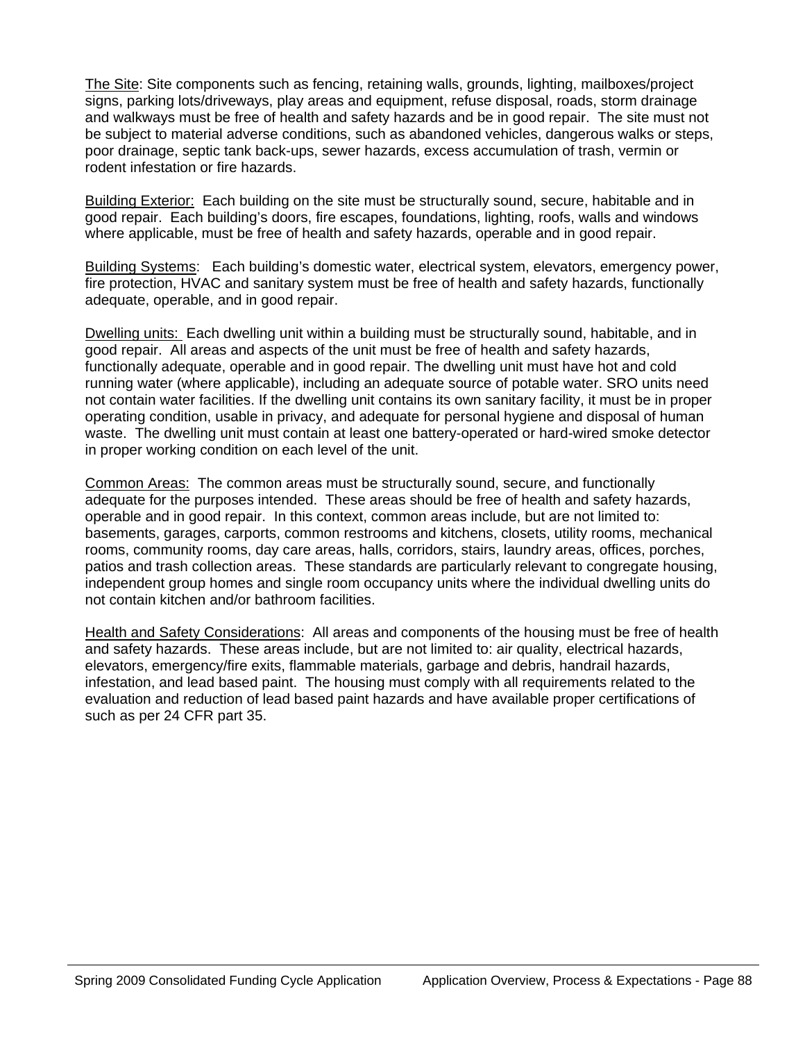<u>The Site</u>: Site components such as fencing, retaining walls, grounds, lighting, mailboxes/project signs, parking lots/driveways, play areas and equipment, refuse disposal, roads, storm drainage and walkways must be free of health and safety hazards and be in good repair. The site must not be subject to material adverse conditions, such as abandoned vehicles, dangerous walks or steps, poor drainage, septic tank back-ups, sewer hazards, excess accumulation of trash, vermin or rodent infestation or fire hazards.

<u>Building Exterior:</u> Each building on the site must be structurally sound, secure, habitable and in good repair. Each building's doors, fire escapes, foundations, lighting, roofs, walls and windows where applicable, must be free of health and safety hazards, operable and in good repair.

<u>Building Systems</u>: Each building's domestic water, electrical system, elevators, emergency power, fire protection, HVAC and sanitary system must be free of health and safety hazards, functionally adequate, operable, and in good repair.

<u>Dwelling units:</u> Each dwelling unit within a building must be structurally sound, habitable, and in good repair. All areas and aspects of the unit must be free of health and safety hazards, functionally adequate, operable and in good repair. The dwelling unit must have hot and cold running water (where applicable), including an adequate source of potable water. SRO units need not contain water facilities. If the dwelling unit contains its own sanitary facility, it must be in proper operating condition, usable in privacy, and adequate for personal hygiene and disposal of human waste. The dwelling unit must contain at least one battery-operated or hard-wired smoke detector in proper working condition on each level of the unit.

<u>Common Areas:</u> The common areas must be structurally sound, secure, and functionally adequate for the purposes intended. These areas should be free of health and safety hazards, operable and in good repair. In this context, common areas include, but are not limited to: basements, garages, carports, common restrooms and kitchens, closets, utility rooms, mechanical rooms, community rooms, day care areas, halls, corridors, stairs, laundry areas, offices, porches, patios and trash collection areas. These standards are particularly relevant to congregate housing, independent group homes and single room occupancy units where the individual dwelling units do not contain kitchen and/or bathroom facilities.

<u>Health and Safety Considerations</u>: All areas and components of the housing must be free of health and safety hazards. These areas include, but are not limited to: air quality, electrical hazards, elevators, emergency/fire exits, flammable materials, garbage and debris, handrail hazards, infestation, and lead based paint. The housing must comply with all requirements related to the evaluation and reduction of lead based paint hazards and have available proper certifications of such as per 24 CFR part 35.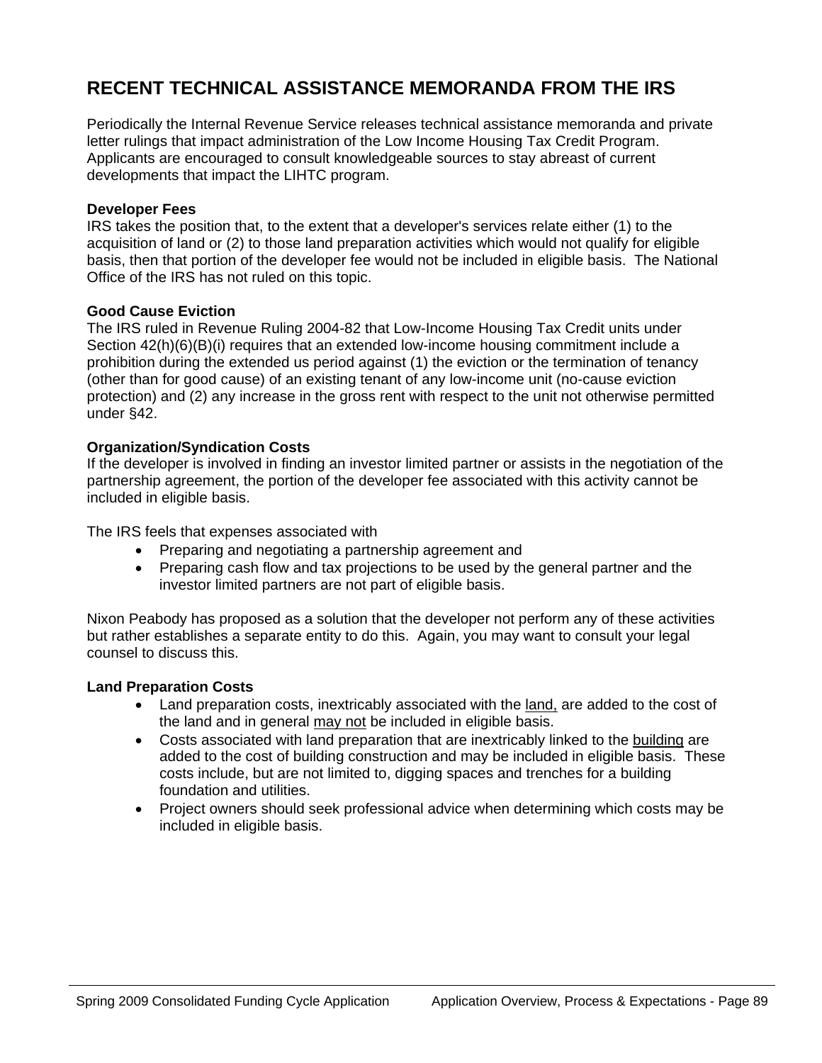# RECENT TECHNICAL ASSISTANCE MEMORANDA FROM THE IRS

Periodically the Internal Revenue Service releases technical assistance memoranda and private letter rulings that impact administration of the Low Income Housing Tax Credit Program. Applicants are encouraged to consult knowledgeable sources to stay abreast of current developments that impact the LIHTC program.

**Developer Fees**
IRS takes the position that, to the extent that a developer's services relate either (1) to the acquisition of land or (2) to those land preparation activities which would not qualify for eligible basis, then that portion of the developer fee would not be included in eligible basis. The National Office of the IRS has not ruled on this topic.

**Good Cause Eviction**
The IRS ruled in Revenue Ruling 2004-82 that Low-Income Housing Tax Credit units under Section 42(h)(6)(B)(i) requires that an extended low-income housing commitment include a prohibition during the extended us period against (1) the eviction or the termination of tenancy (other than for good cause) of an existing tenant of any low-income unit (no-cause eviction protection) and (2) any increase in the gross rent with respect to the unit not otherwise permitted under §42.

**Organization/Syndication Costs**
If the developer is involved in finding an investor limited partner or assists in the negotiation of the partnership agreement, the portion of the developer fee associated with this activity cannot be included in eligible basis.

The IRS feels that expenses associated with

- Preparing and negotiating a partnership agreement and
- Preparing cash flow and tax projections to be used by the general partner and the investor limited partners are not part of eligible basis.

Nixon Peabody has proposed as a solution that the developer not perform any of these activities but rather establishes a separate entity to do this. Again, you may want to consult your legal counsel to discuss this.

**Land Preparation Costs**

- Land preparation costs, inextricably associated with the <u>land,</u> are added to the cost of the land and in general <u>may not</u> be included in eligible basis.
- Costs associated with land preparation that are inextricably linked to the <u>building</u> are added to the cost of building construction and may be included in eligible basis. These costs include, but are not limited to, digging spaces and trenches for a building foundation and utilities.
- Project owners should seek professional advice when determining which costs may be included in eligible basis.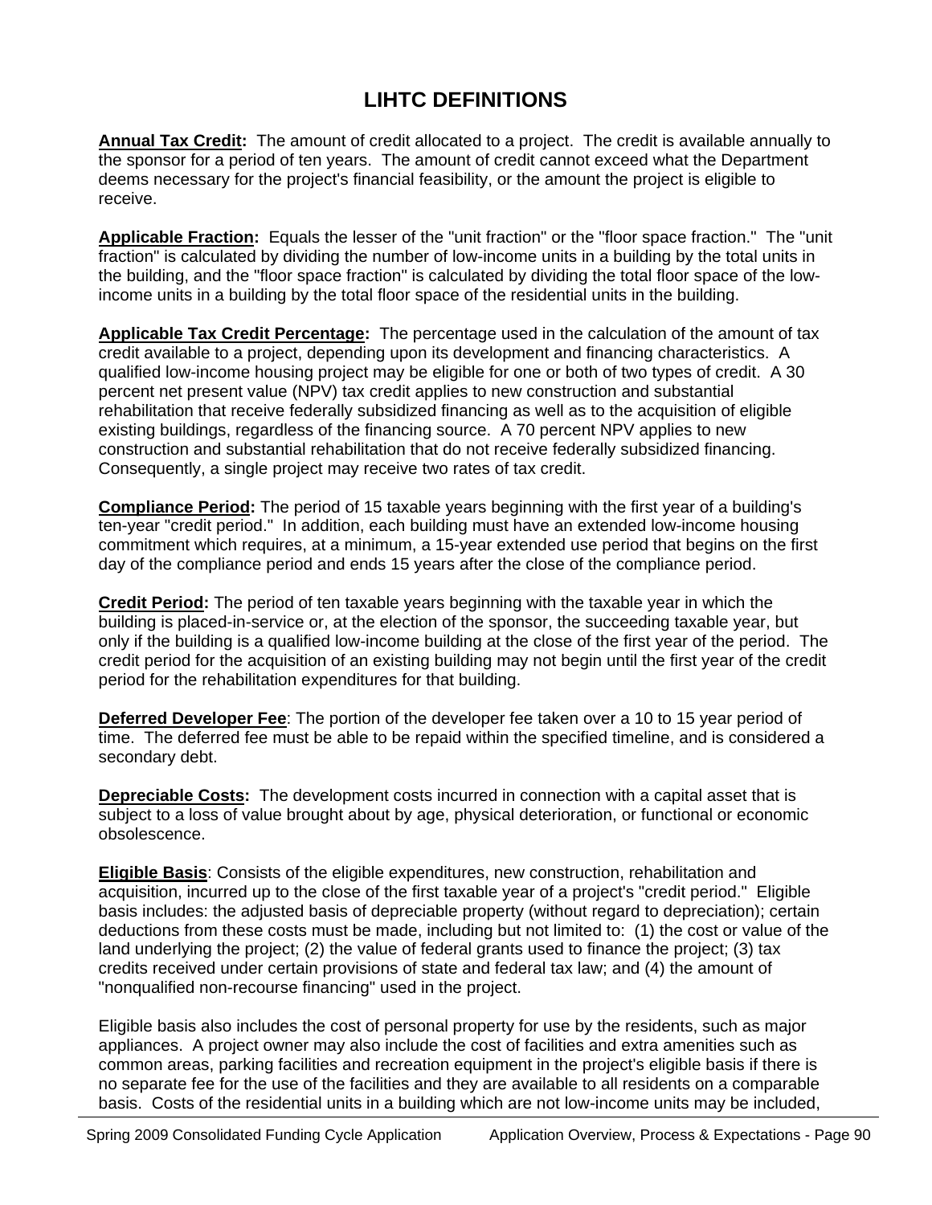# LIHTC DEFINITIONS

**Annual Tax Credit:** The amount of credit allocated to a project. The credit is available annually to the sponsor for a period of ten years. The amount of credit cannot exceed what the Department deems necessary for the project's financial feasibility, or the amount the project is eligible to receive.

**Applicable Fraction:** Equals the lesser of the "unit fraction" or the "floor space fraction." The "unit fraction" is calculated by dividing the number of low-income units in a building by the total units in the building, and the "floor space fraction" is calculated by dividing the total floor space of the low-income units in a building by the total floor space of the residential units in the building.

**Applicable Tax Credit Percentage:** The percentage used in the calculation of the amount of tax credit available to a project, depending upon its development and financing characteristics. A qualified low-income housing project may be eligible for one or both of two types of credit. A 30 percent net present value (NPV) tax credit applies to new construction and substantial rehabilitation that receive federally subsidized financing as well as to the acquisition of eligible existing buildings, regardless of the financing source. A 70 percent NPV applies to new construction and substantial rehabilitation that do not receive federally subsidized financing. Consequently, a single project may receive two rates of tax credit.

**Compliance Period:** The period of 15 taxable years beginning with the first year of a building's ten-year "credit period." In addition, each building must have an extended low-income housing commitment which requires, at a minimum, a 15-year extended use period that begins on the first day of the compliance period and ends 15 years after the close of the compliance period.

**Credit Period:** The period of ten taxable years beginning with the taxable year in which the building is placed-in-service or, at the election of the sponsor, the succeeding taxable year, but only if the building is a qualified low-income building at the close of the first year of the period. The credit period for the acquisition of an existing building may not begin until the first year of the credit period for the rehabilitation expenditures for that building.

**Deferred Developer Fee**: The portion of the developer fee taken over a 10 to 15 year period of time. The deferred fee must be able to be repaid within the specified timeline, and is considered a secondary debt.

**Depreciable Costs:** The development costs incurred in connection with a capital asset that is subject to a loss of value brought about by age, physical deterioration, or functional or economic obsolescence.

**Eligible Basis**: Consists of the eligible expenditures, new construction, rehabilitation and acquisition, incurred up to the close of the first taxable year of a project's "credit period." Eligible basis includes: the adjusted basis of depreciable property (without regard to depreciation); certain deductions from these costs must be made, including but not limited to: (1) the cost or value of the land underlying the project; (2) the value of federal grants used to finance the project; (3) tax credits received under certain provisions of state and federal tax law; and (4) the amount of "nonqualified non-recourse financing" used in the project.

Eligible basis also includes the cost of personal property for use by the residents, such as major appliances. A project owner may also include the cost of facilities and extra amenities such as common areas, parking facilities and recreation equipment in the project's eligible basis if there is no separate fee for the use of the facilities and they are available to all residents on a comparable basis. Costs of the residential units in a building which are not low-income units may be included,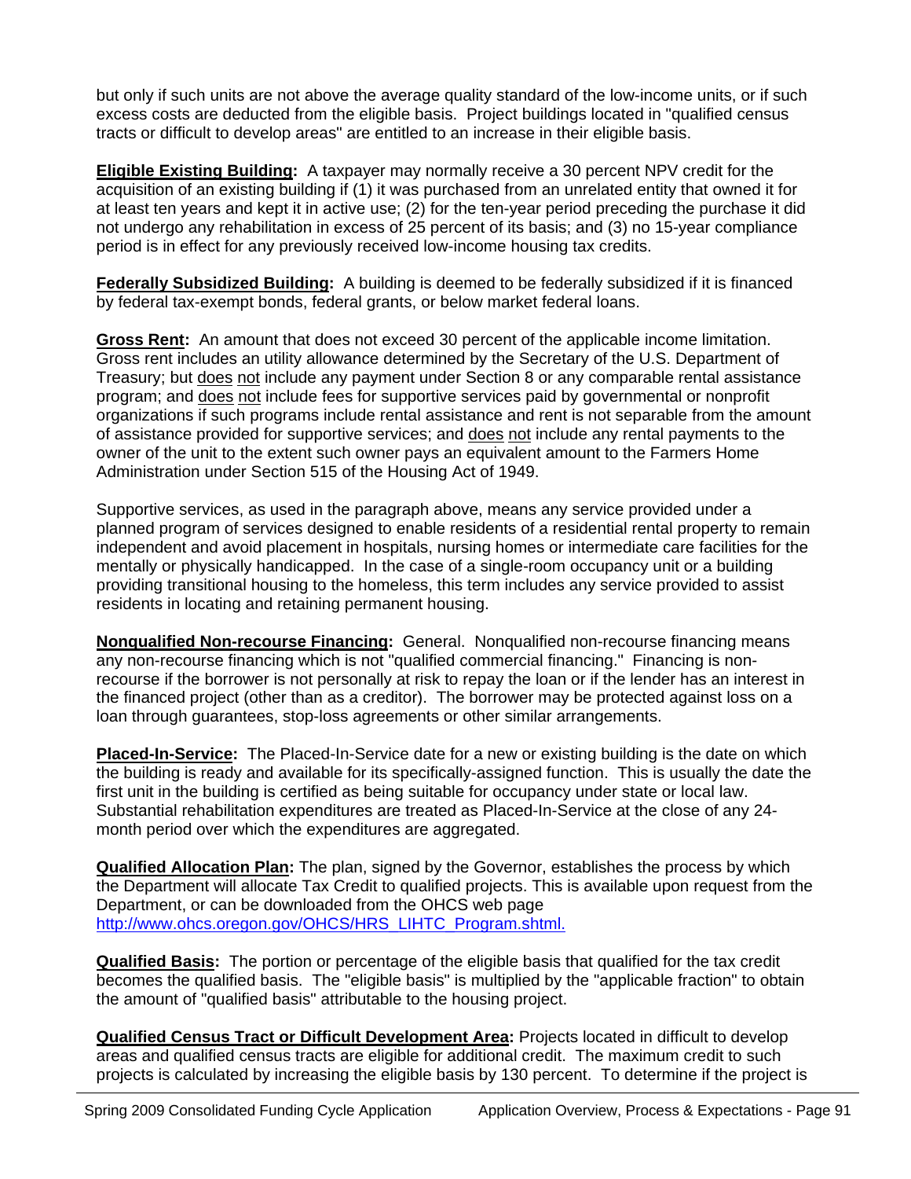but only if such units are not above the average quality standard of the low-income units, or if such excess costs are deducted from the eligible basis. Project buildings located in "qualified census tracts or difficult to develop areas" are entitled to an increase in their eligible basis.

**Eligible Existing Building:** A taxpayer may normally receive a 30 percent NPV credit for the acquisition of an existing building if (1) it was purchased from an unrelated entity that owned it for at least ten years and kept it in active use; (2) for the ten-year period preceding the purchase it did not undergo any rehabilitation in excess of 25 percent of its basis; and (3) no 15-year compliance period is in effect for any previously received low-income housing tax credits.

**Federally Subsidized Building:** A building is deemed to be federally subsidized if it is financed by federal tax-exempt bonds, federal grants, or below market federal loans.

**Gross Rent:** An amount that does not exceed 30 percent of the applicable income limitation. Gross rent includes an utility allowance determined by the Secretary of the U.S. Department of Treasury; but does not include any payment under Section 8 or any comparable rental assistance program; and does not include fees for supportive services paid by governmental or nonprofit organizations if such programs include rental assistance and rent is not separable from the amount of assistance provided for supportive services; and does not include any rental payments to the owner of the unit to the extent such owner pays an equivalent amount to the Farmers Home Administration under Section 515 of the Housing Act of 1949.

Supportive services, as used in the paragraph above, means any service provided under a planned program of services designed to enable residents of a residential rental property to remain independent and avoid placement in hospitals, nursing homes or intermediate care facilities for the mentally or physically handicapped. In the case of a single-room occupancy unit or a building providing transitional housing to the homeless, this term includes any service provided to assist residents in locating and retaining permanent housing.

**Nonqualified Non-recourse Financing:** General. Nonqualified non-recourse financing means any non-recourse financing which is not "qualified commercial financing." Financing is non-recourse if the borrower is not personally at risk to repay the loan or if the lender has an interest in the financed project (other than as a creditor). The borrower may be protected against loss on a loan through guarantees, stop-loss agreements or other similar arrangements.

**Placed-In-Service:** The Placed-In-Service date for a new or existing building is the date on which the building is ready and available for its specifically-assigned function. This is usually the date the first unit in the building is certified as being suitable for occupancy under state or local law. Substantial rehabilitation expenditures are treated as Placed-In-Service at the close of any 24-month period over which the expenditures are aggregated.

**Qualified Allocation Plan:** The plan, signed by the Governor, establishes the process by which the Department will allocate Tax Credit to qualified projects. This is available upon request from the Department, or can be downloaded from the OHCS web page http://www.ohcs.oregon.gov/OHCS/HRS_LIHTC_Program.shtml.

**Qualified Basis:** The portion or percentage of the eligible basis that qualified for the tax credit becomes the qualified basis. The "eligible basis" is multiplied by the "applicable fraction" to obtain the amount of "qualified basis" attributable to the housing project.

**Qualified Census Tract or Difficult Development Area:** Projects located in difficult to develop areas and qualified census tracts are eligible for additional credit. The maximum credit to such projects is calculated by increasing the eligible basis by 130 percent. To determine if the project is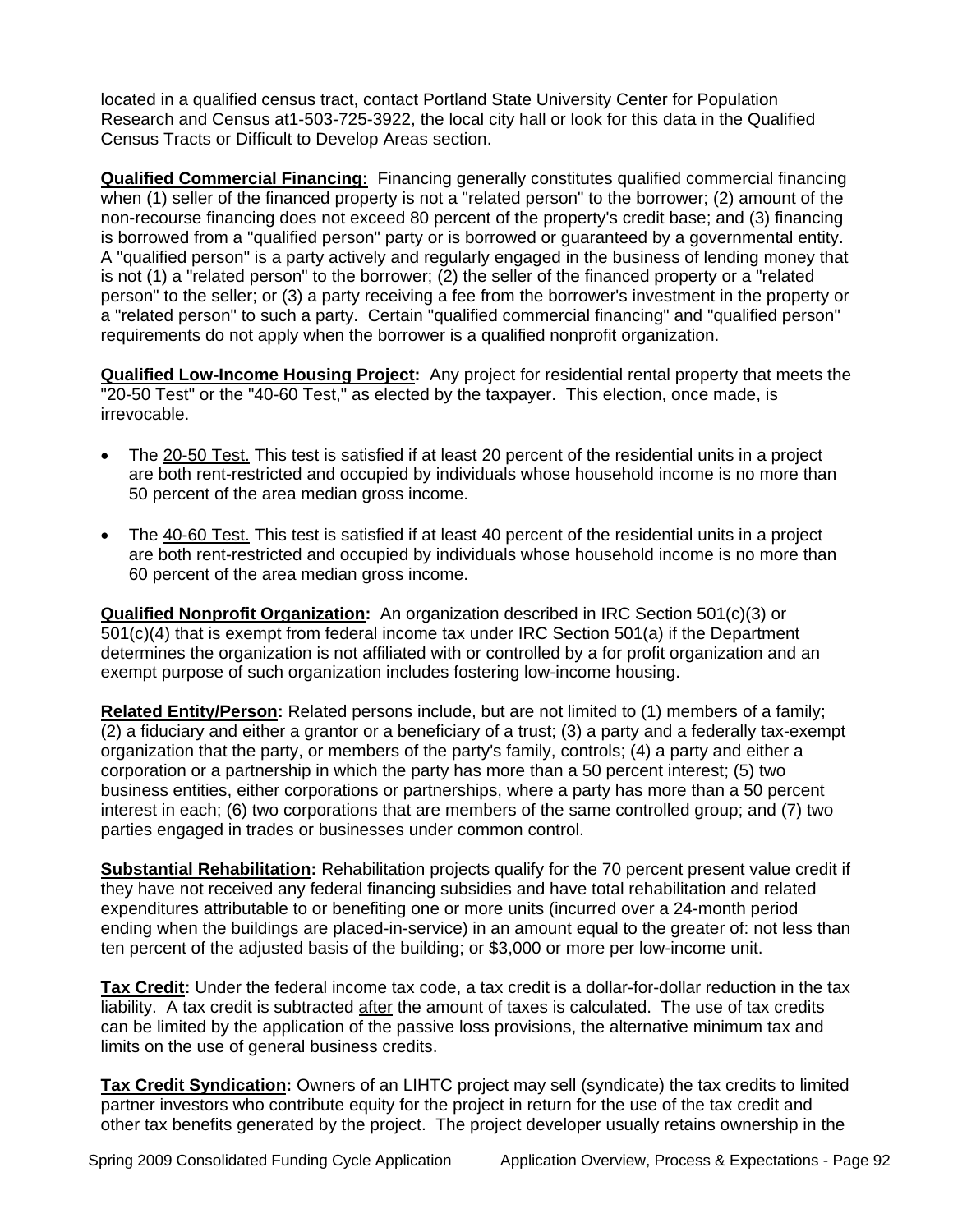located in a qualified census tract, contact Portland State University Center for Population Research and Census at1-503-725-3922, the local city hall or look for this data in the Qualified Census Tracts or Difficult to Develop Areas section.

**Qualified Commercial Financing:** Financing generally constitutes qualified commercial financing when (1) seller of the financed property is not a "related person" to the borrower; (2) amount of the non-recourse financing does not exceed 80 percent of the property's credit base; and (3) financing is borrowed from a "qualified person" party or is borrowed or guaranteed by a governmental entity. A "qualified person" is a party actively and regularly engaged in the business of lending money that is not (1) a "related person" to the borrower; (2) the seller of the financed property or a "related person" to the seller; or (3) a party receiving a fee from the borrower's investment in the property or a "related person" to such a party. Certain "qualified commercial financing" and "qualified person" requirements do not apply when the borrower is a qualified nonprofit organization.

**Qualified Low-Income Housing Project:** Any project for residential rental property that meets the "20-50 Test" or the "40-60 Test," as elected by the taxpayer. This election, once made, is irrevocable.

- The 20-50 Test. This test is satisfied if at least 20 percent of the residential units in a project are both rent-restricted and occupied by individuals whose household income is no more than 50 percent of the area median gross income.
- The 40-60 Test. This test is satisfied if at least 40 percent of the residential units in a project are both rent-restricted and occupied by individuals whose household income is no more than 60 percent of the area median gross income.

**Qualified Nonprofit Organization:** An organization described in IRC Section 501(c)(3) or 501(c)(4) that is exempt from federal income tax under IRC Section 501(a) if the Department determines the organization is not affiliated with or controlled by a for profit organization and an exempt purpose of such organization includes fostering low-income housing.

**Related Entity/Person:** Related persons include, but are not limited to (1) members of a family; (2) a fiduciary and either a grantor or a beneficiary of a trust; (3) a party and a federally tax-exempt organization that the party, or members of the party's family, controls; (4) a party and either a corporation or a partnership in which the party has more than a 50 percent interest; (5) two business entities, either corporations or partnerships, where a party has more than a 50 percent interest in each; (6) two corporations that are members of the same controlled group; and (7) two parties engaged in trades or businesses under common control.

**Substantial Rehabilitation:** Rehabilitation projects qualify for the 70 percent present value credit if they have not received any federal financing subsidies and have total rehabilitation and related expenditures attributable to or benefiting one or more units (incurred over a 24-month period ending when the buildings are placed-in-service) in an amount equal to the greater of: not less than ten percent of the adjusted basis of the building; or $3,000 or more per low-income unit.

**Tax Credit:** Under the federal income tax code, a tax credit is a dollar-for-dollar reduction in the tax liability. A tax credit is subtracted after the amount of taxes is calculated. The use of tax credits can be limited by the application of the passive loss provisions, the alternative minimum tax and limits on the use of general business credits.

**Tax Credit Syndication:** Owners of an LIHTC project may sell (syndicate) the tax credits to limited partner investors who contribute equity for the project in return for the use of the tax credit and other tax benefits generated by the project. The project developer usually retains ownership in the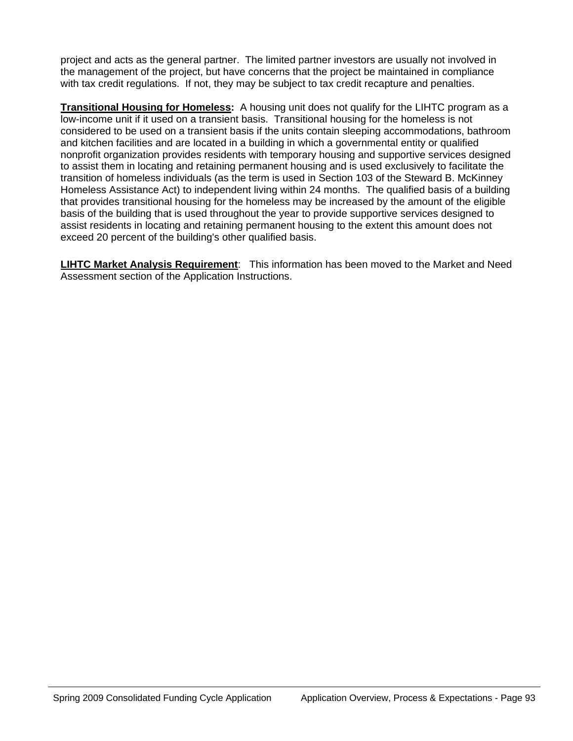project and acts as the general partner. The limited partner investors are usually not involved in the management of the project, but have concerns that the project be maintained in compliance with tax credit regulations. If not, they may be subject to tax credit recapture and penalties.

**Transitional Housing for Homeless:** A housing unit does not qualify for the LIHTC program as a low-income unit if it used on a transient basis. Transitional housing for the homeless is not considered to be used on a transient basis if the units contain sleeping accommodations, bathroom and kitchen facilities and are located in a building in which a governmental entity or qualified nonprofit organization provides residents with temporary housing and supportive services designed to assist them in locating and retaining permanent housing and is used exclusively to facilitate the transition of homeless individuals (as the term is used in Section 103 of the Steward B. McKinney Homeless Assistance Act) to independent living within 24 months. The qualified basis of a building that provides transitional housing for the homeless may be increased by the amount of the eligible basis of the building that is used throughout the year to provide supportive services designed to assist residents in locating and retaining permanent housing to the extent this amount does not exceed 20 percent of the building's other qualified basis.

**LIHTC Market Analysis Requirement**: This information has been moved to the Market and Need Assessment section of the Application Instructions.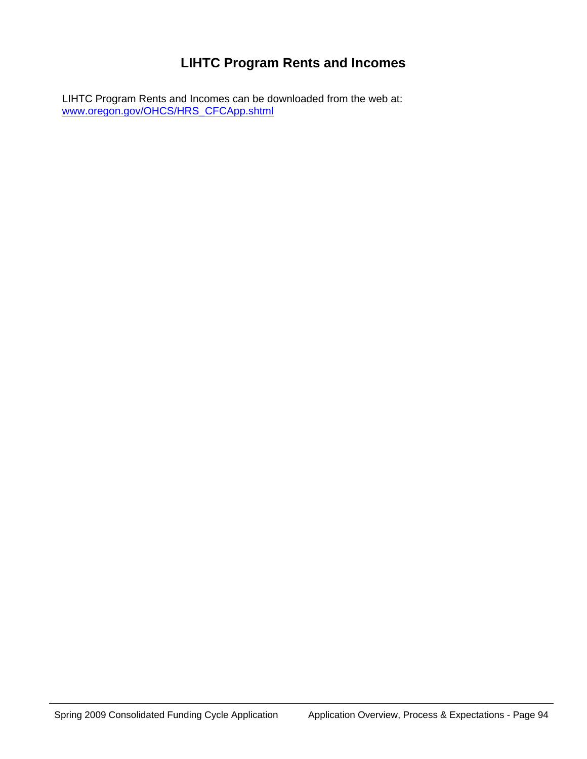# LIHTC Program Rents and Incomes

LIHTC Program Rents and Incomes can be downloaded from the web at:
[www.oregon.gov/OHCS/HRS_CFCApp.shtml](www.oregon.gov/OHCS/HRS_CFCApp.shtml)